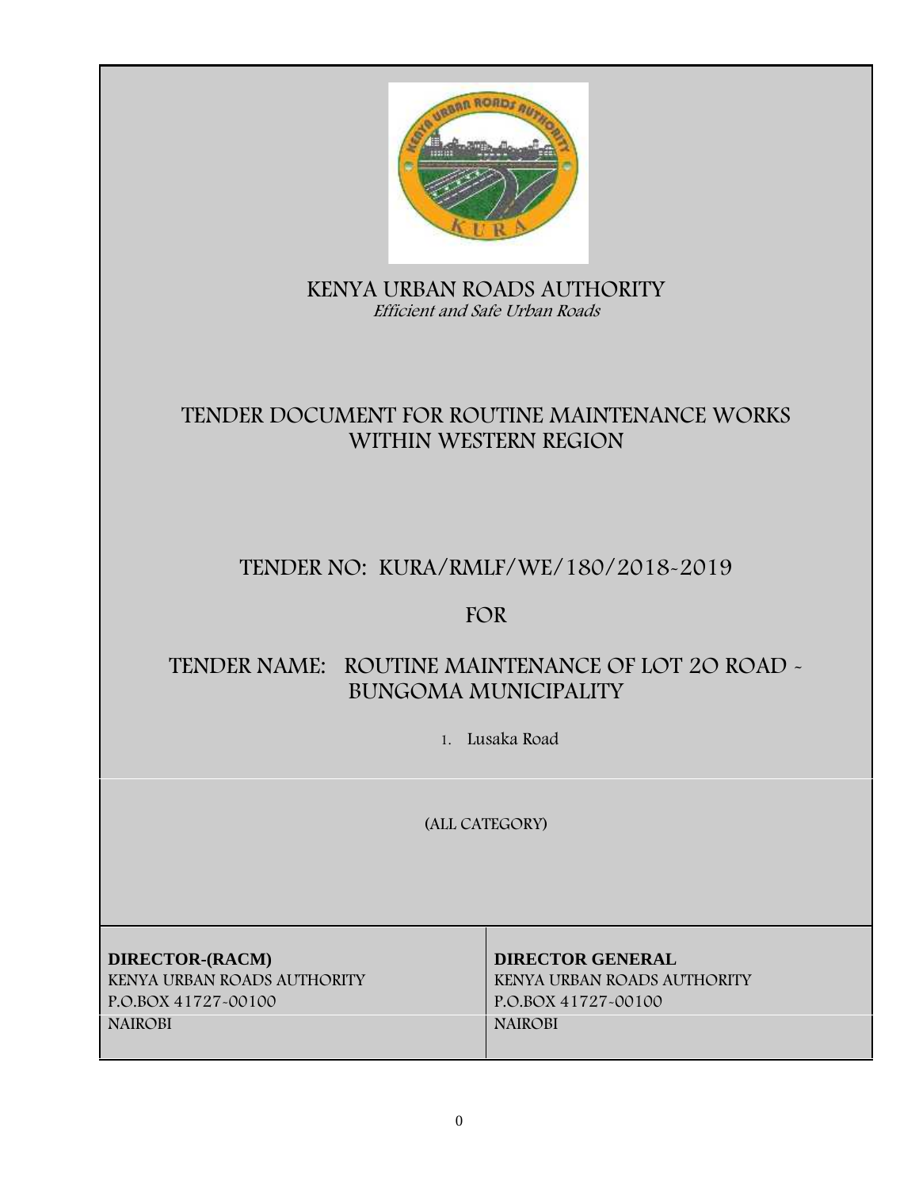# KENYA URBAN ROADS AUTHORITY

*Efficient and Safe Urban Roads*

## TENDER DOCUMENT FOR ROUTINE MAINTENANCE WORKS WITHIN WESTERN REGION

## TENDER NO: KURA/RMLF/WE/180/2018-2019

## FOR

## TENDER NAME: ROUTINE MAINTENANCE OF LOT 2O ROAD - BUNGOMA MUNICIPALITY

1. Lusaka Road

(ALL CATEGORY)

| **DIRECTOR-(RACM)** | **DIRECTOR GENERAL** |
|---|---|
| KENYA URBAN ROADS AUTHORITY | KENYA URBAN ROADS AUTHORITY |
| P.O.BOX 41727-00100 | P.O.BOX 41727-00100 |
| NAIROBI | NAIROBI |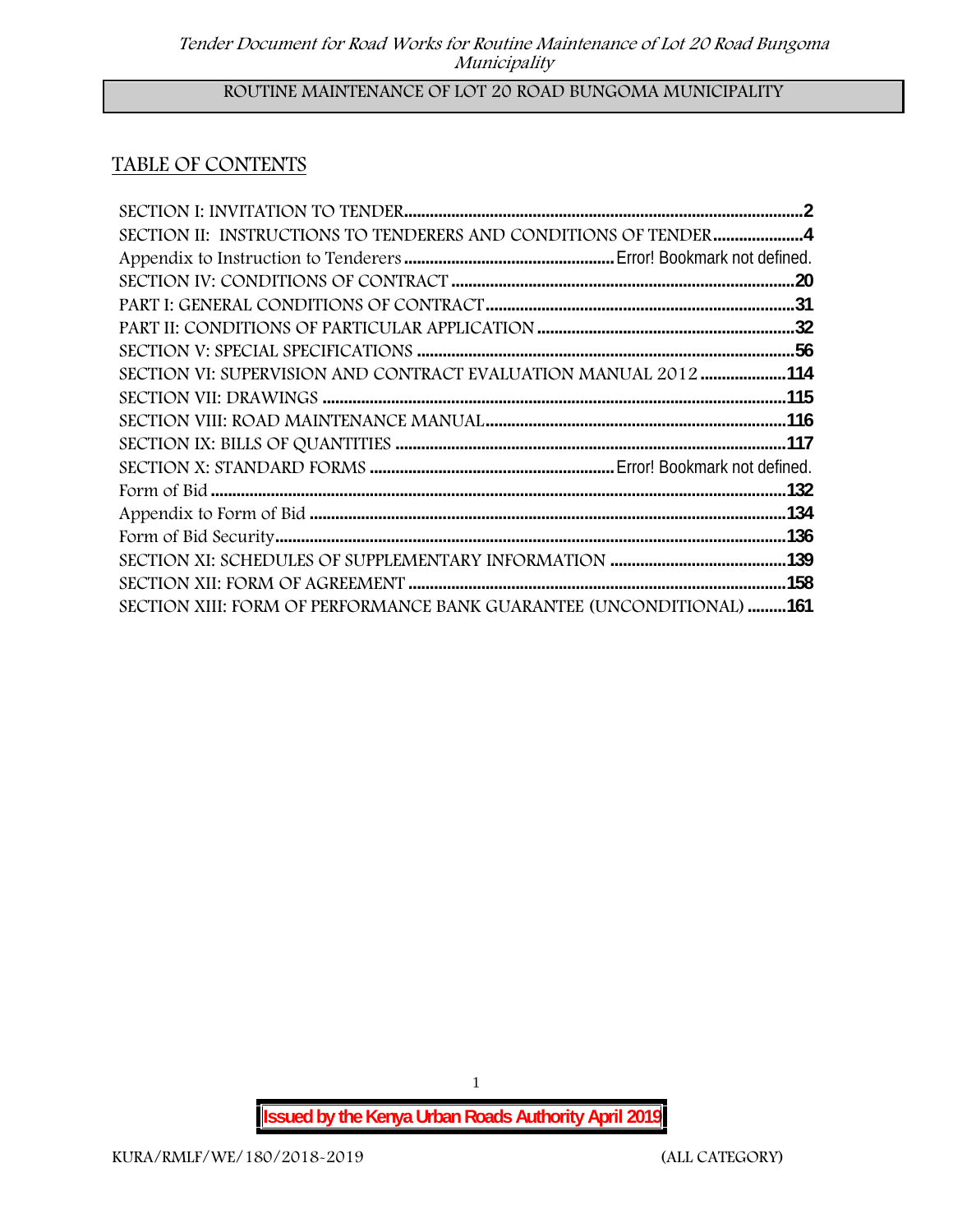ROUTINE MAINTENANCE OF LOT 20 ROAD BUNGOMA MUNICIPALITY

## TABLE OF CONTENTS

SECTION I: INVITATION TO TENDER ........ 2
SECTION II: INSTRUCTIONS TO TENDERERS AND CONDITIONS OF TENDER ........ 4
Appendix to Instruction to Tenderers ........ Error! Bookmark not defined.
SECTION IV: CONDITIONS OF CONTRACT ........ 20
PART I: GENERAL CONDITIONS OF CONTRACT ........ 31
PART II: CONDITIONS OF PARTICULAR APPLICATION ........ 32
SECTION V: SPECIAL SPECIFICATIONS ........ 56
SECTION VI: SUPERVISION AND CONTRACT EVALUATION MANUAL 2012 ........ 114
SECTION VII: DRAWINGS ........ 115
SECTION VIII: ROAD MAINTENANCE MANUAL ........ 116
SECTION IX: BILLS OF QUANTITIES ........ 117
SECTION X: STANDARD FORMS ........ Error! Bookmark not defined.
Form of Bid ........ 132
Appendix to Form of Bid ........ 134
Form of Bid Security ........ 136
SECTION XI: SCHEDULES OF SUPPLEMENTARY INFORMATION ........ 139
SECTION XII: FORM OF AGREEMENT ........ 158
SECTION XIII: FORM OF PERFORMANCE BANK GUARANTEE (UNCONDITIONAL) ........ 161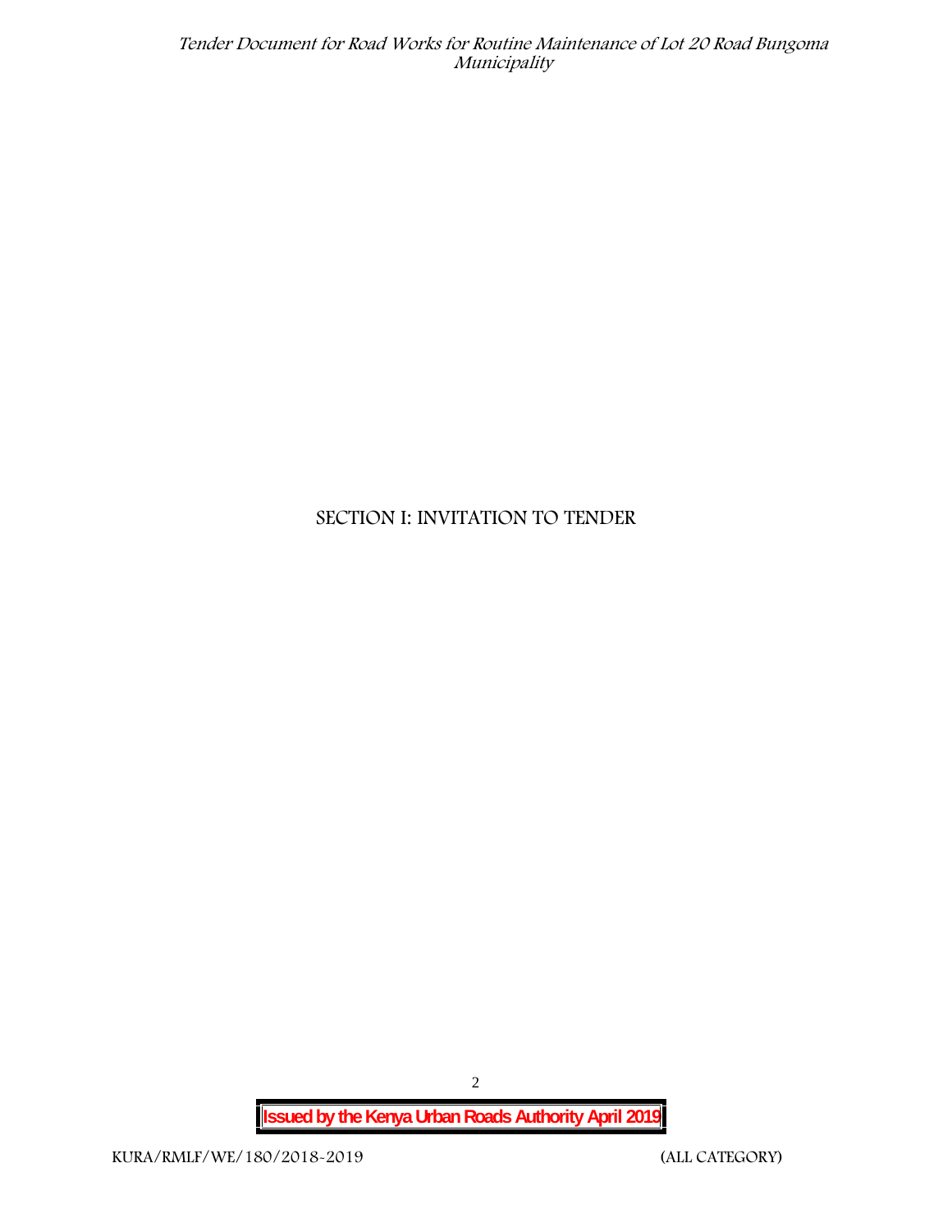# SECTION I: INVITATION TO TENDER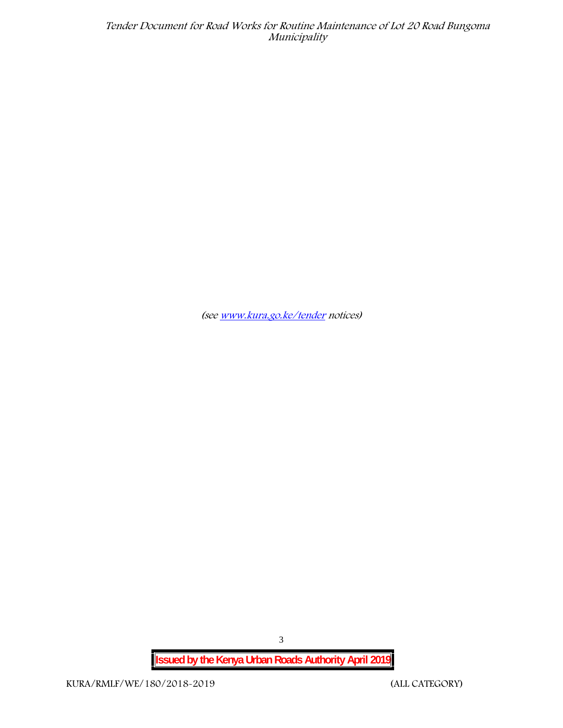*(see [www.kura.go.ke/tender](http://www.kura.go.ke/tender) notices)*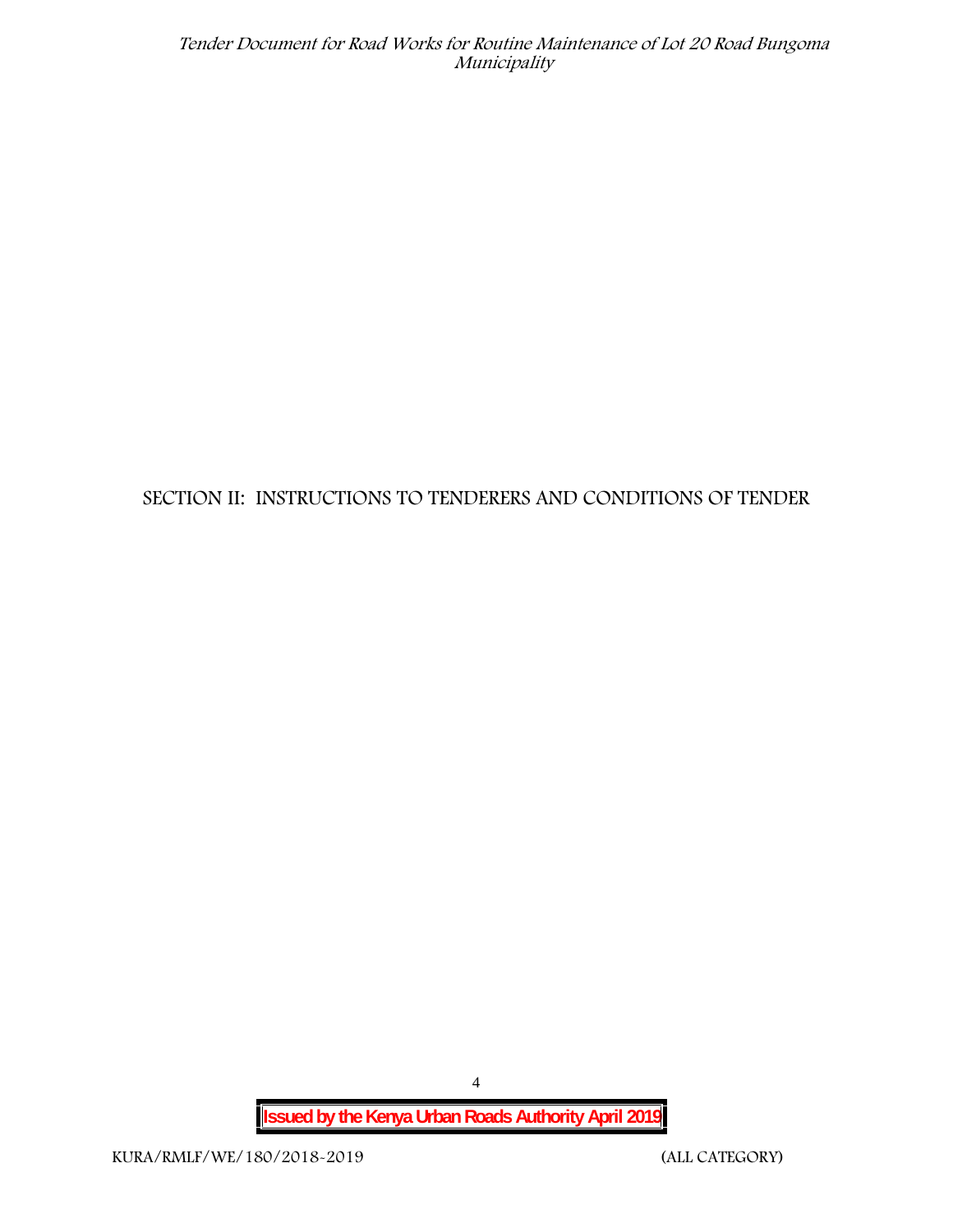# SECTION II: INSTRUCTIONS TO TENDERERS AND CONDITIONS OF TENDER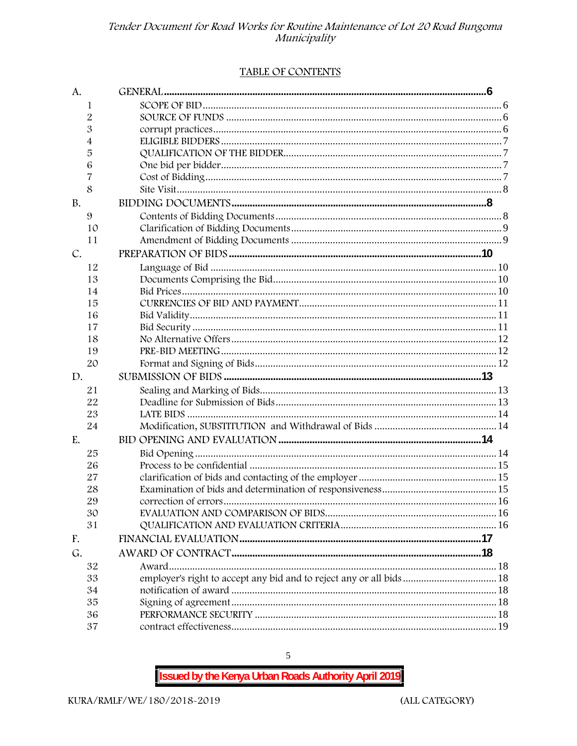TABLE OF CONTENTS

| | | |
|---|---|---|
| A. | GENERAL | 6 |
| 1 | SCOPE OF BID | 6 |
| 2 | SOURCE OF FUNDS | 6 |
| 3 | corrupt practices | 6 |
| 4 | ELIGIBLE BIDDERS | 7 |
| 5 | QUALIFICATION OF THE BIDDER | 7 |
| 6 | One bid per bidder | 7 |
| 7 | Cost of Bidding | 7 |
| 8 | Site Visit | 8 |
| B. | BIDDING DOCUMENTS | 8 |
| 9 | Contents of Bidding Documents | 8 |
| 10 | Clarification of Bidding Documents | 9 |
| 11 | Amendment of Bidding Documents | 9 |
| C. | PREPARATION OF BIDS | 10 |
| 12 | Language of Bid | 10 |
| 13 | Documents Comprising the Bid | 10 |
| 14 | Bid Prices | 10 |
| 15 | CURRENCIES OF BID AND PAYMENT | 11 |
| 16 | Bid Validity | 11 |
| 17 | Bid Security | 11 |
| 18 | No Alternative Offers | 12 |
| 19 | PRE-BID MEETING | 12 |
| 20 | Format and Signing of Bids | 12 |
| D. | SUBMISSION OF BIDS | 13 |
| 21 | Sealing and Marking of Bids | 13 |
| 22 | Deadline for Submission of Bids | 13 |
| 23 | LATE BIDS | 14 |
| 24 | Modification, SUBSTITUTION and Withdrawal of Bids | 14 |
| E. | BID OPENING AND EVALUATION | 14 |
| 25 | Bid Opening | 14 |
| 26 | Process to be confidential | 15 |
| 27 | clarification of bids and contacting of the employer | 15 |
| 28 | Examination of bids and determination of responsiveness | 15 |
| 29 | correction of errors | 16 |
| 30 | EVALUATION AND COMPARISON OF BIDS | 16 |
| 31 | QUALIFICATION AND EVALUATION CRITERIA | 16 |
| F. | FINANCIAL EVALUATION | 17 |
| G. | AWARD OF CONTRACT | 18 |
| 32 | Award | 18 |
| 33 | employer's right to accept any bid and to reject any or all bids | 18 |
| 34 | notification of award | 18 |
| 35 | Signing of agreement | 18 |
| 36 | PERFORMANCE SECURITY | 18 |
| 37 | contract effectiveness | 19 |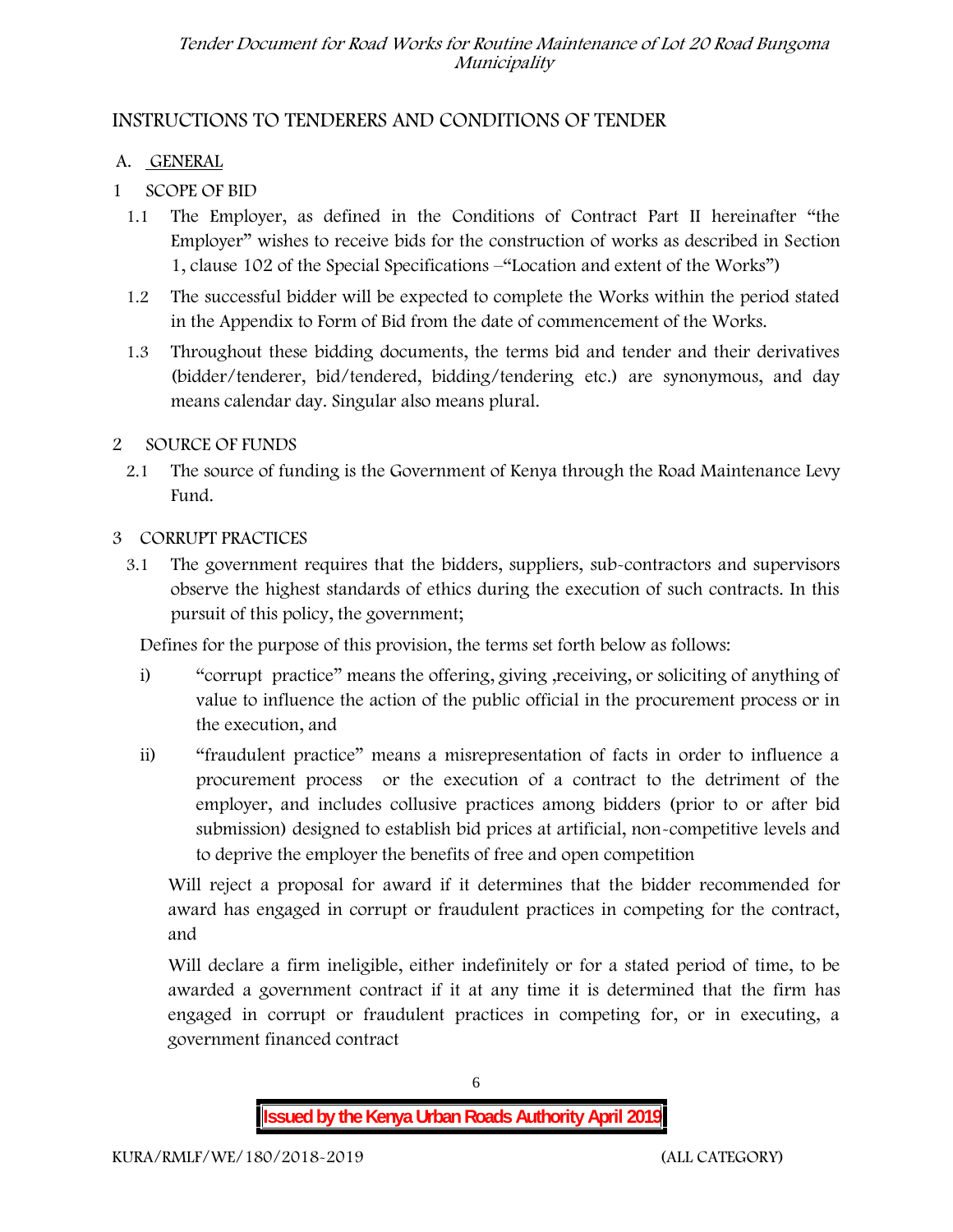# INSTRUCTIONS TO TENDERERS AND CONDITIONS OF TENDER

## A. GENERAL

### 1 SCOPE OF BID

1.1 The Employer, as defined in the Conditions of Contract Part II hereinafter "the Employer" wishes to receive bids for the construction of works as described in Section 1, clause 102 of the Special Specifications –"Location and extent of the Works")

1.2 The successful bidder will be expected to complete the Works within the period stated in the Appendix to Form of Bid from the date of commencement of the Works.

1.3 Throughout these bidding documents, the terms bid and tender and their derivatives (bidder/tenderer, bid/tendered, bidding/tendering etc.) are synonymous, and day means calendar day. Singular also means plural.

### 2 SOURCE OF FUNDS

2.1 The source of funding is the Government of Kenya through the Road Maintenance Levy Fund.

### 3 CORRUPT PRACTICES

3.1 The government requires that the bidders, suppliers, sub-contractors and supervisors observe the highest standards of ethics during the execution of such contracts. In this pursuit of this policy, the government;

Defines for the purpose of this provision, the terms set forth below as follows:

i) "corrupt practice" means the offering, giving ,receiving, or soliciting of anything of value to influence the action of the public official in the procurement process or in the execution, and

ii) "fraudulent practice" means a misrepresentation of facts in order to influence a procurement process or the execution of a contract to the detriment of the employer, and includes collusive practices among bidders (prior to or after bid submission) designed to establish bid prices at artificial, non-competitive levels and to deprive the employer the benefits of free and open competition

Will reject a proposal for award if it determines that the bidder recommended for award has engaged in corrupt or fraudulent practices in competing for the contract, and

Will declare a firm ineligible, either indefinitely or for a stated period of time, to be awarded a government contract if it at any time it is determined that the firm has engaged in corrupt or fraudulent practices in competing for, or in executing, a government financed contract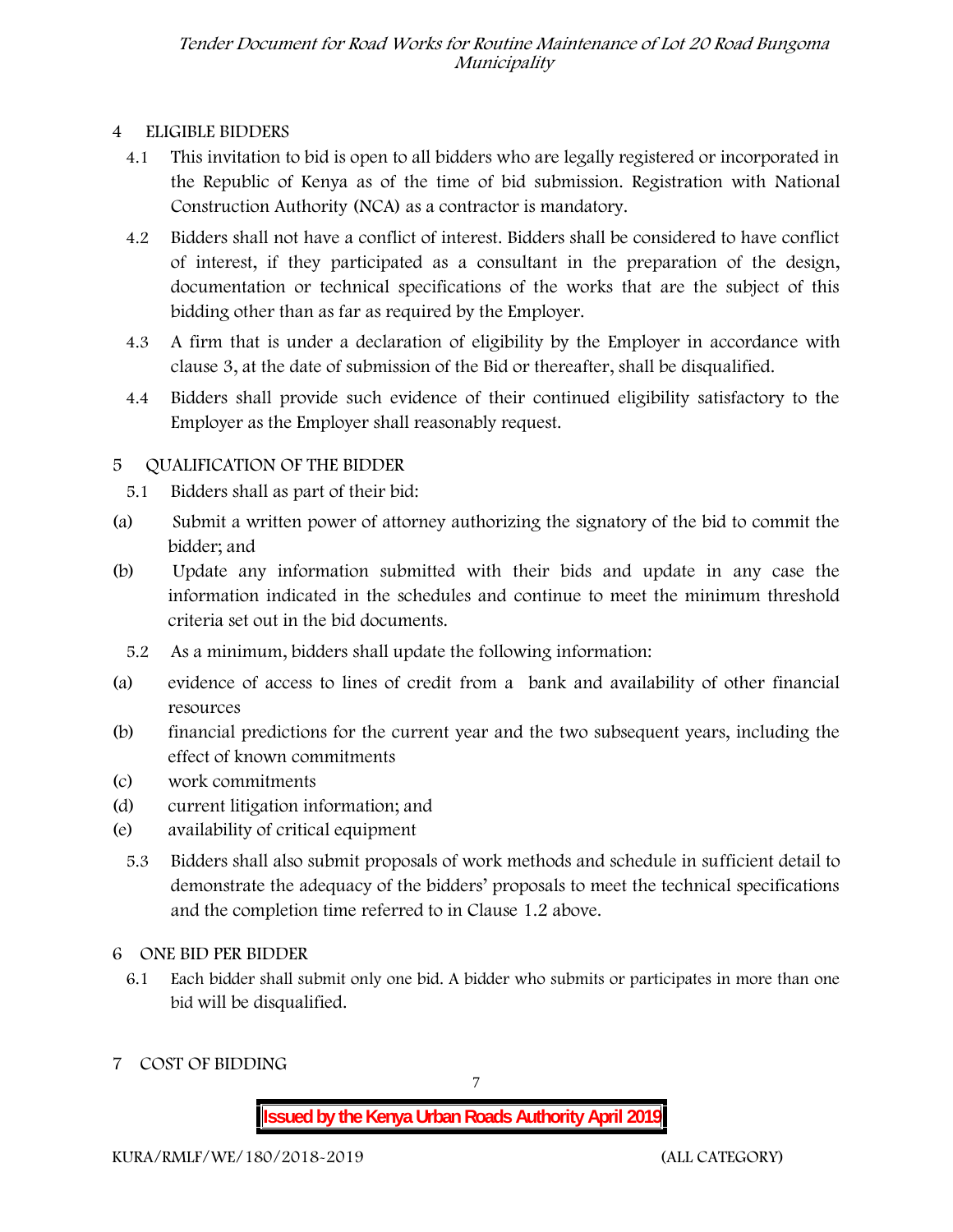## 4 ELIGIBLE BIDDERS

4.1 This invitation to bid is open to all bidders who are legally registered or incorporated in the Republic of Kenya as of the time of bid submission. Registration with National Construction Authority (NCA) as a contractor is mandatory.

4.2 Bidders shall not have a conflict of interest. Bidders shall be considered to have conflict of interest, if they participated as a consultant in the preparation of the design, documentation or technical specifications of the works that are the subject of this bidding other than as far as required by the Employer.

4.3 A firm that is under a declaration of eligibility by the Employer in accordance with clause 3, at the date of submission of the Bid or thereafter, shall be disqualified.

4.4 Bidders shall provide such evidence of their continued eligibility satisfactory to the Employer as the Employer shall reasonably request.

## 5 QUALIFICATION OF THE BIDDER

5.1 Bidders shall as part of their bid:

(a) Submit a written power of attorney authorizing the signatory of the bid to commit the bidder; and

(b) Update any information submitted with their bids and update in any case the information indicated in the schedules and continue to meet the minimum threshold criteria set out in the bid documents.

5.2 As a minimum, bidders shall update the following information:

(a) evidence of access to lines of credit from a bank and availability of other financial resources

(b) financial predictions for the current year and the two subsequent years, including the effect of known commitments

(c) work commitments

(d) current litigation information; and

(e) availability of critical equipment

5.3 Bidders shall also submit proposals of work methods and schedule in sufficient detail to demonstrate the adequacy of the bidders' proposals to meet the technical specifications and the completion time referred to in Clause 1.2 above.

## 6 ONE BID PER BIDDER

6.1 Each bidder shall submit only one bid. A bidder who submits or participates in more than one bid will be disqualified.

## 7 COST OF BIDDING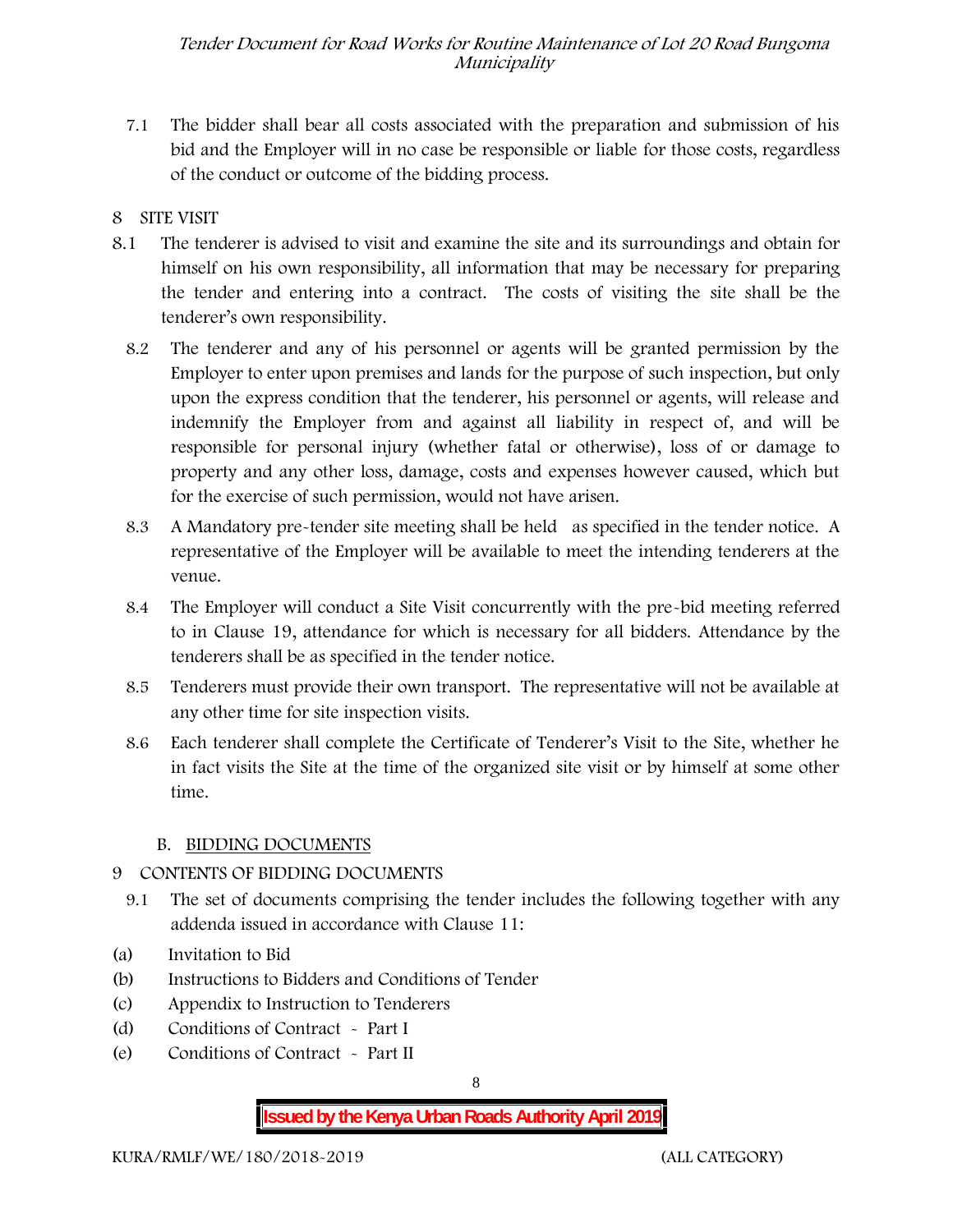7.1 The bidder shall bear all costs associated with the preparation and submission of his bid and the Employer will in no case be responsible or liable for those costs, regardless of the conduct or outcome of the bidding process.

## 8 SITE VISIT

8.1 The tenderer is advised to visit and examine the site and its surroundings and obtain for himself on his own responsibility, all information that may be necessary for preparing the tender and entering into a contract. The costs of visiting the site shall be the tenderer's own responsibility.

8.2 The tenderer and any of his personnel or agents will be granted permission by the Employer to enter upon premises and lands for the purpose of such inspection, but only upon the express condition that the tenderer, his personnel or agents, will release and indemnify the Employer from and against all liability in respect of, and will be responsible for personal injury (whether fatal or otherwise), loss of or damage to property and any other loss, damage, costs and expenses however caused, which but for the exercise of such permission, would not have arisen.

8.3 A Mandatory pre-tender site meeting shall be held as specified in the tender notice. A representative of the Employer will be available to meet the intending tenderers at the venue.

8.4 The Employer will conduct a Site Visit concurrently with the pre-bid meeting referred to in Clause 19, attendance for which is necessary for all bidders. Attendance by the tenderers shall be as specified in the tender notice.

8.5 Tenderers must provide their own transport. The representative will not be available at any other time for site inspection visits.

8.6 Each tenderer shall complete the Certificate of Tenderer's Visit to the Site, whether he in fact visits the Site at the time of the organized site visit or by himself at some other time.

## B. <u>BIDDING DOCUMENTS</u>

## 9 CONTENTS OF BIDDING DOCUMENTS

9.1 The set of documents comprising the tender includes the following together with any addenda issued in accordance with Clause 11:

(a) Invitation to Bid
(b) Instructions to Bidders and Conditions of Tender
(c) Appendix to Instruction to Tenderers
(d) Conditions of Contract - Part I
(e) Conditions of Contract - Part II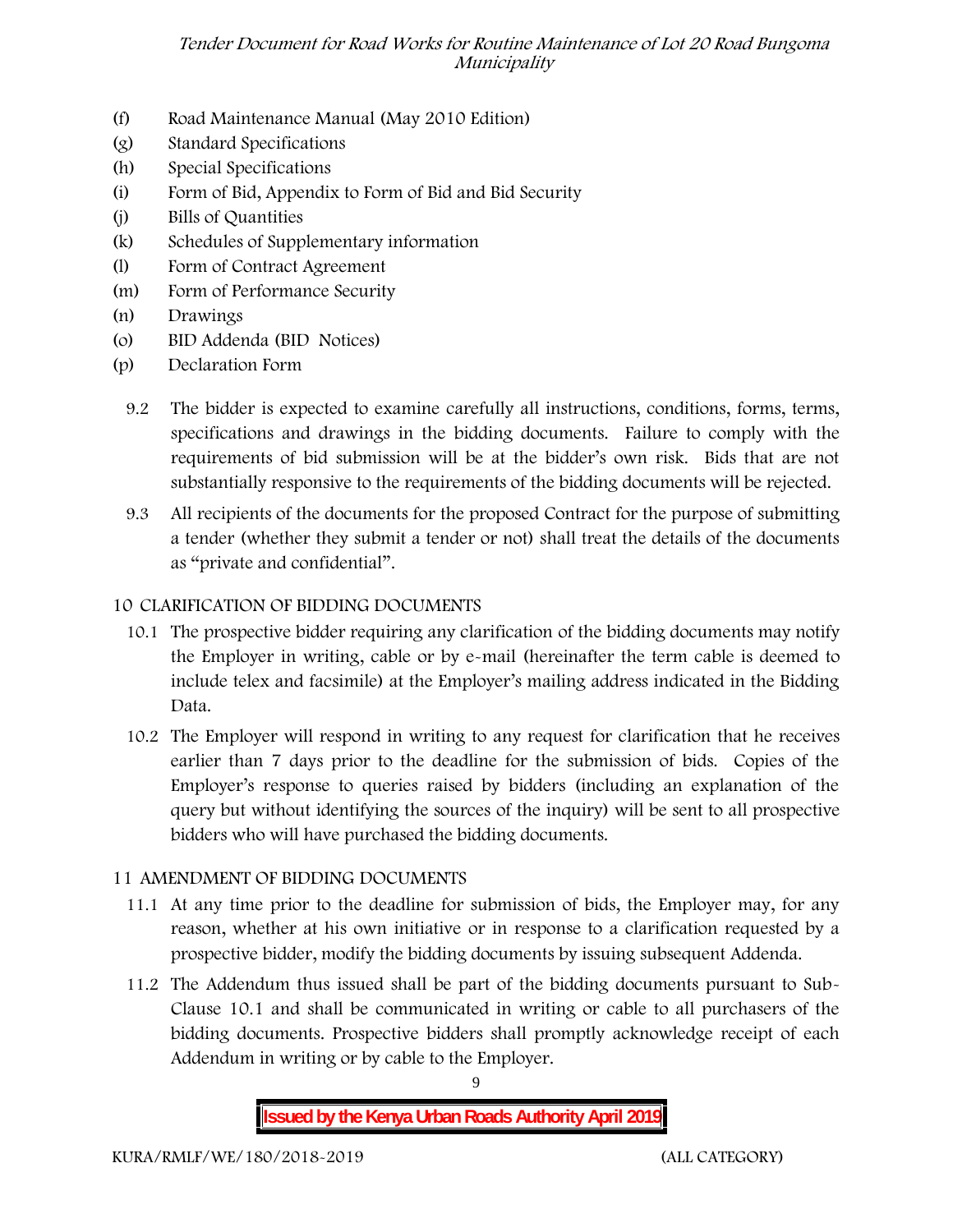- (f) Road Maintenance Manual (May 2010 Edition)
- (g) Standard Specifications
- (h) Special Specifications
- (i) Form of Bid, Appendix to Form of Bid and Bid Security
- (j) Bills of Quantities
- (k) Schedules of Supplementary information
- (l) Form of Contract Agreement
- (m) Form of Performance Security
- (n) Drawings
- (o) BID Addenda (BID Notices)
- (p) Declaration Form

9.2 The bidder is expected to examine carefully all instructions, conditions, forms, terms, specifications and drawings in the bidding documents. Failure to comply with the requirements of bid submission will be at the bidder's own risk. Bids that are not substantially responsive to the requirements of the bidding documents will be rejected.

9.3 All recipients of the documents for the proposed Contract for the purpose of submitting a tender (whether they submit a tender or not) shall treat the details of the documents as "private and confidential".

## 10 CLARIFICATION OF BIDDING DOCUMENTS

10.1 The prospective bidder requiring any clarification of the bidding documents may notify the Employer in writing, cable or by e-mail (hereinafter the term cable is deemed to include telex and facsimile) at the Employer's mailing address indicated in the Bidding Data.

10.2 The Employer will respond in writing to any request for clarification that he receives earlier than 7 days prior to the deadline for the submission of bids. Copies of the Employer's response to queries raised by bidders (including an explanation of the query but without identifying the sources of the inquiry) will be sent to all prospective bidders who will have purchased the bidding documents.

## 11 AMENDMENT OF BIDDING DOCUMENTS

11.1 At any time prior to the deadline for submission of bids, the Employer may, for any reason, whether at his own initiative or in response to a clarification requested by a prospective bidder, modify the bidding documents by issuing subsequent Addenda.

11.2 The Addendum thus issued shall be part of the bidding documents pursuant to Sub-Clause 10.1 and shall be communicated in writing or cable to all purchasers of the bidding documents. Prospective bidders shall promptly acknowledge receipt of each Addendum in writing or by cable to the Employer.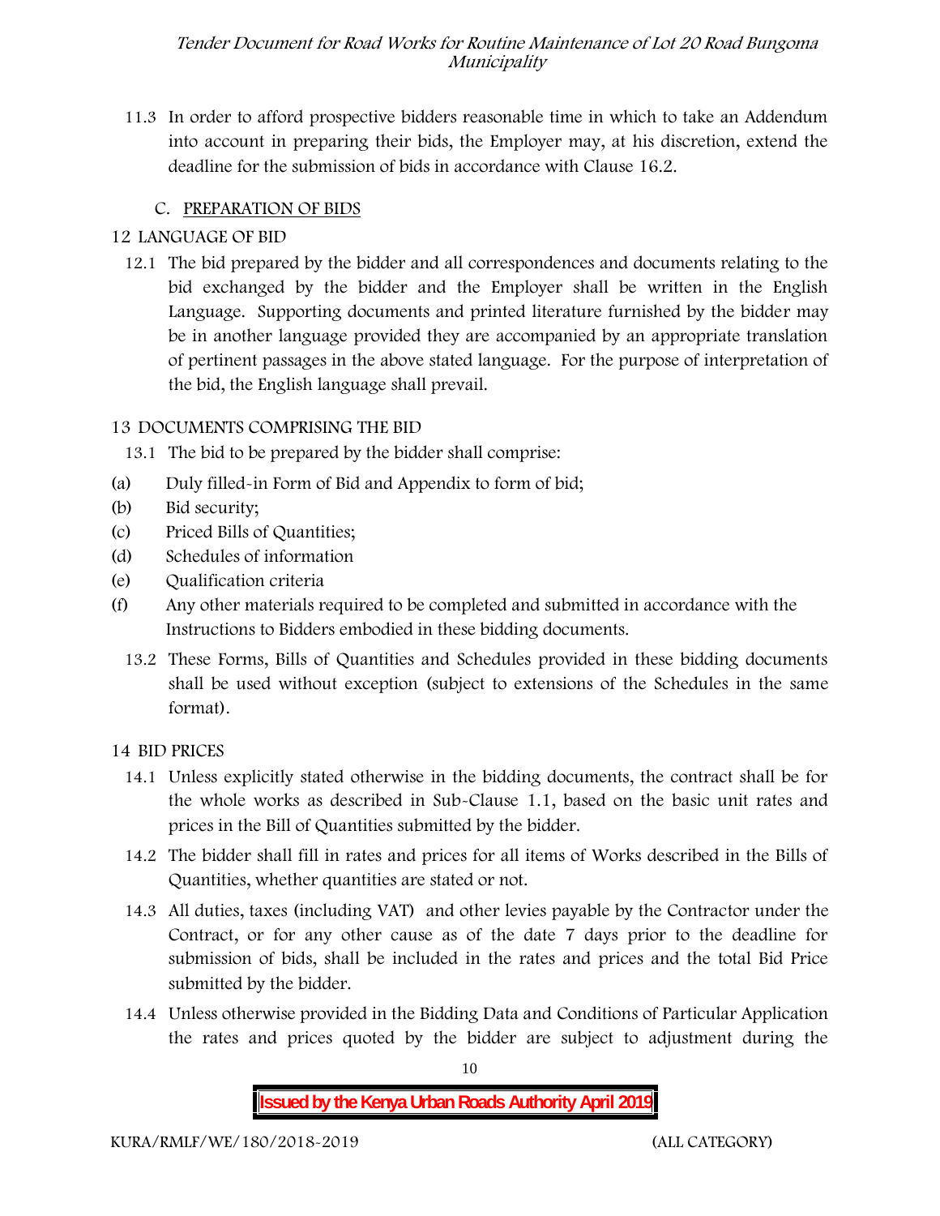11.3 In order to afford prospective bidders reasonable time in which to take an Addendum into account in preparing their bids, the Employer may, at his discretion, extend the deadline for the submission of bids in accordance with Clause 16.2.

## C. PREPARATION OF BIDS

### 12 LANGUAGE OF BID

12.1 The bid prepared by the bidder and all correspondences and documents relating to the bid exchanged by the bidder and the Employer shall be written in the English Language. Supporting documents and printed literature furnished by the bidder may be in another language provided they are accompanied by an appropriate translation of pertinent passages in the above stated language. For the purpose of interpretation of the bid, the English language shall prevail.

### 13 DOCUMENTS COMPRISING THE BID

13.1 The bid to be prepared by the bidder shall comprise:

(a) Duly filled-in Form of Bid and Appendix to form of bid;

(b) Bid security;

(c) Priced Bills of Quantities;

(d) Schedules of information

(e) Qualification criteria

(f) Any other materials required to be completed and submitted in accordance with the Instructions to Bidders embodied in these bidding documents.

13.2 These Forms, Bills of Quantities and Schedules provided in these bidding documents shall be used without exception (subject to extensions of the Schedules in the same format).

### 14 BID PRICES

14.1 Unless explicitly stated otherwise in the bidding documents, the contract shall be for the whole works as described in Sub-Clause 1.1, based on the basic unit rates and prices in the Bill of Quantities submitted by the bidder.

14.2 The bidder shall fill in rates and prices for all items of Works described in the Bills of Quantities, whether quantities are stated or not.

14.3 All duties, taxes (including VAT) and other levies payable by the Contractor under the Contract, or for any other cause as of the date 7 days prior to the deadline for submission of bids, shall be included in the rates and prices and the total Bid Price submitted by the bidder.

14.4 Unless otherwise provided in the Bidding Data and Conditions of Particular Application the rates and prices quoted by the bidder are subject to adjustment during the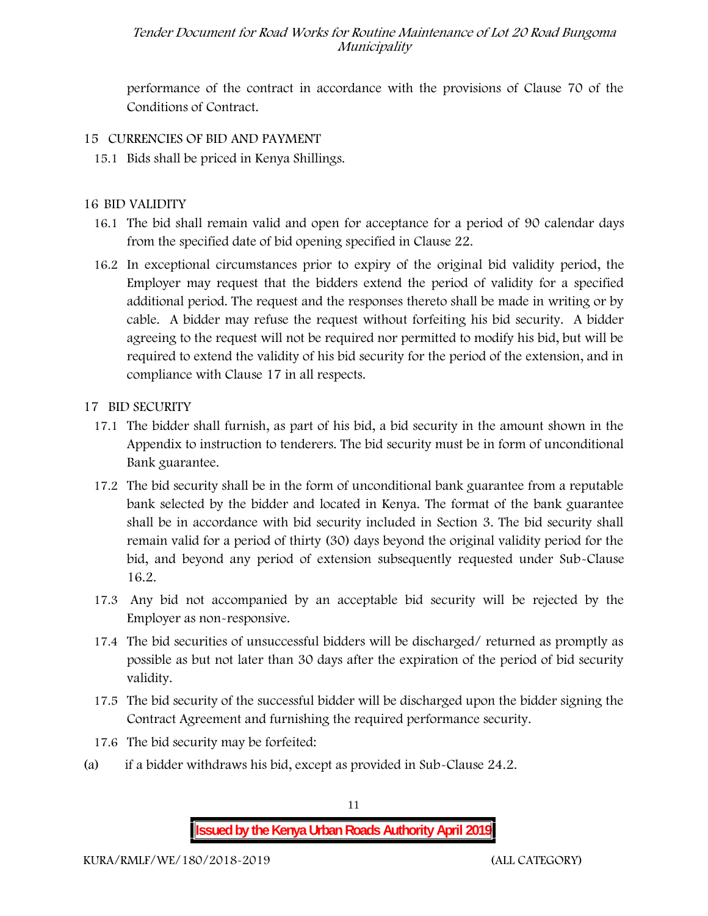performance of the contract in accordance with the provisions of Clause 70 of the Conditions of Contract.

## 15 CURRENCIES OF BID AND PAYMENT

15.1 Bids shall be priced in Kenya Shillings.

## 16 BID VALIDITY

16.1 The bid shall remain valid and open for acceptance for a period of 90 calendar days from the specified date of bid opening specified in Clause 22.

16.2 In exceptional circumstances prior to expiry of the original bid validity period, the Employer may request that the bidders extend the period of validity for a specified additional period. The request and the responses thereto shall be made in writing or by cable. A bidder may refuse the request without forfeiting his bid security. A bidder agreeing to the request will not be required nor permitted to modify his bid, but will be required to extend the validity of his bid security for the period of the extension, and in compliance with Clause 17 in all respects.

## 17 BID SECURITY

17.1 The bidder shall furnish, as part of his bid, a bid security in the amount shown in the Appendix to instruction to tenderers. The bid security must be in form of unconditional Bank guarantee.

17.2 The bid security shall be in the form of unconditional bank guarantee from a reputable bank selected by the bidder and located in Kenya. The format of the bank guarantee shall be in accordance with bid security included in Section 3. The bid security shall remain valid for a period of thirty (30) days beyond the original validity period for the bid, and beyond any period of extension subsequently requested under Sub-Clause 16.2.

17.3 Any bid not accompanied by an acceptable bid security will be rejected by the Employer as non-responsive.

17.4 The bid securities of unsuccessful bidders will be discharged/ returned as promptly as possible as but not later than 30 days after the expiration of the period of bid security validity.

17.5 The bid security of the successful bidder will be discharged upon the bidder signing the Contract Agreement and furnishing the required performance security.

17.6 The bid security may be forfeited:

(a) if a bidder withdraws his bid, except as provided in Sub-Clause 24.2.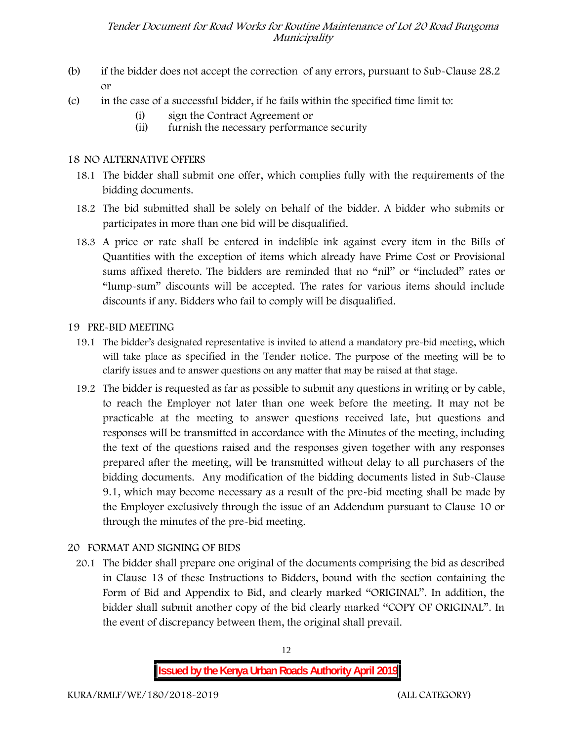(b) if the bidder does not accept the correction of any errors, pursuant to Sub-Clause 28.2 or

(c) in the case of a successful bidder, if he fails within the specified time limit to:

 (i) sign the Contract Agreement or
 (ii) furnish the necessary performance security

## 18 NO ALTERNATIVE OFFERS

18.1 The bidder shall submit one offer, which complies fully with the requirements of the bidding documents.

18.2 The bid submitted shall be solely on behalf of the bidder. A bidder who submits or participates in more than one bid will be disqualified.

18.3 A price or rate shall be entered in indelible ink against every item in the Bills of Quantities with the exception of items which already have Prime Cost or Provisional sums affixed thereto. The bidders are reminded that no "nil" or "included" rates or "lump-sum" discounts will be accepted. The rates for various items should include discounts if any. Bidders who fail to comply will be disqualified.

## 19 PRE-BID MEETING

19.1 The bidder's designated representative is invited to attend a mandatory pre-bid meeting, which will take place as specified in the Tender notice. The purpose of the meeting will be to clarify issues and to answer questions on any matter that may be raised at that stage.

19.2 The bidder is requested as far as possible to submit any questions in writing or by cable, to reach the Employer not later than one week before the meeting. It may not be practicable at the meeting to answer questions received late, but questions and responses will be transmitted in accordance with the Minutes of the meeting, including the text of the questions raised and the responses given together with any responses prepared after the meeting, will be transmitted without delay to all purchasers of the bidding documents. Any modification of the bidding documents listed in Sub-Clause 9.1, which may become necessary as a result of the pre-bid meeting shall be made by the Employer exclusively through the issue of an Addendum pursuant to Clause 10 or through the minutes of the pre-bid meeting.

## 20 FORMAT AND SIGNING OF BIDS

20.1 The bidder shall prepare one original of the documents comprising the bid as described in Clause 13 of these Instructions to Bidders, bound with the section containing the Form of Bid and Appendix to Bid, and clearly marked "ORIGINAL". In addition, the bidder shall submit another copy of the bid clearly marked "COPY OF ORIGINAL". In the event of discrepancy between them, the original shall prevail.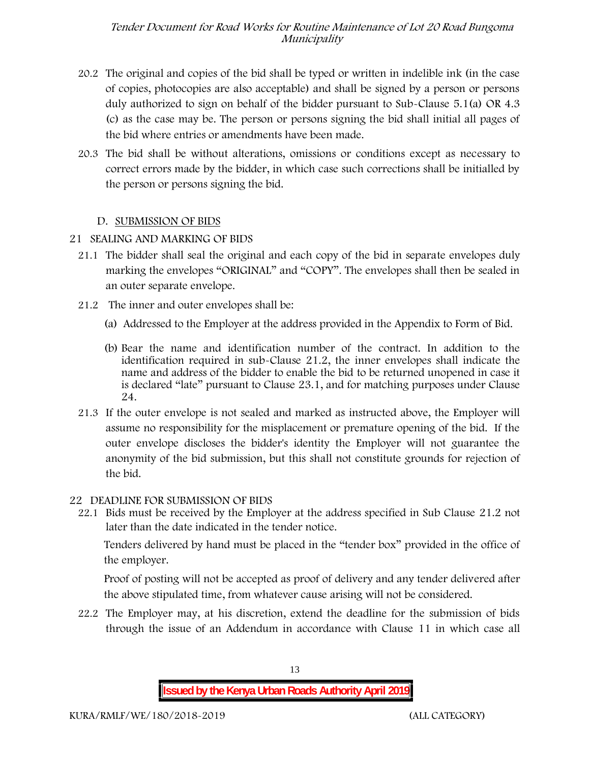20.2 The original and copies of the bid shall be typed or written in indelible ink (in the case of copies, photocopies are also acceptable) and shall be signed by a person or persons duly authorized to sign on behalf of the bidder pursuant to Sub-Clause 5.1(a) OR 4.3 (c) as the case may be. The person or persons signing the bid shall initial all pages of the bid where entries or amendments have been made.

20.3 The bid shall be without alterations, omissions or conditions except as necessary to correct errors made by the bidder, in which case such corrections shall be initialled by the person or persons signing the bid.

## D. SUBMISSION OF BIDS

### 21 SEALING AND MARKING OF BIDS

21.1 The bidder shall seal the original and each copy of the bid in separate envelopes duly marking the envelopes "ORIGINAL" and "COPY". The envelopes shall then be sealed in an outer separate envelope.

21.2 The inner and outer envelopes shall be:

(a) Addressed to the Employer at the address provided in the Appendix to Form of Bid.

(b) Bear the name and identification number of the contract. In addition to the identification required in sub-Clause 21.2, the inner envelopes shall indicate the name and address of the bidder to enable the bid to be returned unopened in case it is declared "late" pursuant to Clause 23.1, and for matching purposes under Clause 24.

21.3 If the outer envelope is not sealed and marked as instructed above, the Employer will assume no responsibility for the misplacement or premature opening of the bid. If the outer envelope discloses the bidder's identity the Employer will not guarantee the anonymity of the bid submission, but this shall not constitute grounds for rejection of the bid.

### 22 DEADLINE FOR SUBMISSION OF BIDS

22.1 Bids must be received by the Employer at the address specified in Sub Clause 21.2 not later than the date indicated in the tender notice.

Tenders delivered by hand must be placed in the "tender box" provided in the office of the employer.

Proof of posting will not be accepted as proof of delivery and any tender delivered after the above stipulated time, from whatever cause arising will not be considered.

22.2 The Employer may, at his discretion, extend the deadline for the submission of bids through the issue of an Addendum in accordance with Clause 11 in which case all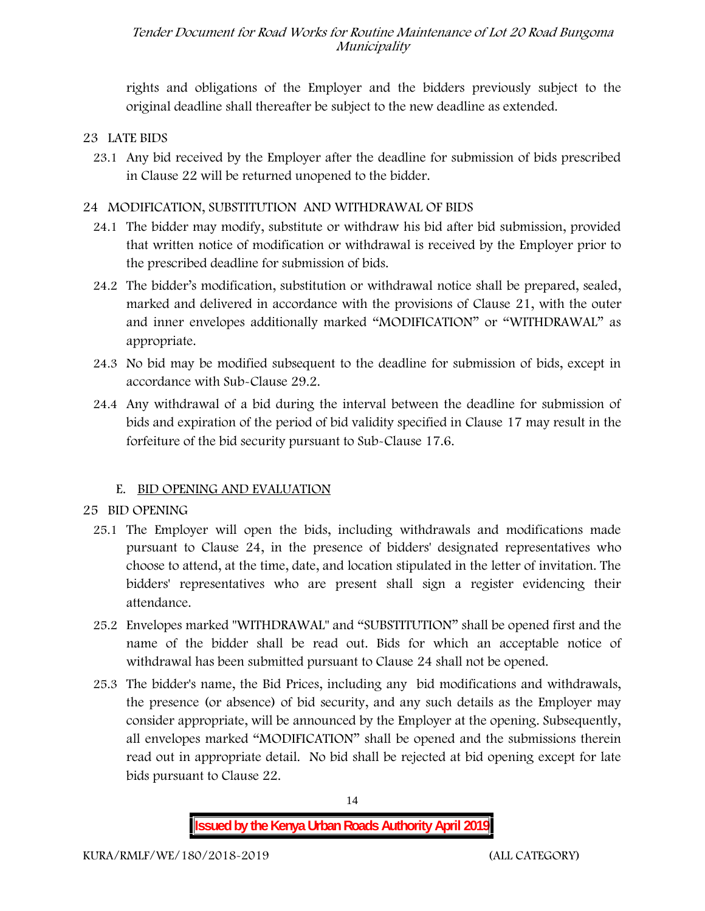rights and obligations of the Employer and the bidders previously subject to the original deadline shall thereafter be subject to the new deadline as extended.

## 23 LATE BIDS

23.1 Any bid received by the Employer after the deadline for submission of bids prescribed in Clause 22 will be returned unopened to the bidder.

## 24 MODIFICATION, SUBSTITUTION AND WITHDRAWAL OF BIDS

24.1 The bidder may modify, substitute or withdraw his bid after bid submission, provided that written notice of modification or withdrawal is received by the Employer prior to the prescribed deadline for submission of bids.

24.2 The bidder's modification, substitution or withdrawal notice shall be prepared, sealed, marked and delivered in accordance with the provisions of Clause 21, with the outer and inner envelopes additionally marked "MODIFICATION" or "WITHDRAWAL" as appropriate.

24.3 No bid may be modified subsequent to the deadline for submission of bids, except in accordance with Sub-Clause 29.2.

24.4 Any withdrawal of a bid during the interval between the deadline for submission of bids and expiration of the period of bid validity specified in Clause 17 may result in the forfeiture of the bid security pursuant to Sub-Clause 17.6.

# E. BID OPENING AND EVALUATION

## 25 BID OPENING

25.1 The Employer will open the bids, including withdrawals and modifications made pursuant to Clause 24, in the presence of bidders' designated representatives who choose to attend, at the time, date, and location stipulated in the letter of invitation. The bidders' representatives who are present shall sign a register evidencing their attendance.

25.2 Envelopes marked "WITHDRAWAL" and "SUBSTITUTION" shall be opened first and the name of the bidder shall be read out. Bids for which an acceptable notice of withdrawal has been submitted pursuant to Clause 24 shall not be opened.

25.3 The bidder's name, the Bid Prices, including any bid modifications and withdrawals, the presence (or absence) of bid security, and any such details as the Employer may consider appropriate, will be announced by the Employer at the opening. Subsequently, all envelopes marked "MODIFICATION" shall be opened and the submissions therein read out in appropriate detail. No bid shall be rejected at bid opening except for late bids pursuant to Clause 22.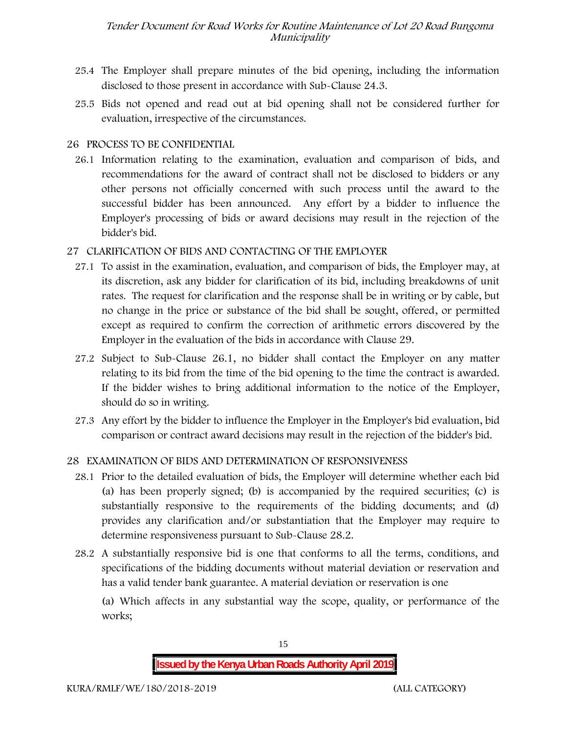25.4 The Employer shall prepare minutes of the bid opening, including the information disclosed to those present in accordance with Sub-Clause 24.3.

25.5 Bids not opened and read out at bid opening shall not be considered further for evaluation, irrespective of the circumstances.

## 26 PROCESS TO BE CONFIDENTIAL

26.1 Information relating to the examination, evaluation and comparison of bids, and recommendations for the award of contract shall not be disclosed to bidders or any other persons not officially concerned with such process until the award to the successful bidder has been announced. Any effort by a bidder to influence the Employer's processing of bids or award decisions may result in the rejection of the bidder's bid.

## 27 CLARIFICATION OF BIDS AND CONTACTING OF THE EMPLOYER

27.1 To assist in the examination, evaluation, and comparison of bids, the Employer may, at its discretion, ask any bidder for clarification of its bid, including breakdowns of unit rates. The request for clarification and the response shall be in writing or by cable, but no change in the price or substance of the bid shall be sought, offered, or permitted except as required to confirm the correction of arithmetic errors discovered by the Employer in the evaluation of the bids in accordance with Clause 29.

27.2 Subject to Sub-Clause 26.1, no bidder shall contact the Employer on any matter relating to its bid from the time of the bid opening to the time the contract is awarded. If the bidder wishes to bring additional information to the notice of the Employer, should do so in writing.

27.3 Any effort by the bidder to influence the Employer in the Employer's bid evaluation, bid comparison or contract award decisions may result in the rejection of the bidder's bid.

## 28 EXAMINATION OF BIDS AND DETERMINATION OF RESPONSIVENESS

28.1 Prior to the detailed evaluation of bids, the Employer will determine whether each bid (a) has been properly signed; (b) is accompanied by the required securities; (c) is substantially responsive to the requirements of the bidding documents; and (d) provides any clarification and/or substantiation that the Employer may require to determine responsiveness pursuant to Sub-Clause 28.2.

28.2 A substantially responsive bid is one that conforms to all the terms, conditions, and specifications of the bidding documents without material deviation or reservation and has a valid tender bank guarantee. A material deviation or reservation is one

(a) Which affects in any substantial way the scope, quality, or performance of the works;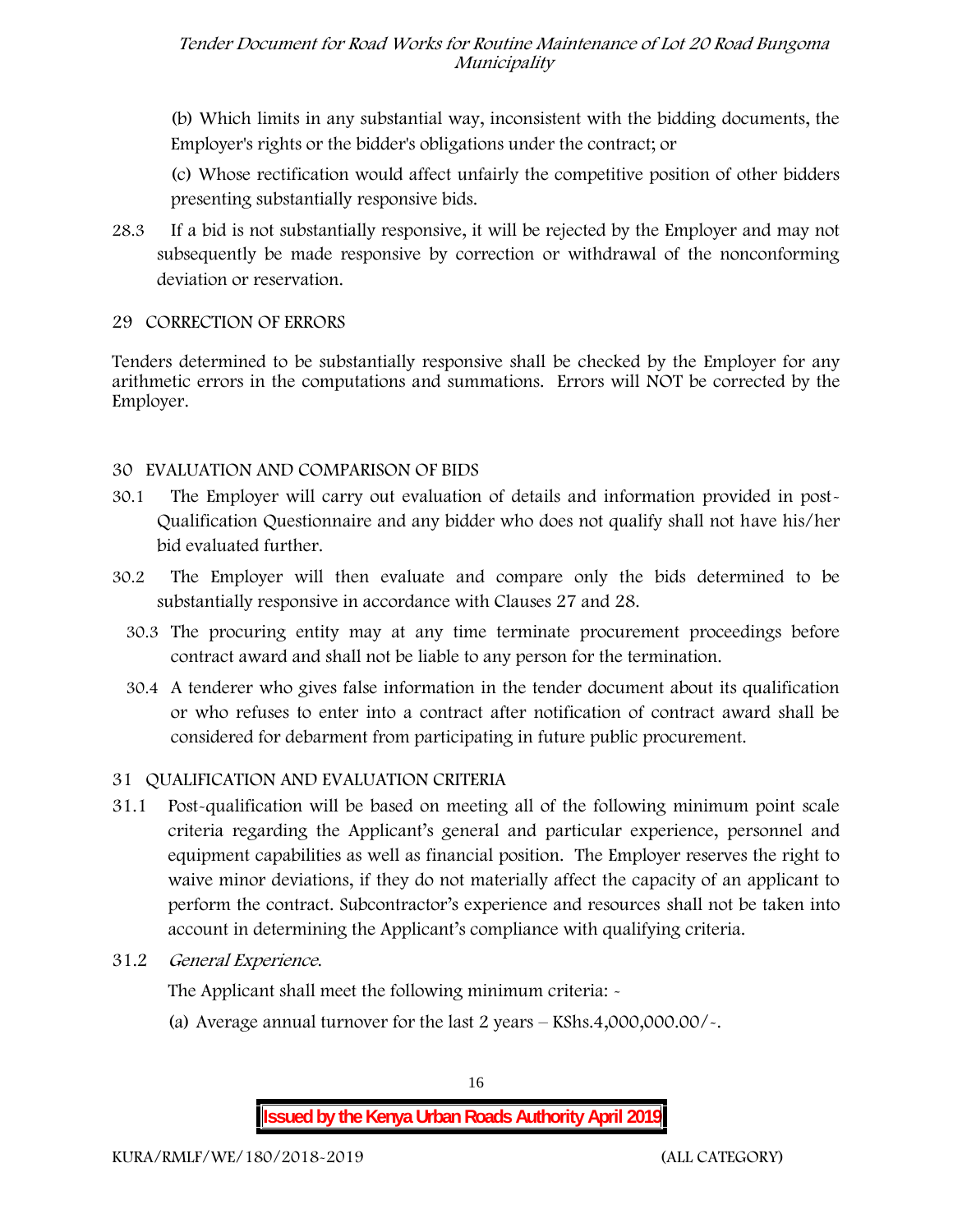(b) Which limits in any substantial way, inconsistent with the bidding documents, the Employer's rights or the bidder's obligations under the contract; or

(c) Whose rectification would affect unfairly the competitive position of other bidders presenting substantially responsive bids.

28.3 If a bid is not substantially responsive, it will be rejected by the Employer and may not subsequently be made responsive by correction or withdrawal of the nonconforming deviation or reservation.

## 29 CORRECTION OF ERRORS

Tenders determined to be substantially responsive shall be checked by the Employer for any arithmetic errors in the computations and summations. Errors will NOT be corrected by the Employer.

## 30 EVALUATION AND COMPARISON OF BIDS

30.1 The Employer will carry out evaluation of details and information provided in post-Qualification Questionnaire and any bidder who does not qualify shall not have his/her bid evaluated further.

30.2 The Employer will then evaluate and compare only the bids determined to be substantially responsive in accordance with Clauses 27 and 28.

30.3 The procuring entity may at any time terminate procurement proceedings before contract award and shall not be liable to any person for the termination.

30.4 A tenderer who gives false information in the tender document about its qualification or who refuses to enter into a contract after notification of contract award shall be considered for debarment from participating in future public procurement.

## 31 QUALIFICATION AND EVALUATION CRITERIA

31.1 Post-qualification will be based on meeting all of the following minimum point scale criteria regarding the Applicant's general and particular experience, personnel and equipment capabilities as well as financial position. The Employer reserves the right to waive minor deviations, if they do not materially affect the capacity of an applicant to perform the contract. Subcontractor's experience and resources shall not be taken into account in determining the Applicant's compliance with qualifying criteria.

31.2 *General Experience.*

The Applicant shall meet the following minimum criteria: -

(a) Average annual turnover for the last 2 years – KShs.4,000,000.00/-.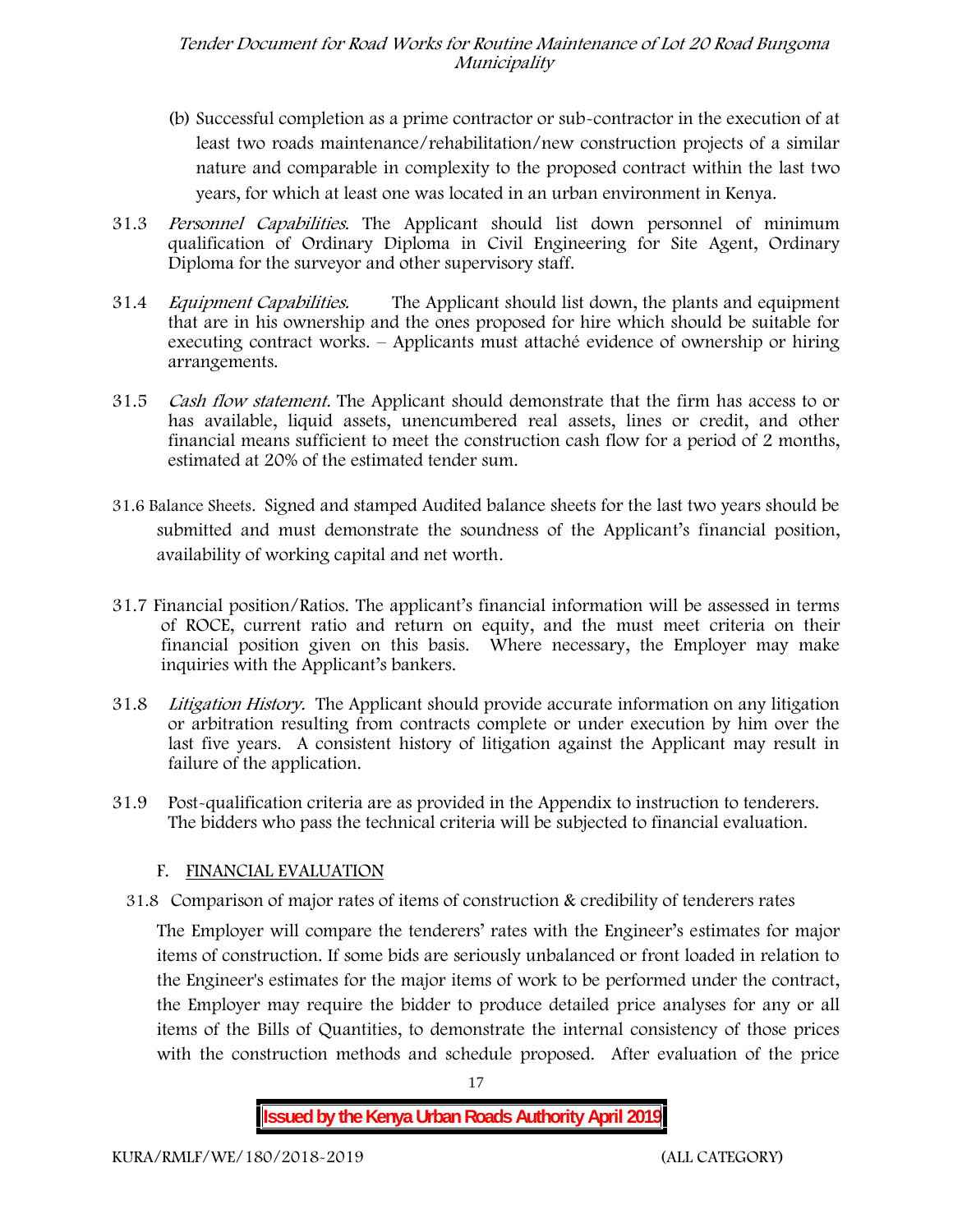(b) Successful completion as a prime contractor or sub-contractor in the execution of at least two roads maintenance/rehabilitation/new construction projects of a similar nature and comparable in complexity to the proposed contract within the last two years, for which at least one was located in an urban environment in Kenya.

31.3 *Personnel Capabilities*. The Applicant should list down personnel of minimum qualification of Ordinary Diploma in Civil Engineering for Site Agent, Ordinary Diploma for the surveyor and other supervisory staff.

31.4 *Equipment Capabilities.* The Applicant should list down, the plants and equipment that are in his ownership and the ones proposed for hire which should be suitable for executing contract works. – Applicants must attaché evidence of ownership or hiring arrangements.

31.5 *Cash flow statement.* The Applicant should demonstrate that the firm has access to or has available, liquid assets, unencumbered real assets, lines or credit, and other financial means sufficient to meet the construction cash flow for a period of 2 months, estimated at 20% of the estimated tender sum.

31.6 Balance Sheets. Signed and stamped Audited balance sheets for the last two years should be submitted and must demonstrate the soundness of the Applicant's financial position, availability of working capital and net worth.

31.7 Financial position/Ratios. The applicant's financial information will be assessed in terms of ROCE, current ratio and return on equity, and the must meet criteria on their financial position given on this basis. Where necessary, the Employer may make inquiries with the Applicant's bankers.

31.8 *Litigation History.* The Applicant should provide accurate information on any litigation or arbitration resulting from contracts complete or under execution by him over the last five years. A consistent history of litigation against the Applicant may result in failure of the application.

31.9 Post-qualification criteria are as provided in the Appendix to instruction to tenderers. The bidders who pass the technical criteria will be subjected to financial evaluation.

## F. FINANCIAL EVALUATION

31.8 Comparison of major rates of items of construction & credibility of tenderers rates

The Employer will compare the tenderers' rates with the Engineer's estimates for major items of construction. If some bids are seriously unbalanced or front loaded in relation to the Engineer's estimates for the major items of work to be performed under the contract, the Employer may require the bidder to produce detailed price analyses for any or all items of the Bills of Quantities, to demonstrate the internal consistency of those prices with the construction methods and schedule proposed. After evaluation of the price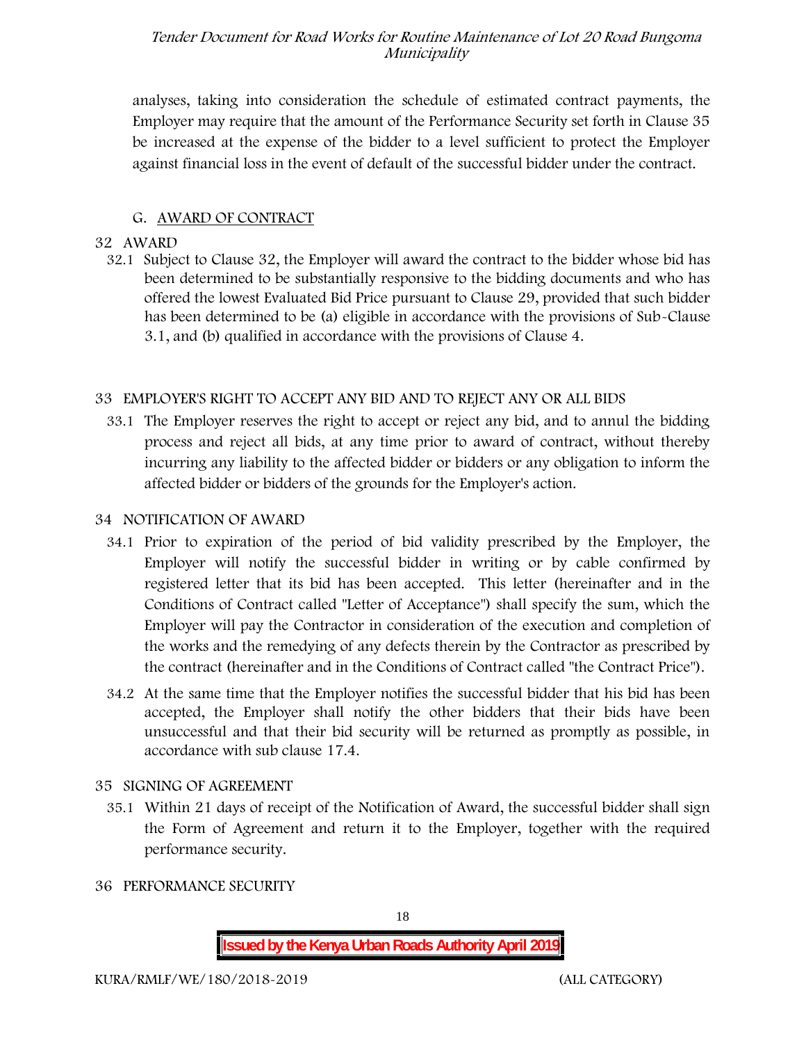analyses, taking into consideration the schedule of estimated contract payments, the Employer may require that the amount of the Performance Security set forth in Clause 35 be increased at the expense of the bidder to a level sufficient to protect the Employer against financial loss in the event of default of the successful bidder under the contract.

## G. AWARD OF CONTRACT

### 32 AWARD

32.1 Subject to Clause 32, the Employer will award the contract to the bidder whose bid has been determined to be substantially responsive to the bidding documents and who has offered the lowest Evaluated Bid Price pursuant to Clause 29, provided that such bidder has been determined to be (a) eligible in accordance with the provisions of Sub-Clause 3.1, and (b) qualified in accordance with the provisions of Clause 4.

### 33 EMPLOYER'S RIGHT TO ACCEPT ANY BID AND TO REJECT ANY OR ALL BIDS

33.1 The Employer reserves the right to accept or reject any bid, and to annul the bidding process and reject all bids, at any time prior to award of contract, without thereby incurring any liability to the affected bidder or bidders or any obligation to inform the affected bidder or bidders of the grounds for the Employer's action.

### 34 NOTIFICATION OF AWARD

34.1 Prior to expiration of the period of bid validity prescribed by the Employer, the Employer will notify the successful bidder in writing or by cable confirmed by registered letter that its bid has been accepted. This letter (hereinafter and in the Conditions of Contract called "Letter of Acceptance") shall specify the sum, which the Employer will pay the Contractor in consideration of the execution and completion of the works and the remedying of any defects therein by the Contractor as prescribed by the contract (hereinafter and in the Conditions of Contract called "the Contract Price").

34.2 At the same time that the Employer notifies the successful bidder that his bid has been accepted, the Employer shall notify the other bidders that their bids have been unsuccessful and that their bid security will be returned as promptly as possible, in accordance with sub clause 17.4.

### 35 SIGNING OF AGREEMENT

35.1 Within 21 days of receipt of the Notification of Award, the successful bidder shall sign the Form of Agreement and return it to the Employer, together with the required performance security.

### 36 PERFORMANCE SECURITY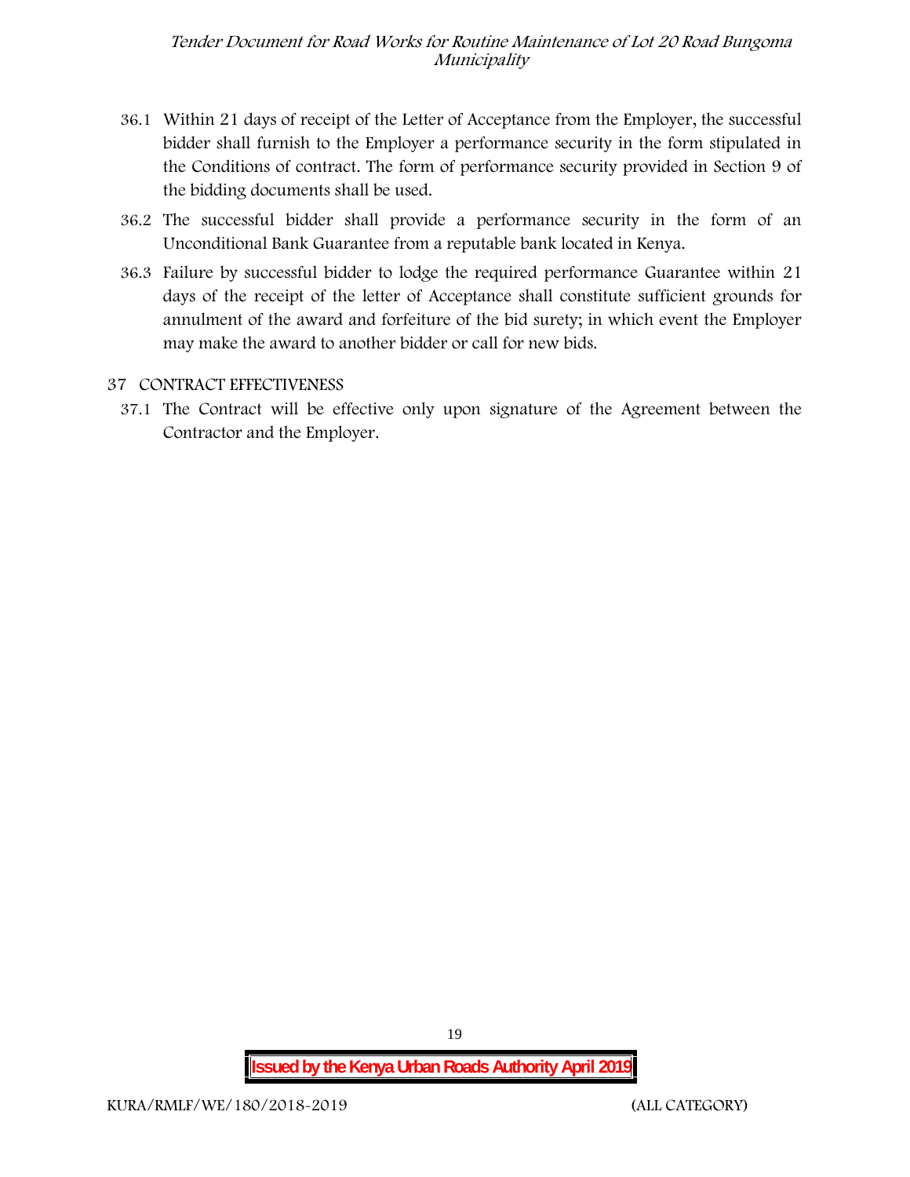36.1 Within 21 days of receipt of the Letter of Acceptance from the Employer, the successful bidder shall furnish to the Employer a performance security in the form stipulated in the Conditions of contract. The form of performance security provided in Section 9 of the bidding documents shall be used.

36.2 The successful bidder shall provide a performance security in the form of an Unconditional Bank Guarantee from a reputable bank located in Kenya.

36.3 Failure by successful bidder to lodge the required performance Guarantee within 21 days of the receipt of the letter of Acceptance shall constitute sufficient grounds for annulment of the award and forfeiture of the bid surety; in which event the Employer may make the award to another bidder or call for new bids.

## 37 CONTRACT EFFECTIVENESS

37.1 The Contract will be effective only upon signature of the Agreement between the Contractor and the Employer.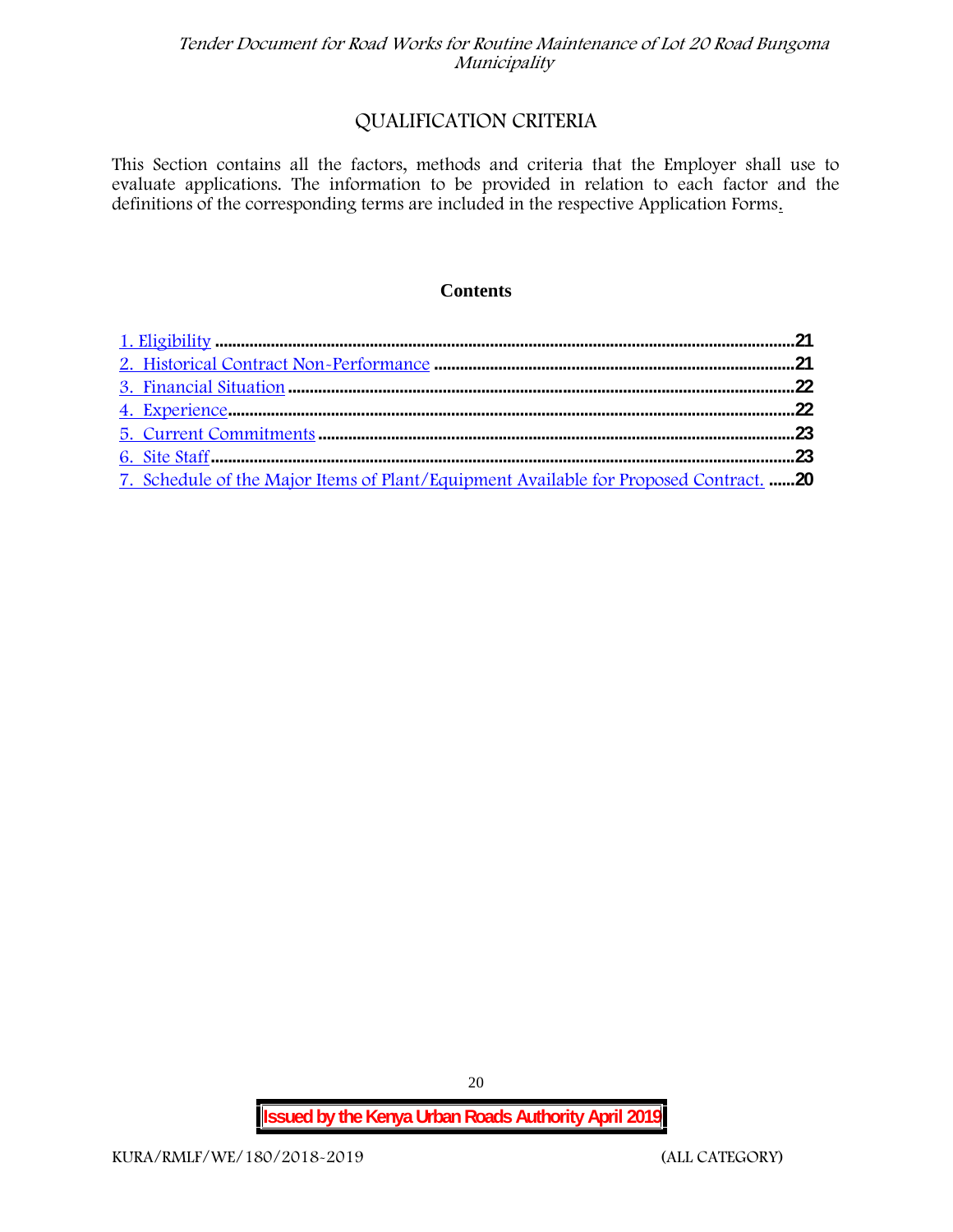# QUALIFICATION CRITERIA

This Section contains all the factors, methods and criteria that the Employer shall use to evaluate applications. The information to be provided in relation to each factor and the definitions of the corresponding terms are included in the respective Application Forms.

**Contents**

1. Eligibility ....................................................................................................................21
2. Historical Contract Non-Performance ..................................................................21
3. Financial Situation ....................................................................................................22
4. Experience.................................................................................................................22
5. Current Commitments ............................................................................................23
6. Site Staff.....................................................................................................................23
7. Schedule of the Major Items of Plant/Equipment Available for Proposed Contract. ......20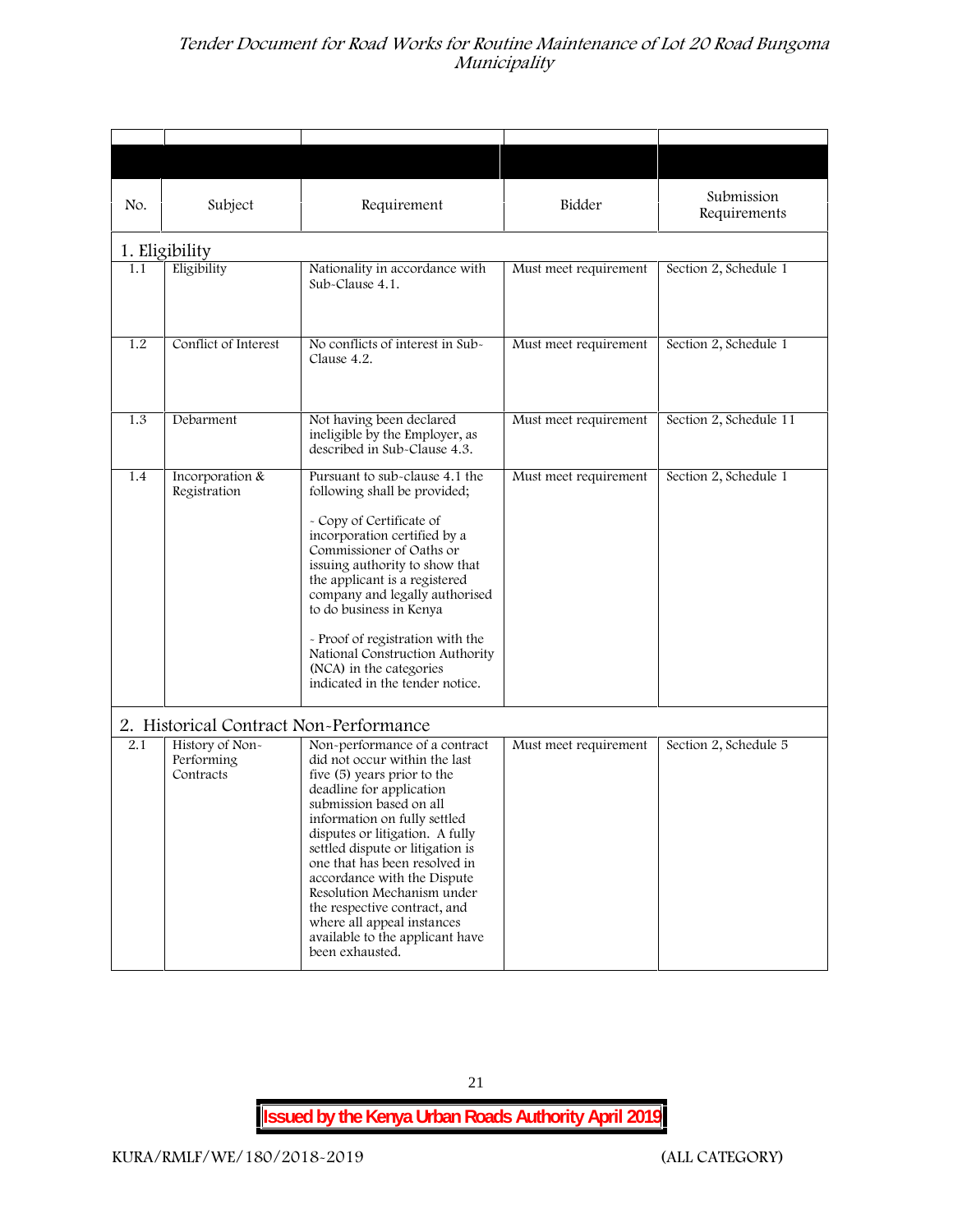| No. | Subject | Requirement | Bidder | Submission Requirements |
|---|---|---|---|---|
| **1. Eligibility** | | | | |
| 1.1 | Eligibility | Nationality in accordance with Sub-Clause 4.1. | Must meet requirement | Section 2, Schedule 1 |
| 1.2 | Conflict of Interest | No conflicts of interest in Sub-Clause 4.2. | Must meet requirement | Section 2, Schedule 1 |
| 1.3 | Debarment | Not having been declared ineligible by the Employer, as described in Sub-Clause 4.3. | Must meet requirement | Section 2, Schedule 11 |
| 1.4 | Incorporation & Registration | Pursuant to sub-clause 4.1 the following shall be provided;<br><br>- Copy of Certificate of incorporation certified by a Commissioner of Oaths or issuing authority to show that the applicant is a registered company and legally authorised to do business in Kenya<br><br>- Proof of registration with the National Construction Authority (NCA) in the categories indicated in the tender notice. | Must meet requirement | Section 2, Schedule 1 |
| **2. Historical Contract Non-Performance** | | | | |
| 2.1 | History of Non-Performing Contracts | Non-performance of a contract did not occur within the last five (5) years prior to the deadline for application submission based on all information on fully settled disputes or litigation. A fully settled dispute or litigation is one that has been resolved in accordance with the Dispute Resolution Mechanism under the respective contract, and where all appeal instances available to the applicant have been exhausted. | Must meet requirement | Section 2, Schedule 5 |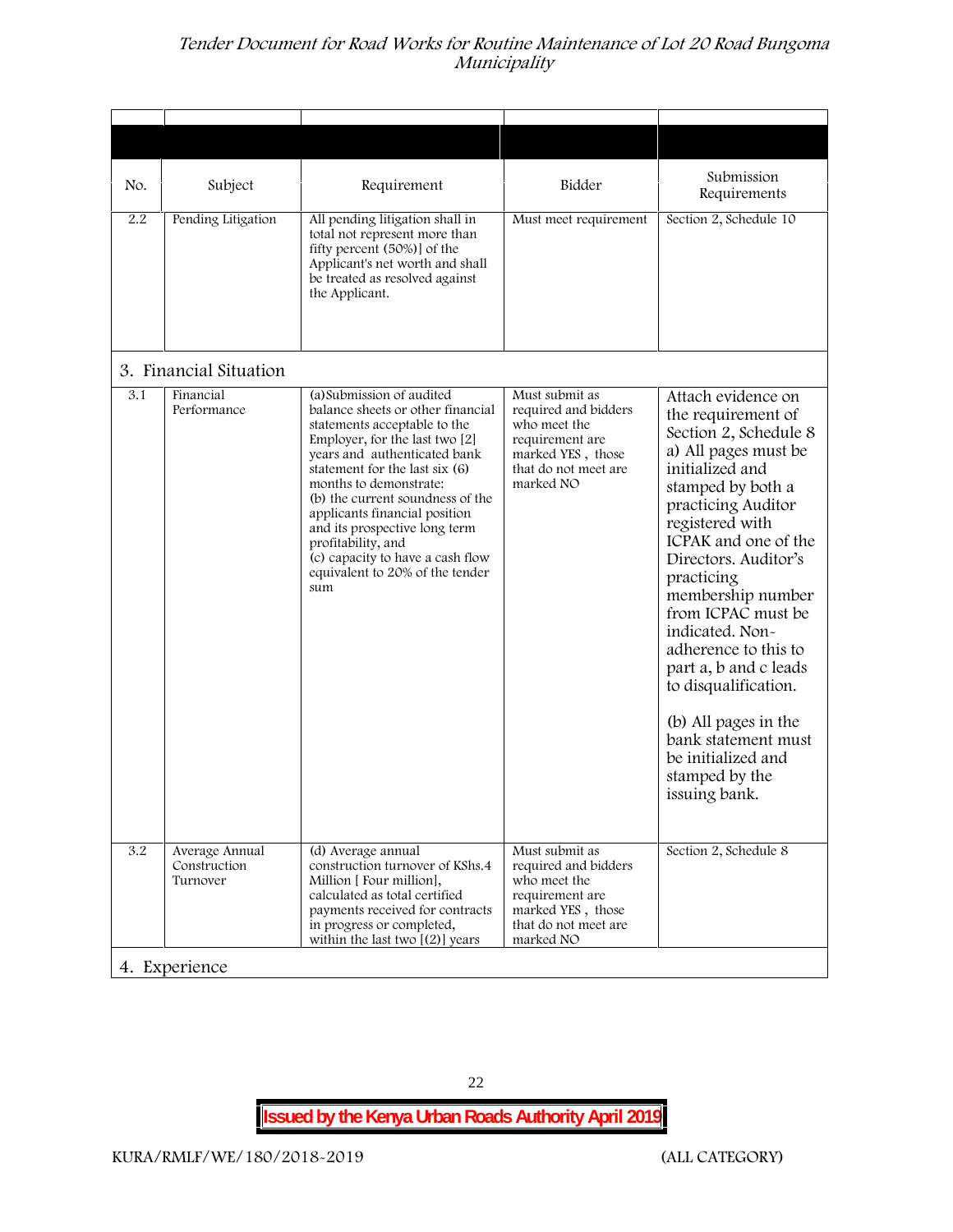| No. | Subject | Requirement | Bidder | Submission Requirements |
|---|---|---|---|---|
| 2.2 | Pending Litigation | All pending litigation shall in total not represent more than fifty percent (50%)] of the Applicant's net worth and shall be treated as resolved against the Applicant. | Must meet requirement | Section 2, Schedule 10 |
| **3. Financial Situation** | | | | |
| 3.1 | Financial Performance | (a)Submission of audited balance sheets or other financial statements acceptable to the Employer, for the last two [2] years and authenticated bank statement for the last six (6) months to demonstrate:<br>(b) the current soundness of the applicants financial position and its prospective long term profitability, and<br>(c) capacity to have a cash flow equivalent to 20% of the tender sum | Must submit as required and bidders who meet the requirement are marked YES , those that do not meet are marked NO | Attach evidence on the requirement of Section 2, Schedule 8 a) All pages must be initialized and stamped by both a practicing Auditor registered with ICPAK and one of the Directors. Auditor's practicing membership number from ICPAC must be indicated. Non-adherence to this to part a, b and c leads to disqualification.<br><br>(b) All pages in the bank statement must be initialized and stamped by the issuing bank. |
| 3.2 | Average Annual Construction Turnover | (d) Average annual construction turnover of KShs.4 Million [ Four million], calculated as total certified payments received for contracts in progress or completed, within the last two [(2)] years | Must submit as required and bidders who meet the requirement are marked YES , those that do not meet are marked NO | Section 2, Schedule 8 |
| **4. Experience** | | | | |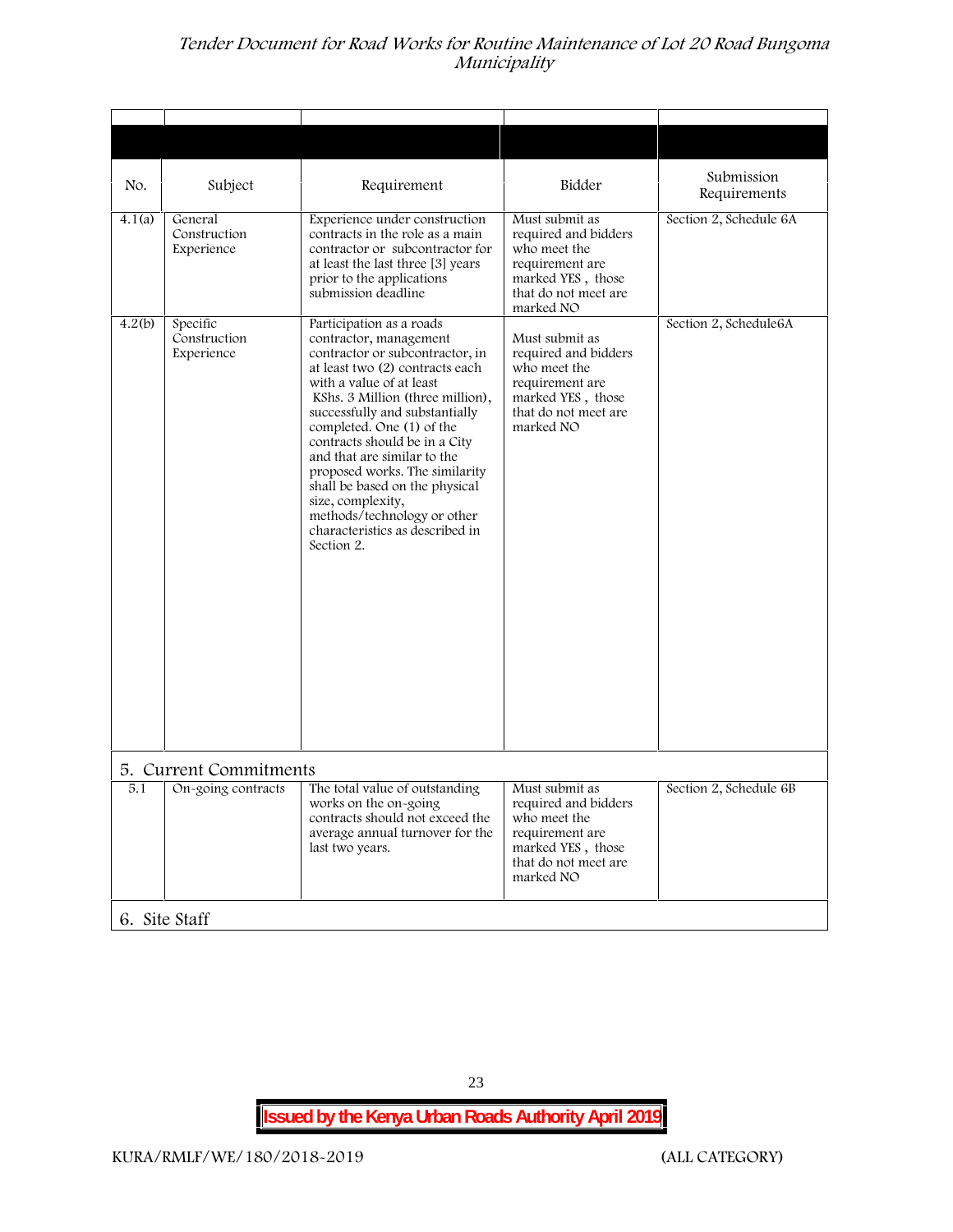| No. | Subject | Requirement | Bidder | Submission Requirements |
|---|---|---|---|---|
| 4.1(a) | General Construction Experience | Experience under construction contracts in the role as a main contractor or subcontractor for at least the last three [3] years prior to the applications submission deadline | Must submit as required and bidders who meet the requirement are marked YES , those that do not meet are marked NO | Section 2, Schedule 6A |
| 4.2(b) | Specific Construction Experience | Participation as a roads contractor, management contractor or subcontractor, in at least two (2) contracts each with a value of at least KShs. 3 Million (three million), successfully and substantially completed. One (1) of the contracts should be in a City and that are similar to the proposed works. The similarity shall be based on the physical size, complexity, methods/technology or other characteristics as described in Section 2. | Must submit as required and bidders who meet the requirement are marked YES , those that do not meet are marked NO | Section 2, Schedule6A |
| **5. Current Commitments** | | | | |
| 5.1 | On-going contracts | The total value of outstanding works on the on-going contracts should not exceed the average annual turnover for the last two years. | Must submit as required and bidders who meet the requirement are marked YES , those that do not meet are marked NO | Section 2, Schedule 6B |
| **6. Site Staff** | | | | |

**Issued by the Kenya Urban Roads Authority April 2019**

KURA/RMLF/WE/180/2018-2019 (ALL CATEGORY)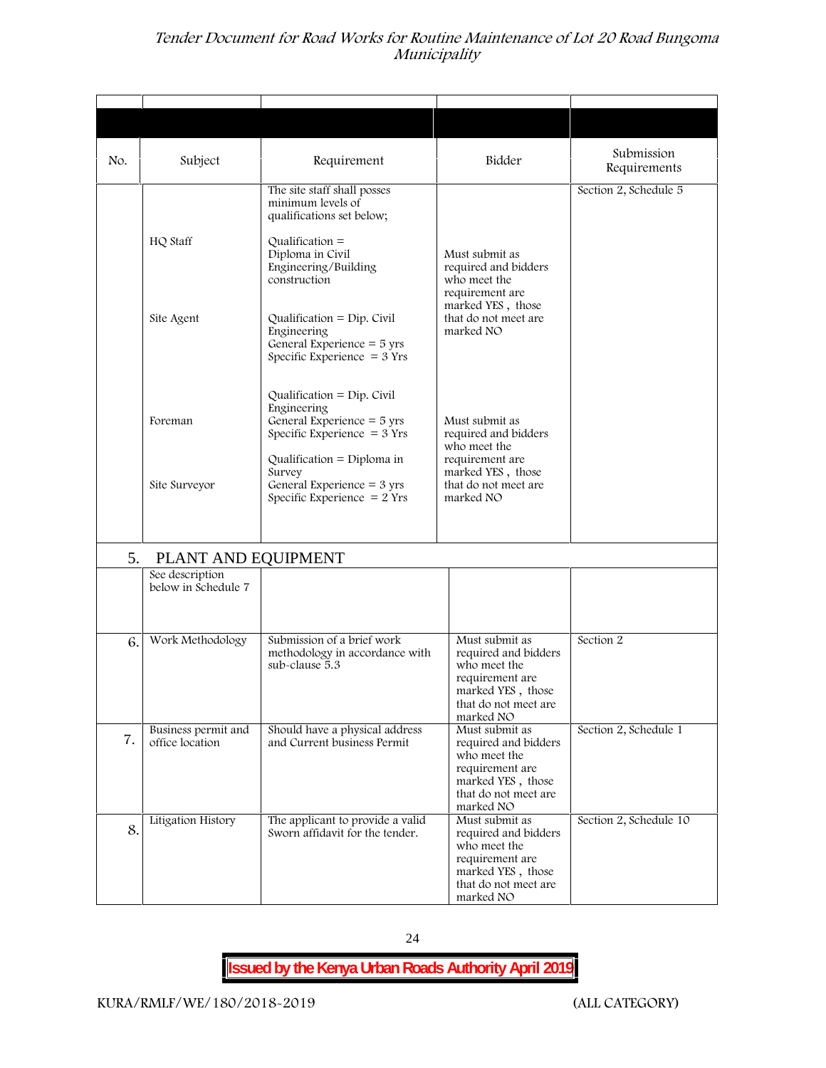| No. | Subject | Requirement | Bidder | Submission Requirements |
|---|---|---|---|---|
| | | The site staff shall posses minimum levels of qualifications set below; | | Section 2, Schedule 5 |
| | HQ Staff | Qualification = Diploma in Civil Engineering/Building construction | Must submit as required and bidders who meet the requirement are marked YES , those that do not meet are marked NO | |
| | Site Agent | Qualification = Dip. Civil Engineering<br>General Experience = 5 yrs<br>Specific Experience = 3 Yrs | | |
| | Foreman | Qualification = Dip. Civil Engineering<br>General Experience = 5 yrs<br>Specific Experience = 3 Yrs | Must submit as required and bidders who meet the requirement are marked YES , those that do not meet are marked NO | |
| | Site Surveyor | Qualification = Diploma in Survey<br>General Experience = 3 yrs<br>Specific Experience = 2 Yrs | | |
| 5. | PLANT AND EQUIPMENT | | | |
| | See description below in Schedule 7 | | | |
| 6. | Work Methodology | Submission of a brief work methodology in accordance with sub-clause 5.3 | Must submit as required and bidders who meet the requirement are marked YES , those that do not meet are marked NO | Section 2 |
| 7. | Business permit and office location | Should have a physical address and Current business Permit | Must submit as required and bidders who meet the requirement are marked YES , those that do not meet are marked NO | Section 2, Schedule 1 |
| 8. | Litigation History | The applicant to provide a valid Sworn affidavit for the tender. | Must submit as required and bidders who meet the requirement are marked YES , those that do not meet are marked NO | Section 2, Schedule 10 |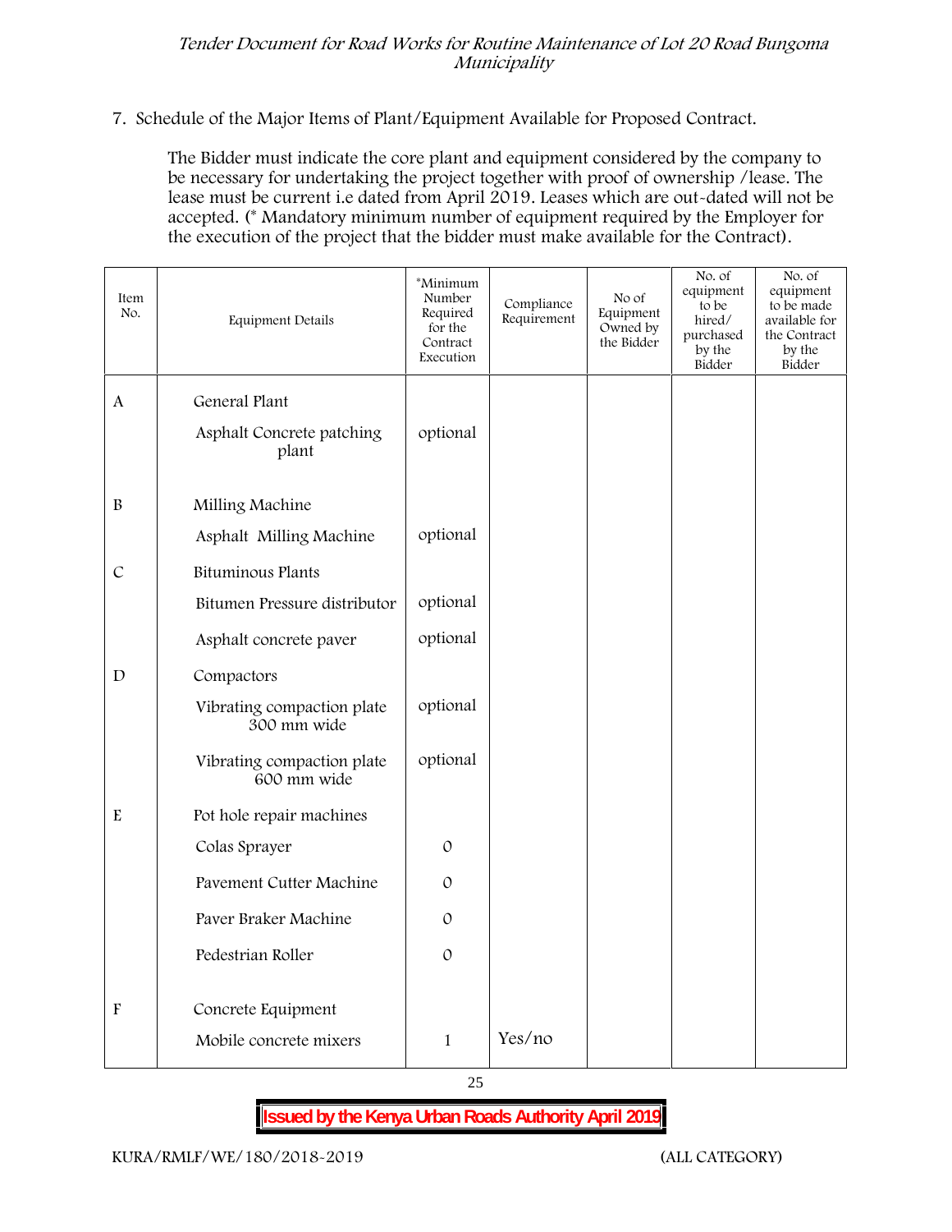7. Schedule of the Major Items of Plant/Equipment Available for Proposed Contract.

The Bidder must indicate the core plant and equipment considered by the company to be necessary for undertaking the project together with proof of ownership /lease. The lease must be current i.e dated from April 2019. Leases which are out-dated will not be accepted. (* Mandatory minimum number of equipment required by the Employer for the execution of the project that the bidder must make available for the Contract).

| Item No. | Equipment Details | *Minimum Number Required for the Contract Execution | Compliance Requirement | No of Equipment Owned by the Bidder | No. of equipment to be hired/ purchased by the Bidder | No. of equipment to be made available for the Contract by the Bidder |
|---|---|---|---|---|---|---|
| A | General Plant | | | | | |
| | Asphalt Concrete patching plant | optional | | | | |
| B | Milling Machine | | | | | |
| | Asphalt Milling Machine | optional | | | | |
| C | Bituminous Plants | | | | | |
| | Bitumen Pressure distributor | optional | | | | |
| | Asphalt concrete paver | optional | | | | |
| D | Compactors | | | | | |
| | Vibrating compaction plate 300 mm wide | optional | | | | |
| | Vibrating compaction plate 600 mm wide | optional | | | | |
| E | Pot hole repair machines | | | | | |
| | Colas Sprayer | 0 | | | | |
| | Pavement Cutter Machine | 0 | | | | |
| | Paver Braker Machine | 0 | | | | |
| | Pedestrian Roller | 0 | | | | |
| F | Concrete Equipment | | | | | |
| | Mobile concrete mixers | 1 | Yes/no | | | |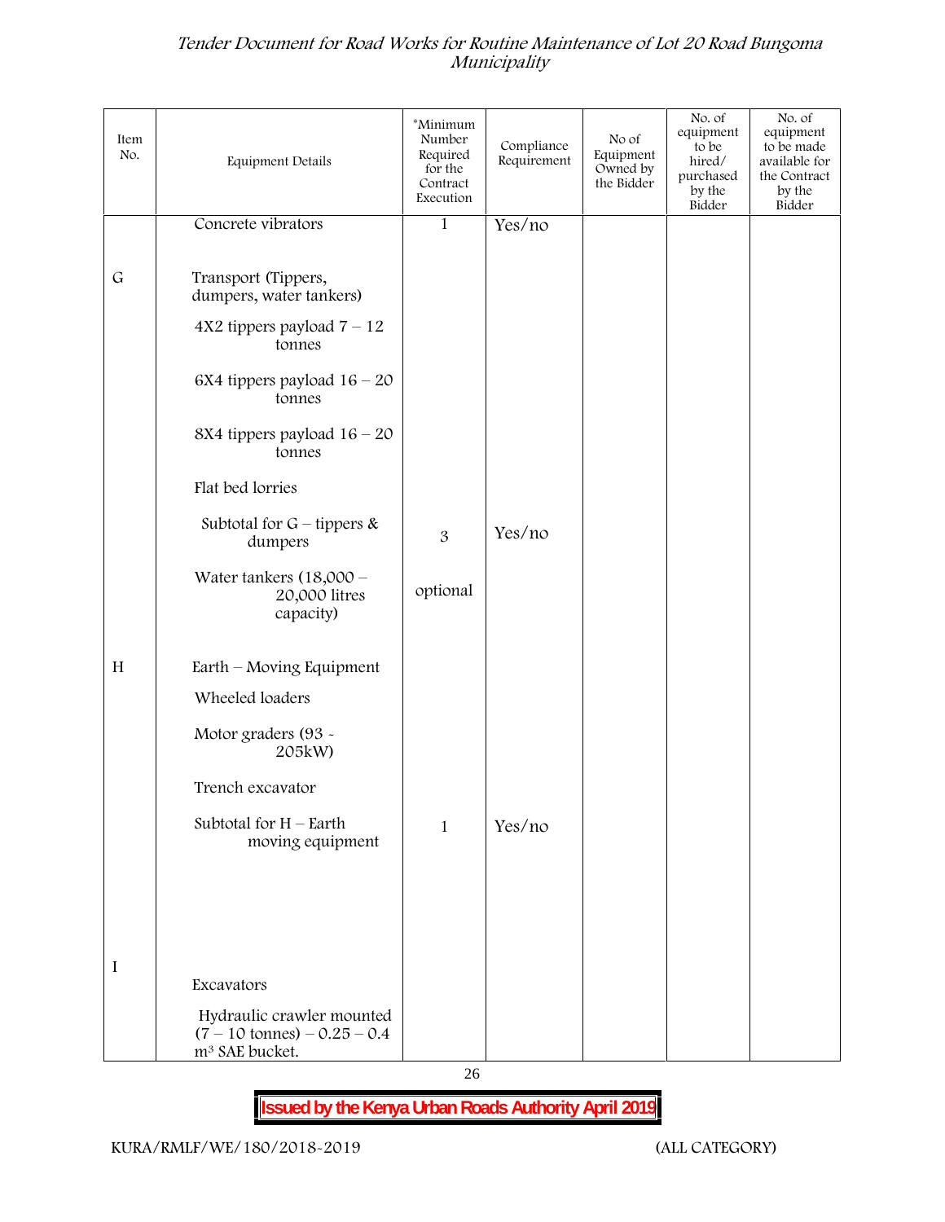| Item No. | Equipment Details | *Minimum Number Required for the Contract Execution | Compliance Requirement | No of Equipment Owned by the Bidder | No. of equipment to be hired/ purchased by the Bidder | No. of equipment to be made available for the Contract by the Bidder |
|---|---|---|---|---|---|---|
| | Concrete vibrators | 1 | Yes/no | | | |
| G | Transport (Tippers, dumpers, water tankers) | | | | | |
| | 4X2 tippers payload 7 – 12 tonnes | | | | | |
| | 6X4 tippers payload 16 – 20 tonnes | | | | | |
| | 8X4 tippers payload 16 – 20 tonnes | | | | | |
| | Flat bed lorries | | | | | |
| | Subtotal for G – tippers & dumpers | 3 | Yes/no | | | |
| | Water tankers (18,000 – 20,000 litres capacity) | optional | | | | |
| H | Earth – Moving Equipment | | | | | |
| | Wheeled loaders | | | | | |
| | Motor graders (93 - 205kW) | | | | | |
| | Trench excavator | | | | | |
| | Subtotal for H – Earth moving equipment | 1 | Yes/no | | | |
| I | Excavators | | | | | |
| | Hydraulic crawler mounted (7 – 10 tonnes) – 0.25 – 0.4 m³ SAE bucket. | | | | | |

**Issued by the Kenya Urban Roads Authority April 2019**

KURA/RMLF/WE/180/2018-2019 (ALL CATEGORY)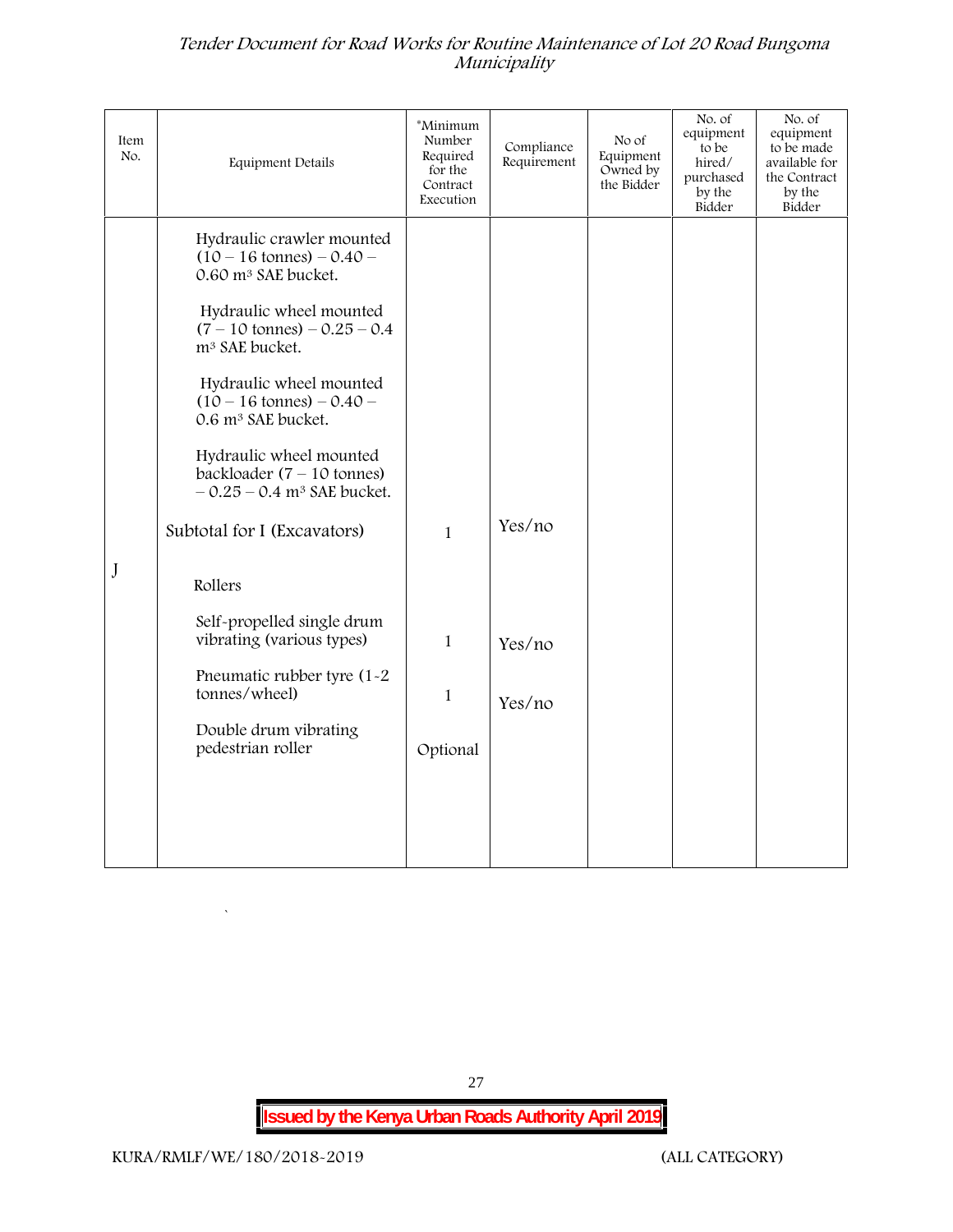| Item No. | Equipment Details | *Minimum Number Required for the Contract Execution | Compliance Requirement | No of Equipment Owned by the Bidder | No. of equipment to be hired/ purchased by the Bidder | No. of equipment to be made available for the Contract by the Bidder |
|---|---|---|---|---|---|---|
| | Hydraulic crawler mounted (10 – 16 tonnes) – 0.40 – 0.60 m³ SAE bucket. | | | | | |
| | Hydraulic wheel mounted (7 – 10 tonnes) – 0.25 – 0.4 m³ SAE bucket. | | | | | |
| | Hydraulic wheel mounted (10 – 16 tonnes) – 0.40 – 0.6 m³ SAE bucket. | | | | | |
| | Hydraulic wheel mounted backloader (7 – 10 tonnes) – 0.25 – 0.4 m³ SAE bucket. | | | | | |
| | Subtotal for I (Excavators) | 1 | Yes/no | | | |
| J | Rollers | | | | | |
| | Self-propelled single drum vibrating (various types) | 1 | Yes/no | | | |
| | Pneumatic rubber tyre (1-2 tonnes/wheel) | 1 | Yes/no | | | |
| | Double drum vibrating pedestrian roller | Optional | | | | |

`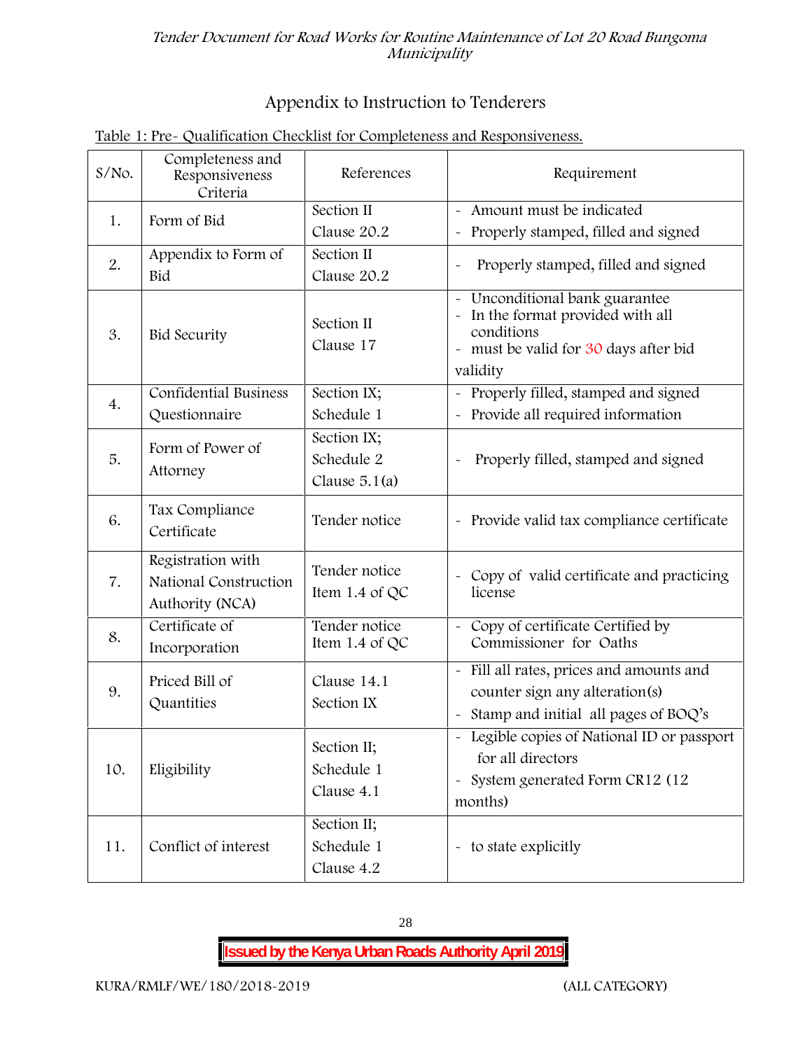## Appendix to Instruction to Tenderers

Table 1: Pre- Qualification Checklist for Completeness and Responsiveness.

| S/No. | Completeness and Responsiveness Criteria | References | Requirement |
|---|---|---|---|
| 1. | Form of Bid | Section II Clause 20.2 | - Amount must be indicated<br>- Properly stamped, filled and signed |
| 2. | Appendix to Form of Bid | Section II Clause 20.2 | - Properly stamped, filled and signed |
| 3. | Bid Security | Section II Clause 17 | - Unconditional bank guarantee<br>- In the format provided with all conditions<br>- must be valid for 30 days after bid validity |
| 4. | Confidential Business Questionnaire | Section IX; Schedule 1 | - Properly filled, stamped and signed<br>- Provide all required information |
| 5. | Form of Power of Attorney | Section IX; Schedule 2 Clause 5.1(a) | - Properly filled, stamped and signed |
| 6. | Tax Compliance Certificate | Tender notice | - Provide valid tax compliance certificate |
| 7. | Registration with National Construction Authority (NCA) | Tender notice Item 1.4 of QC | - Copy of valid certificate and practicing license |
| 8. | Certificate of Incorporation | Tender notice Item 1.4 of QC | - Copy of certificate Certified by Commissioner for Oaths |
| 9. | Priced Bill of Quantities | Clause 14.1 Section IX | - Fill all rates, prices and amounts and counter sign any alteration(s)<br>- Stamp and initial all pages of BOQ's |
| 10. | Eligibility | Section II; Schedule 1 Clause 4.1 | - Legible copies of National ID or passport for all directors<br>- System generated Form CR12 (12 months) |
| 11. | Conflict of interest | Section II; Schedule 1 Clause 4.2 | - to state explicitly |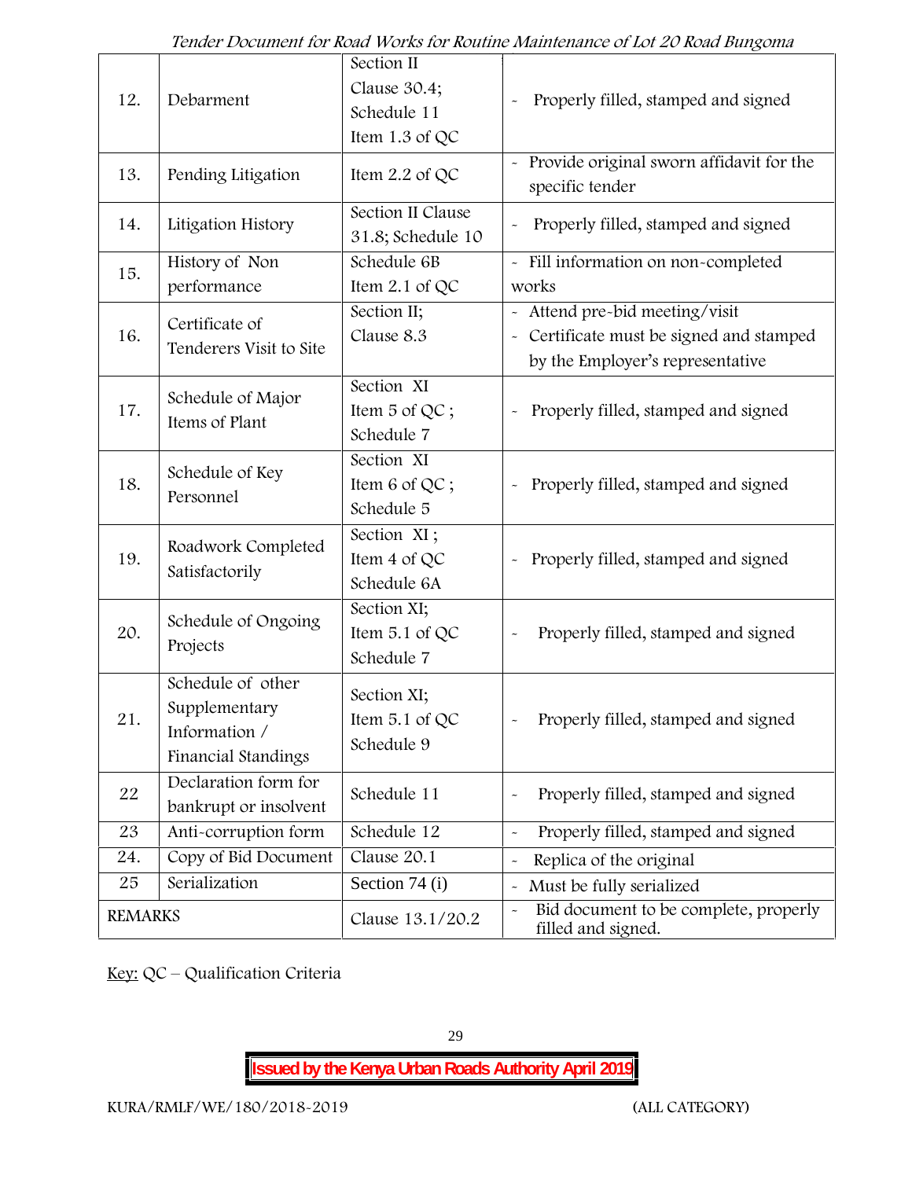| 12. | Debarment | Section II Clause 30.4; Schedule 11 Item 1.3 of QC | - Properly filled, stamped and signed |
|---|---|---|---|
| 13. | Pending Litigation | Item 2.2 of QC | - Provide original sworn affidavit for the specific tender |
| 14. | Litigation History | Section II Clause 31.8; Schedule 10 | - Properly filled, stamped and signed |
| 15. | History of Non performance | Schedule 6B Item 2.1 of QC | - Fill information on non-completed works |
| 16. | Certificate of Tenderers Visit to Site | Section II; Clause 8.3 | - Attend pre-bid meeting/visit<br>- Certificate must be signed and stamped by the Employer's representative |
| 17. | Schedule of Major Items of Plant | Section XI Item 5 of QC ; Schedule 7 | - Properly filled, stamped and signed |
| 18. | Schedule of Key Personnel | Section XI Item 6 of QC ; Schedule 5 | - Properly filled, stamped and signed |
| 19. | Roadwork Completed Satisfactorily | Section XI ; Item 4 of QC Schedule 6A | - Properly filled, stamped and signed |
| 20. | Schedule of Ongoing Projects | Section XI; Item 5.1 of QC Schedule 7 | - Properly filled, stamped and signed |
| 21. | Schedule of other Supplementary Information / Financial Standings | Section XI; Item 5.1 of QC Schedule 9 | - Properly filled, stamped and signed |
| 22 | Declaration form for bankrupt or insolvent | Schedule 11 | - Properly filled, stamped and signed |
| 23 | Anti-corruption form | Schedule 12 | - Properly filled, stamped and signed |
| 24. | Copy of Bid Document | Clause 20.1 | - Replica of the original |
| 25 | Serialization | Section 74 (i) | - Must be fully serialized |
| REMARKS | | Clause 13.1/20.2 | - Bid document to be complete, properly filled and signed. |

Key: QC – Qualification Criteria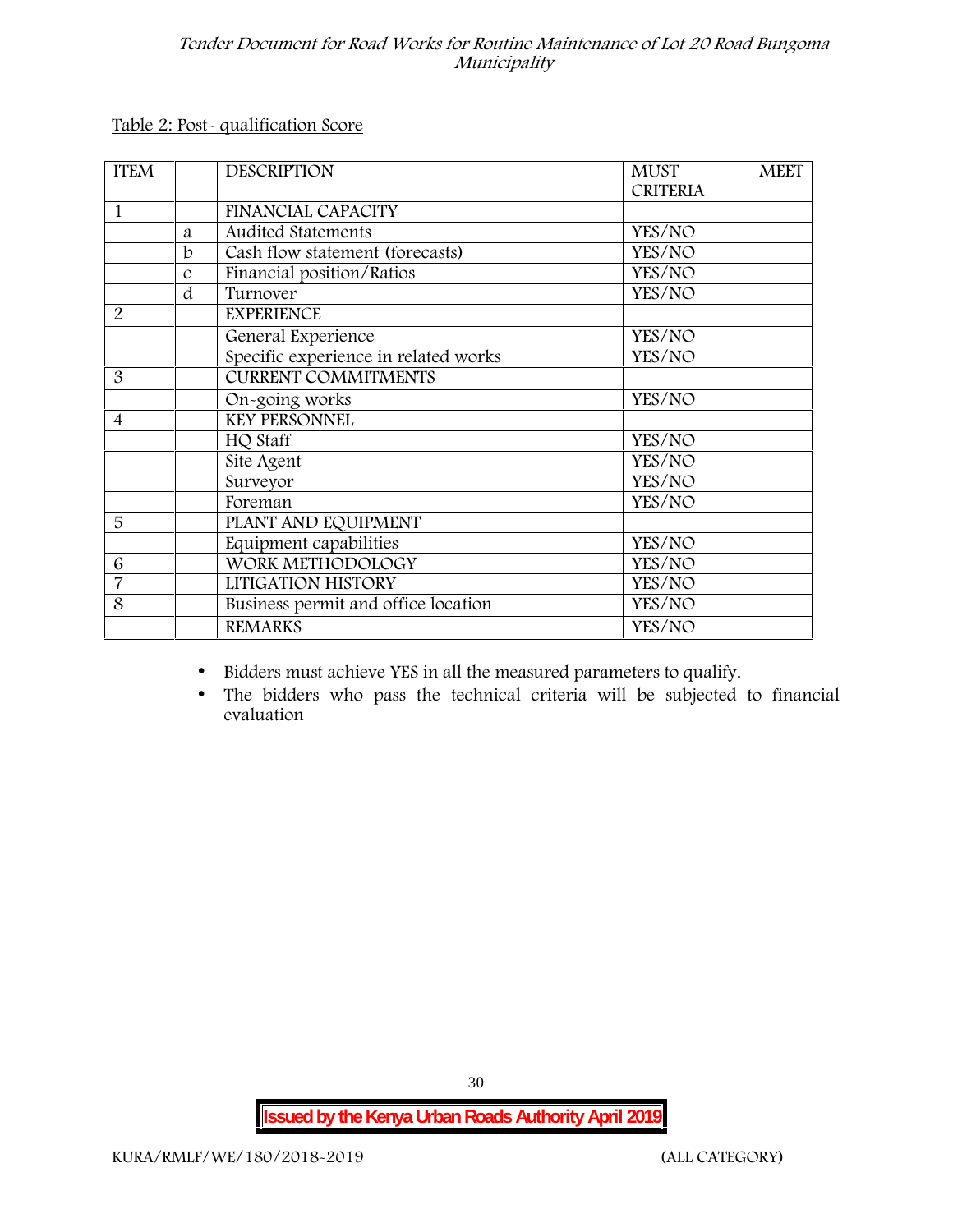Table 2: Post- qualification Score

| ITEM | | DESCRIPTION | MUST MEET CRITERIA |
|---|---|---|---|
| 1 | | FINANCIAL CAPACITY | |
| | a | Audited Statements | YES/NO |
| | b | Cash flow statement (forecasts) | YES/NO |
| | c | Financial position/Ratios | YES/NO |
| | d | Turnover | YES/NO |
| 2 | | EXPERIENCE | |
| | | General Experience | YES/NO |
| | | Specific experience in related works | YES/NO |
| 3 | | CURRENT COMMITMENTS | |
| | | On-going works | YES/NO |
| 4 | | KEY PERSONNEL | |
| | | HQ Staff | YES/NO |
| | | Site Agent | YES/NO |
| | | Surveyor | YES/NO |
| | | Foreman | YES/NO |
| 5 | | PLANT AND EQUIPMENT | |
| | | Equipment capabilities | YES/NO |
| 6 | | WORK METHODOLOGY | YES/NO |
| 7 | | LITIGATION HISTORY | YES/NO |
| 8 | | Business permit and office location | YES/NO |
| | | REMARKS | YES/NO |

- Bidders must achieve YES in all the measured parameters to qualify.
- The bidders who pass the technical criteria will be subjected to financial evaluation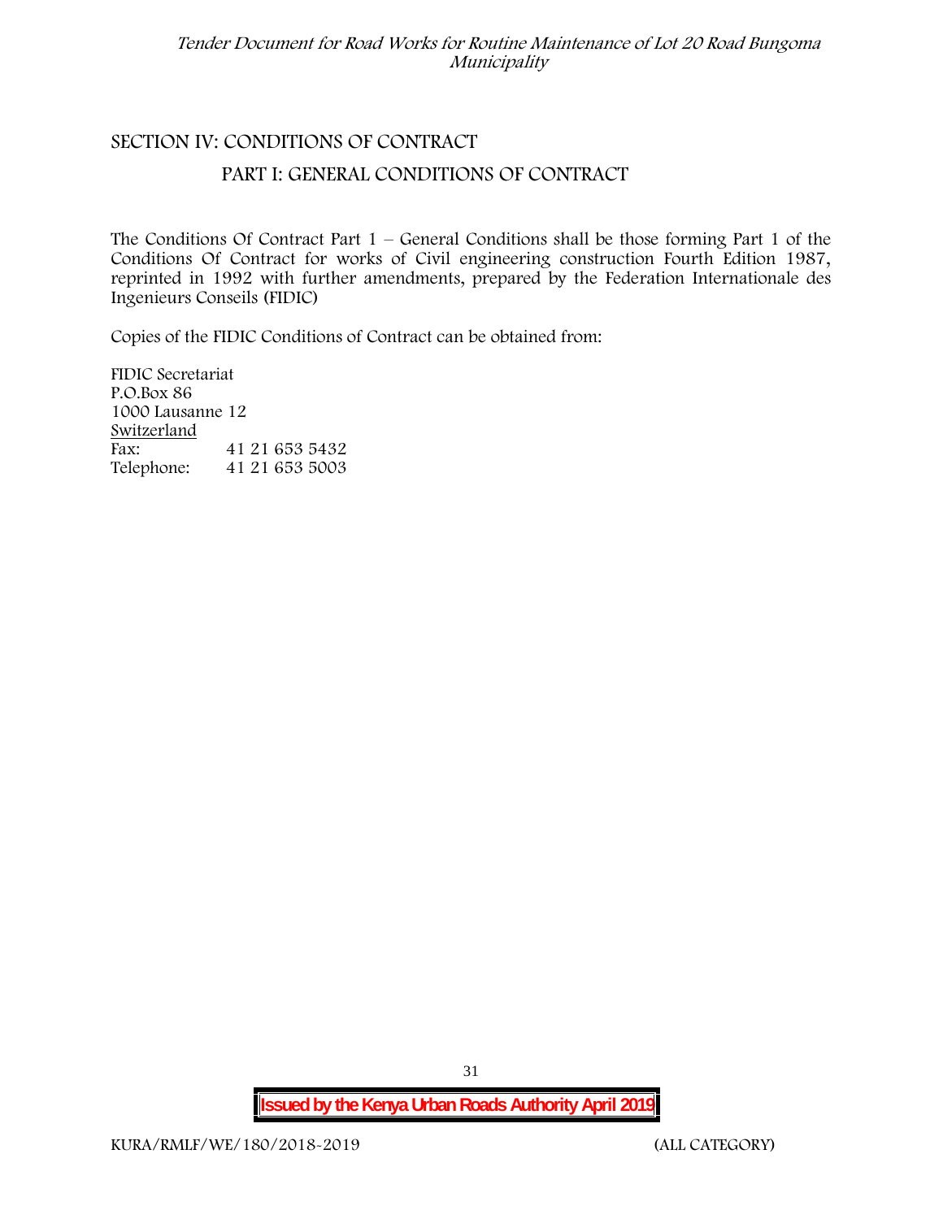## SECTION IV: CONDITIONS OF CONTRACT

### PART I: GENERAL CONDITIONS OF CONTRACT

The Conditions Of Contract Part 1 – General Conditions shall be those forming Part 1 of the Conditions Of Contract for works of Civil engineering construction Fourth Edition 1987, reprinted in 1992 with further amendments, prepared by the Federation Internationale des Ingenieurs Conseils (FIDIC)

Copies of the FIDIC Conditions of Contract can be obtained from:

FIDIC Secretariat
P.O.Box 86
1000 Lausanne 12
Switzerland

| | |
|---|---|
| Fax: | 41 21 653 5432 |
| Telephone: | 41 21 653 5003 |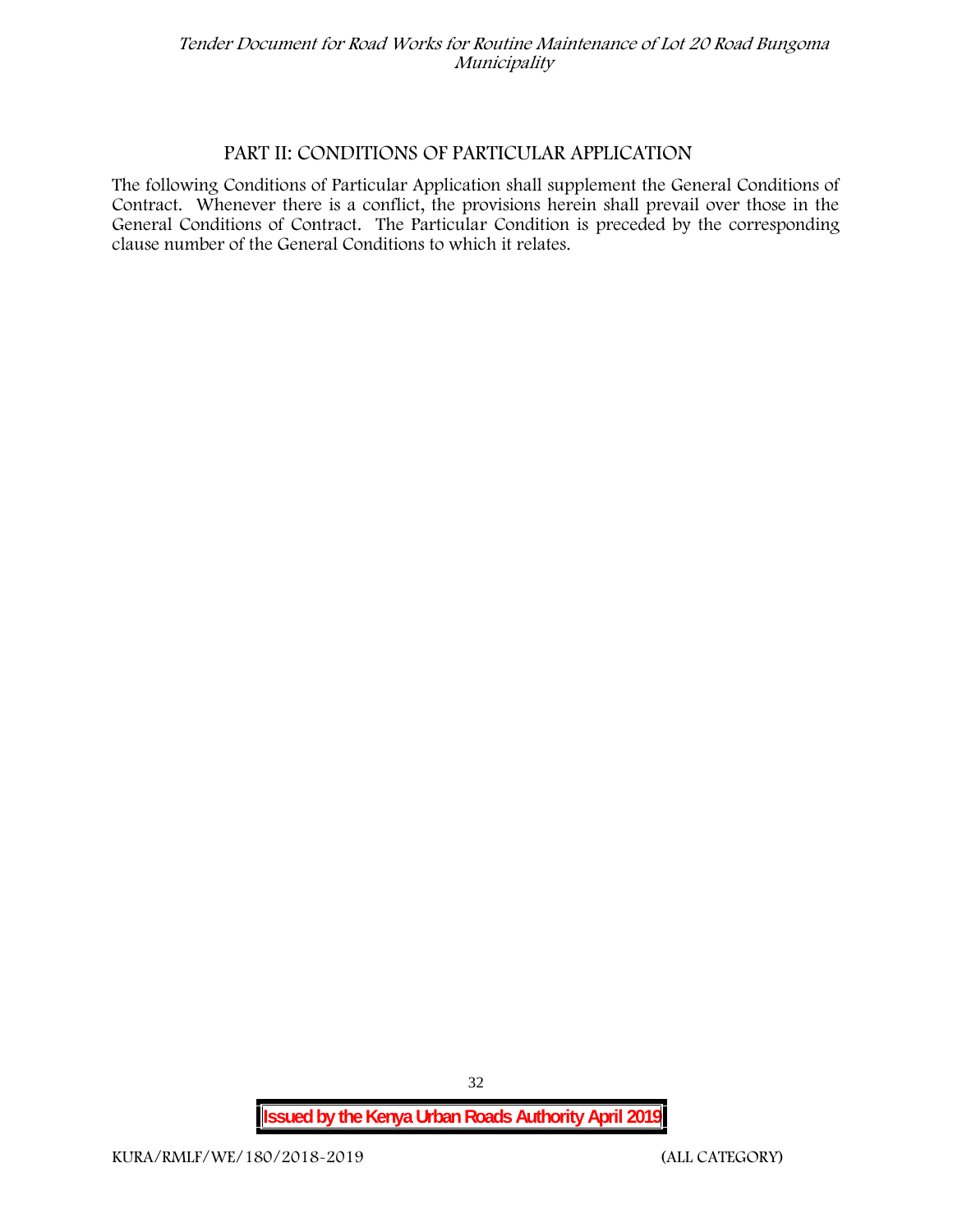## PART II: CONDITIONS OF PARTICULAR APPLICATION

The following Conditions of Particular Application shall supplement the General Conditions of Contract. Whenever there is a conflict, the provisions herein shall prevail over those in the General Conditions of Contract. The Particular Condition is preceded by the corresponding clause number of the General Conditions to which it relates.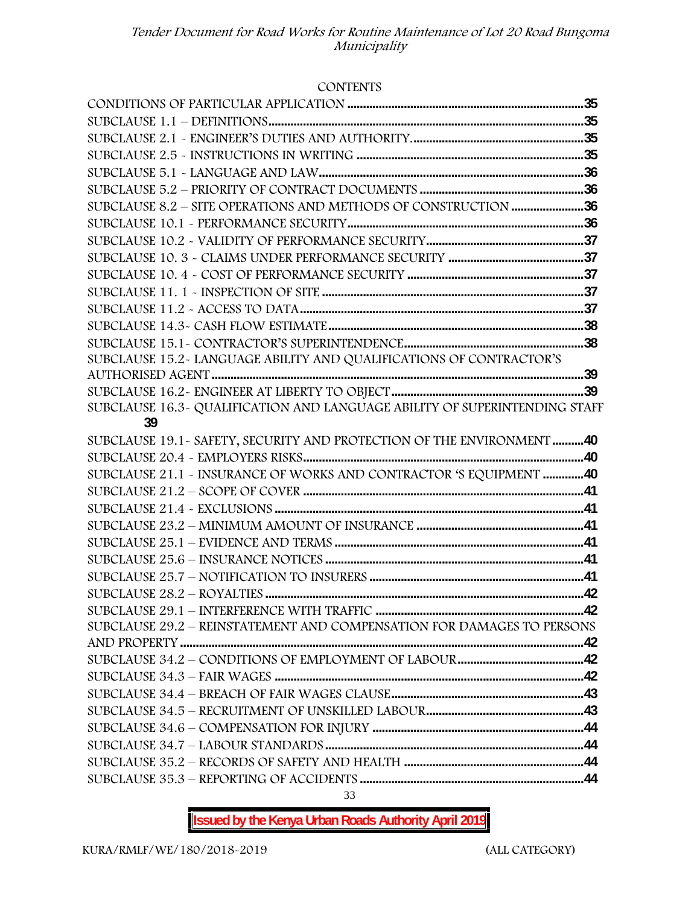CONTENTS

| | |
|---|---|
| CONDITIONS OF PARTICULAR APPLICATION | 35 |
| SUBCLAUSE 1.1 – DEFINITIONS | 35 |
| SUBCLAUSE 2.1 - ENGINEER'S DUTIES AND AUTHORITY. | 35 |
| SUBCLAUSE 2.5 - INSTRUCTIONS IN WRITING | 35 |
| SUBCLAUSE 5.1 - LANGUAGE AND LAW | 36 |
| SUBCLAUSE 5.2 – PRIORITY OF CONTRACT DOCUMENTS | 36 |
| SUBCLAUSE 8.2 – SITE OPERATIONS AND METHODS OF CONSTRUCTION | 36 |
| SUBCLAUSE 10.1 - PERFORMANCE SECURITY | 36 |
| SUBCLAUSE 10.2 - VALIDITY OF PERFORMANCE SECURITY | 37 |
| SUBCLAUSE 10. 3 - CLAIMS UNDER PERFORMANCE SECURITY | 37 |
| SUBCLAUSE 10. 4 - COST OF PERFORMANCE SECURITY | 37 |
| SUBCLAUSE 11. 1 - INSPECTION OF SITE | 37 |
| SUBCLAUSE 11.2 - ACCESS TO DATA | 37 |
| SUBCLAUSE 14.3- CASH FLOW ESTIMATE | 38 |
| SUBCLAUSE 15.1- CONTRACTOR'S SUPERINTENDENCE | 38 |
| SUBCLAUSE 15.2- LANGUAGE ABILITY AND QUALIFICATIONS OF CONTRACTOR'S AUTHORISED AGENT | 39 |
| SUBCLAUSE 16.2- ENGINEER AT LIBERTY TO OBJECT | 39 |
| SUBCLAUSE 16.3- QUALIFICATION AND LANGUAGE ABILITY OF SUPERINTENDING STAFF | 39 |
| SUBCLAUSE 19.1- SAFETY, SECURITY AND PROTECTION OF THE ENVIRONMENT | 40 |
| SUBCLAUSE 20.4 - EMPLOYERS RISKS | 40 |
| SUBCLAUSE 21.1 - INSURANCE OF WORKS AND CONTRACTOR 'S EQUIPMENT | 40 |
| SUBCLAUSE 21.2 – SCOPE OF COVER | 41 |
| SUBCLAUSE 21.4 - EXCLUSIONS | 41 |
| SUBCLAUSE 23.2 – MINIMUM AMOUNT OF INSURANCE | 41 |
| SUBCLAUSE 25.1 – EVIDENCE AND TERMS | 41 |
| SUBCLAUSE 25.6 – INSURANCE NOTICES | 41 |
| SUBCLAUSE 25.7 – NOTIFICATION TO INSURERS | 41 |
| SUBCLAUSE 28.2 – ROYALTIES | 42 |
| SUBCLAUSE 29.1 – INTERFERENCE WITH TRAFFIC | 42 |
| SUBCLAUSE 29.2 – REINSTATEMENT AND COMPENSATION FOR DAMAGES TO PERSONS AND PROPERTY | 42 |
| SUBCLAUSE 34.2 – CONDITIONS OF EMPLOYMENT OF LABOUR | 42 |
| SUBCLAUSE 34.3 – FAIR WAGES | 42 |
| SUBCLAUSE 34.4 – BREACH OF FAIR WAGES CLAUSE | 43 |
| SUBCLAUSE 34.5 – RECRUITMENT OF UNSKILLED LABOUR | 43 |
| SUBCLAUSE 34.6 – COMPENSATION FOR INJURY | 44 |
| SUBCLAUSE 34.7 – LABOUR STANDARDS | 44 |
| SUBCLAUSE 35.2 – RECORDS OF SAFETY AND HEALTH | 44 |
| SUBCLAUSE 35.3 – REPORTING OF ACCIDENTS | 44 |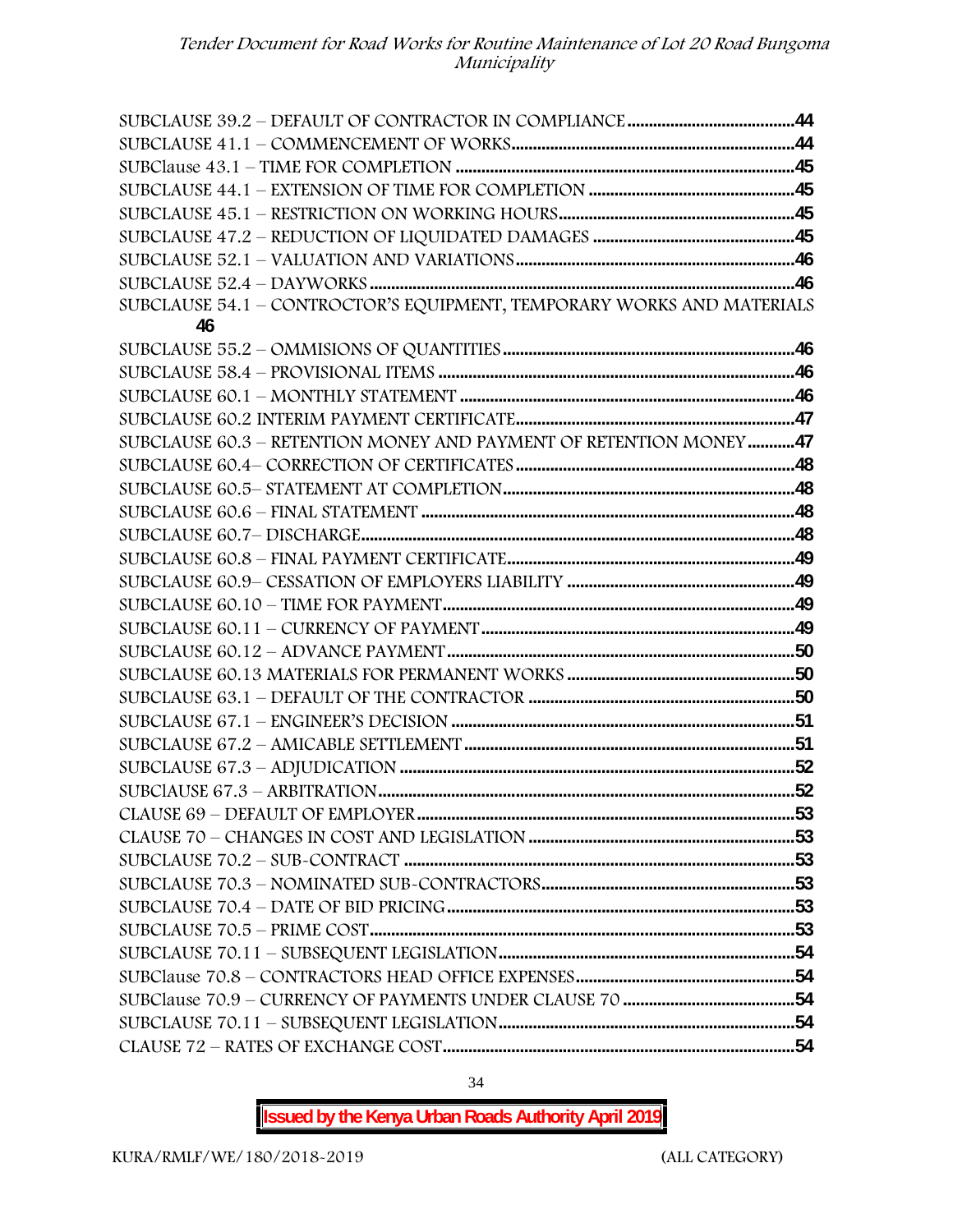SUBCLAUSE 39.2 – DEFAULT OF CONTRACTOR IN COMPLIANCE .......................................44
SUBCLAUSE 41.1 – COMMENCEMENT OF WORKS.......................................................................44
SUBClause 43.1 – TIME FOR COMPLETION ...................................................................................45
SUBCLAUSE 44.1 – EXTENSION OF TIME FOR COMPLETION ................................................45
SUBCLAUSE 45.1 – RESTRICTION ON WORKING HOURS.......................................................45
SUBCLAUSE 47.2 – REDUCTION OF LIQUIDATED DAMAGES ...............................................45
SUBCLAUSE 52.1 – VALUATION AND VARIATIONS.................................................................46
SUBCLAUSE 52.4 – DAYWORKS......................................................................................................46
SUBCLAUSE 54.1 – CONTROCTOR'S EQUIPMENT, TEMPORARY WORKS AND MATERIALS 46
SUBCLAUSE 55.2 – OMMISIONS OF QUANTITIES....................................................................46
SUBCLAUSE 58.4 – PROVISIONAL ITEMS ....................................................................................46
SUBCLAUSE 60.1 – MONTHLY STATEMENT ...............................................................................46
SUBCLAUSE 60.2 INTERIM PAYMENT CERTIFICATE.................................................................47
SUBCLAUSE 60.3 – RETENTION MONEY AND PAYMENT OF RETENTION MONEY...........47
SUBCLAUSE 60.4– CORRECTION OF CERTIFICATES.................................................................48
SUBCLAUSE 60.5– STATEMENT AT COMPLETION.....................................................................48
SUBCLAUSE 60.6 – FINAL STATEMENT ........................................................................................48
SUBCLAUSE 60.7– DISCHARGE.......................................................................................................48
SUBCLAUSE 60.8 – FINAL PAYMENT CERTIFICATE....................................................................49
SUBCLAUSE 60.9– CESSATION OF EMPLOYERS LIABILITY .....................................................49
SUBCLAUSE 60.10 – TIME FOR PAYMENT...................................................................................49
SUBCLAUSE 60.11 – CURRENCY OF PAYMENT...........................................................................49
SUBCLAUSE 60.12 – ADVANCE PAYMENT..................................................................................50
SUBCLAUSE 60.13 MATERIALS FOR PERMANENT WORKS .....................................................50
SUBCLAUSE 63.1 – DEFAULT OF THE CONTRACTOR ...............................................................50
SUBCLAUSE 67.1 – ENGINEER'S DECISION .................................................................................51
SUBCLAUSE 67.2 – AMICABLE SETTLEMENT..............................................................................51
SUBCLAUSE 67.3 – ADJUDICATION ..............................................................................................52
SUBClAUSE 67.3 – ARBITRATION...................................................................................................52
CLAUSE 69 – DEFAULT OF EMPLOYER.........................................................................................53
CLAUSE 70 – CHANGES IN COST AND LEGISLATION ..............................................................53
SUBCLAUSE 70.2 – SUB-CONTRACT .............................................................................................53
SUBCLAUSE 70.3 – NOMINATED SUB-CONTRACTORS............................................................53
SUBCLAUSE 70.4 – DATE OF BID PRICING...................................................................................53
SUBCLAUSE 70.5 – PRIME COST.....................................................................................................53
SUBCLAUSE 70.11 – SUBSEQUENT LEGISLATION......................................................................54
SUBClause 70.8 – CONTRACTORS HEAD OFFICE EXPENSES....................................................54
SUBClause 70.9 – CURRENCY OF PAYMENTS UNDER CLAUSE 70 ..........................................54
SUBCLAUSE 70.11 – SUBSEQUENT LEGISLATION......................................................................54
CLAUSE 72 – RATES OF EXCHANGE COST...................................................................................54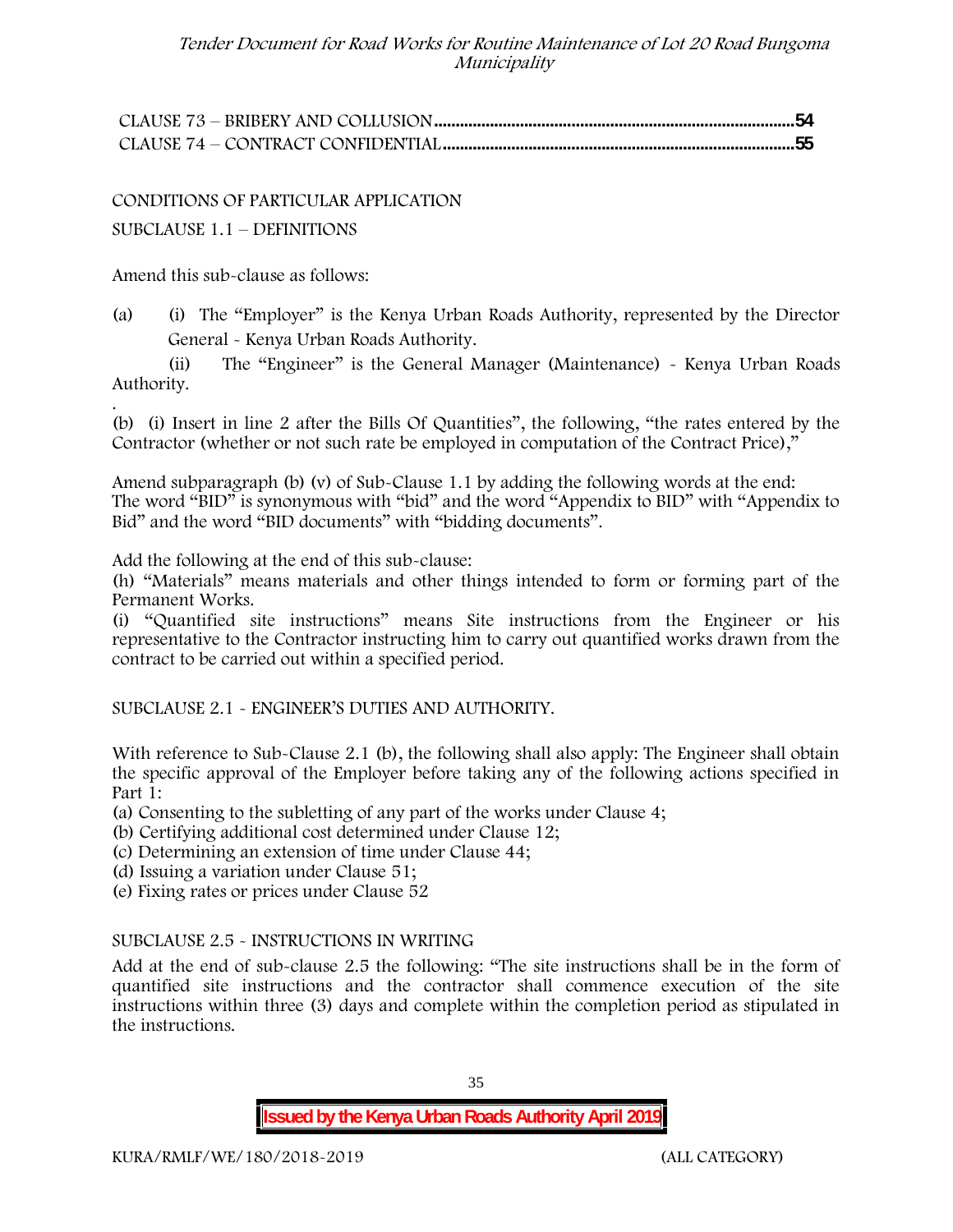CLAUSE 73 – BRIBERY AND COLLUSION ..... 54
CLAUSE 74 – CONTRACT CONFIDENTIAL ..... 55

CONDITIONS OF PARTICULAR APPLICATION

SUBCLAUSE 1.1 – DEFINITIONS

Amend this sub-clause as follows:

(a) (i) The "Employer" is the Kenya Urban Roads Authority, represented by the Director General - Kenya Urban Roads Authority.

(ii) The "Engineer" is the General Manager (Maintenance) - Kenya Urban Roads Authority.

.

(b) (i) Insert in line 2 after the Bills Of Quantities", the following, "the rates entered by the Contractor (whether or not such rate be employed in computation of the Contract Price),"

Amend subparagraph (b) (v) of Sub-Clause 1.1 by adding the following words at the end: The word "BID" is synonymous with "bid" and the word "Appendix to BID" with "Appendix to Bid" and the word "BID documents" with "bidding documents".

Add the following at the end of this sub-clause:
(h) "Materials" means materials and other things intended to form or forming part of the Permanent Works.
(i) "Quantified site instructions" means Site instructions from the Engineer or his representative to the Contractor instructing him to carry out quantified works drawn from the contract to be carried out within a specified period.

SUBCLAUSE 2.1 - ENGINEER'S DUTIES AND AUTHORITY.

With reference to Sub-Clause 2.1 (b), the following shall also apply: The Engineer shall obtain the specific approval of the Employer before taking any of the following actions specified in Part 1:
(a) Consenting to the subletting of any part of the works under Clause 4;
(b) Certifying additional cost determined under Clause 12;
(c) Determining an extension of time under Clause 44;
(d) Issuing a variation under Clause 51;
(e) Fixing rates or prices under Clause 52

SUBCLAUSE 2.5 - INSTRUCTIONS IN WRITING

Add at the end of sub-clause 2.5 the following: "The site instructions shall be in the form of quantified site instructions and the contractor shall commence execution of the site instructions within three (3) days and complete within the completion period as stipulated in the instructions.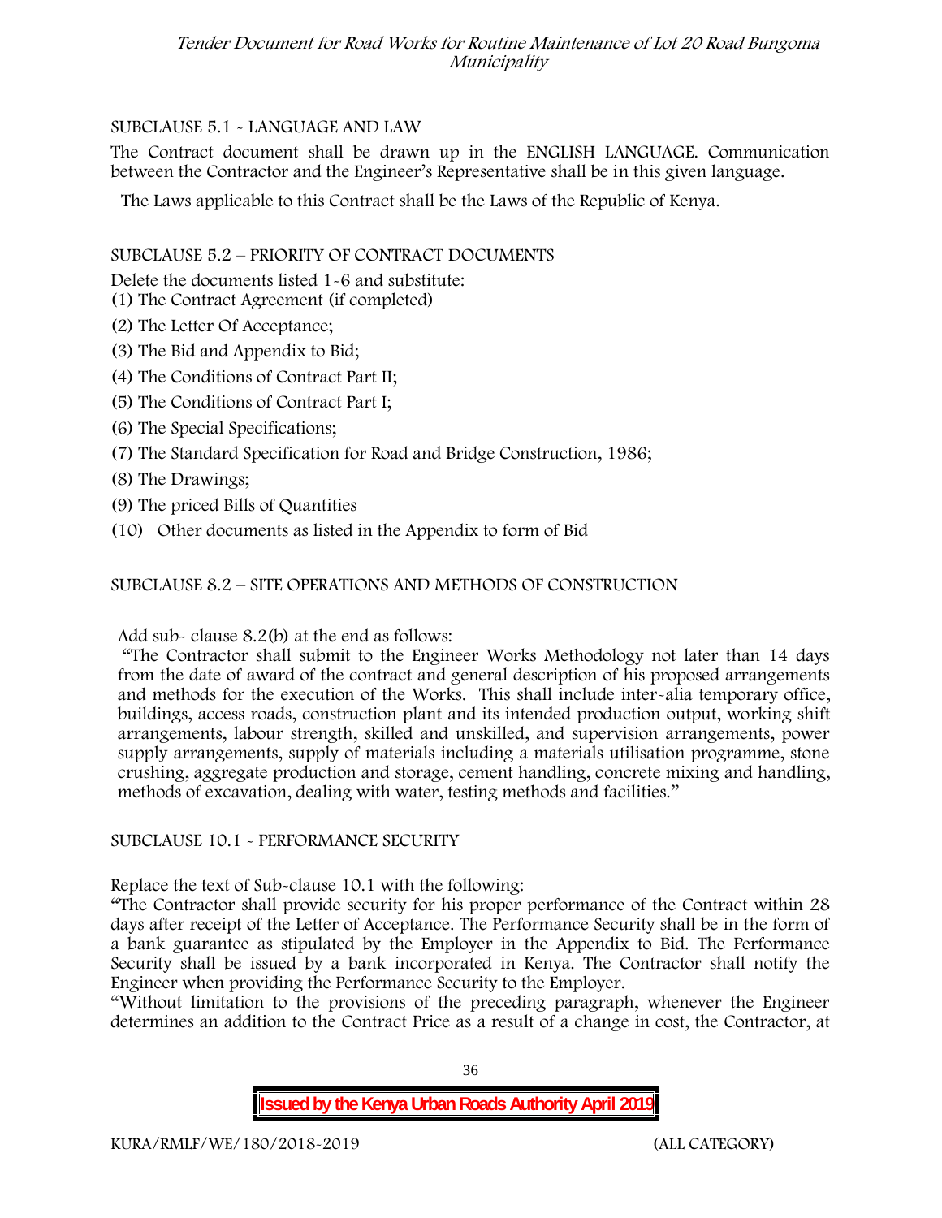SUBCLAUSE 5.1 - LANGUAGE AND LAW

The Contract document shall be drawn up in the ENGLISH LANGUAGE. Communication between the Contractor and the Engineer's Representative shall be in this given language.

The Laws applicable to this Contract shall be the Laws of the Republic of Kenya.

SUBCLAUSE 5.2 – PRIORITY OF CONTRACT DOCUMENTS

Delete the documents listed 1-6 and substitute:

(1) The Contract Agreement (if completed)

(2) The Letter Of Acceptance;

(3) The Bid and Appendix to Bid;

(4) The Conditions of Contract Part II;

(5) The Conditions of Contract Part I;

(6) The Special Specifications;

(7) The Standard Specification for Road and Bridge Construction, 1986;

(8) The Drawings;

(9) The priced Bills of Quantities

(10) Other documents as listed in the Appendix to form of Bid

SUBCLAUSE 8.2 – SITE OPERATIONS AND METHODS OF CONSTRUCTION

Add sub- clause 8.2(b) at the end as follows:

"The Contractor shall submit to the Engineer Works Methodology not later than 14 days from the date of award of the contract and general description of his proposed arrangements and methods for the execution of the Works. This shall include inter-alia temporary office, buildings, access roads, construction plant and its intended production output, working shift arrangements, labour strength, skilled and unskilled, and supervision arrangements, power supply arrangements, supply of materials including a materials utilisation programme, stone crushing, aggregate production and storage, cement handling, concrete mixing and handling, methods of excavation, dealing with water, testing methods and facilities."

SUBCLAUSE 10.1 - PERFORMANCE SECURITY

Replace the text of Sub-clause 10.1 with the following:

"The Contractor shall provide security for his proper performance of the Contract within 28 days after receipt of the Letter of Acceptance. The Performance Security shall be in the form of a bank guarantee as stipulated by the Employer in the Appendix to Bid. The Performance Security shall be issued by a bank incorporated in Kenya. The Contractor shall notify the Engineer when providing the Performance Security to the Employer.

"Without limitation to the provisions of the preceding paragraph, whenever the Engineer determines an addition to the Contract Price as a result of a change in cost, the Contractor, at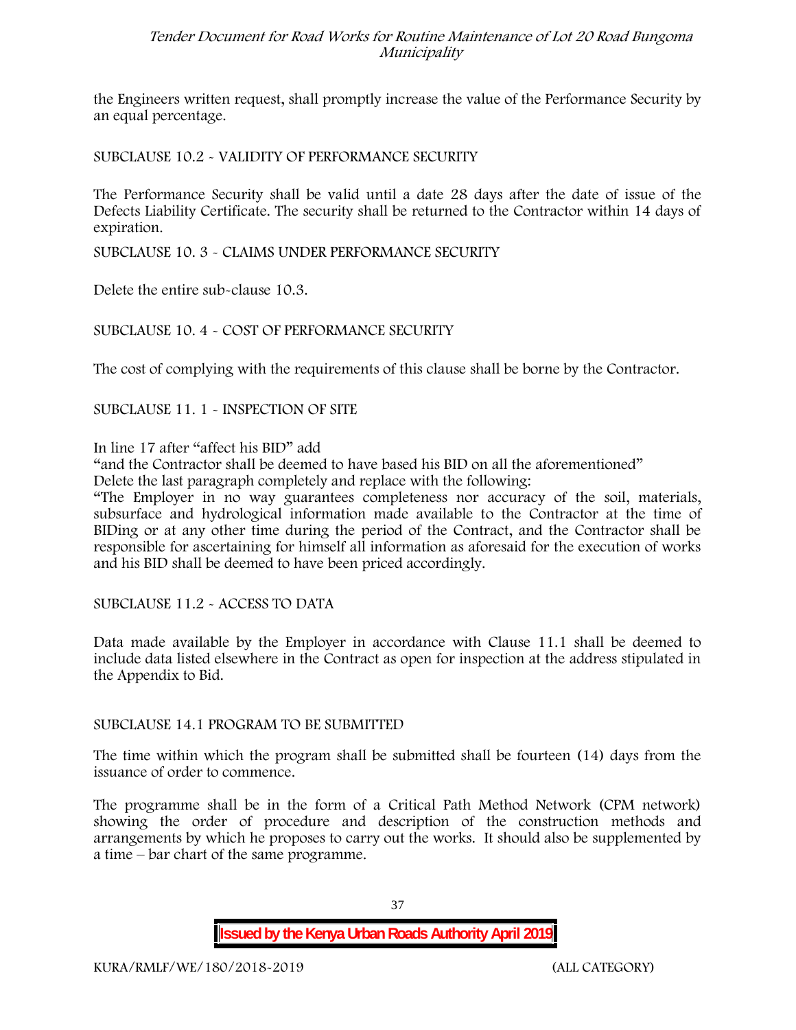the Engineers written request, shall promptly increase the value of the Performance Security by an equal percentage.

SUBCLAUSE 10.2 - VALIDITY OF PERFORMANCE SECURITY

The Performance Security shall be valid until a date 28 days after the date of issue of the Defects Liability Certificate. The security shall be returned to the Contractor within 14 days of expiration.

SUBCLAUSE 10. 3 - CLAIMS UNDER PERFORMANCE SECURITY

Delete the entire sub-clause 10.3.

SUBCLAUSE 10. 4 - COST OF PERFORMANCE SECURITY

The cost of complying with the requirements of this clause shall be borne by the Contractor.

SUBCLAUSE 11. 1 - INSPECTION OF SITE

In line 17 after "affect his BID" add

"and the Contractor shall be deemed to have based his BID on all the aforementioned"

Delete the last paragraph completely and replace with the following:

"The Employer in no way guarantees completeness nor accuracy of the soil, materials, subsurface and hydrological information made available to the Contractor at the time of BIDing or at any other time during the period of the Contract, and the Contractor shall be responsible for ascertaining for himself all information as aforesaid for the execution of works and his BID shall be deemed to have been priced accordingly.

SUBCLAUSE 11.2 - ACCESS TO DATA

Data made available by the Employer in accordance with Clause 11.1 shall be deemed to include data listed elsewhere in the Contract as open for inspection at the address stipulated in the Appendix to Bid.

SUBCLAUSE 14.1 PROGRAM TO BE SUBMITTED

The time within which the program shall be submitted shall be fourteen (14) days from the issuance of order to commence.

The programme shall be in the form of a Critical Path Method Network (CPM network) showing the order of procedure and description of the construction methods and arrangements by which he proposes to carry out the works. It should also be supplemented by a time – bar chart of the same programme.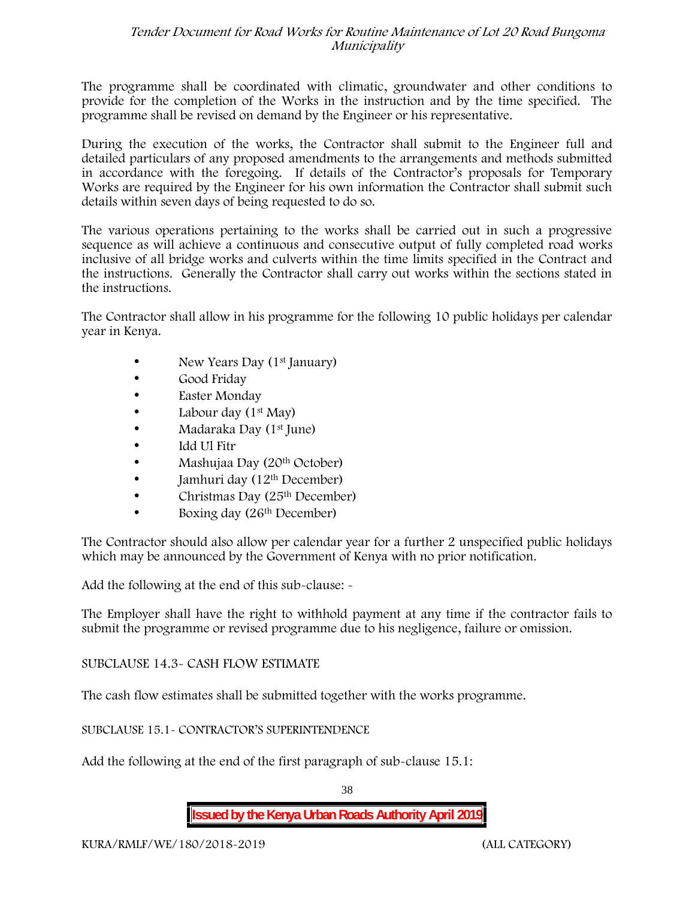The programme shall be coordinated with climatic, groundwater and other conditions to provide for the completion of the Works in the instruction and by the time specified. The programme shall be revised on demand by the Engineer or his representative.

During the execution of the works, the Contractor shall submit to the Engineer full and detailed particulars of any proposed amendments to the arrangements and methods submitted in accordance with the foregoing. If details of the Contractor's proposals for Temporary Works are required by the Engineer for his own information the Contractor shall submit such details within seven days of being requested to do so.

The various operations pertaining to the works shall be carried out in such a progressive sequence as will achieve a continuous and consecutive output of fully completed road works inclusive of all bridge works and culverts within the time limits specified in the Contract and the instructions. Generally the Contractor shall carry out works within the sections stated in the instructions.

The Contractor shall allow in his programme for the following 10 public holidays per calendar year in Kenya.

- New Years Day (1st January)
- Good Friday
- Easter Monday
- Labour day (1st May)
- Madaraka Day (1st June)
- Idd Ul Fitr
- Mashujaa Day (20th October)
- Jamhuri day (12th December)
- Christmas Day (25th December)
- Boxing day (26th December)

The Contractor should also allow per calendar year for a further 2 unspecified public holidays which may be announced by the Government of Kenya with no prior notification.

Add the following at the end of this sub-clause: -

The Employer shall have the right to withhold payment at any time if the contractor fails to submit the programme or revised programme due to his negligence, failure or omission.

SUBCLAUSE 14.3- CASH FLOW ESTIMATE

The cash flow estimates shall be submitted together with the works programme.

SUBCLAUSE 15.1- CONTRACTOR'S SUPERINTENDENCE

Add the following at the end of the first paragraph of sub-clause 15.1: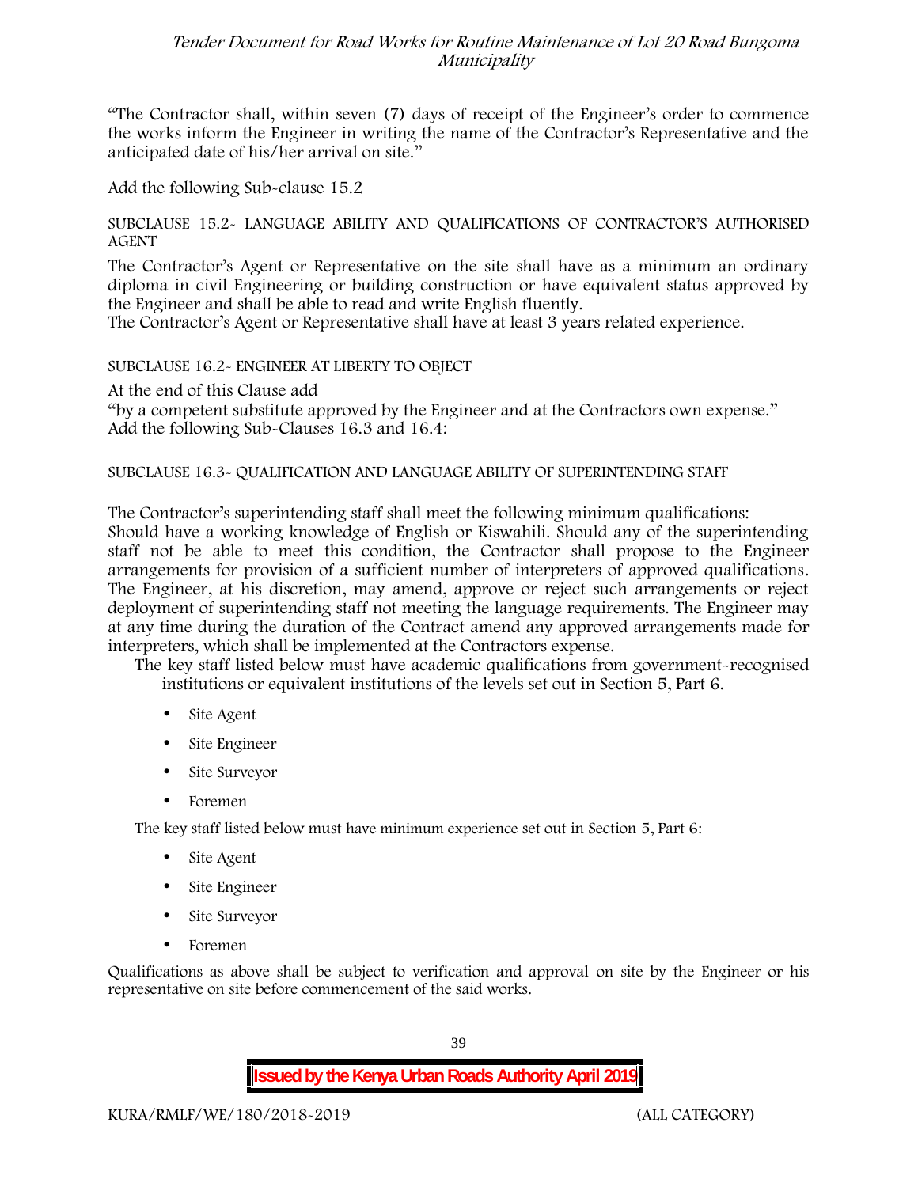"The Contractor shall, within seven (7) days of receipt of the Engineer's order to commence the works inform the Engineer in writing the name of the Contractor's Representative and the anticipated date of his/her arrival on site."

Add the following Sub-clause 15.2

SUBCLAUSE 15.2- LANGUAGE ABILITY AND QUALIFICATIONS OF CONTRACTOR'S AUTHORISED AGENT

The Contractor's Agent or Representative on the site shall have as a minimum an ordinary diploma in civil Engineering or building construction or have equivalent status approved by the Engineer and shall be able to read and write English fluently.
The Contractor's Agent or Representative shall have at least 3 years related experience.

SUBCLAUSE 16.2- ENGINEER AT LIBERTY TO OBJECT

At the end of this Clause add
"by a competent substitute approved by the Engineer and at the Contractors own expense."
Add the following Sub-Clauses 16.3 and 16.4:

SUBCLAUSE 16.3- QUALIFICATION AND LANGUAGE ABILITY OF SUPERINTENDING STAFF

The Contractor's superintending staff shall meet the following minimum qualifications:
Should have a working knowledge of English or Kiswahili. Should any of the superintending staff not be able to meet this condition, the Contractor shall propose to the Engineer arrangements for provision of a sufficient number of interpreters of approved qualifications. The Engineer, at his discretion, may amend, approve or reject such arrangements or reject deployment of superintending staff not meeting the language requirements. The Engineer may at any time during the duration of the Contract amend any approved arrangements made for interpreters, which shall be implemented at the Contractors expense.

The key staff listed below must have academic qualifications from government-recognised institutions or equivalent institutions of the levels set out in Section 5, Part 6.

- Site Agent
- Site Engineer
- Site Surveyor
- Foremen

The key staff listed below must have minimum experience set out in Section 5, Part 6:

- Site Agent
- Site Engineer
- Site Surveyor
- Foremen

Qualifications as above shall be subject to verification and approval on site by the Engineer or his representative on site before commencement of the said works.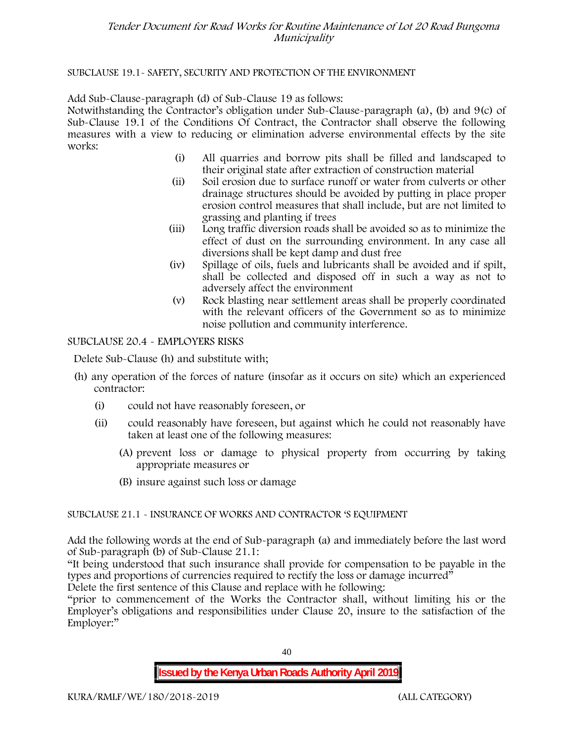SUBCLAUSE 19.1- SAFETY, SECURITY AND PROTECTION OF THE ENVIRONMENT

Add Sub-Clause-paragraph (d) of Sub-Clause 19 as follows:
Notwithstanding the Contractor's obligation under Sub-Clause-paragraph (a), (b) and 9(c) of Sub-Clause 19.1 of the Conditions Of Contract, the Contractor shall observe the following measures with a view to reducing or elimination adverse environmental effects by the site works:

(i) All quarries and borrow pits shall be filled and landscaped to their original state after extraction of construction material
(ii) Soil erosion due to surface runoff or water from culverts or other drainage structures should be avoided by putting in place proper erosion control measures that shall include, but are not limited to grassing and planting if trees
(iii) Long traffic diversion roads shall be avoided so as to minimize the effect of dust on the surrounding environment. In any case all diversions shall be kept damp and dust free
(iv) Spillage of oils, fuels and lubricants shall be avoided and if spilt, shall be collected and disposed off in such a way as not to adversely affect the environment
(v) Rock blasting near settlement areas shall be properly coordinated with the relevant officers of the Government so as to minimize noise pollution and community interference.

SUBCLAUSE 20.4 - EMPLOYERS RISKS

Delete Sub-Clause (h) and substitute with;

(h) any operation of the forces of nature (insofar as it occurs on site) which an experienced contractor:

  (i) could not have reasonably foreseen, or

  (ii) could reasonably have foreseen, but against which he could not reasonably have taken at least one of the following measures:

    (A) prevent loss or damage to physical property from occurring by taking appropriate measures or

    (B) insure against such loss or damage

SUBCLAUSE 21.1 - INSURANCE OF WORKS AND CONTRACTOR 'S EQUIPMENT

Add the following words at the end of Sub-paragraph (a) and immediately before the last word of Sub-paragraph (b) of Sub-Clause 21.1:
"It being understood that such insurance shall provide for compensation to be payable in the types and proportions of currencies required to rectify the loss or damage incurred"
Delete the first sentence of this Clause and replace with he following:
"prior to commencement of the Works the Contractor shall, without limiting his or the Employer's obligations and responsibilities under Clause 20, insure to the satisfaction of the Employer:"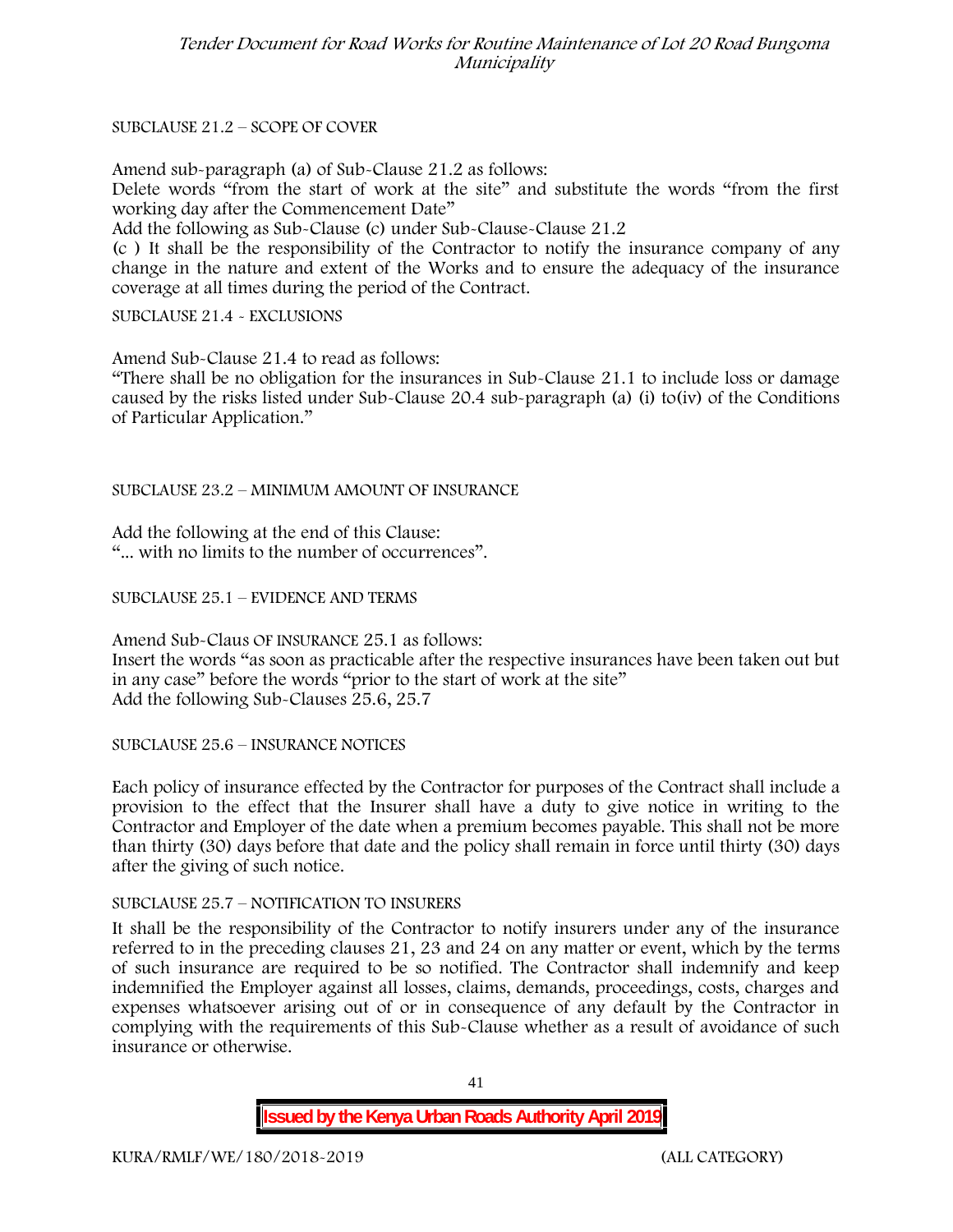SUBCLAUSE 21.2 – SCOPE OF COVER

Amend sub-paragraph (a) of Sub-Clause 21.2 as follows:
Delete words "from the start of work at the site" and substitute the words "from the first working day after the Commencement Date"
Add the following as Sub-Clause (c) under Sub-Clause-Clause 21.2
(c ) It shall be the responsibility of the Contractor to notify the insurance company of any change in the nature and extent of the Works and to ensure the adequacy of the insurance coverage at all times during the period of the Contract.

SUBCLAUSE 21.4 - EXCLUSIONS

Amend Sub-Clause 21.4 to read as follows:
"There shall be no obligation for the insurances in Sub-Clause 21.1 to include loss or damage caused by the risks listed under Sub-Clause 20.4 sub-paragraph (a) (i) to(iv) of the Conditions of Particular Application."

SUBCLAUSE 23.2 – MINIMUM AMOUNT OF INSURANCE

Add the following at the end of this Clause:
"... with no limits to the number of occurrences".

SUBCLAUSE 25.1 – EVIDENCE AND TERMS

Amend Sub-Claus OF INSURANCE 25.1 as follows:
Insert the words "as soon as practicable after the respective insurances have been taken out but in any case" before the words "prior to the start of work at the site"
Add the following Sub-Clauses 25.6, 25.7

SUBCLAUSE 25.6 – INSURANCE NOTICES

Each policy of insurance effected by the Contractor for purposes of the Contract shall include a provision to the effect that the Insurer shall have a duty to give notice in writing to the Contractor and Employer of the date when a premium becomes payable. This shall not be more than thirty (30) days before that date and the policy shall remain in force until thirty (30) days after the giving of such notice.

SUBCLAUSE 25.7 – NOTIFICATION TO INSURERS

It shall be the responsibility of the Contractor to notify insurers under any of the insurance referred to in the preceding clauses 21, 23 and 24 on any matter or event, which by the terms of such insurance are required to be so notified. The Contractor shall indemnify and keep indemnified the Employer against all losses, claims, demands, proceedings, costs, charges and expenses whatsoever arising out of or in consequence of any default by the Contractor in complying with the requirements of this Sub-Clause whether as a result of avoidance of such insurance or otherwise.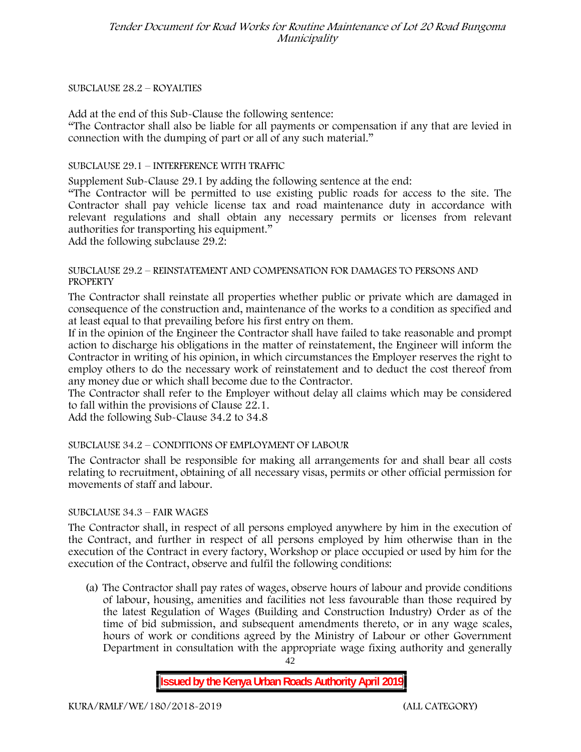SUBCLAUSE 28.2 – ROYALTIES

Add at the end of this Sub-Clause the following sentence:

"The Contractor shall also be liable for all payments or compensation if any that are levied in connection with the dumping of part or all of any such material."

SUBCLAUSE 29.1 – INTERFERENCE WITH TRAFFIC

Supplement Sub-Clause 29.1 by adding the following sentence at the end:

"The Contractor will be permitted to use existing public roads for access to the site. The Contractor shall pay vehicle license tax and road maintenance duty in accordance with relevant regulations and shall obtain any necessary permits or licenses from relevant authorities for transporting his equipment."

Add the following subclause 29.2:

SUBCLAUSE 29.2 – REINSTATEMENT AND COMPENSATION FOR DAMAGES TO PERSONS AND PROPERTY

The Contractor shall reinstate all properties whether public or private which are damaged in consequence of the construction and, maintenance of the works to a condition as specified and at least equal to that prevailing before his first entry on them.

If in the opinion of the Engineer the Contractor shall have failed to take reasonable and prompt action to discharge his obligations in the matter of reinstatement, the Engineer will inform the Contractor in writing of his opinion, in which circumstances the Employer reserves the right to employ others to do the necessary work of reinstatement and to deduct the cost thereof from any money due or which shall become due to the Contractor.

The Contractor shall refer to the Employer without delay all claims which may be considered to fall within the provisions of Clause 22.1.

Add the following Sub-Clause 34.2 to 34.8

SUBCLAUSE 34.2 – CONDITIONS OF EMPLOYMENT OF LABOUR

The Contractor shall be responsible for making all arrangements for and shall bear all costs relating to recruitment, obtaining of all necessary visas, permits or other official permission for movements of staff and labour.

SUBCLAUSE 34.3 – FAIR WAGES

The Contractor shall, in respect of all persons employed anywhere by him in the execution of the Contract, and further in respect of all persons employed by him otherwise than in the execution of the Contract in every factory, Workshop or place occupied or used by him for the execution of the Contract, observe and fulfil the following conditions:

(a) The Contractor shall pay rates of wages, observe hours of labour and provide conditions of labour, housing, amenities and facilities not less favourable than those required by the latest Regulation of Wages (Building and Construction Industry) Order as of the time of bid submission, and subsequent amendments thereto, or in any wage scales, hours of work or conditions agreed by the Ministry of Labour or other Government Department in consultation with the appropriate wage fixing authority and generally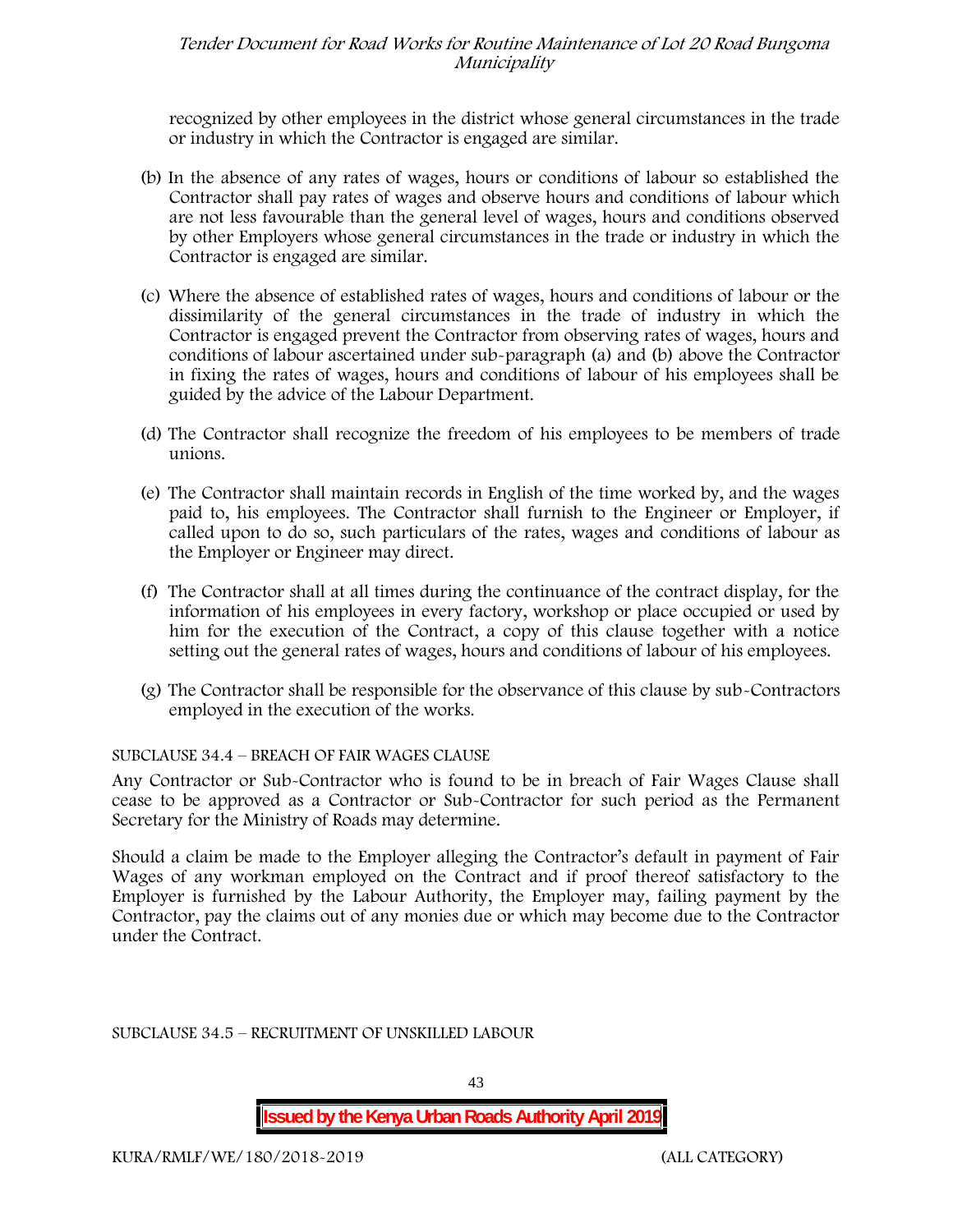recognized by other employees in the district whose general circumstances in the trade or industry in which the Contractor is engaged are similar.

(b) In the absence of any rates of wages, hours or conditions of labour so established the Contractor shall pay rates of wages and observe hours and conditions of labour which are not less favourable than the general level of wages, hours and conditions observed by other Employers whose general circumstances in the trade or industry in which the Contractor is engaged are similar.

(c) Where the absence of established rates of wages, hours and conditions of labour or the dissimilarity of the general circumstances in the trade of industry in which the Contractor is engaged prevent the Contractor from observing rates of wages, hours and conditions of labour ascertained under sub-paragraph (a) and (b) above the Contractor in fixing the rates of wages, hours and conditions of labour of his employees shall be guided by the advice of the Labour Department.

(d) The Contractor shall recognize the freedom of his employees to be members of trade unions.

(e) The Contractor shall maintain records in English of the time worked by, and the wages paid to, his employees. The Contractor shall furnish to the Engineer or Employer, if called upon to do so, such particulars of the rates, wages and conditions of labour as the Employer or Engineer may direct.

(f) The Contractor shall at all times during the continuance of the contract display, for the information of his employees in every factory, workshop or place occupied or used by him for the execution of the Contract, a copy of this clause together with a notice setting out the general rates of wages, hours and conditions of labour of his employees.

(g) The Contractor shall be responsible for the observance of this clause by sub-Contractors employed in the execution of the works.

SUBCLAUSE 34.4 – BREACH OF FAIR WAGES CLAUSE

Any Contractor or Sub-Contractor who is found to be in breach of Fair Wages Clause shall cease to be approved as a Contractor or Sub-Contractor for such period as the Permanent Secretary for the Ministry of Roads may determine.

Should a claim be made to the Employer alleging the Contractor's default in payment of Fair Wages of any workman employed on the Contract and if proof thereof satisfactory to the Employer is furnished by the Labour Authority, the Employer may, failing payment by the Contractor, pay the claims out of any monies due or which may become due to the Contractor under the Contract.

SUBCLAUSE 34.5 – RECRUITMENT OF UNSKILLED LABOUR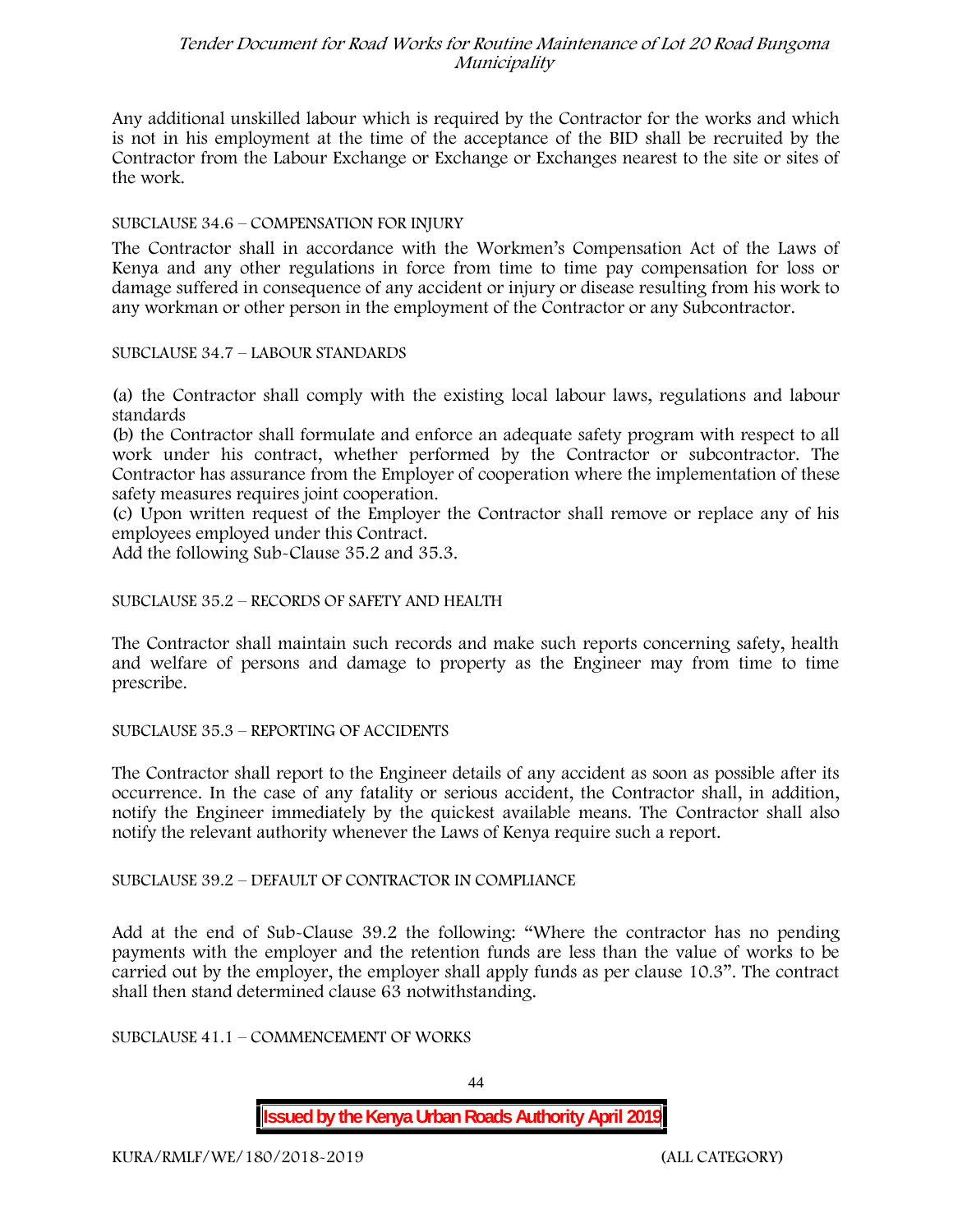Any additional unskilled labour which is required by the Contractor for the works and which is not in his employment at the time of the acceptance of the BID shall be recruited by the Contractor from the Labour Exchange or Exchange or Exchanges nearest to the site or sites of the work.

SUBCLAUSE 34.6 – COMPENSATION FOR INJURY

The Contractor shall in accordance with the Workmen's Compensation Act of the Laws of Kenya and any other regulations in force from time to time pay compensation for loss or damage suffered in consequence of any accident or injury or disease resulting from his work to any workman or other person in the employment of the Contractor or any Subcontractor.

SUBCLAUSE 34.7 – LABOUR STANDARDS

(a) the Contractor shall comply with the existing local labour laws, regulations and labour standards

(b) the Contractor shall formulate and enforce an adequate safety program with respect to all work under his contract, whether performed by the Contractor or subcontractor. The Contractor has assurance from the Employer of cooperation where the implementation of these safety measures requires joint cooperation.

(c) Upon written request of the Employer the Contractor shall remove or replace any of his employees employed under this Contract.

Add the following Sub-Clause 35.2 and 35.3.

SUBCLAUSE 35.2 – RECORDS OF SAFETY AND HEALTH

The Contractor shall maintain such records and make such reports concerning safety, health and welfare of persons and damage to property as the Engineer may from time to time prescribe.

SUBCLAUSE 35.3 – REPORTING OF ACCIDENTS

The Contractor shall report to the Engineer details of any accident as soon as possible after its occurrence. In the case of any fatality or serious accident, the Contractor shall, in addition, notify the Engineer immediately by the quickest available means. The Contractor shall also notify the relevant authority whenever the Laws of Kenya require such a report.

SUBCLAUSE 39.2 – DEFAULT OF CONTRACTOR IN COMPLIANCE

Add at the end of Sub-Clause 39.2 the following: "Where the contractor has no pending payments with the employer and the retention funds are less than the value of works to be carried out by the employer, the employer shall apply funds as per clause 10.3". The contract shall then stand determined clause 63 notwithstanding.

SUBCLAUSE 41.1 – COMMENCEMENT OF WORKS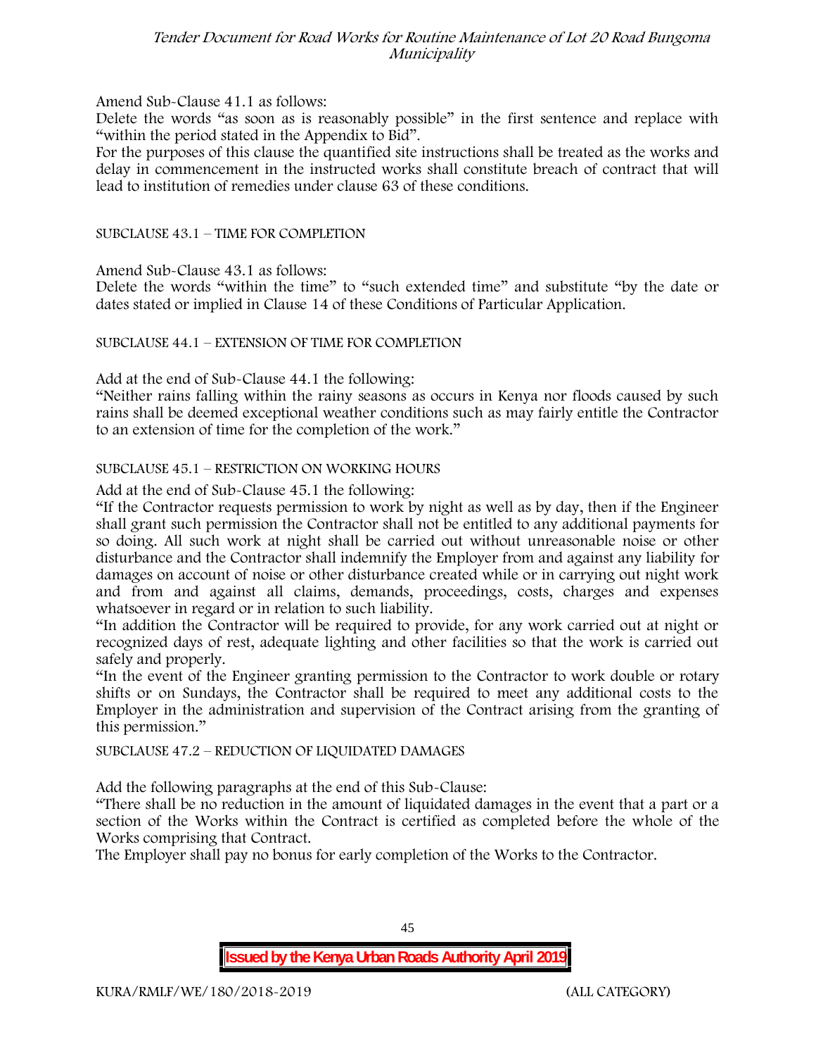Amend Sub-Clause 41.1 as follows:

Delete the words "as soon as is reasonably possible" in the first sentence and replace with "within the period stated in the Appendix to Bid".

For the purposes of this clause the quantified site instructions shall be treated as the works and delay in commencement in the instructed works shall constitute breach of contract that will lead to institution of remedies under clause 63 of these conditions.

SUBCLAUSE 43.1 – TIME FOR COMPLETION

Amend Sub-Clause 43.1 as follows:

Delete the words "within the time" to "such extended time" and substitute "by the date or dates stated or implied in Clause 14 of these Conditions of Particular Application.

SUBCLAUSE 44.1 – EXTENSION OF TIME FOR COMPLETION

Add at the end of Sub-Clause 44.1 the following:

"Neither rains falling within the rainy seasons as occurs in Kenya nor floods caused by such rains shall be deemed exceptional weather conditions such as may fairly entitle the Contractor to an extension of time for the completion of the work."

SUBCLAUSE 45.1 – RESTRICTION ON WORKING HOURS

Add at the end of Sub-Clause 45.1 the following:

"If the Contractor requests permission to work by night as well as by day, then if the Engineer shall grant such permission the Contractor shall not be entitled to any additional payments for so doing. All such work at night shall be carried out without unreasonable noise or other disturbance and the Contractor shall indemnify the Employer from and against any liability for damages on account of noise or other disturbance created while or in carrying out night work and from and against all claims, demands, proceedings, costs, charges and expenses whatsoever in regard or in relation to such liability.

"In addition the Contractor will be required to provide, for any work carried out at night or recognized days of rest, adequate lighting and other facilities so that the work is carried out safely and properly.

"In the event of the Engineer granting permission to the Contractor to work double or rotary shifts or on Sundays, the Contractor shall be required to meet any additional costs to the Employer in the administration and supervision of the Contract arising from the granting of this permission."

SUBCLAUSE 47.2 – REDUCTION OF LIQUIDATED DAMAGES

Add the following paragraphs at the end of this Sub-Clause:

"There shall be no reduction in the amount of liquidated damages in the event that a part or a section of the Works within the Contract is certified as completed before the whole of the Works comprising that Contract.

The Employer shall pay no bonus for early completion of the Works to the Contractor.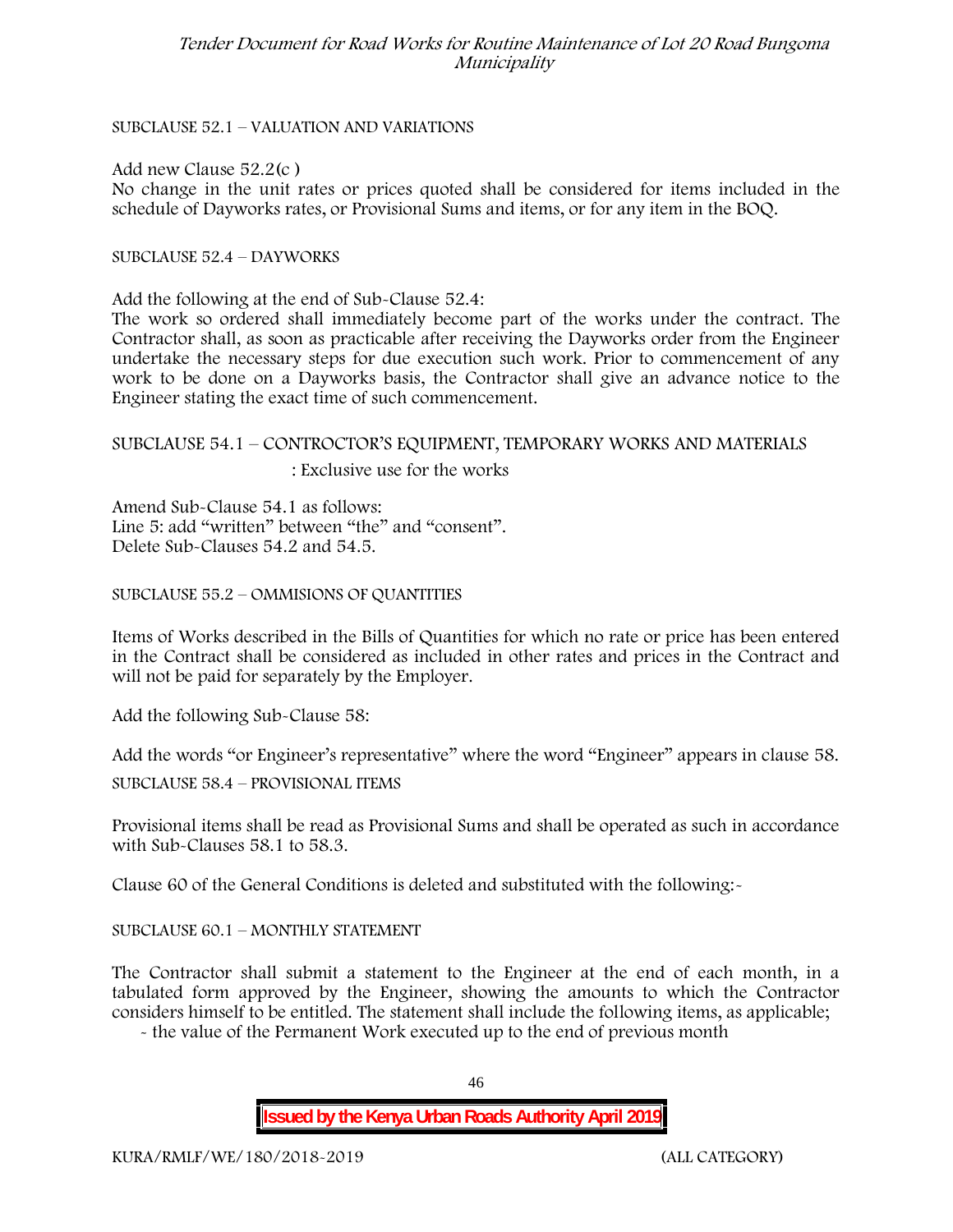SUBCLAUSE 52.1 – VALUATION AND VARIATIONS

Add new Clause 52.2(c )

No change in the unit rates or prices quoted shall be considered for items included in the schedule of Dayworks rates, or Provisional Sums and items, or for any item in the BOQ.

SUBCLAUSE 52.4 – DAYWORKS

Add the following at the end of Sub-Clause 52.4:

The work so ordered shall immediately become part of the works under the contract. The Contractor shall, as soon as practicable after receiving the Dayworks order from the Engineer undertake the necessary steps for due execution such work. Prior to commencement of any work to be done on a Dayworks basis, the Contractor shall give an advance notice to the Engineer stating the exact time of such commencement.

SUBCLAUSE 54.1 – CONTROCTOR'S EQUIPMENT, TEMPORARY WORKS AND MATERIALS

: Exclusive use for the works

Amend Sub-Clause 54.1 as follows:
Line 5: add "written" between "the" and "consent".
Delete Sub-Clauses 54.2 and 54.5.

SUBCLAUSE 55.2 – OMMISIONS OF QUANTITIES

Items of Works described in the Bills of Quantities for which no rate or price has been entered in the Contract shall be considered as included in other rates and prices in the Contract and will not be paid for separately by the Employer.

Add the following Sub-Clause 58:

Add the words "or Engineer's representative" where the word "Engineer" appears in clause 58.

SUBCLAUSE 58.4 – PROVISIONAL ITEMS

Provisional items shall be read as Provisional Sums and shall be operated as such in accordance with Sub-Clauses 58.1 to 58.3.

Clause 60 of the General Conditions is deleted and substituted with the following:-

SUBCLAUSE 60.1 – MONTHLY STATEMENT

The Contractor shall submit a statement to the Engineer at the end of each month, in a tabulated form approved by the Engineer, showing the amounts to which the Contractor considers himself to be entitled. The statement shall include the following items, as applicable;

- the value of the Permanent Work executed up to the end of previous month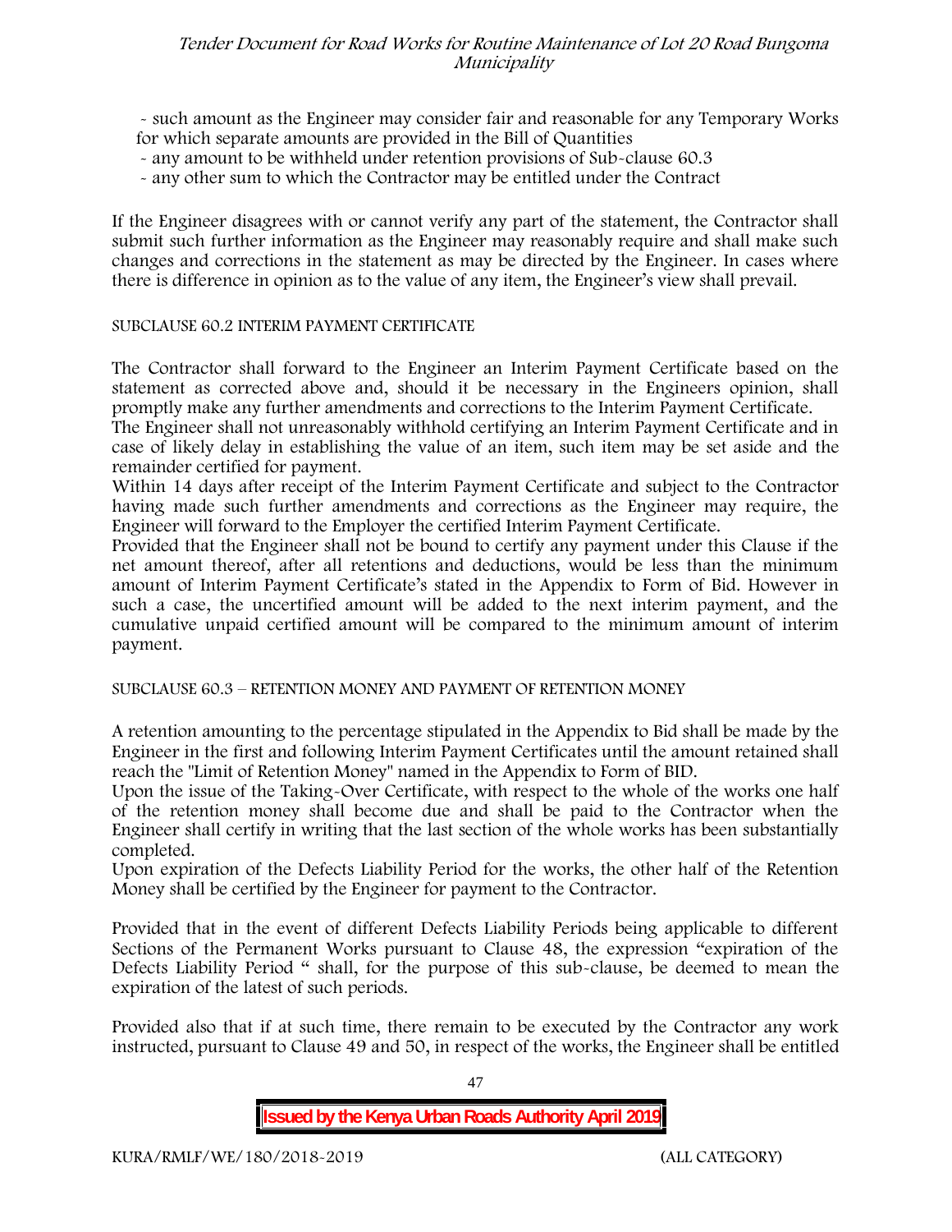- such amount as the Engineer may consider fair and reasonable for any Temporary Works for which separate amounts are provided in the Bill of Quantities
- any amount to be withheld under retention provisions of Sub-clause 60.3
- any other sum to which the Contractor may be entitled under the Contract

If the Engineer disagrees with or cannot verify any part of the statement, the Contractor shall submit such further information as the Engineer may reasonably require and shall make such changes and corrections in the statement as may be directed by the Engineer. In cases where there is difference in opinion as to the value of any item, the Engineer's view shall prevail.

SUBCLAUSE 60.2 INTERIM PAYMENT CERTIFICATE

The Contractor shall forward to the Engineer an Interim Payment Certificate based on the statement as corrected above and, should it be necessary in the Engineers opinion, shall promptly make any further amendments and corrections to the Interim Payment Certificate.
The Engineer shall not unreasonably withhold certifying an Interim Payment Certificate and in case of likely delay in establishing the value of an item, such item may be set aside and the remainder certified for payment.
Within 14 days after receipt of the Interim Payment Certificate and subject to the Contractor having made such further amendments and corrections as the Engineer may require, the Engineer will forward to the Employer the certified Interim Payment Certificate.
Provided that the Engineer shall not be bound to certify any payment under this Clause if the net amount thereof, after all retentions and deductions, would be less than the minimum amount of Interim Payment Certificate's stated in the Appendix to Form of Bid. However in such a case, the uncertified amount will be added to the next interim payment, and the cumulative unpaid certified amount will be compared to the minimum amount of interim payment.

SUBCLAUSE 60.3 – RETENTION MONEY AND PAYMENT OF RETENTION MONEY

A retention amounting to the percentage stipulated in the Appendix to Bid shall be made by the Engineer in the first and following Interim Payment Certificates until the amount retained shall reach the "Limit of Retention Money" named in the Appendix to Form of BID.
Upon the issue of the Taking-Over Certificate, with respect to the whole of the works one half of the retention money shall become due and shall be paid to the Contractor when the Engineer shall certify in writing that the last section of the whole works has been substantially completed.
Upon expiration of the Defects Liability Period for the works, the other half of the Retention Money shall be certified by the Engineer for payment to the Contractor.

Provided that in the event of different Defects Liability Periods being applicable to different Sections of the Permanent Works pursuant to Clause 48, the expression "expiration of the Defects Liability Period " shall, for the purpose of this sub-clause, be deemed to mean the expiration of the latest of such periods.

Provided also that if at such time, there remain to be executed by the Contractor any work instructed, pursuant to Clause 49 and 50, in respect of the works, the Engineer shall be entitled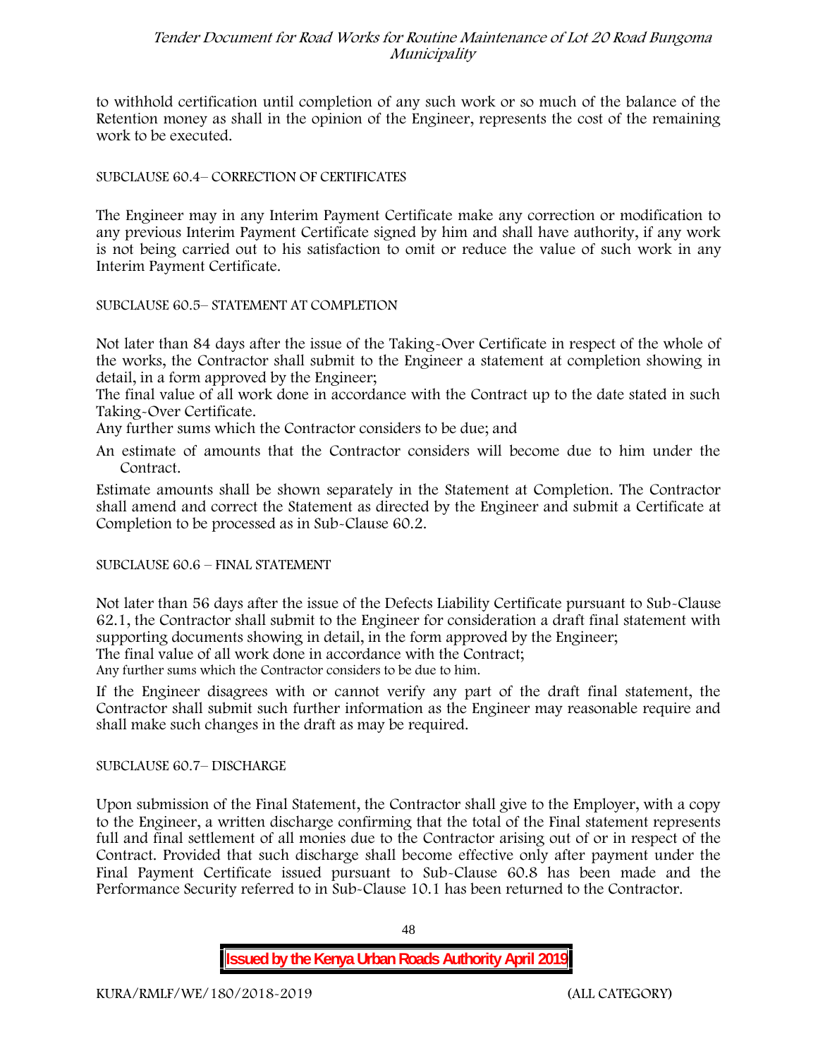to withhold certification until completion of any such work or so much of the balance of the Retention money as shall in the opinion of the Engineer, represents the cost of the remaining work to be executed.

SUBCLAUSE 60.4– CORRECTION OF CERTIFICATES

The Engineer may in any Interim Payment Certificate make any correction or modification to any previous Interim Payment Certificate signed by him and shall have authority, if any work is not being carried out to his satisfaction to omit or reduce the value of such work in any Interim Payment Certificate.

SUBCLAUSE 60.5– STATEMENT AT COMPLETION

Not later than 84 days after the issue of the Taking-Over Certificate in respect of the whole of the works, the Contractor shall submit to the Engineer a statement at completion showing in detail, in a form approved by the Engineer;

The final value of all work done in accordance with the Contract up to the date stated in such Taking-Over Certificate.

Any further sums which the Contractor considers to be due; and

An estimate of amounts that the Contractor considers will become due to him under the Contract.

Estimate amounts shall be shown separately in the Statement at Completion. The Contractor shall amend and correct the Statement as directed by the Engineer and submit a Certificate at Completion to be processed as in Sub-Clause 60.2.

SUBCLAUSE 60.6 – FINAL STATEMENT

Not later than 56 days after the issue of the Defects Liability Certificate pursuant to Sub-Clause 62.1, the Contractor shall submit to the Engineer for consideration a draft final statement with supporting documents showing in detail, in the form approved by the Engineer;

The final value of all work done in accordance with the Contract;

Any further sums which the Contractor considers to be due to him.

If the Engineer disagrees with or cannot verify any part of the draft final statement, the Contractor shall submit such further information as the Engineer may reasonable require and shall make such changes in the draft as may be required.

SUBCLAUSE 60.7– DISCHARGE

Upon submission of the Final Statement, the Contractor shall give to the Employer, with a copy to the Engineer, a written discharge confirming that the total of the Final statement represents full and final settlement of all monies due to the Contractor arising out of or in respect of the Contract. Provided that such discharge shall become effective only after payment under the Final Payment Certificate issued pursuant to Sub-Clause 60.8 has been made and the Performance Security referred to in Sub-Clause 10.1 has been returned to the Contractor.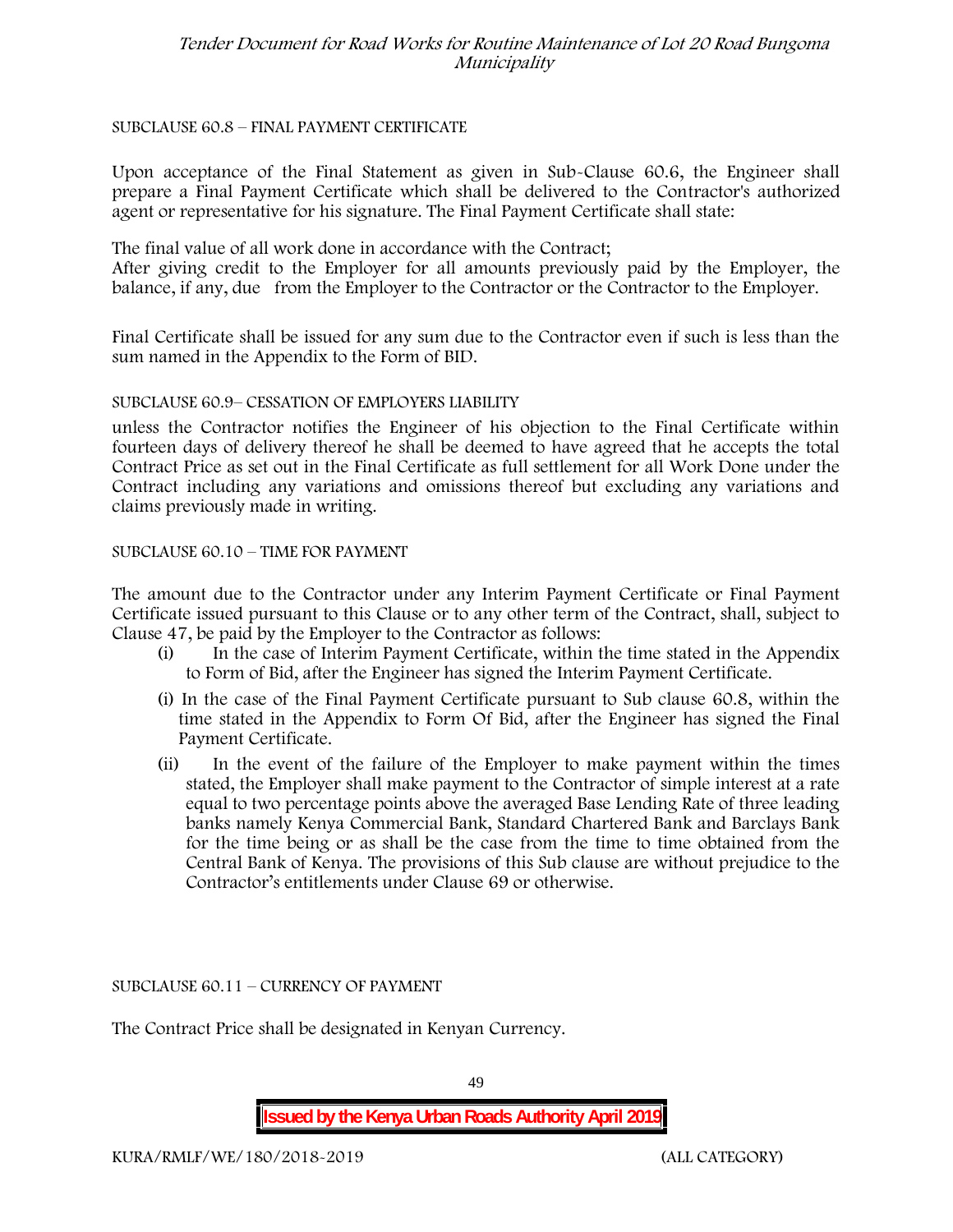SUBCLAUSE 60.8 – FINAL PAYMENT CERTIFICATE

Upon acceptance of the Final Statement as given in Sub-Clause 60.6, the Engineer shall prepare a Final Payment Certificate which shall be delivered to the Contractor's authorized agent or representative for his signature. The Final Payment Certificate shall state:

The final value of all work done in accordance with the Contract;
After giving credit to the Employer for all amounts previously paid by the Employer, the balance, if any, due from the Employer to the Contractor or the Contractor to the Employer.

Final Certificate shall be issued for any sum due to the Contractor even if such is less than the sum named in the Appendix to the Form of BID.

SUBCLAUSE 60.9– CESSATION OF EMPLOYERS LIABILITY

unless the Contractor notifies the Engineer of his objection to the Final Certificate within fourteen days of delivery thereof he shall be deemed to have agreed that he accepts the total Contract Price as set out in the Final Certificate as full settlement for all Work Done under the Contract including any variations and omissions thereof but excluding any variations and claims previously made in writing.

SUBCLAUSE 60.10 – TIME FOR PAYMENT

The amount due to the Contractor under any Interim Payment Certificate or Final Payment Certificate issued pursuant to this Clause or to any other term of the Contract, shall, subject to Clause 47, be paid by the Employer to the Contractor as follows:

(i) In the case of Interim Payment Certificate, within the time stated in the Appendix to Form of Bid, after the Engineer has signed the Interim Payment Certificate.

(i) In the case of the Final Payment Certificate pursuant to Sub clause 60.8, within the time stated in the Appendix to Form Of Bid, after the Engineer has signed the Final Payment Certificate.

(ii) In the event of the failure of the Employer to make payment within the times stated, the Employer shall make payment to the Contractor of simple interest at a rate equal to two percentage points above the averaged Base Lending Rate of three leading banks namely Kenya Commercial Bank, Standard Chartered Bank and Barclays Bank for the time being or as shall be the case from the time to time obtained from the Central Bank of Kenya. The provisions of this Sub clause are without prejudice to the Contractor's entitlements under Clause 69 or otherwise.

SUBCLAUSE 60.11 – CURRENCY OF PAYMENT

The Contract Price shall be designated in Kenyan Currency.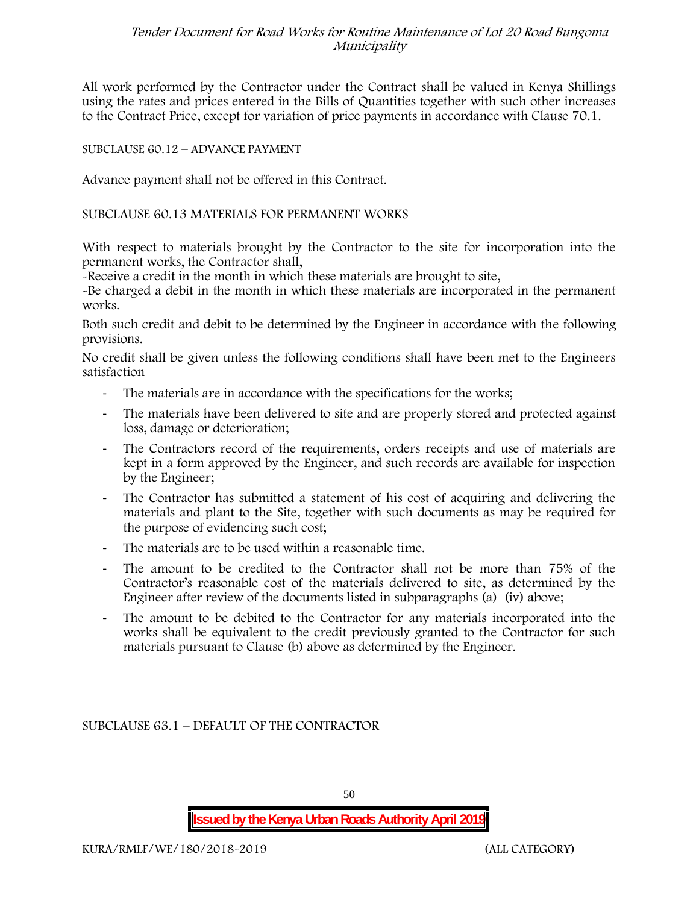All work performed by the Contractor under the Contract shall be valued in Kenya Shillings using the rates and prices entered in the Bills of Quantities together with such other increases to the Contract Price, except for variation of price payments in accordance with Clause 70.1.

SUBCLAUSE 60.12 – ADVANCE PAYMENT

Advance payment shall not be offered in this Contract.

SUBCLAUSE 60.13 MATERIALS FOR PERMANENT WORKS

With respect to materials brought by the Contractor to the site for incorporation into the permanent works, the Contractor shall,

-Receive a credit in the month in which these materials are brought to site,

-Be charged a debit in the month in which these materials are incorporated in the permanent works.

Both such credit and debit to be determined by the Engineer in accordance with the following provisions.

No credit shall be given unless the following conditions shall have been met to the Engineers satisfaction

- The materials are in accordance with the specifications for the works;
- The materials have been delivered to site and are properly stored and protected against loss, damage or deterioration;
- The Contractors record of the requirements, orders receipts and use of materials are kept in a form approved by the Engineer, and such records are available for inspection by the Engineer;
- The Contractor has submitted a statement of his cost of acquiring and delivering the materials and plant to the Site, together with such documents as may be required for the purpose of evidencing such cost;
- The materials are to be used within a reasonable time.
- The amount to be credited to the Contractor shall not be more than 75% of the Contractor's reasonable cost of the materials delivered to site, as determined by the Engineer after review of the documents listed in subparagraphs (a) (iv) above;
- The amount to be debited to the Contractor for any materials incorporated into the works shall be equivalent to the credit previously granted to the Contractor for such materials pursuant to Clause (b) above as determined by the Engineer.

SUBCLAUSE 63.1 – DEFAULT OF THE CONTRACTOR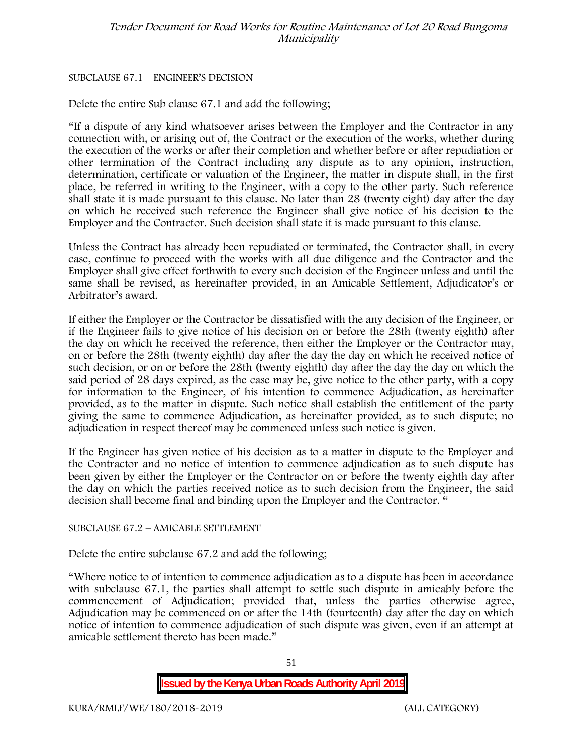SUBCLAUSE 67.1 – ENGINEER'S DECISION

Delete the entire Sub clause 67.1 and add the following;

"If a dispute of any kind whatsoever arises between the Employer and the Contractor in any connection with, or arising out of, the Contract or the execution of the works, whether during the execution of the works or after their completion and whether before or after repudiation or other termination of the Contract including any dispute as to any opinion, instruction, determination, certificate or valuation of the Engineer, the matter in dispute shall, in the first place, be referred in writing to the Engineer, with a copy to the other party. Such reference shall state it is made pursuant to this clause. No later than 28 (twenty eight) day after the day on which he received such reference the Engineer shall give notice of his decision to the Employer and the Contractor. Such decision shall state it is made pursuant to this clause.

Unless the Contract has already been repudiated or terminated, the Contractor shall, in every case, continue to proceed with the works with all due diligence and the Contractor and the Employer shall give effect forthwith to every such decision of the Engineer unless and until the same shall be revised, as hereinafter provided, in an Amicable Settlement, Adjudicator's or Arbitrator's award.

If either the Employer or the Contractor be dissatisfied with the any decision of the Engineer, or if the Engineer fails to give notice of his decision on or before the 28th (twenty eighth) after the day on which he received the reference, then either the Employer or the Contractor may, on or before the 28th (twenty eighth) day after the day the day on which he received notice of such decision, or on or before the 28th (twenty eighth) day after the day the day on which the said period of 28 days expired, as the case may be, give notice to the other party, with a copy for information to the Engineer, of his intention to commence Adjudication, as hereinafter provided, as to the matter in dispute. Such notice shall establish the entitlement of the party giving the same to commence Adjudication, as hereinafter provided, as to such dispute; no adjudication in respect thereof may be commenced unless such notice is given.

If the Engineer has given notice of his decision as to a matter in dispute to the Employer and the Contractor and no notice of intention to commence adjudication as to such dispute has been given by either the Employer or the Contractor on or before the twenty eighth day after the day on which the parties received notice as to such decision from the Engineer, the said decision shall become final and binding upon the Employer and the Contractor. "

SUBCLAUSE 67.2 – AMICABLE SETTLEMENT

Delete the entire subclause 67.2 and add the following;

"Where notice to of intention to commence adjudication as to a dispute has been in accordance with subclause 67.1, the parties shall attempt to settle such dispute in amicably before the commencement of Adjudication; provided that, unless the parties otherwise agree, Adjudication may be commenced on or after the 14th (fourteenth) day after the day on which notice of intention to commence adjudication of such dispute was given, even if an attempt at amicable settlement thereto has been made."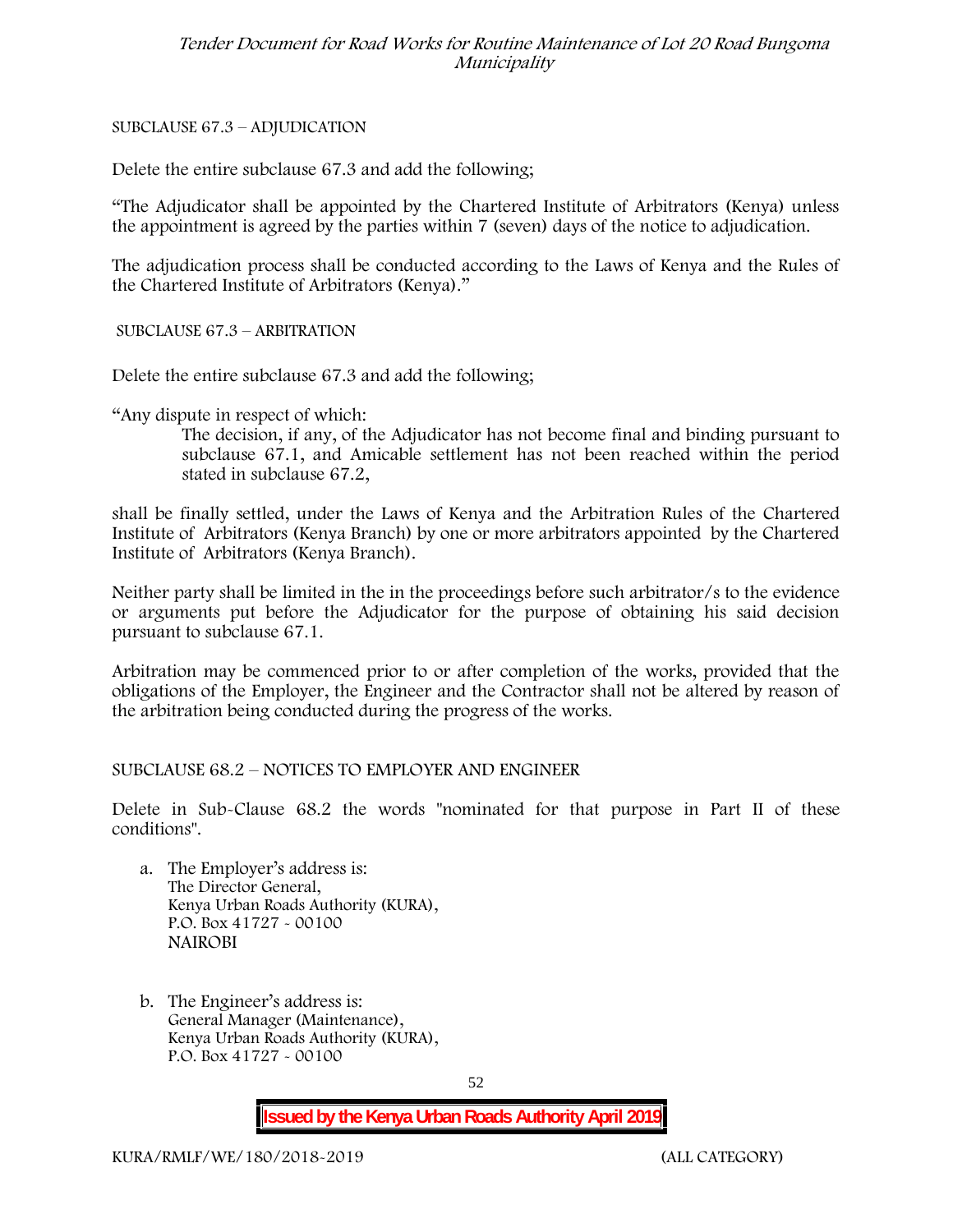SUBCLAUSE 67.3 – ADJUDICATION

Delete the entire subclause 67.3 and add the following;

"The Adjudicator shall be appointed by the Chartered Institute of Arbitrators (Kenya) unless the appointment is agreed by the parties within 7 (seven) days of the notice to adjudication.

The adjudication process shall be conducted according to the Laws of Kenya and the Rules of the Chartered Institute of Arbitrators (Kenya)."

SUBCLAUSE 67.3 – ARBITRATION

Delete the entire subclause 67.3 and add the following;

"Any dispute in respect of which:

> The decision, if any, of the Adjudicator has not become final and binding pursuant to subclause 67.1, and Amicable settlement has not been reached within the period stated in subclause 67.2,

shall be finally settled, under the Laws of Kenya and the Arbitration Rules of the Chartered Institute of Arbitrators (Kenya Branch) by one or more arbitrators appointed by the Chartered Institute of Arbitrators (Kenya Branch).

Neither party shall be limited in the in the proceedings before such arbitrator/s to the evidence or arguments put before the Adjudicator for the purpose of obtaining his said decision pursuant to subclause 67.1.

Arbitration may be commenced prior to or after completion of the works, provided that the obligations of the Employer, the Engineer and the Contractor shall not be altered by reason of the arbitration being conducted during the progress of the works.

SUBCLAUSE 68.2 – NOTICES TO EMPLOYER AND ENGINEER

Delete in Sub-Clause 68.2 the words "nominated for that purpose in Part II of these conditions".

a. The Employer's address is:  
   The Director General,  
   Kenya Urban Roads Authority (KURA),  
   P.O. Box 41727 - 00100  
   NAIROBI

b. The Engineer's address is:  
   General Manager (Maintenance),  
   Kenya Urban Roads Authority (KURA),  
   P.O. Box 41727 - 00100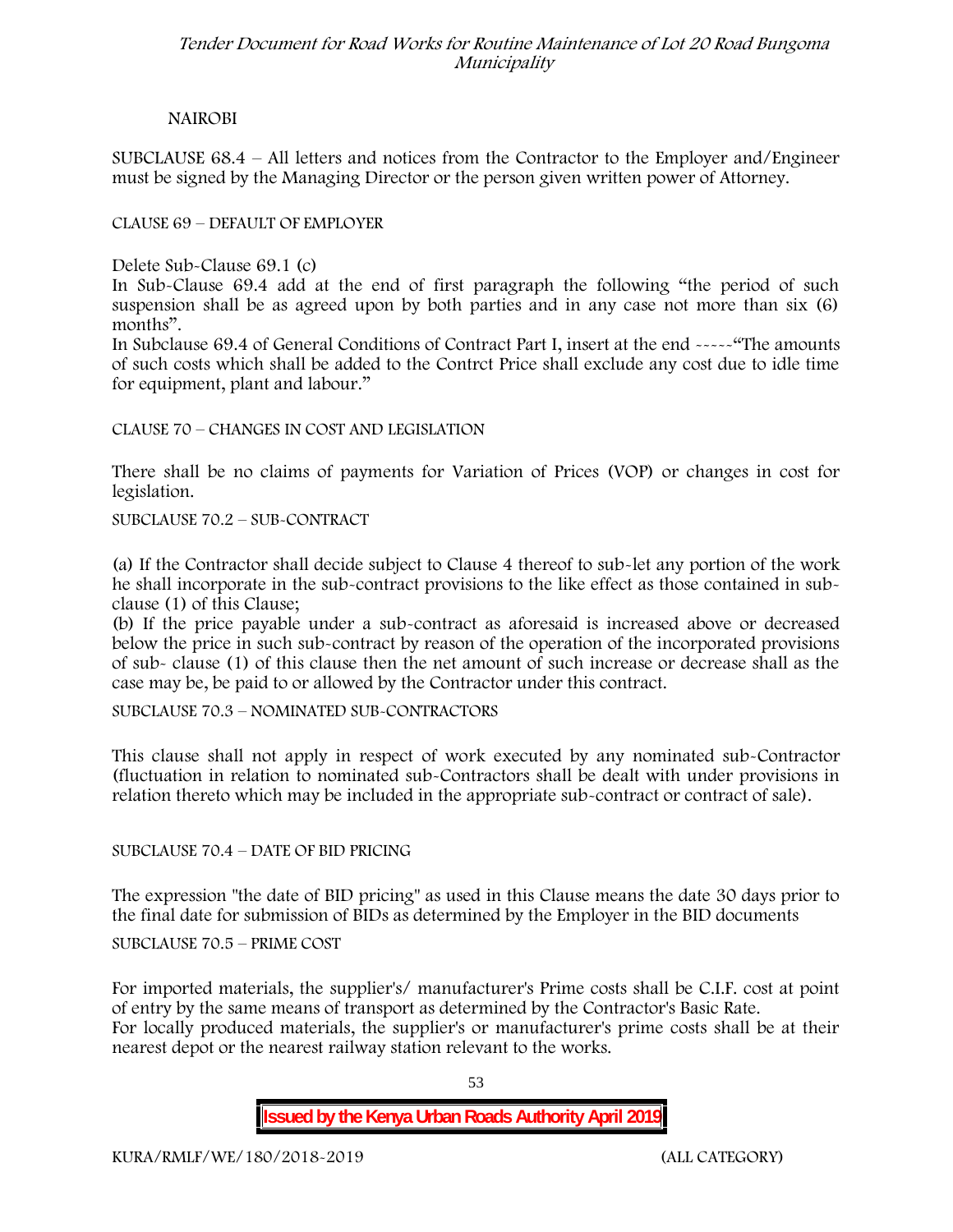NAIROBI

SUBCLAUSE 68.4 – All letters and notices from the Contractor to the Employer and/Engineer must be signed by the Managing Director or the person given written power of Attorney.

CLAUSE 69 – DEFAULT OF EMPLOYER

Delete Sub-Clause 69.1 (c)

In Sub-Clause 69.4 add at the end of first paragraph the following "the period of such suspension shall be as agreed upon by both parties and in any case not more than six (6) months".

In Subclause 69.4 of General Conditions of Contract Part I, insert at the end -----"The amounts of such costs which shall be added to the Contrct Price shall exclude any cost due to idle time for equipment, plant and labour."

CLAUSE 70 – CHANGES IN COST AND LEGISLATION

There shall be no claims of payments for Variation of Prices (VOP) or changes in cost for legislation.

SUBCLAUSE 70.2 – SUB-CONTRACT

(a) If the Contractor shall decide subject to Clause 4 thereof to sub-let any portion of the work he shall incorporate in the sub-contract provisions to the like effect as those contained in sub-clause (1) of this Clause;

(b) If the price payable under a sub-contract as aforesaid is increased above or decreased below the price in such sub-contract by reason of the operation of the incorporated provisions of sub- clause (1) of this clause then the net amount of such increase or decrease shall as the case may be, be paid to or allowed by the Contractor under this contract.

SUBCLAUSE 70.3 – NOMINATED SUB-CONTRACTORS

This clause shall not apply in respect of work executed by any nominated sub-Contractor (fluctuation in relation to nominated sub-Contractors shall be dealt with under provisions in relation thereto which may be included in the appropriate sub-contract or contract of sale).

SUBCLAUSE 70.4 – DATE OF BID PRICING

The expression "the date of BID pricing" as used in this Clause means the date 30 days prior to the final date for submission of BIDs as determined by the Employer in the BID documents

SUBCLAUSE 70.5 – PRIME COST

For imported materials, the supplier's/ manufacturer's Prime costs shall be C.I.F. cost at point of entry by the same means of transport as determined by the Contractor's Basic Rate.

For locally produced materials, the supplier's or manufacturer's prime costs shall be at their nearest depot or the nearest railway station relevant to the works.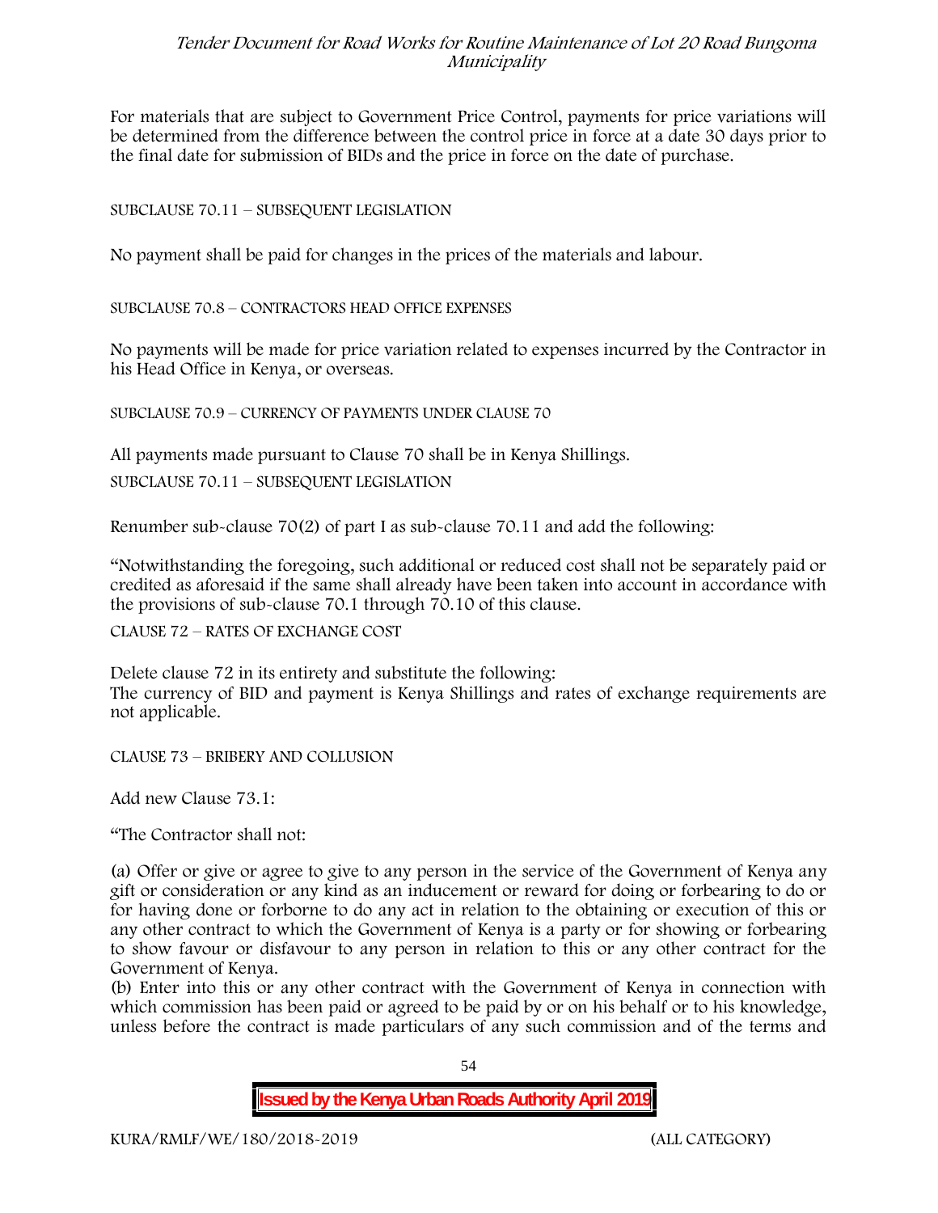For materials that are subject to Government Price Control, payments for price variations will be determined from the difference between the control price in force at a date 30 days prior to the final date for submission of BIDs and the price in force on the date of purchase.

SUBCLAUSE 70.11 – SUBSEQUENT LEGISLATION

No payment shall be paid for changes in the prices of the materials and labour.

SUBCLAUSE 70.8 – CONTRACTORS HEAD OFFICE EXPENSES

No payments will be made for price variation related to expenses incurred by the Contractor in his Head Office in Kenya, or overseas.

SUBCLAUSE 70.9 – CURRENCY OF PAYMENTS UNDER CLAUSE 70

All payments made pursuant to Clause 70 shall be in Kenya Shillings.

SUBCLAUSE 70.11 – SUBSEQUENT LEGISLATION

Renumber sub-clause 70(2) of part I as sub-clause 70.11 and add the following:

"Notwithstanding the foregoing, such additional or reduced cost shall not be separately paid or credited as aforesaid if the same shall already have been taken into account in accordance with the provisions of sub-clause 70.1 through 70.10 of this clause.

CLAUSE 72 – RATES OF EXCHANGE COST

Delete clause 72 in its entirety and substitute the following:
The currency of BID and payment is Kenya Shillings and rates of exchange requirements are not applicable.

CLAUSE 73 – BRIBERY AND COLLUSION

Add new Clause 73.1:

"The Contractor shall not:

(a) Offer or give or agree to give to any person in the service of the Government of Kenya any gift or consideration or any kind as an inducement or reward for doing or forbearing to do or for having done or forborne to do any act in relation to the obtaining or execution of this or any other contract to which the Government of Kenya is a party or for showing or forbearing to show favour or disfavour to any person in relation to this or any other contract for the Government of Kenya.

(b) Enter into this or any other contract with the Government of Kenya in connection with which commission has been paid or agreed to be paid by or on his behalf or to his knowledge, unless before the contract is made particulars of any such commission and of the terms and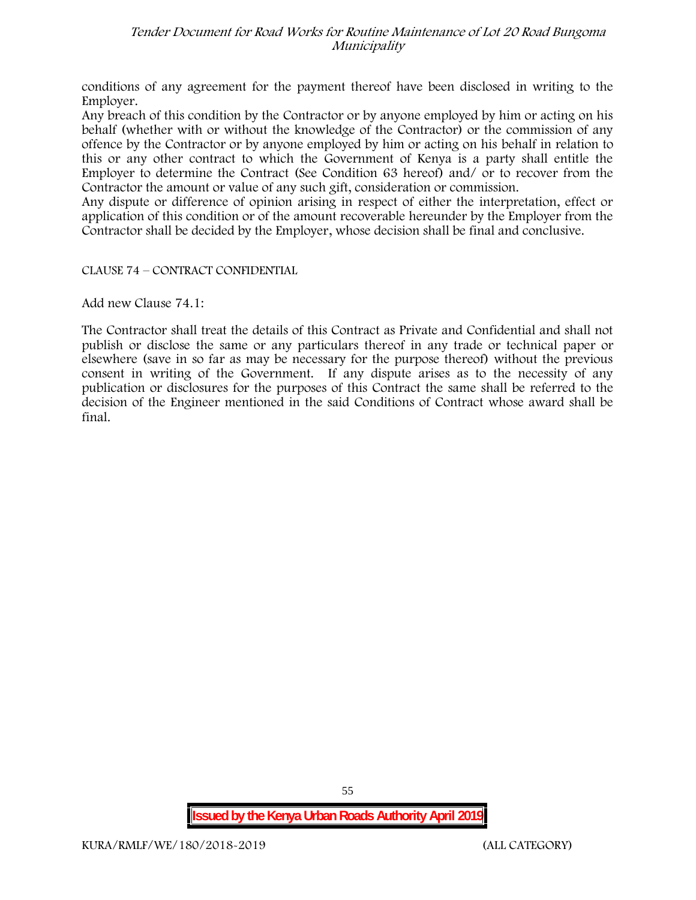conditions of any agreement for the payment thereof have been disclosed in writing to the Employer.

Any breach of this condition by the Contractor or by anyone employed by him or acting on his behalf (whether with or without the knowledge of the Contractor) or the commission of any offence by the Contractor or by anyone employed by him or acting on his behalf in relation to this or any other contract to which the Government of Kenya is a party shall entitle the Employer to determine the Contract (See Condition 63 hereof) and/ or to recover from the Contractor the amount or value of any such gift, consideration or commission.

Any dispute or difference of opinion arising in respect of either the interpretation, effect or application of this condition or of the amount recoverable hereunder by the Employer from the Contractor shall be decided by the Employer, whose decision shall be final and conclusive.

CLAUSE 74 – CONTRACT CONFIDENTIAL

Add new Clause 74.1:

The Contractor shall treat the details of this Contract as Private and Confidential and shall not publish or disclose the same or any particulars thereof in any trade or technical paper or elsewhere (save in so far as may be necessary for the purpose thereof) without the previous consent in writing of the Government. If any dispute arises as to the necessity of any publication or disclosures for the purposes of this Contract the same shall be referred to the decision of the Engineer mentioned in the said Conditions of Contract whose award shall be final.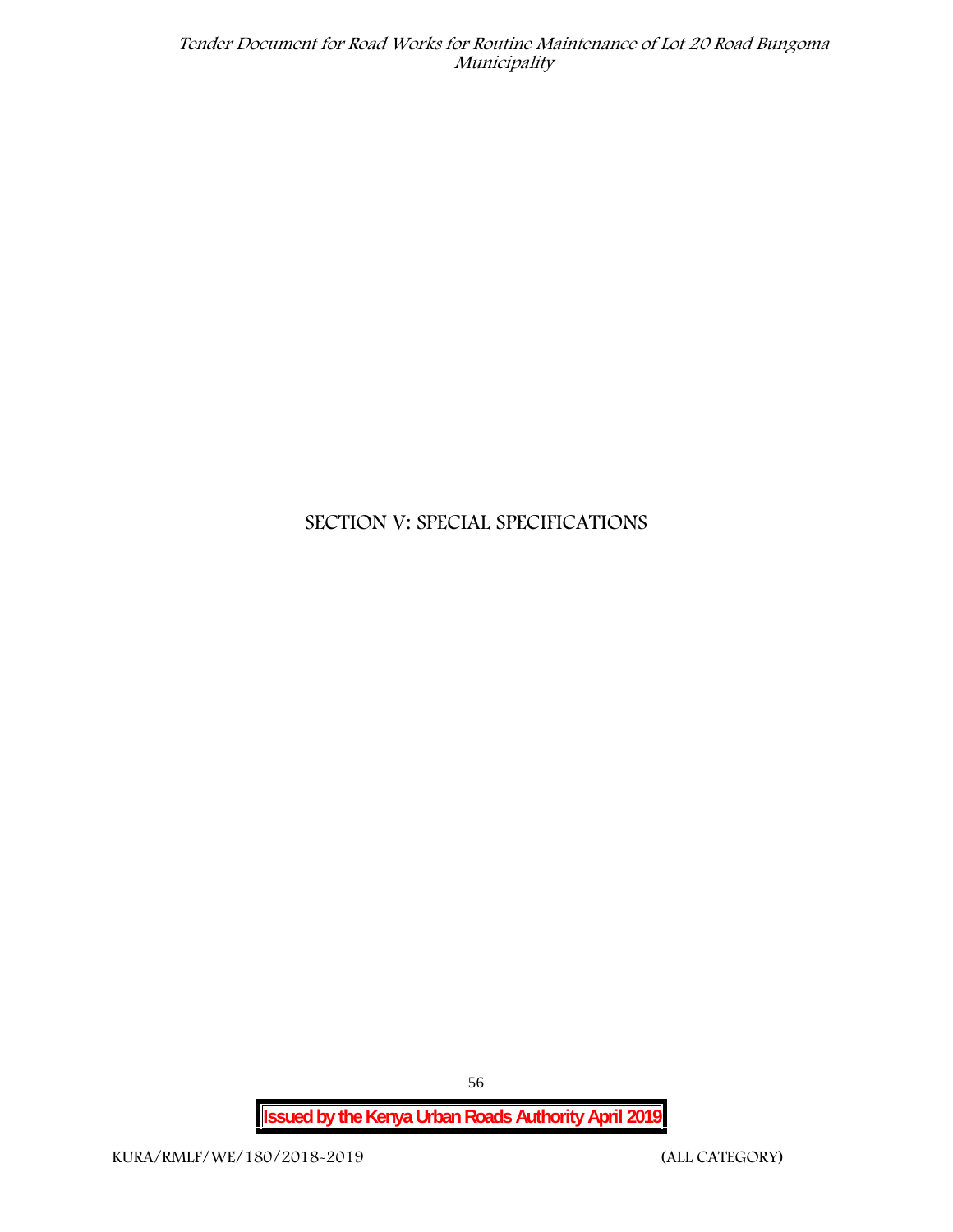# SECTION V: SPECIAL SPECIFICATIONS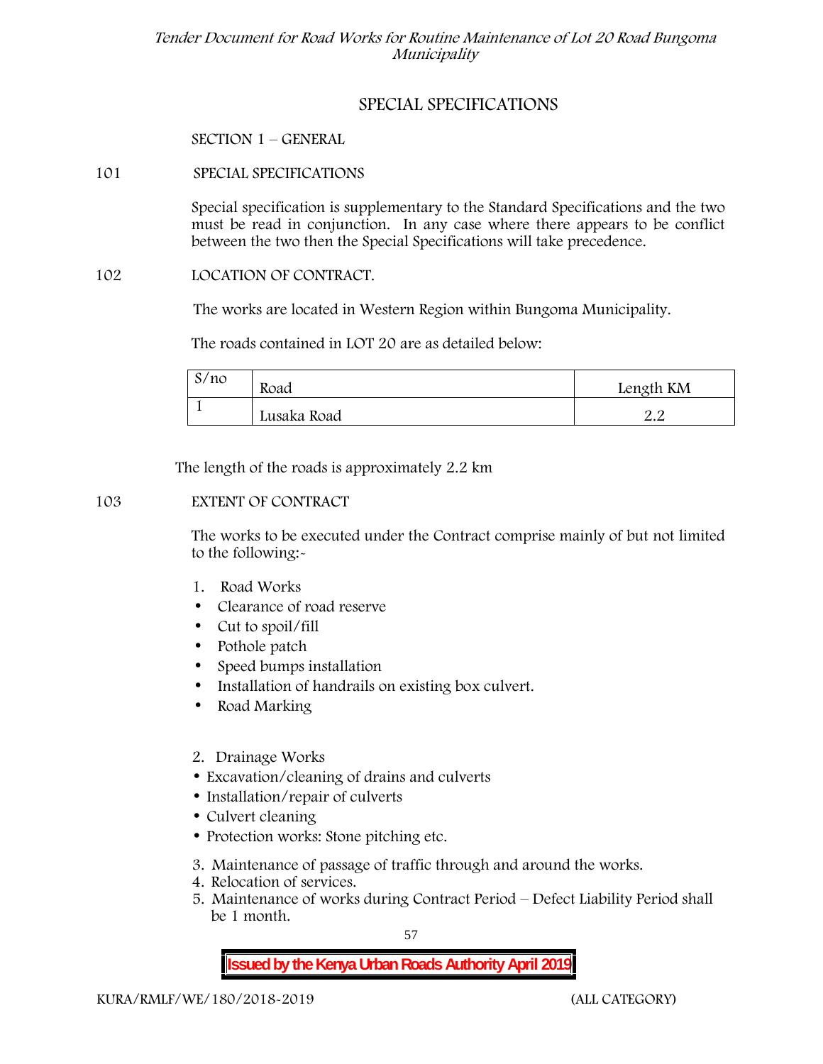# SPECIAL SPECIFICATIONS

## SECTION 1 – GENERAL

### 101 SPECIAL SPECIFICATIONS

Special specification is supplementary to the Standard Specifications and the two must be read in conjunction. In any case where there appears to be conflict between the two then the Special Specifications will take precedence.

### 102 LOCATION OF CONTRACT.

The works are located in Western Region within Bungoma Municipality.

The roads contained in LOT 20 are as detailed below:

| S/no | Road | Length KM |
|---|---|---|
| 1 | Lusaka Road | 2.2 |

The length of the roads is approximately 2.2 km

### 103 EXTENT OF CONTRACT

The works to be executed under the Contract comprise mainly of but not limited to the following:-

1. Road Works
   - Clearance of road reserve
   - Cut to spoil/fill
   - Pothole patch
   - Speed bumps installation
   - Installation of handrails on existing box culvert.
   - Road Marking

2. Drainage Works
   - Excavation/cleaning of drains and culverts
   - Installation/repair of culverts
   - Culvert cleaning
   - Protection works: Stone pitching etc.

3. Maintenance of passage of traffic through and around the works.
4. Relocation of services.
5. Maintenance of works during Contract Period – Defect Liability Period shall be 1 month.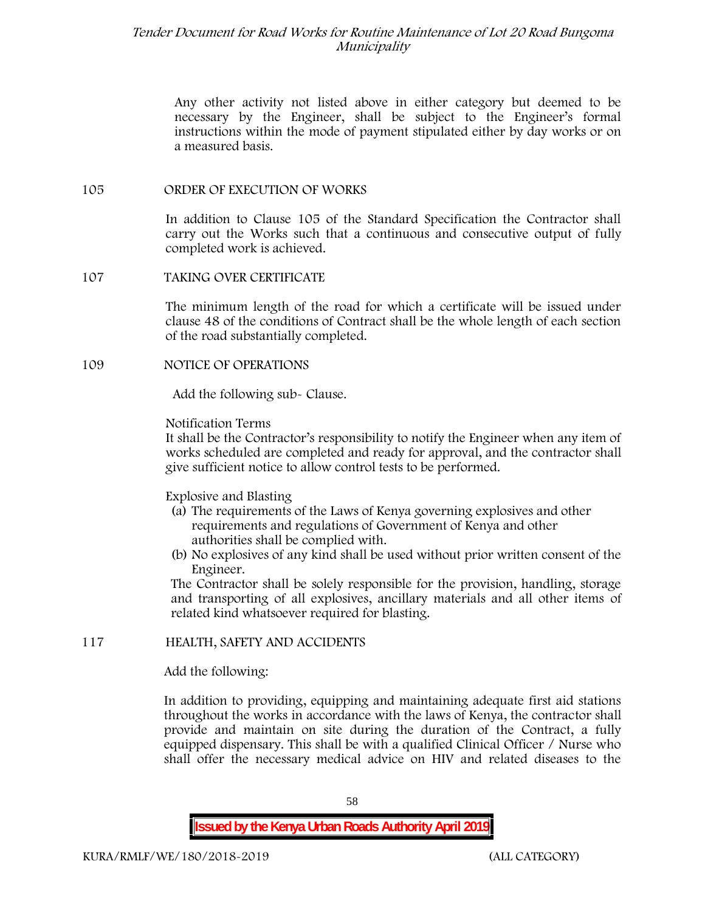Any other activity not listed above in either category but deemed to be necessary by the Engineer, shall be subject to the Engineer's formal instructions within the mode of payment stipulated either by day works or on a measured basis.

## 105 ORDER OF EXECUTION OF WORKS

In addition to Clause 105 of the Standard Specification the Contractor shall carry out the Works such that a continuous and consecutive output of fully completed work is achieved.

## 107 TAKING OVER CERTIFICATE

The minimum length of the road for which a certificate will be issued under clause 48 of the conditions of Contract shall be the whole length of each section of the road substantially completed.

## 109 NOTICE OF OPERATIONS

Add the following sub- Clause.

Notification Terms

It shall be the Contractor's responsibility to notify the Engineer when any item of works scheduled are completed and ready for approval, and the contractor shall give sufficient notice to allow control tests to be performed.

Explosive and Blasting

(a) The requirements of the Laws of Kenya governing explosives and other requirements and regulations of Government of Kenya and other authorities shall be complied with.

(b) No explosives of any kind shall be used without prior written consent of the Engineer.

The Contractor shall be solely responsible for the provision, handling, storage and transporting of all explosives, ancillary materials and all other items of related kind whatsoever required for blasting.

## 117 HEALTH, SAFETY AND ACCIDENTS

Add the following:

In addition to providing, equipping and maintaining adequate first aid stations throughout the works in accordance with the laws of Kenya, the contractor shall provide and maintain on site during the duration of the Contract, a fully equipped dispensary. This shall be with a qualified Clinical Officer / Nurse who shall offer the necessary medical advice on HIV and related diseases to the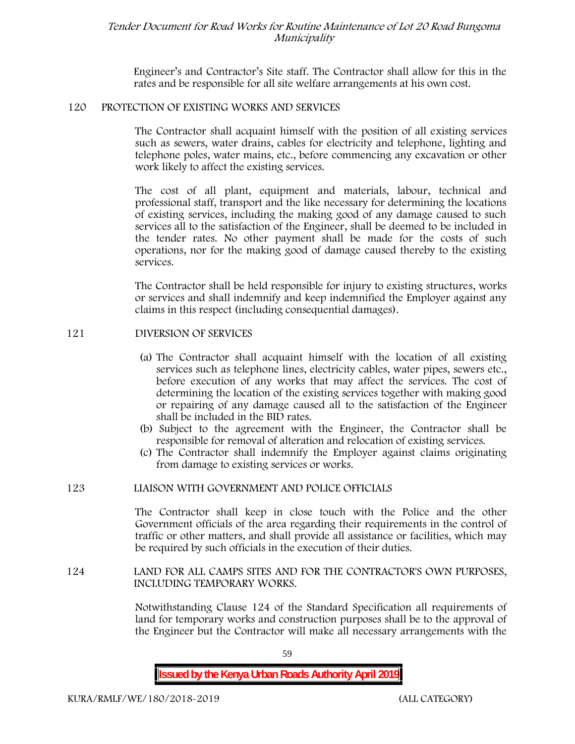Engineer's and Contractor's Site staff. The Contractor shall allow for this in the rates and be responsible for all site welfare arrangements at his own cost.

## 120 PROTECTION OF EXISTING WORKS AND SERVICES

The Contractor shall acquaint himself with the position of all existing services such as sewers, water drains, cables for electricity and telephone, lighting and telephone poles, water mains, etc., before commencing any excavation or other work likely to affect the existing services.

The cost of all plant, equipment and materials, labour, technical and professional staff, transport and the like necessary for determining the locations of existing services, including the making good of any damage caused to such services all to the satisfaction of the Engineer, shall be deemed to be included in the tender rates. No other payment shall be made for the costs of such operations, nor for the making good of damage caused thereby to the existing services.

The Contractor shall be held responsible for injury to existing structures, works or services and shall indemnify and keep indemnified the Employer against any claims in this respect (including consequential damages).

## 121 DIVERSION OF SERVICES

(a) The Contractor shall acquaint himself with the location of all existing services such as telephone lines, electricity cables, water pipes, sewers etc., before execution of any works that may affect the services. The cost of determining the location of the existing services together with making good or repairing of any damage caused all to the satisfaction of the Engineer shall be included in the BID rates.

(b) Subject to the agreement with the Engineer, the Contractor shall be responsible for removal of alteration and relocation of existing services.

(c) The Contractor shall indemnify the Employer against claims originating from damage to existing services or works.

## 123 LIAISON WITH GOVERNMENT AND POLICE OFFICIALS

The Contractor shall keep in close touch with the Police and the other Government officials of the area regarding their requirements in the control of traffic or other matters, and shall provide all assistance or facilities, which may be required by such officials in the execution of their duties.

## 124 LAND FOR ALL CAMPS SITES AND FOR THE CONTRACTOR'S OWN PURPOSES, INCLUDING TEMPORARY WORKS.

Notwithstanding Clause 124 of the Standard Specification all requirements of land for temporary works and construction purposes shall be to the approval of the Engineer but the Contractor will make all necessary arrangements with the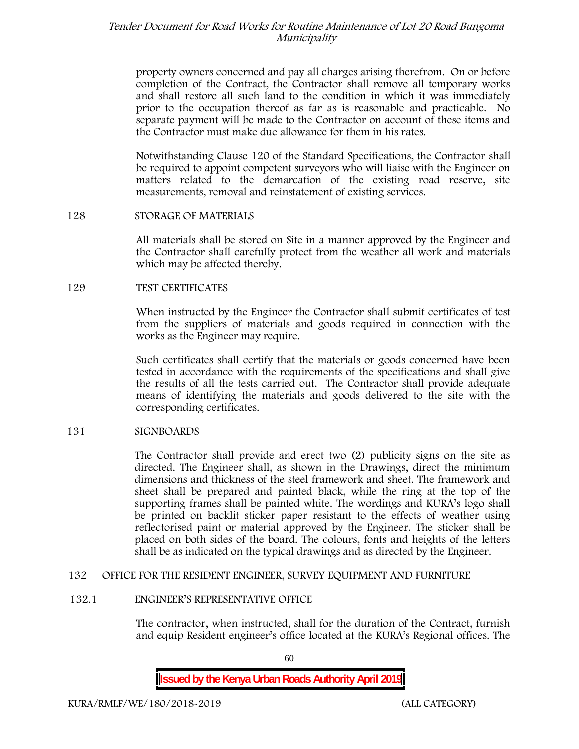property owners concerned and pay all charges arising therefrom. On or before completion of the Contract, the Contractor shall remove all temporary works and shall restore all such land to the condition in which it was immediately prior to the occupation thereof as far as is reasonable and practicable. No separate payment will be made to the Contractor on account of these items and the Contractor must make due allowance for them in his rates.

Notwithstanding Clause 120 of the Standard Specifications, the Contractor shall be required to appoint competent surveyors who will liaise with the Engineer on matters related to the demarcation of the existing road reserve, site measurements, removal and reinstatement of existing services.

## 128 STORAGE OF MATERIALS

All materials shall be stored on Site in a manner approved by the Engineer and the Contractor shall carefully protect from the weather all work and materials which may be affected thereby.

## 129 TEST CERTIFICATES

When instructed by the Engineer the Contractor shall submit certificates of test from the suppliers of materials and goods required in connection with the works as the Engineer may require.

Such certificates shall certify that the materials or goods concerned have been tested in accordance with the requirements of the specifications and shall give the results of all the tests carried out. The Contractor shall provide adequate means of identifying the materials and goods delivered to the site with the corresponding certificates.

## 131 SIGNBOARDS

The Contractor shall provide and erect two (2) publicity signs on the site as directed. The Engineer shall, as shown in the Drawings, direct the minimum dimensions and thickness of the steel framework and sheet. The framework and sheet shall be prepared and painted black, while the ring at the top of the supporting frames shall be painted white. The wordings and KURA's logo shall be printed on backlit sticker paper resistant to the effects of weather using reflectorised paint or material approved by the Engineer. The sticker shall be placed on both sides of the board. The colours, fonts and heights of the letters shall be as indicated on the typical drawings and as directed by the Engineer.

## 132 OFFICE FOR THE RESIDENT ENGINEER, SURVEY EQUIPMENT AND FURNITURE

### 132.1 ENGINEER'S REPRESENTATIVE OFFICE

The contractor, when instructed, shall for the duration of the Contract, furnish and equip Resident engineer's office located at the KURA's Regional offices. The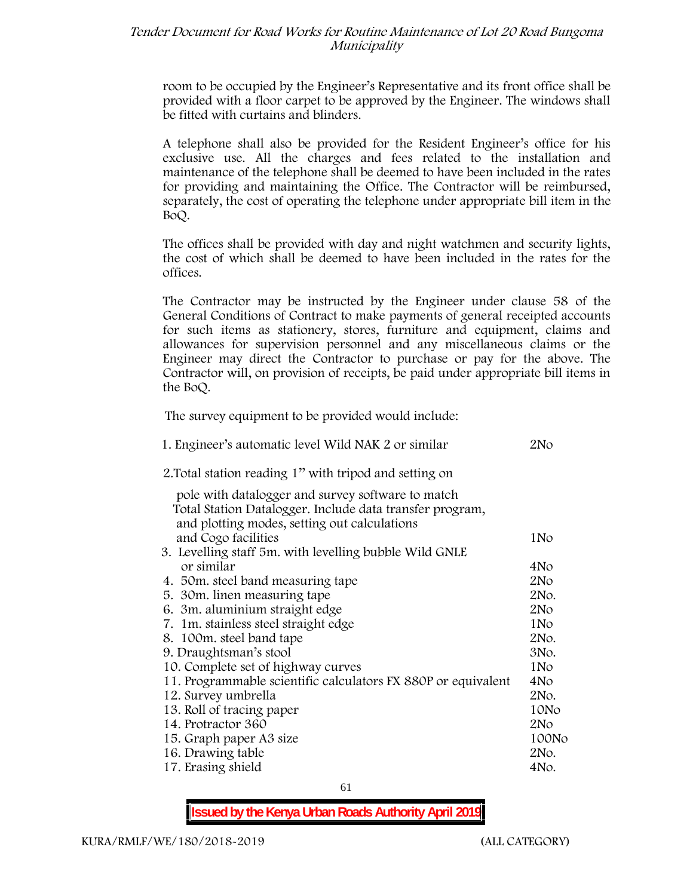room to be occupied by the Engineer's Representative and its front office shall be provided with a floor carpet to be approved by the Engineer. The windows shall be fitted with curtains and blinders.

A telephone shall also be provided for the Resident Engineer's office for his exclusive use. All the charges and fees related to the installation and maintenance of the telephone shall be deemed to have been included in the rates for providing and maintaining the Office. The Contractor will be reimbursed, separately, the cost of operating the telephone under appropriate bill item in the BoQ.

The offices shall be provided with day and night watchmen and security lights, the cost of which shall be deemed to have been included in the rates for the offices.

The Contractor may be instructed by the Engineer under clause 58 of the General Conditions of Contract to make payments of general receipted accounts for such items as stationery, stores, furniture and equipment, claims and allowances for supervision personnel and any miscellaneous claims or the Engineer may direct the Contractor to purchase or pay for the above. The Contractor will, on provision of receipts, be paid under appropriate bill items in the BoQ.

The survey equipment to be provided would include:

| Item | Quantity |
|---|---|
| 1. Engineer's automatic level Wild NAK 2 or similar | 2No |
| 2. Total station reading 1" with tripod and setting on pole with datalogger and survey software to match Total Station Datalogger. Include data transfer program, and plotting modes, setting out calculations and Cogo facilities | 1No |
| 3. Levelling staff 5m. with levelling bubble Wild GNLE or similar | 4No |
| 4. 50m. steel band measuring tape | 2No |
| 5. 30m. linen measuring tape | 2No. |
| 6. 3m. aluminium straight edge | 2No |
| 7. 1m. stainless steel straight edge | 1No |
| 8. 100m. steel band tape | 2No. |
| 9. Draughtsman's stool | 3No. |
| 10. Complete set of highway curves | 1No |
| 11. Programmable scientific calculators FX 880P or equivalent | 4No |
| 12. Survey umbrella | 2No. |
| 13. Roll of tracing paper | 10No |
| 14. Protractor 360 | 2No |
| 15. Graph paper A3 size | 100No |
| 16. Drawing table | 2No. |
| 17. Erasing shield | 4No. |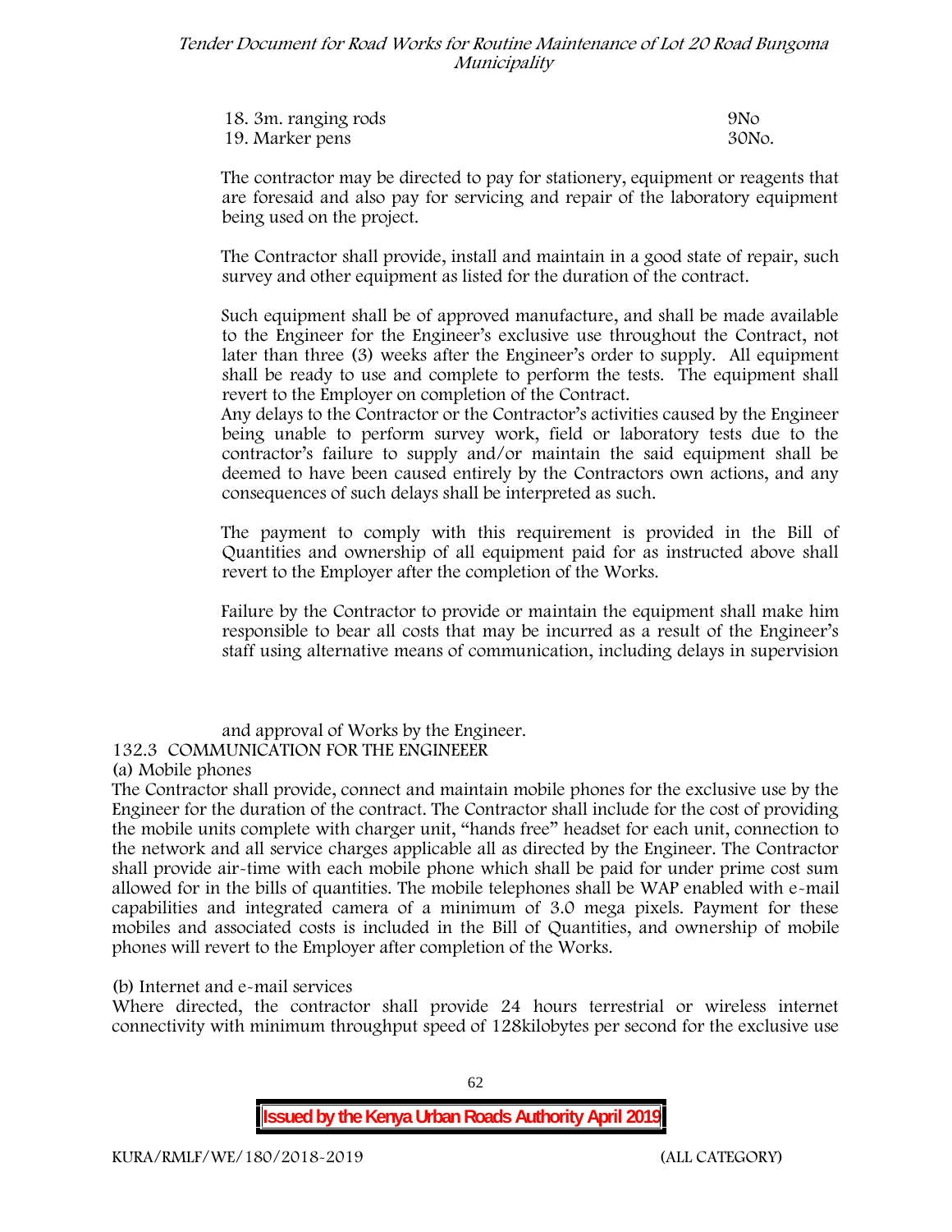| | |
|---|---|
| 18. 3m. ranging rods | 9No |
| 19. Marker pens | 30No. |

The contractor may be directed to pay for stationery, equipment or reagents that are foresaid and also pay for servicing and repair of the laboratory equipment being used on the project.

The Contractor shall provide, install and maintain in a good state of repair, such survey and other equipment as listed for the duration of the contract.

Such equipment shall be of approved manufacture, and shall be made available to the Engineer for the Engineer's exclusive use throughout the Contract, not later than three (3) weeks after the Engineer's order to supply. All equipment shall be ready to use and complete to perform the tests. The equipment shall revert to the Employer on completion of the Contract.

Any delays to the Contractor or the Contractor's activities caused by the Engineer being unable to perform survey work, field or laboratory tests due to the contractor's failure to supply and/or maintain the said equipment shall be deemed to have been caused entirely by the Contractors own actions, and any consequences of such delays shall be interpreted as such.

The payment to comply with this requirement is provided in the Bill of Quantities and ownership of all equipment paid for as instructed above shall revert to the Employer after the completion of the Works.

Failure by the Contractor to provide or maintain the equipment shall make him responsible to bear all costs that may be incurred as a result of the Engineer's staff using alternative means of communication, including delays in supervision and approval of Works by the Engineer.

132.3 COMMUNICATION FOR THE ENGINEEER

(a) Mobile phones

The Contractor shall provide, connect and maintain mobile phones for the exclusive use by the Engineer for the duration of the contract. The Contractor shall include for the cost of providing the mobile units complete with charger unit, "hands free" headset for each unit, connection to the network and all service charges applicable all as directed by the Engineer. The Contractor shall provide air-time with each mobile phone which shall be paid for under prime cost sum allowed for in the bills of quantities. The mobile telephones shall be WAP enabled with e-mail capabilities and integrated camera of a minimum of 3.0 mega pixels. Payment for these mobiles and associated costs is included in the Bill of Quantities, and ownership of mobile phones will revert to the Employer after completion of the Works.

(b) Internet and e-mail services

Where directed, the contractor shall provide 24 hours terrestrial or wireless internet connectivity with minimum throughput speed of 128kilobytes per second for the exclusive use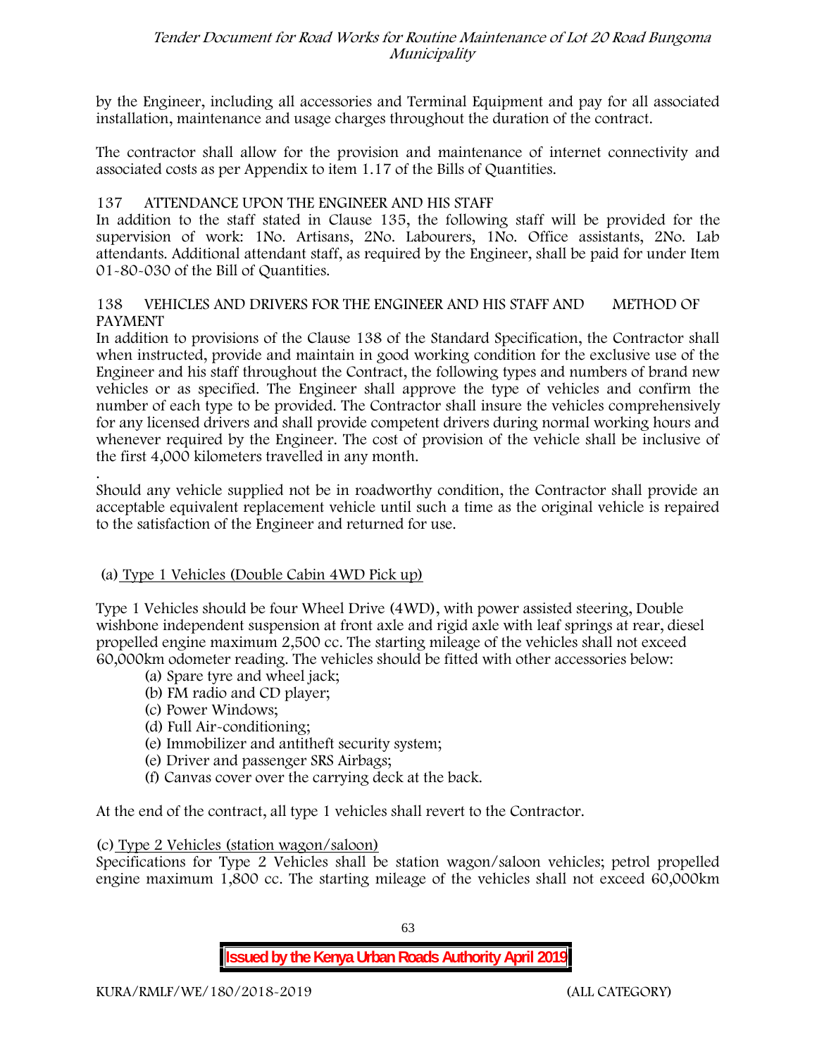by the Engineer, including all accessories and Terminal Equipment and pay for all associated installation, maintenance and usage charges throughout the duration of the contract.

The contractor shall allow for the provision and maintenance of internet connectivity and associated costs as per Appendix to item 1.17 of the Bills of Quantities.

## 137 ATTENDANCE UPON THE ENGINEER AND HIS STAFF

In addition to the staff stated in Clause 135, the following staff will be provided for the supervision of work: 1No. Artisans, 2No. Labourers, 1No. Office assistants, 2No. Lab attendants. Additional attendant staff, as required by the Engineer, shall be paid for under Item 01-80-030 of the Bill of Quantities.

## 138 VEHICLES AND DRIVERS FOR THE ENGINEER AND HIS STAFF AND METHOD OF PAYMENT

In addition to provisions of the Clause 138 of the Standard Specification, the Contractor shall when instructed, provide and maintain in good working condition for the exclusive use of the Engineer and his staff throughout the Contract, the following types and numbers of brand new vehicles or as specified. The Engineer shall approve the type of vehicles and confirm the number of each type to be provided. The Contractor shall insure the vehicles comprehensively for any licensed drivers and shall provide competent drivers during normal working hours and whenever required by the Engineer. The cost of provision of the vehicle shall be inclusive of the first 4,000 kilometers travelled in any month.

.
Should any vehicle supplied not be in roadworthy condition, the Contractor shall provide an acceptable equivalent replacement vehicle until such a time as the original vehicle is repaired to the satisfaction of the Engineer and returned for use.

(a) Type 1 Vehicles (Double Cabin 4WD Pick up)

Type 1 Vehicles should be four Wheel Drive (4WD), with power assisted steering, Double wishbone independent suspension at front axle and rigid axle with leaf springs at rear, diesel propelled engine maximum 2,500 cc. The starting mileage of the vehicles shall not exceed 60,000km odometer reading. The vehicles should be fitted with other accessories below:

- (a) Spare tyre and wheel jack;
- (b) FM radio and CD player;
- (c) Power Windows;
- (d) Full Air-conditioning;
- (e) Immobilizer and antitheft security system;
- (e) Driver and passenger SRS Airbags;
- (f) Canvas cover over the carrying deck at the back.

At the end of the contract, all type 1 vehicles shall revert to the Contractor.

(c) Type 2 Vehicles (station wagon/saloon)

Specifications for Type 2 Vehicles shall be station wagon/saloon vehicles; petrol propelled engine maximum 1,800 cc. The starting mileage of the vehicles shall not exceed 60,000km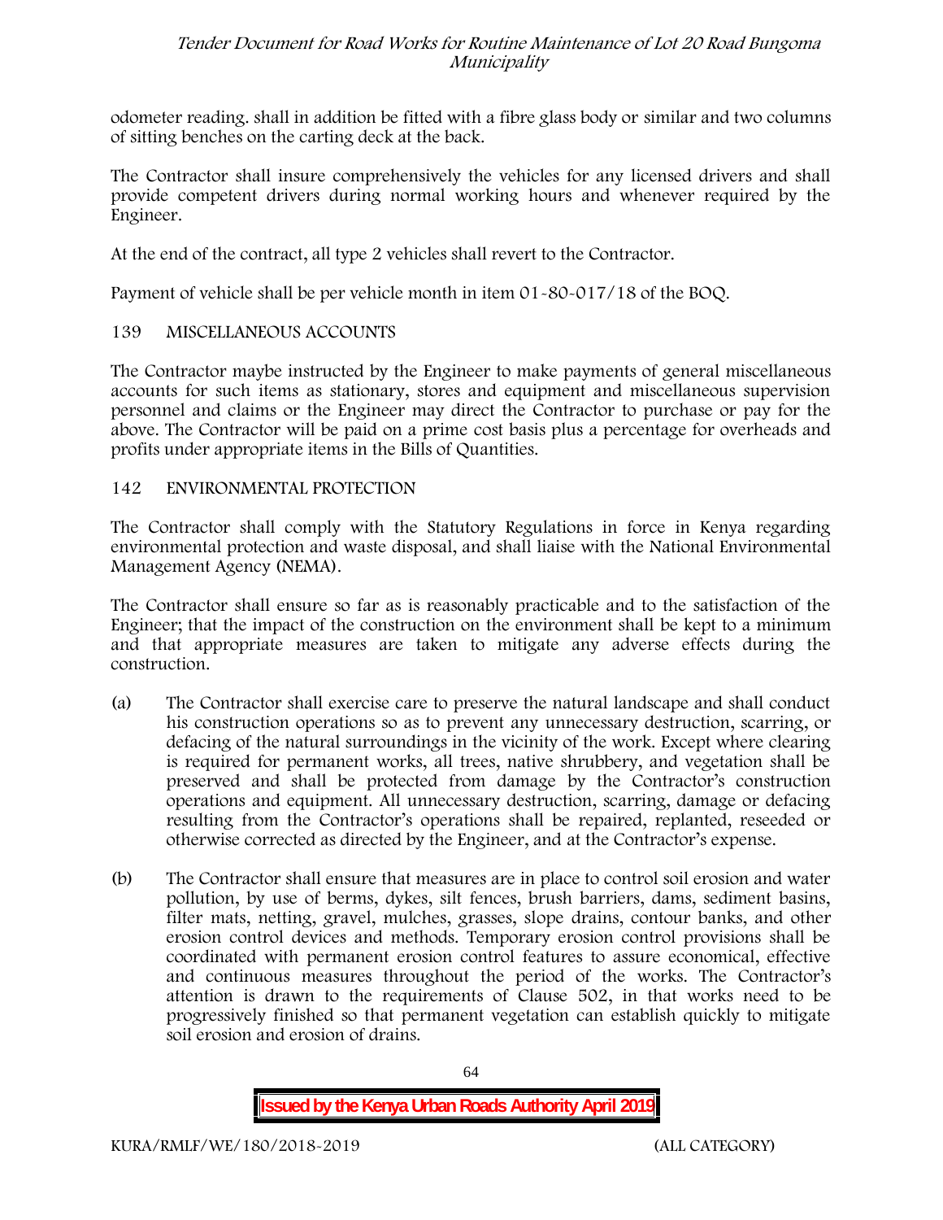odometer reading. shall in addition be fitted with a fibre glass body or similar and two columns of sitting benches on the carting deck at the back.

The Contractor shall insure comprehensively the vehicles for any licensed drivers and shall provide competent drivers during normal working hours and whenever required by the Engineer.

At the end of the contract, all type 2 vehicles shall revert to the Contractor.

Payment of vehicle shall be per vehicle month in item 01-80-017/18 of the BOQ.

## 139 MISCELLANEOUS ACCOUNTS

The Contractor maybe instructed by the Engineer to make payments of general miscellaneous accounts for such items as stationary, stores and equipment and miscellaneous supervision personnel and claims or the Engineer may direct the Contractor to purchase or pay for the above. The Contractor will be paid on a prime cost basis plus a percentage for overheads and profits under appropriate items in the Bills of Quantities.

## 142 ENVIRONMENTAL PROTECTION

The Contractor shall comply with the Statutory Regulations in force in Kenya regarding environmental protection and waste disposal, and shall liaise with the National Environmental Management Agency (NEMA).

The Contractor shall ensure so far as is reasonably practicable and to the satisfaction of the Engineer; that the impact of the construction on the environment shall be kept to a minimum and that appropriate measures are taken to mitigate any adverse effects during the construction.

(a) The Contractor shall exercise care to preserve the natural landscape and shall conduct his construction operations so as to prevent any unnecessary destruction, scarring, or defacing of the natural surroundings in the vicinity of the work. Except where clearing is required for permanent works, all trees, native shrubbery, and vegetation shall be preserved and shall be protected from damage by the Contractor's construction operations and equipment. All unnecessary destruction, scarring, damage or defacing resulting from the Contractor's operations shall be repaired, replanted, reseeded or otherwise corrected as directed by the Engineer, and at the Contractor's expense.

(b) The Contractor shall ensure that measures are in place to control soil erosion and water pollution, by use of berms, dykes, silt fences, brush barriers, dams, sediment basins, filter mats, netting, gravel, mulches, grasses, slope drains, contour banks, and other erosion control devices and methods. Temporary erosion control provisions shall be coordinated with permanent erosion control features to assure economical, effective and continuous measures throughout the period of the works. The Contractor's attention is drawn to the requirements of Clause 502, in that works need to be progressively finished so that permanent vegetation can establish quickly to mitigate soil erosion and erosion of drains.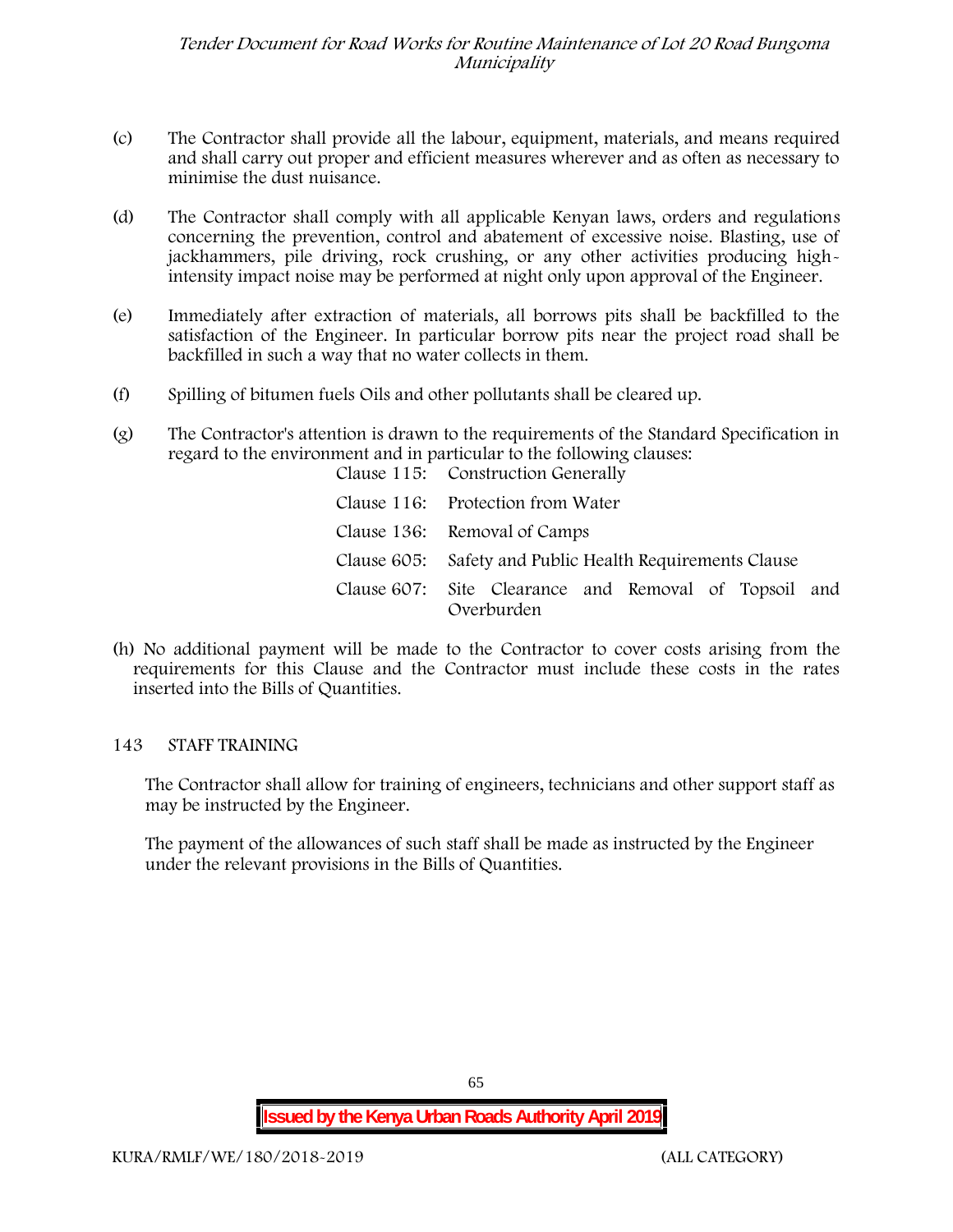(c) The Contractor shall provide all the labour, equipment, materials, and means required and shall carry out proper and efficient measures wherever and as often as necessary to minimise the dust nuisance.

(d) The Contractor shall comply with all applicable Kenyan laws, orders and regulations concerning the prevention, control and abatement of excessive noise. Blasting, use of jackhammers, pile driving, rock crushing, or any other activities producing high-intensity impact noise may be performed at night only upon approval of the Engineer.

(e) Immediately after extraction of materials, all borrows pits shall be backfilled to the satisfaction of the Engineer. In particular borrow pits near the project road shall be backfilled in such a way that no water collects in them.

(f) Spilling of bitumen fuels Oils and other pollutants shall be cleared up.

(g) The Contractor's attention is drawn to the requirements of the Standard Specification in regard to the environment and in particular to the following clauses:

| | |
|---|---|
| Clause 115: | Construction Generally |
| Clause 116: | Protection from Water |
| Clause 136: | Removal of Camps |
| Clause 605: | Safety and Public Health Requirements Clause |
| Clause 607: | Site Clearance and Removal of Topsoil and Overburden |

(h) No additional payment will be made to the Contractor to cover costs arising from the requirements for this Clause and the Contractor must include these costs in the rates inserted into the Bills of Quantities.

## 143 STAFF TRAINING

The Contractor shall allow for training of engineers, technicians and other support staff as may be instructed by the Engineer.

The payment of the allowances of such staff shall be made as instructed by the Engineer under the relevant provisions in the Bills of Quantities.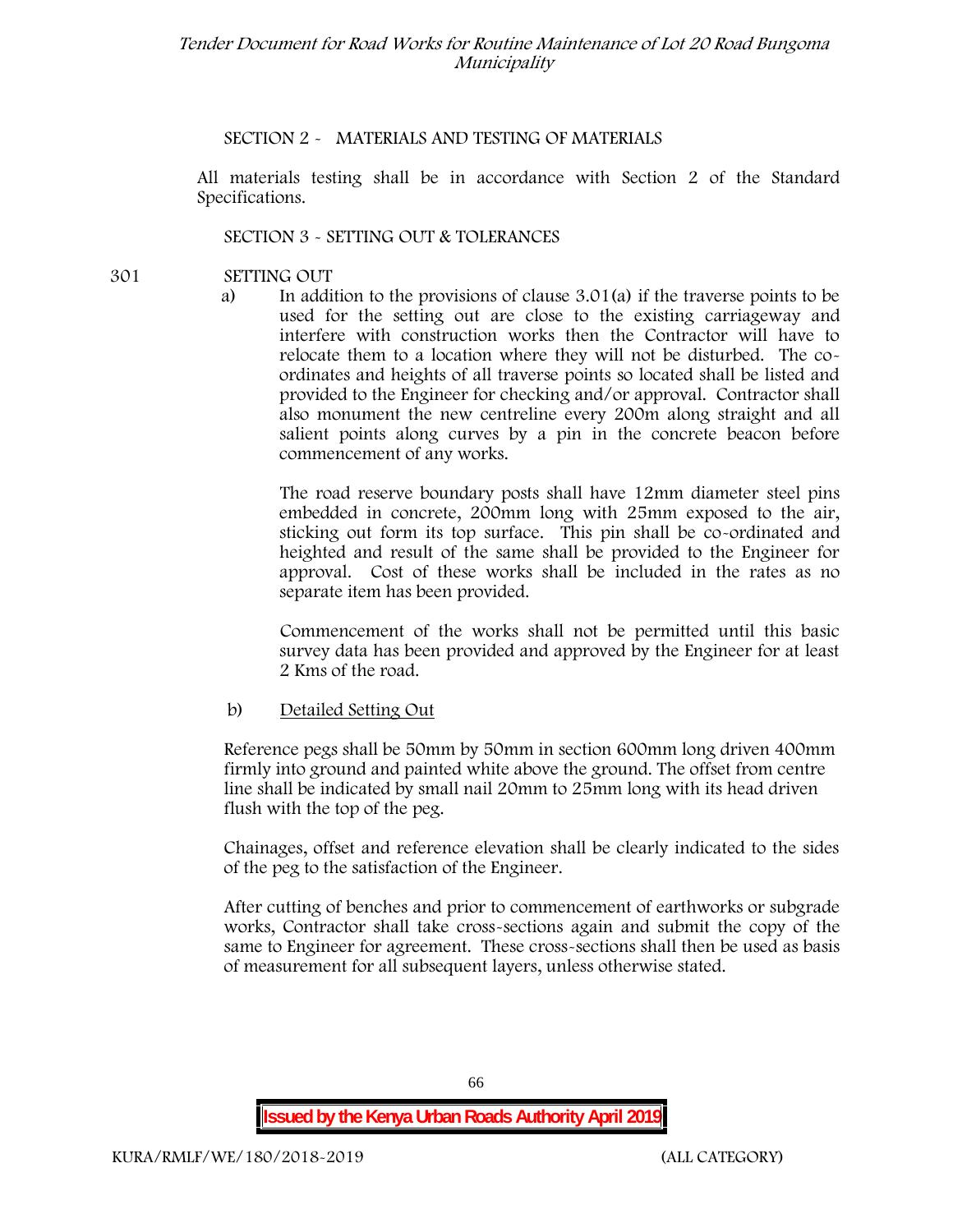## SECTION 2 - MATERIALS AND TESTING OF MATERIALS

All materials testing shall be in accordance with Section 2 of the Standard Specifications.

## SECTION 3 - SETTING OUT & TOLERANCES

### 301 SETTING OUT

a) In addition to the provisions of clause 3.01(a) if the traverse points to be used for the setting out are close to the existing carriageway and interfere with construction works then the Contractor will have to relocate them to a location where they will not be disturbed. The co-ordinates and heights of all traverse points so located shall be listed and provided to the Engineer for checking and/or approval. Contractor shall also monument the new centreline every 200m along straight and all salient points along curves by a pin in the concrete beacon before commencement of any works.

The road reserve boundary posts shall have 12mm diameter steel pins embedded in concrete, 200mm long with 25mm exposed to the air, sticking out form its top surface. This pin shall be co-ordinated and heighted and result of the same shall be provided to the Engineer for approval. Cost of these works shall be included in the rates as no separate item has been provided.

Commencement of the works shall not be permitted until this basic survey data has been provided and approved by the Engineer for at least 2 Kms of the road.

b) Detailed Setting Out

Reference pegs shall be 50mm by 50mm in section 600mm long driven 400mm firmly into ground and painted white above the ground. The offset from centre line shall be indicated by small nail 20mm to 25mm long with its head driven flush with the top of the peg.

Chainages, offset and reference elevation shall be clearly indicated to the sides of the peg to the satisfaction of the Engineer.

After cutting of benches and prior to commencement of earthworks or subgrade works, Contractor shall take cross-sections again and submit the copy of the same to Engineer for agreement. These cross-sections shall then be used as basis of measurement for all subsequent layers, unless otherwise stated.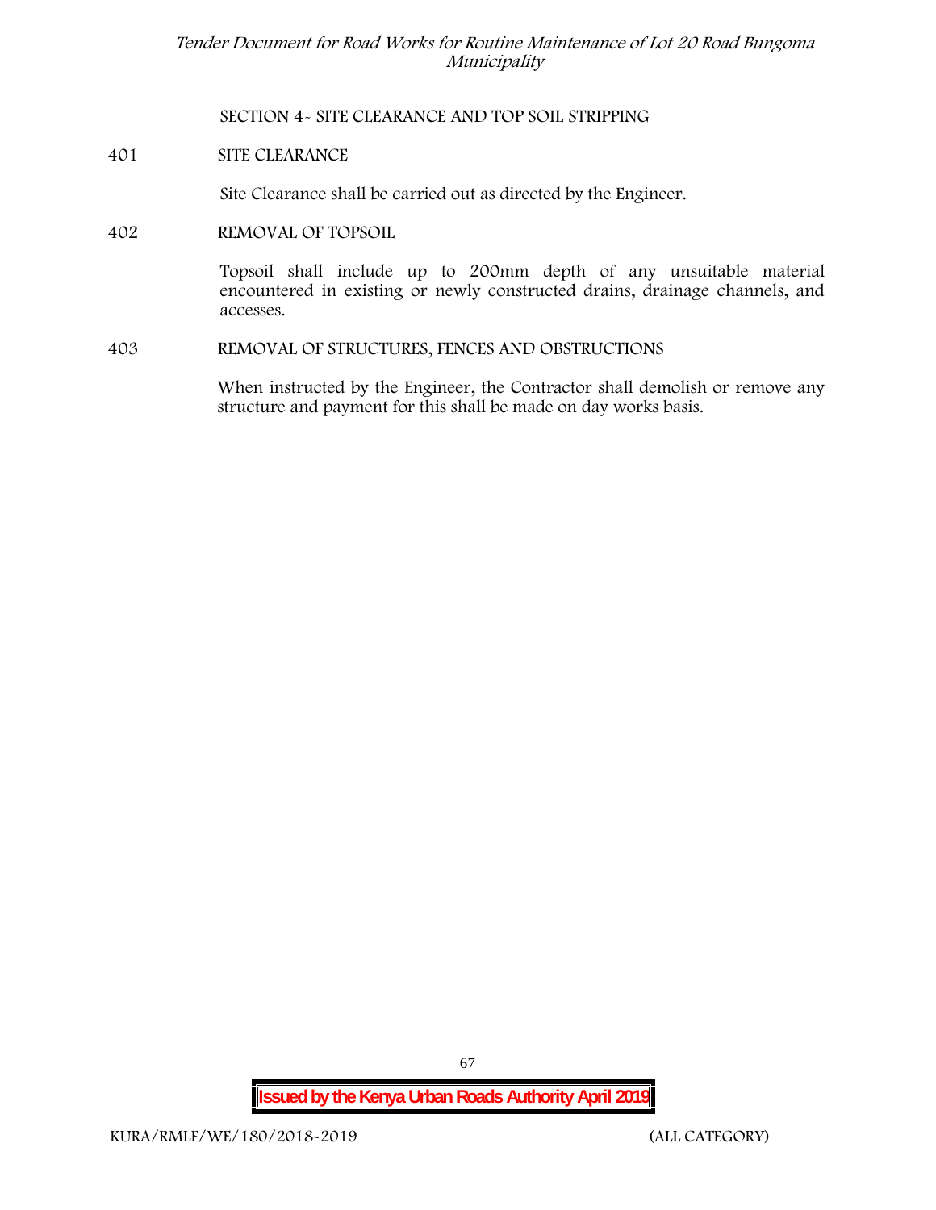## SECTION 4- SITE CLEARANCE AND TOP SOIL STRIPPING

### 401 SITE CLEARANCE

Site Clearance shall be carried out as directed by the Engineer.

### 402 REMOVAL OF TOPSOIL

Topsoil shall include up to 200mm depth of any unsuitable material encountered in existing or newly constructed drains, drainage channels, and accesses.

### 403 REMOVAL OF STRUCTURES, FENCES AND OBSTRUCTIONS

When instructed by the Engineer, the Contractor shall demolish or remove any structure and payment for this shall be made on day works basis.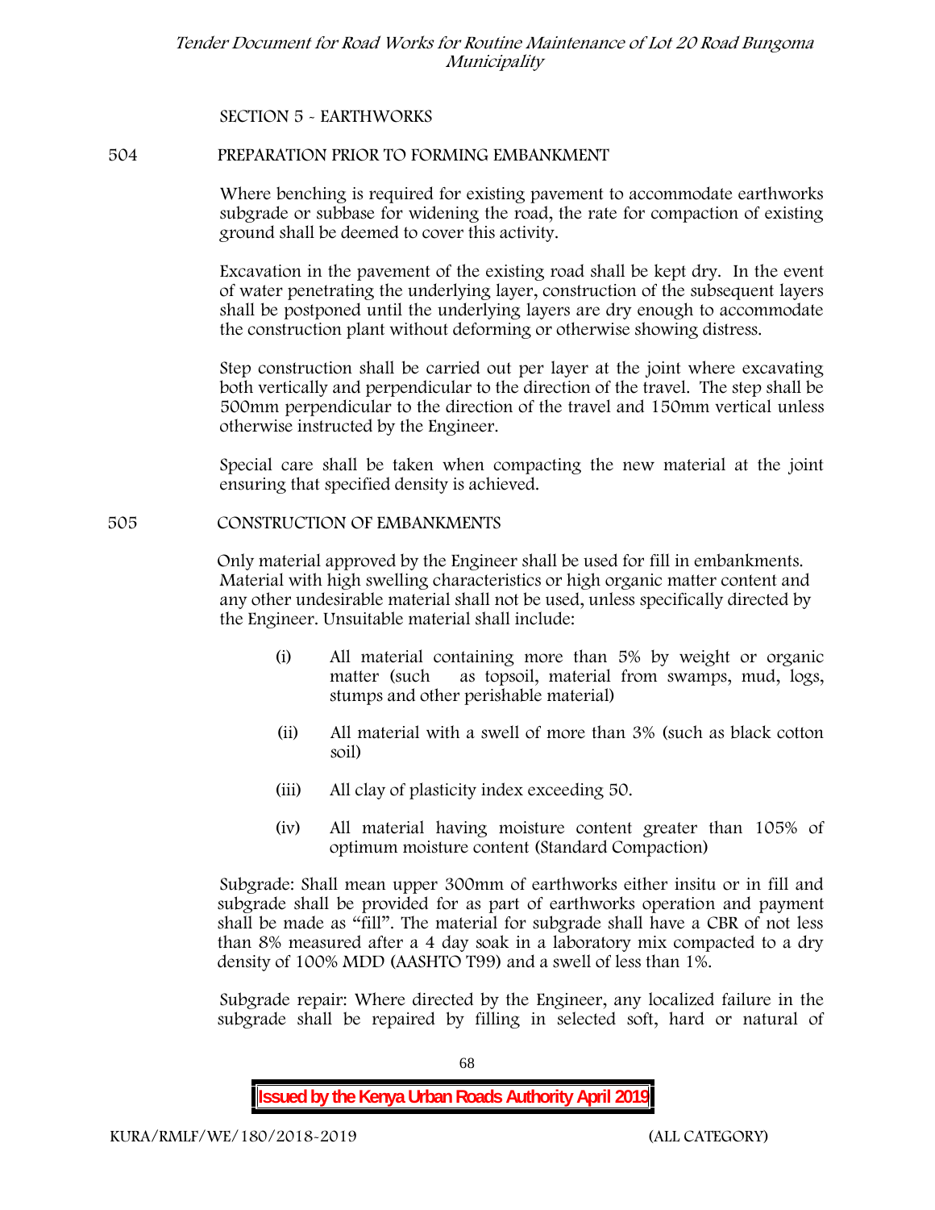SECTION 5 - EARTHWORKS

## 504 PREPARATION PRIOR TO FORMING EMBANKMENT

Where benching is required for existing pavement to accommodate earthworks subgrade or subbase for widening the road, the rate for compaction of existing ground shall be deemed to cover this activity.

Excavation in the pavement of the existing road shall be kept dry. In the event of water penetrating the underlying layer, construction of the subsequent layers shall be postponed until the underlying layers are dry enough to accommodate the construction plant without deforming or otherwise showing distress.

Step construction shall be carried out per layer at the joint where excavating both vertically and perpendicular to the direction of the travel. The step shall be 500mm perpendicular to the direction of the travel and 150mm vertical unless otherwise instructed by the Engineer.

Special care shall be taken when compacting the new material at the joint ensuring that specified density is achieved.

## 505 CONSTRUCTION OF EMBANKMENTS

Only material approved by the Engineer shall be used for fill in embankments. Material with high swelling characteristics or high organic matter content and any other undesirable material shall not be used, unless specifically directed by the Engineer. Unsuitable material shall include:

(i) All material containing more than 5% by weight or organic matter (such as topsoil, material from swamps, mud, logs, stumps and other perishable material)

(ii) All material with a swell of more than 3% (such as black cotton soil)

(iii) All clay of plasticity index exceeding 50.

(iv) All material having moisture content greater than 105% of optimum moisture content (Standard Compaction)

Subgrade: Shall mean upper 300mm of earthworks either insitu or in fill and subgrade shall be provided for as part of earthworks operation and payment shall be made as "fill". The material for subgrade shall have a CBR of not less than 8% measured after a 4 day soak in a laboratory mix compacted to a dry density of 100% MDD (AASHTO T99) and a swell of less than 1%.

Subgrade repair: Where directed by the Engineer, any localized failure in the subgrade shall be repaired by filling in selected soft, hard or natural of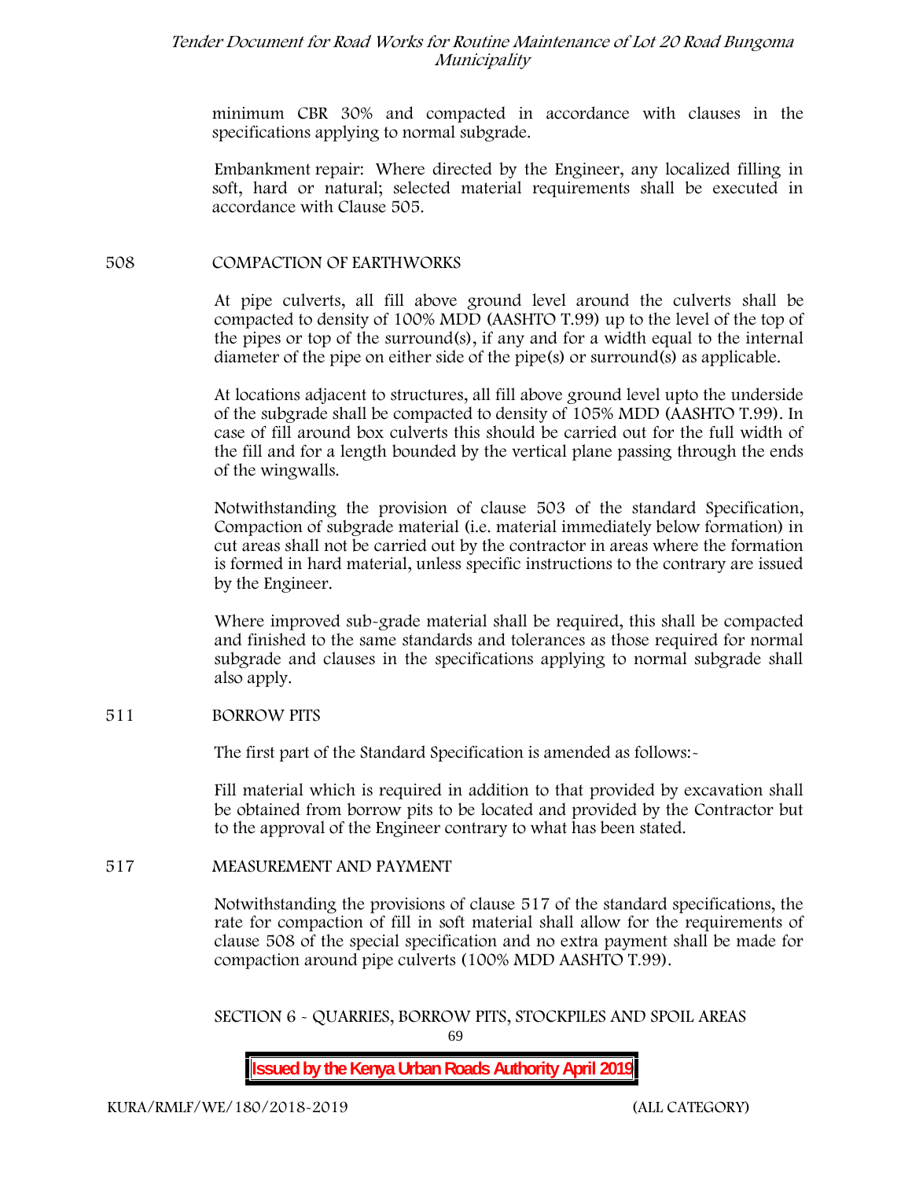minimum CBR 30% and compacted in accordance with clauses in the specifications applying to normal subgrade.

Embankment repair: Where directed by the Engineer, any localized filling in soft, hard or natural; selected material requirements shall be executed in accordance with Clause 505.

## 508 COMPACTION OF EARTHWORKS

At pipe culverts, all fill above ground level around the culverts shall be compacted to density of 100% MDD (AASHTO T.99) up to the level of the top of the pipes or top of the surround(s), if any and for a width equal to the internal diameter of the pipe on either side of the pipe(s) or surround(s) as applicable.

At locations adjacent to structures, all fill above ground level upto the underside of the subgrade shall be compacted to density of 105% MDD (AASHTO T.99). In case of fill around box culverts this should be carried out for the full width of the fill and for a length bounded by the vertical plane passing through the ends of the wingwalls.

Notwithstanding the provision of clause 503 of the standard Specification, Compaction of subgrade material (i.e. material immediately below formation) in cut areas shall not be carried out by the contractor in areas where the formation is formed in hard material, unless specific instructions to the contrary are issued by the Engineer.

Where improved sub-grade material shall be required, this shall be compacted and finished to the same standards and tolerances as those required for normal subgrade and clauses in the specifications applying to normal subgrade shall also apply.

## 511 BORROW PITS

The first part of the Standard Specification is amended as follows:-

Fill material which is required in addition to that provided by excavation shall be obtained from borrow pits to be located and provided by the Contractor but to the approval of the Engineer contrary to what has been stated.

## 517 MEASUREMENT AND PAYMENT

Notwithstanding the provisions of clause 517 of the standard specifications, the rate for compaction of fill in soft material shall allow for the requirements of clause 508 of the special specification and no extra payment shall be made for compaction around pipe culverts (100% MDD AASHTO T.99).

# SECTION 6 - QUARRIES, BORROW PITS, STOCKPILES AND SPOIL AREAS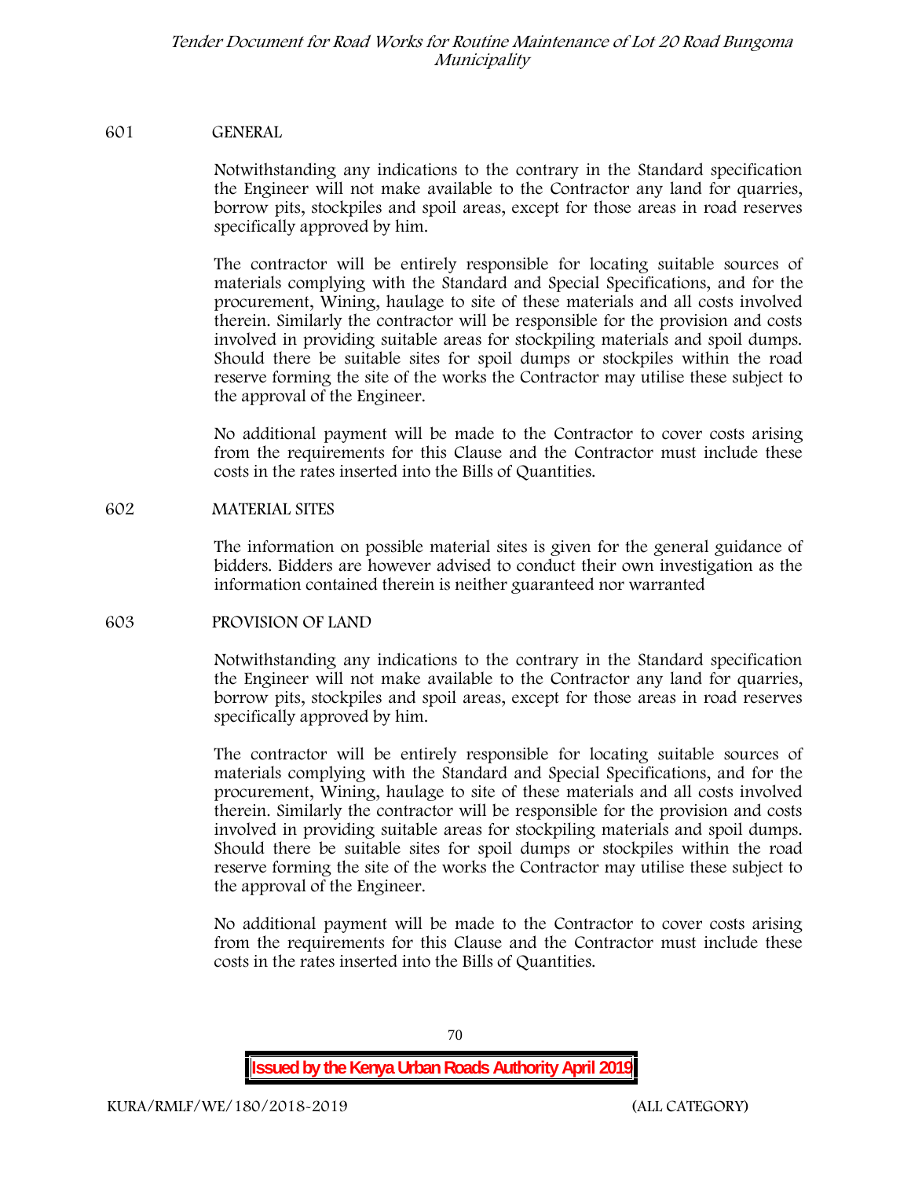## 601 GENERAL

Notwithstanding any indications to the contrary in the Standard specification the Engineer will not make available to the Contractor any land for quarries, borrow pits, stockpiles and spoil areas, except for those areas in road reserves specifically approved by him.

The contractor will be entirely responsible for locating suitable sources of materials complying with the Standard and Special Specifications, and for the procurement, Wining, haulage to site of these materials and all costs involved therein. Similarly the contractor will be responsible for the provision and costs involved in providing suitable areas for stockpiling materials and spoil dumps. Should there be suitable sites for spoil dumps or stockpiles within the road reserve forming the site of the works the Contractor may utilise these subject to the approval of the Engineer.

No additional payment will be made to the Contractor to cover costs arising from the requirements for this Clause and the Contractor must include these costs in the rates inserted into the Bills of Quantities.

## 602 MATERIAL SITES

The information on possible material sites is given for the general guidance of bidders. Bidders are however advised to conduct their own investigation as the information contained therein is neither guaranteed nor warranted

## 603 PROVISION OF LAND

Notwithstanding any indications to the contrary in the Standard specification the Engineer will not make available to the Contractor any land for quarries, borrow pits, stockpiles and spoil areas, except for those areas in road reserves specifically approved by him.

The contractor will be entirely responsible for locating suitable sources of materials complying with the Standard and Special Specifications, and for the procurement, Wining, haulage to site of these materials and all costs involved therein. Similarly the contractor will be responsible for the provision and costs involved in providing suitable areas for stockpiling materials and spoil dumps. Should there be suitable sites for spoil dumps or stockpiles within the road reserve forming the site of the works the Contractor may utilise these subject to the approval of the Engineer.

No additional payment will be made to the Contractor to cover costs arising from the requirements for this Clause and the Contractor must include these costs in the rates inserted into the Bills of Quantities.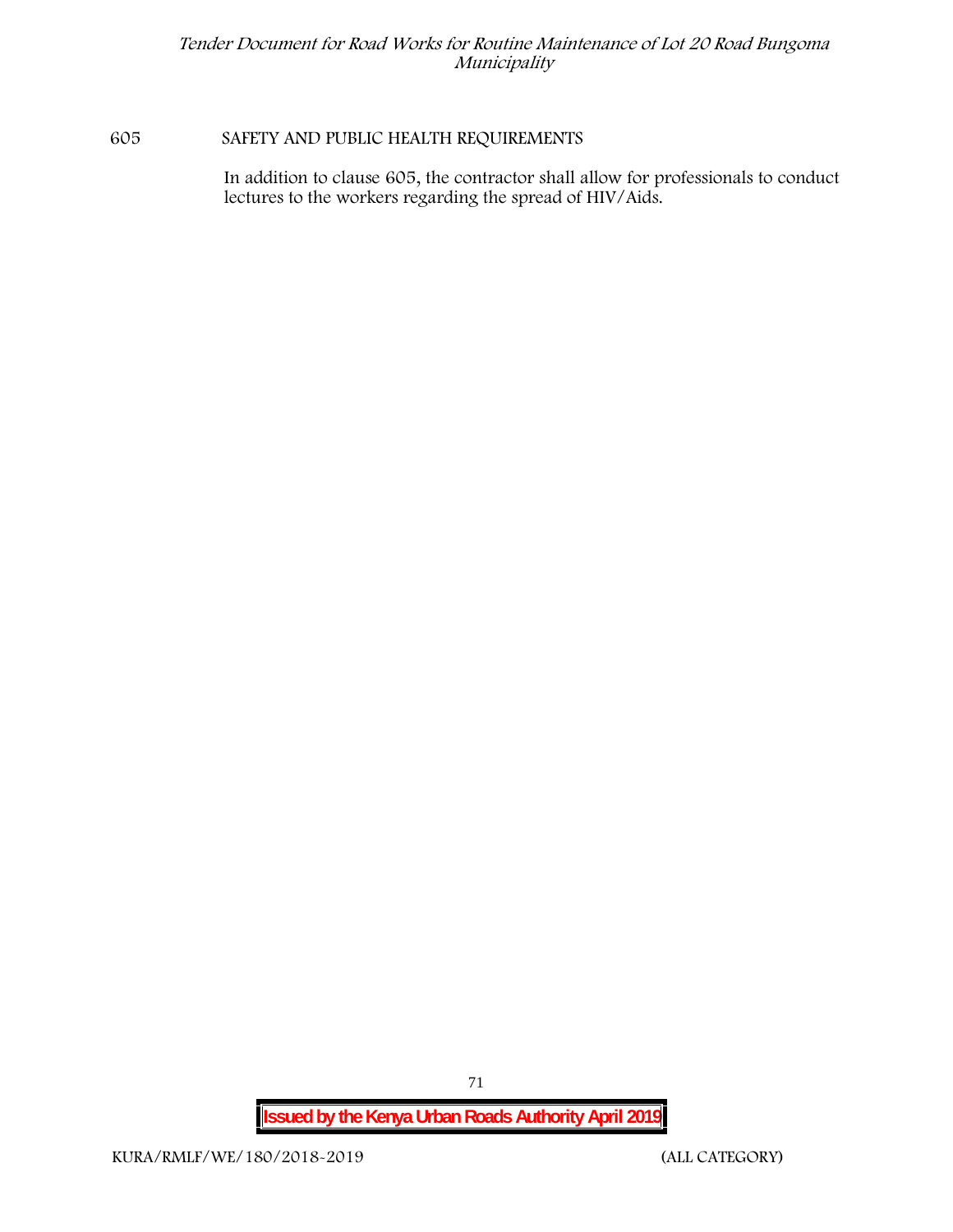605 SAFETY AND PUBLIC HEALTH REQUIREMENTS

In addition to clause 605, the contractor shall allow for professionals to conduct lectures to the workers regarding the spread of HIV/Aids.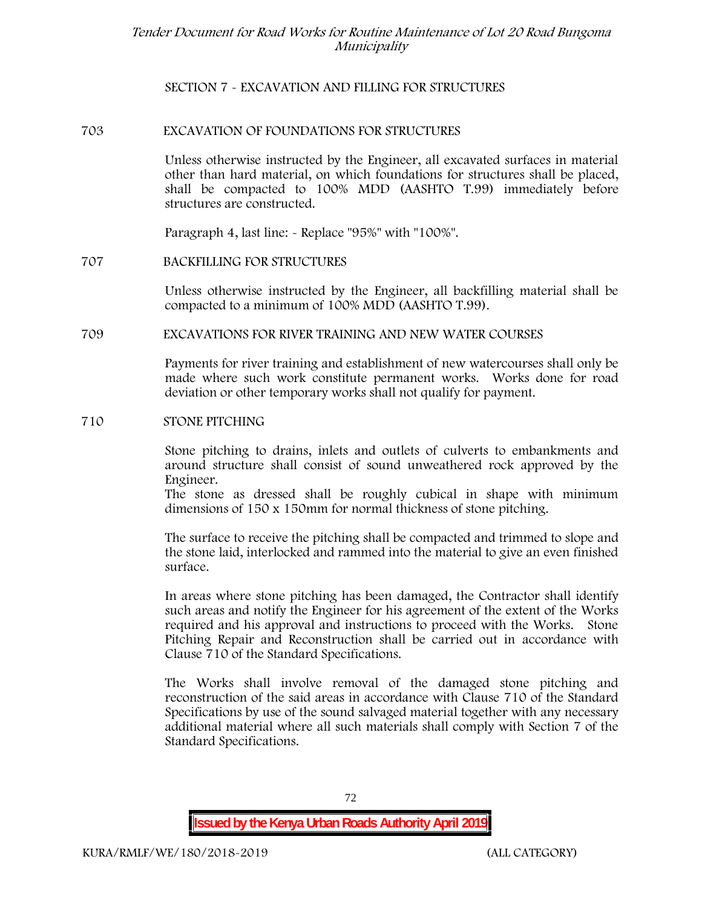## SECTION 7 - EXCAVATION AND FILLING FOR STRUCTURES

### 703 EXCAVATION OF FOUNDATIONS FOR STRUCTURES

Unless otherwise instructed by the Engineer, all excavated surfaces in material other than hard material, on which foundations for structures shall be placed, shall be compacted to 100% MDD (AASHTO T.99) immediately before structures are constructed.

Paragraph 4, last line: - Replace "95%" with "100%".

### 707 BACKFILLING FOR STRUCTURES

Unless otherwise instructed by the Engineer, all backfilling material shall be compacted to a minimum of 100% MDD (AASHTO T.99).

### 709 EXCAVATIONS FOR RIVER TRAINING AND NEW WATER COURSES

Payments for river training and establishment of new watercourses shall only be made where such work constitute permanent works. Works done for road deviation or other temporary works shall not qualify for payment.

### 710 STONE PITCHING

Stone pitching to drains, inlets and outlets of culverts to embankments and around structure shall consist of sound unweathered rock approved by the Engineer.
The stone as dressed shall be roughly cubical in shape with minimum dimensions of 150 x 150mm for normal thickness of stone pitching.

The surface to receive the pitching shall be compacted and trimmed to slope and the stone laid, interlocked and rammed into the material to give an even finished surface.

In areas where stone pitching has been damaged, the Contractor shall identify such areas and notify the Engineer for his agreement of the extent of the Works required and his approval and instructions to proceed with the Works. Stone Pitching Repair and Reconstruction shall be carried out in accordance with Clause 710 of the Standard Specifications.

The Works shall involve removal of the damaged stone pitching and reconstruction of the said areas in accordance with Clause 710 of the Standard Specifications by use of the sound salvaged material together with any necessary additional material where all such materials shall comply with Section 7 of the Standard Specifications.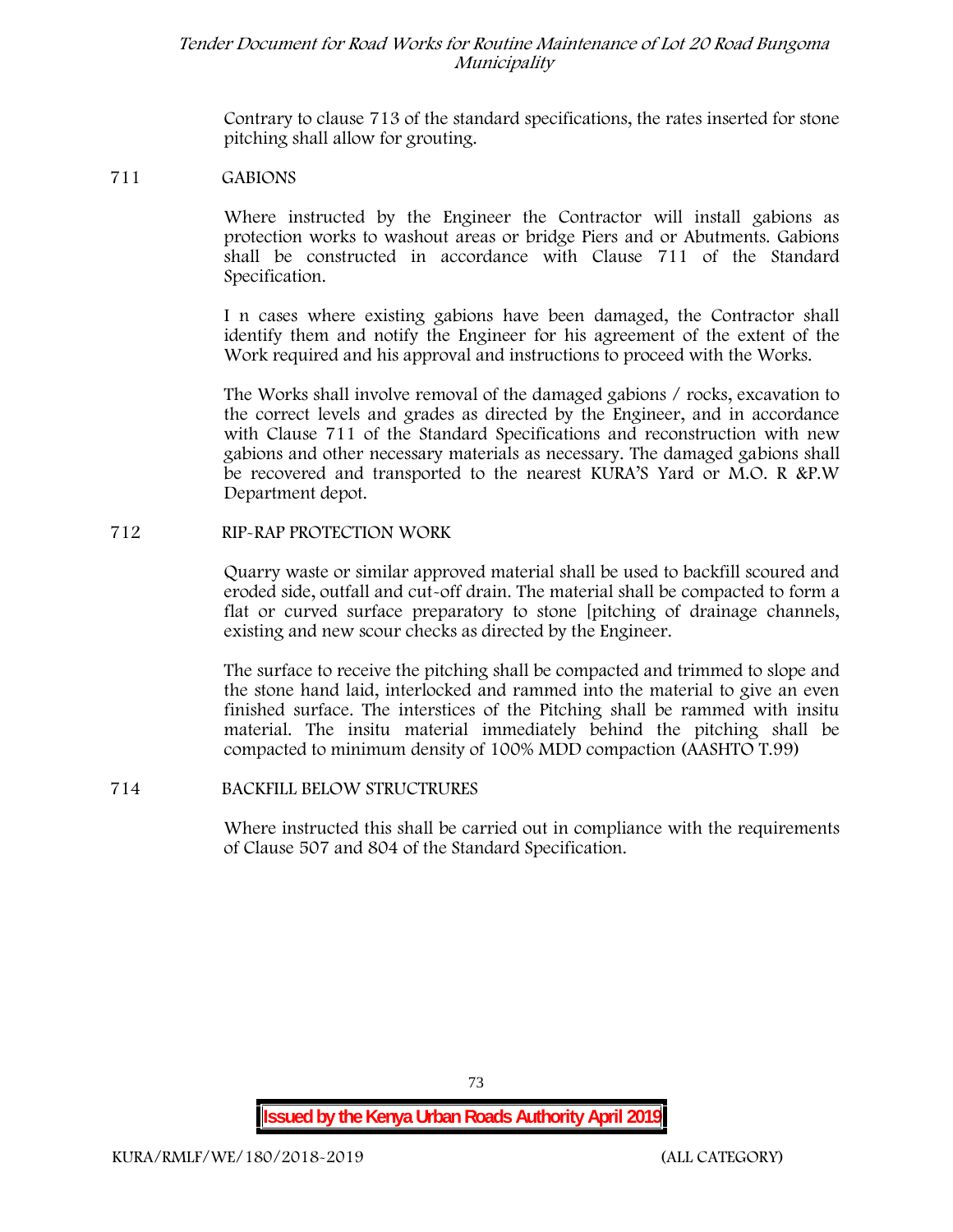Contrary to clause 713 of the standard specifications, the rates inserted for stone pitching shall allow for grouting.

## 711 GABIONS

Where instructed by the Engineer the Contractor will install gabions as protection works to washout areas or bridge Piers and or Abutments. Gabions shall be constructed in accordance with Clause 711 of the Standard Specification.

I n cases where existing gabions have been damaged, the Contractor shall identify them and notify the Engineer for his agreement of the extent of the Work required and his approval and instructions to proceed with the Works.

The Works shall involve removal of the damaged gabions / rocks, excavation to the correct levels and grades as directed by the Engineer, and in accordance with Clause 711 of the Standard Specifications and reconstruction with new gabions and other necessary materials as necessary. The damaged gabions shall be recovered and transported to the nearest KURA'S Yard or M.O. R &P.W Department depot.

## 712 RIP-RAP PROTECTION WORK

Quarry waste or similar approved material shall be used to backfill scoured and eroded side, outfall and cut-off drain. The material shall be compacted to form a flat or curved surface preparatory to stone [pitching of drainage channels, existing and new scour checks as directed by the Engineer.

The surface to receive the pitching shall be compacted and trimmed to slope and the stone hand laid, interlocked and rammed into the material to give an even finished surface. The interstices of the Pitching shall be rammed with insitu material. The insitu material immediately behind the pitching shall be compacted to minimum density of 100% MDD compaction (AASHTO T.99)

## 714 BACKFILL BELOW STRUCTRURES

Where instructed this shall be carried out in compliance with the requirements of Clause 507 and 804 of the Standard Specification.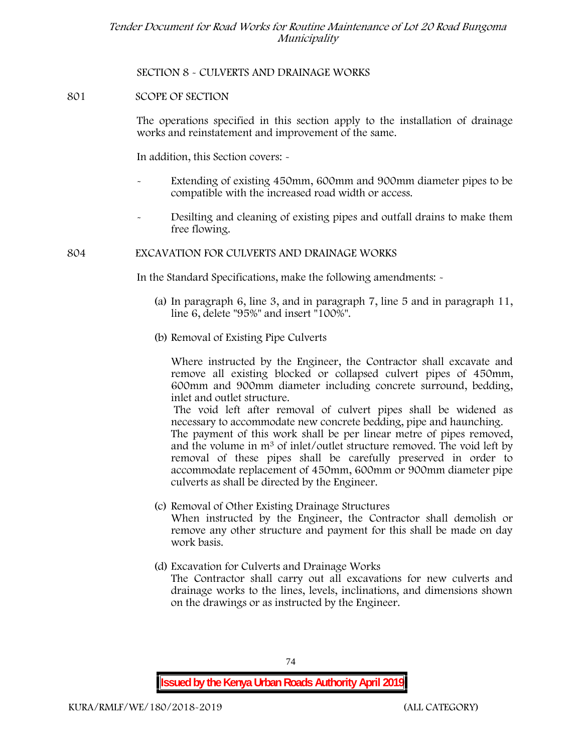## SECTION 8 - CULVERTS AND DRAINAGE WORKS

### 801 SCOPE OF SECTION

The operations specified in this section apply to the installation of drainage works and reinstatement and improvement of the same.

In addition, this Section covers: -

- Extending of existing 450mm, 600mm and 900mm diameter pipes to be compatible with the increased road width or access.
- Desilting and cleaning of existing pipes and outfall drains to make them free flowing.

### 804 EXCAVATION FOR CULVERTS AND DRAINAGE WORKS

In the Standard Specifications, make the following amendments: -

(a) In paragraph 6, line 3, and in paragraph 7, line 5 and in paragraph 11, line 6, delete "95%" and insert "100%".

(b) Removal of Existing Pipe Culverts

Where instructed by the Engineer, the Contractor shall excavate and remove all existing blocked or collapsed culvert pipes of 450mm, 600mm and 900mm diameter including concrete surround, bedding, inlet and outlet structure.

The void left after removal of culvert pipes shall be widened as necessary to accommodate new concrete bedding, pipe and haunching.

The payment of this work shall be per linear metre of pipes removed, and the volume in $m^3$ of inlet/outlet structure removed. The void left by removal of these pipes shall be carefully preserved in order to accommodate replacement of 450mm, 600mm or 900mm diameter pipe culverts as shall be directed by the Engineer.

(c) Removal of Other Existing Drainage Structures

When instructed by the Engineer, the Contractor shall demolish or remove any other structure and payment for this shall be made on day work basis.

(d) Excavation for Culverts and Drainage Works

The Contractor shall carry out all excavations for new culverts and drainage works to the lines, levels, inclinations, and dimensions shown on the drawings or as instructed by the Engineer.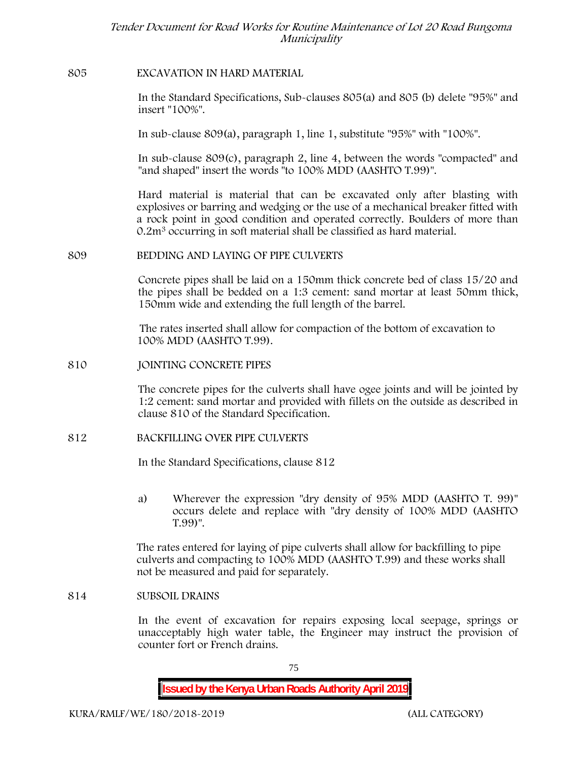## 805 EXCAVATION IN HARD MATERIAL

In the Standard Specifications, Sub-clauses 805(a) and 805 (b) delete "95%" and insert "100%".

In sub-clause 809(a), paragraph 1, line 1, substitute "95%" with "100%".

In sub-clause 809(c), paragraph 2, line 4, between the words "compacted" and "and shaped" insert the words "to 100% MDD (AASHTO T.99)".

Hard material is material that can be excavated only after blasting with explosives or barring and wedging or the use of a mechanical breaker fitted with a rock point in good condition and operated correctly. Boulders of more than $0.2m^3$ occurring in soft material shall be classified as hard material.

## 809 BEDDING AND LAYING OF PIPE CULVERTS

Concrete pipes shall be laid on a 150mm thick concrete bed of class 15/20 and the pipes shall be bedded on a 1:3 cement: sand mortar at least 50mm thick, 150mm wide and extending the full length of the barrel.

The rates inserted shall allow for compaction of the bottom of excavation to 100% MDD (AASHTO T.99).

## 810 JOINTING CONCRETE PIPES

The concrete pipes for the culverts shall have ogee joints and will be jointed by 1:2 cement: sand mortar and provided with fillets on the outside as described in clause 810 of the Standard Specification.

## 812 BACKFILLING OVER PIPE CULVERTS

In the Standard Specifications, clause 812

a) Wherever the expression "dry density of 95% MDD (AASHTO T. 99)" occurs delete and replace with "dry density of 100% MDD (AASHTO T.99)".

The rates entered for laying of pipe culverts shall allow for backfilling to pipe culverts and compacting to 100% MDD (AASHTO T.99) and these works shall not be measured and paid for separately.

## 814 SUBSOIL DRAINS

In the event of excavation for repairs exposing local seepage, springs or unacceptably high water table, the Engineer may instruct the provision of counter fort or French drains.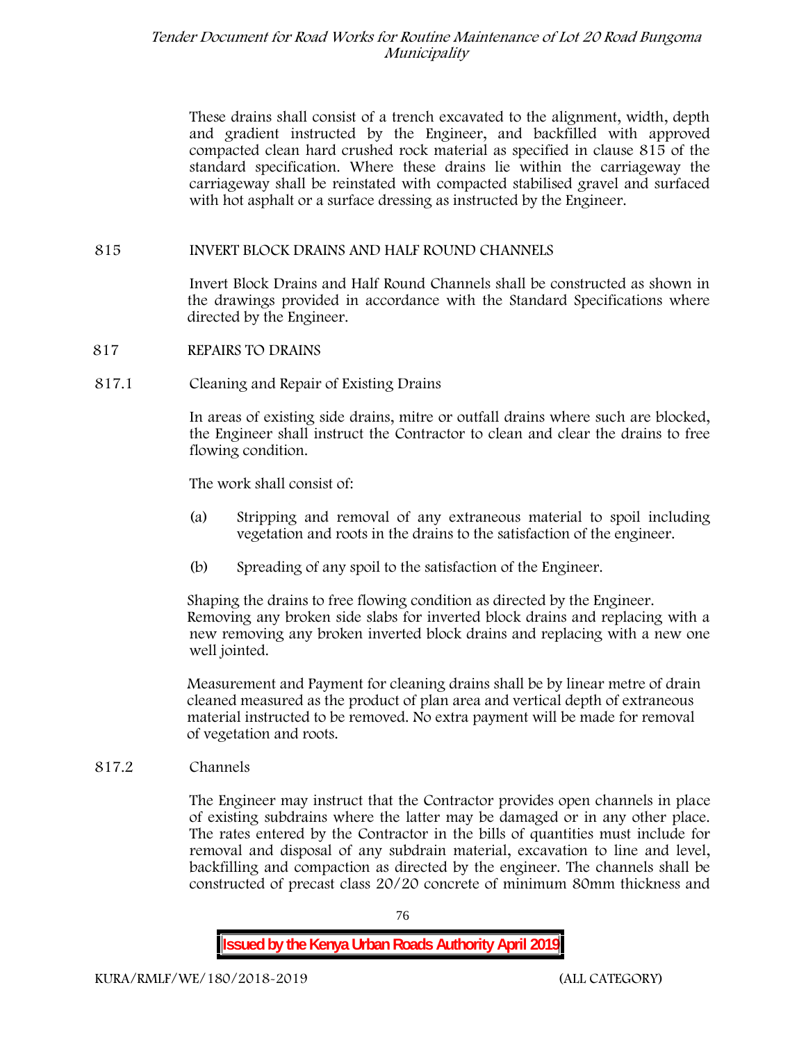These drains shall consist of a trench excavated to the alignment, width, depth and gradient instructed by the Engineer, and backfilled with approved compacted clean hard crushed rock material as specified in clause 815 of the standard specification. Where these drains lie within the carriageway the carriageway shall be reinstated with compacted stabilised gravel and surfaced with hot asphalt or a surface dressing as instructed by the Engineer.

## 815 INVERT BLOCK DRAINS AND HALF ROUND CHANNELS

Invert Block Drains and Half Round Channels shall be constructed as shown in the drawings provided in accordance with the Standard Specifications where directed by the Engineer.

## 817 REPAIRS TO DRAINS

### 817.1 Cleaning and Repair of Existing Drains

In areas of existing side drains, mitre or outfall drains where such are blocked, the Engineer shall instruct the Contractor to clean and clear the drains to free flowing condition.

The work shall consist of:

(a) Stripping and removal of any extraneous material to spoil including vegetation and roots in the drains to the satisfaction of the engineer.

(b) Spreading of any spoil to the satisfaction of the Engineer.

Shaping the drains to free flowing condition as directed by the Engineer. Removing any broken side slabs for inverted block drains and replacing with a new removing any broken inverted block drains and replacing with a new one well jointed.

Measurement and Payment for cleaning drains shall be by linear metre of drain cleaned measured as the product of plan area and vertical depth of extraneous material instructed to be removed. No extra payment will be made for removal of vegetation and roots.

### 817.2 Channels

The Engineer may instruct that the Contractor provides open channels in place of existing subdrains where the latter may be damaged or in any other place. The rates entered by the Contractor in the bills of quantities must include for removal and disposal of any subdrain material, excavation to line and level, backfilling and compaction as directed by the engineer. The channels shall be constructed of precast class 20/20 concrete of minimum 80mm thickness and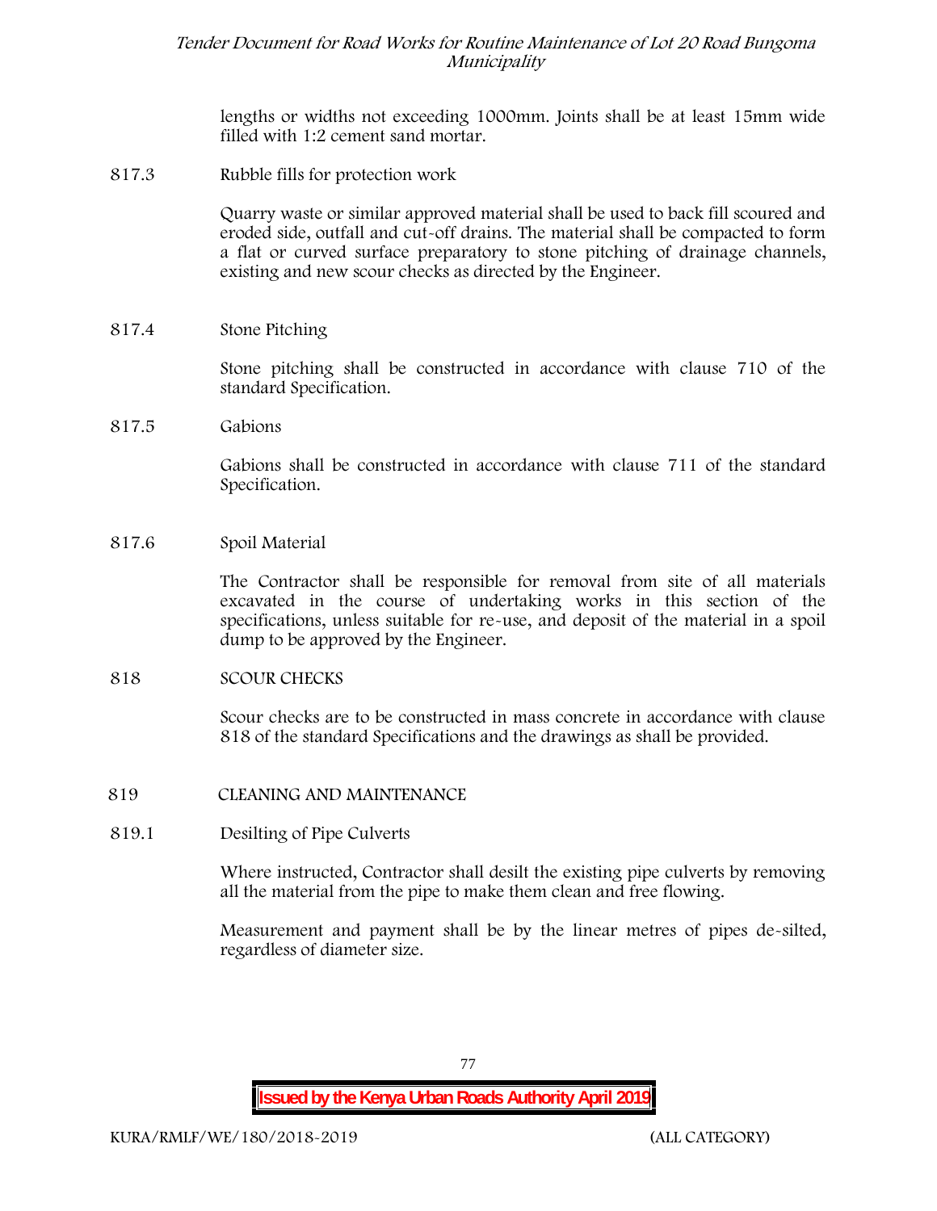lengths or widths not exceeding 1000mm. Joints shall be at least 15mm wide filled with 1:2 cement sand mortar.

**817.3 Rubble fills for protection work**

Quarry waste or similar approved material shall be used to back fill scoured and eroded side, outfall and cut-off drains. The material shall be compacted to form a flat or curved surface preparatory to stone pitching of drainage channels, existing and new scour checks as directed by the Engineer.

**817.4 Stone Pitching**

Stone pitching shall be constructed in accordance with clause 710 of the standard Specification.

**817.5 Gabions**

Gabions shall be constructed in accordance with clause 711 of the standard Specification.

**817.6 Spoil Material**

The Contractor shall be responsible for removal from site of all materials excavated in the course of undertaking works in this section of the specifications, unless suitable for re-use, and deposit of the material in a spoil dump to be approved by the Engineer.

## 818 SCOUR CHECKS

Scour checks are to be constructed in mass concrete in accordance with clause 818 of the standard Specifications and the drawings as shall be provided.

## 819 CLEANING AND MAINTENANCE

**819.1 Desilting of Pipe Culverts**

Where instructed, Contractor shall desilt the existing pipe culverts by removing all the material from the pipe to make them clean and free flowing.

Measurement and payment shall be by the linear metres of pipes de-silted, regardless of diameter size.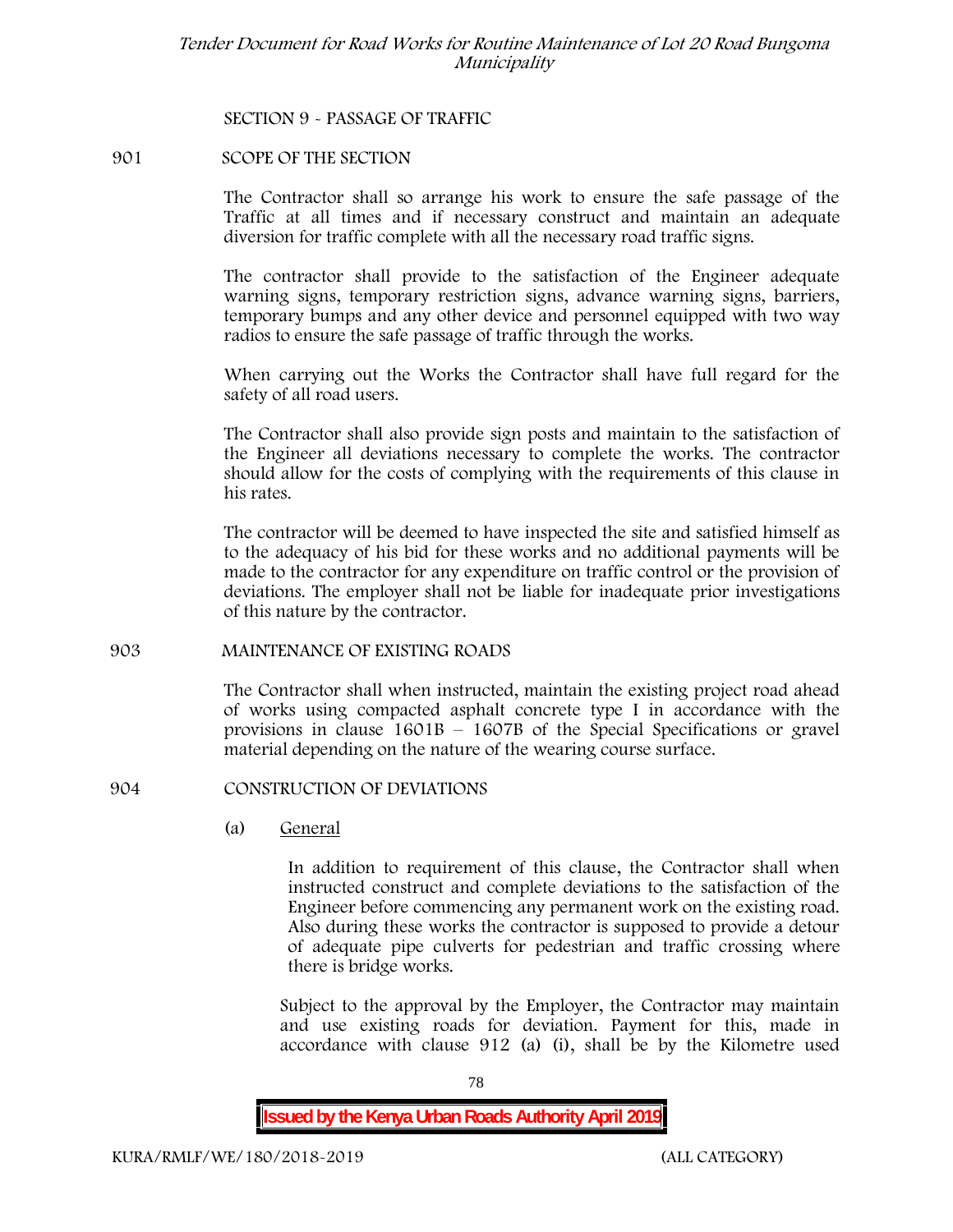## SECTION 9 - PASSAGE OF TRAFFIC

### 901 SCOPE OF THE SECTION

The Contractor shall so arrange his work to ensure the safe passage of the Traffic at all times and if necessary construct and maintain an adequate diversion for traffic complete with all the necessary road traffic signs.

The contractor shall provide to the satisfaction of the Engineer adequate warning signs, temporary restriction signs, advance warning signs, barriers, temporary bumps and any other device and personnel equipped with two way radios to ensure the safe passage of traffic through the works.

When carrying out the Works the Contractor shall have full regard for the safety of all road users.

The Contractor shall also provide sign posts and maintain to the satisfaction of the Engineer all deviations necessary to complete the works. The contractor should allow for the costs of complying with the requirements of this clause in his rates.

The contractor will be deemed to have inspected the site and satisfied himself as to the adequacy of his bid for these works and no additional payments will be made to the contractor for any expenditure on traffic control or the provision of deviations. The employer shall not be liable for inadequate prior investigations of this nature by the contractor.

### 903 MAINTENANCE OF EXISTING ROADS

The Contractor shall when instructed, maintain the existing project road ahead of works using compacted asphalt concrete type I in accordance with the provisions in clause 1601B – 1607B of the Special Specifications or gravel material depending on the nature of the wearing course surface.

### 904 CONSTRUCTION OF DEVIATIONS

(a) General

In addition to requirement of this clause, the Contractor shall when instructed construct and complete deviations to the satisfaction of the Engineer before commencing any permanent work on the existing road. Also during these works the contractor is supposed to provide a detour of adequate pipe culverts for pedestrian and traffic crossing where there is bridge works.

Subject to the approval by the Employer, the Contractor may maintain and use existing roads for deviation. Payment for this, made in accordance with clause 912 (a) (i), shall be by the Kilometre used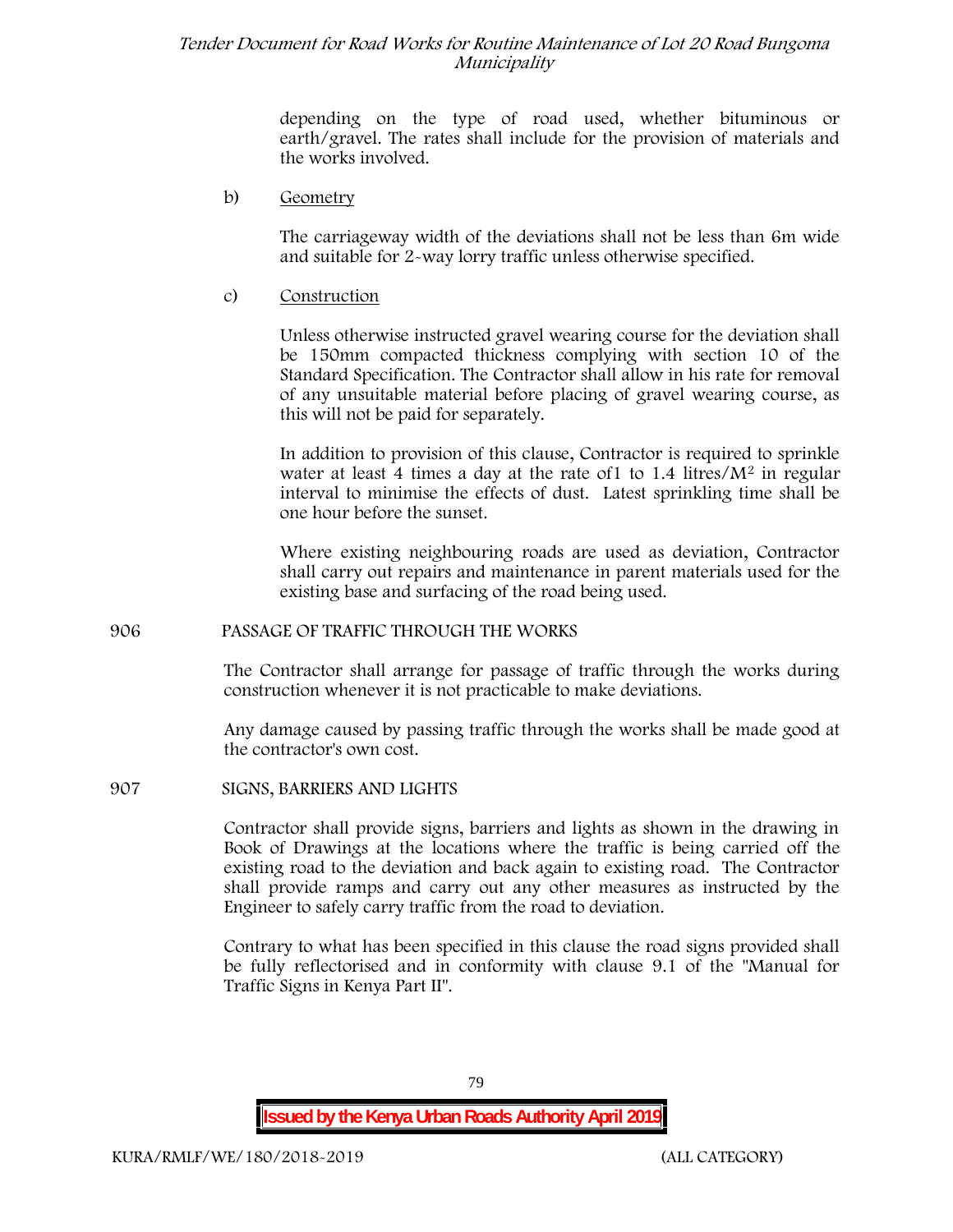depending on the type of road used, whether bituminous or earth/gravel. The rates shall include for the provision of materials and the works involved.

b) Geometry

The carriageway width of the deviations shall not be less than 6m wide and suitable for 2-way lorry traffic unless otherwise specified.

c) Construction

Unless otherwise instructed gravel wearing course for the deviation shall be 150mm compacted thickness complying with section 10 of the Standard Specification. The Contractor shall allow in his rate for removal of any unsuitable material before placing of gravel wearing course, as this will not be paid for separately.

In addition to provision of this clause, Contractor is required to sprinkle water at least 4 times a day at the rate of1 to 1.4 litres/$M^2$ in regular interval to minimise the effects of dust. Latest sprinkling time shall be one hour before the sunset.

Where existing neighbouring roads are used as deviation, Contractor shall carry out repairs and maintenance in parent materials used for the existing base and surfacing of the road being used.

## 906 PASSAGE OF TRAFFIC THROUGH THE WORKS

The Contractor shall arrange for passage of traffic through the works during construction whenever it is not practicable to make deviations.

Any damage caused by passing traffic through the works shall be made good at the contractor's own cost.

## 907 SIGNS, BARRIERS AND LIGHTS

Contractor shall provide signs, barriers and lights as shown in the drawing in Book of Drawings at the locations where the traffic is being carried off the existing road to the deviation and back again to existing road. The Contractor shall provide ramps and carry out any other measures as instructed by the Engineer to safely carry traffic from the road to deviation.

Contrary to what has been specified in this clause the road signs provided shall be fully reflectorised and in conformity with clause 9.1 of the "Manual for Traffic Signs in Kenya Part II".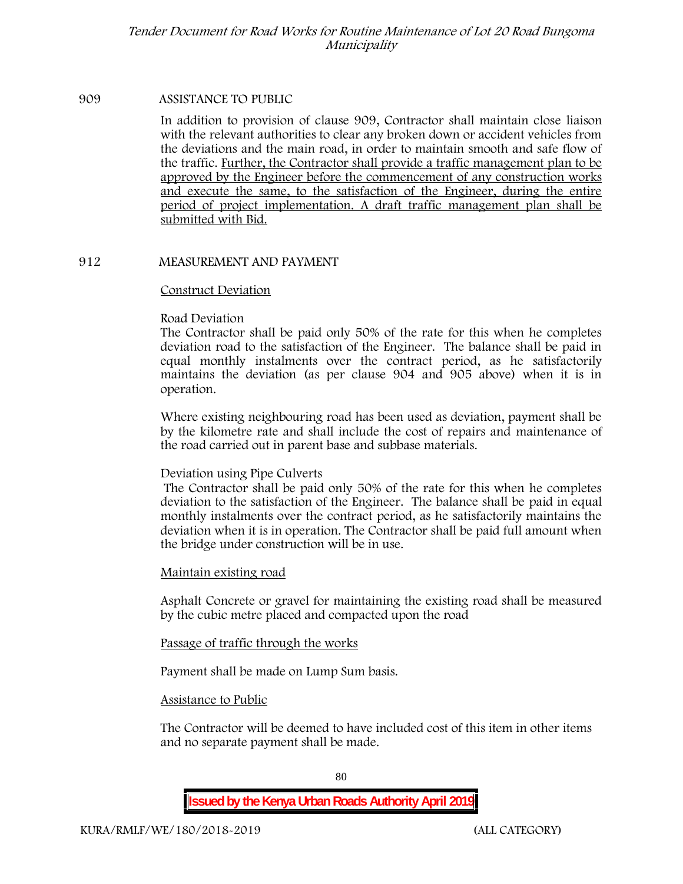## 909 ASSISTANCE TO PUBLIC

In addition to provision of clause 909, Contractor shall maintain close liaison with the relevant authorities to clear any broken down or accident vehicles from the deviations and the main road, in order to maintain smooth and safe flow of the traffic. Further, the Contractor shall provide a traffic management plan to be approved by the Engineer before the commencement of any construction works and execute the same, to the satisfaction of the Engineer, during the entire period of project implementation. A draft traffic management plan shall be submitted with Bid.

## 912 MEASUREMENT AND PAYMENT

Construct Deviation

Road Deviation

The Contractor shall be paid only 50% of the rate for this when he completes deviation road to the satisfaction of the Engineer. The balance shall be paid in equal monthly instalments over the contract period, as he satisfactorily maintains the deviation (as per clause 904 and 905 above) when it is in operation.

Where existing neighbouring road has been used as deviation, payment shall be by the kilometre rate and shall include the cost of repairs and maintenance of the road carried out in parent base and subbase materials.

Deviation using Pipe Culverts

The Contractor shall be paid only 50% of the rate for this when he completes deviation to the satisfaction of the Engineer. The balance shall be paid in equal monthly instalments over the contract period, as he satisfactorily maintains the deviation when it is in operation. The Contractor shall be paid full amount when the bridge under construction will be in use.

Maintain existing road

Asphalt Concrete or gravel for maintaining the existing road shall be measured by the cubic metre placed and compacted upon the road

Passage of traffic through the works

Payment shall be made on Lump Sum basis.

Assistance to Public

The Contractor will be deemed to have included cost of this item in other items and no separate payment shall be made.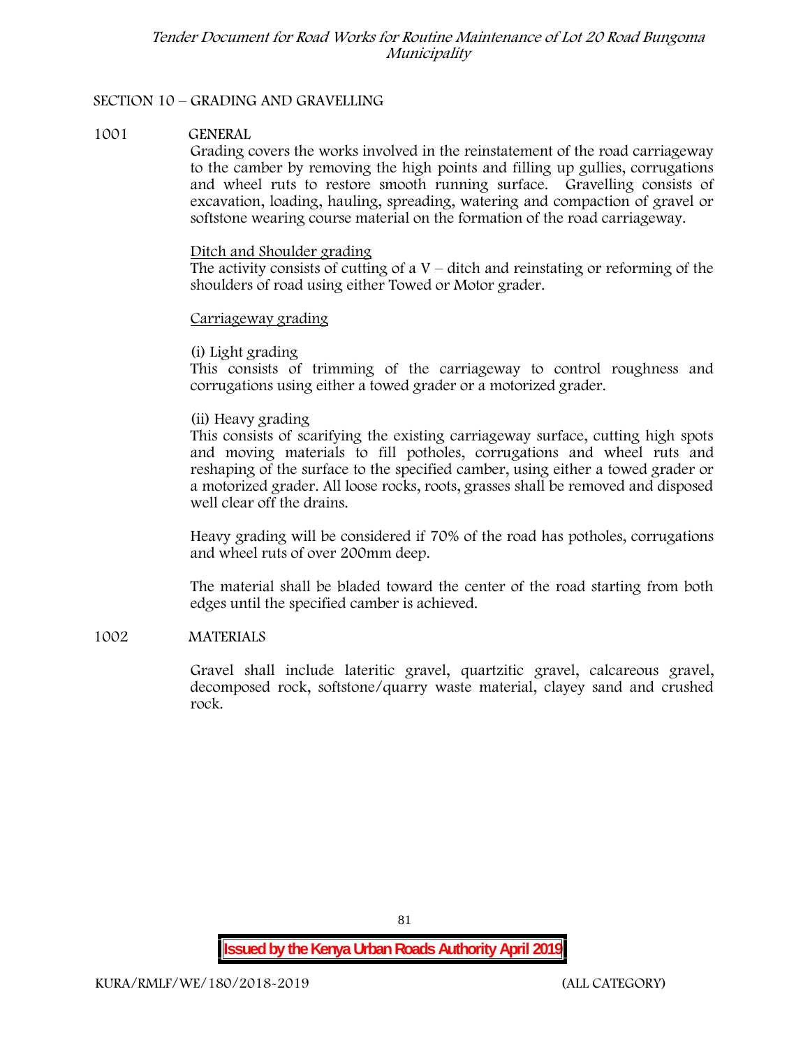## SECTION 10 – GRADING AND GRAVELLING

### 1001 GENERAL

Grading covers the works involved in the reinstatement of the road carriageway to the camber by removing the high points and filling up gullies, corrugations and wheel ruts to restore smooth running surface. Gravelling consists of excavation, loading, hauling, spreading, watering and compaction of gravel or softstone wearing course material on the formation of the road carriageway.

Ditch and Shoulder grading

The activity consists of cutting of a V – ditch and reinstating or reforming of the shoulders of road using either Towed or Motor grader.

Carriageway grading

(i) Light grading

This consists of trimming of the carriageway to control roughness and corrugations using either a towed grader or a motorized grader.

(ii) Heavy grading

This consists of scarifying the existing carriageway surface, cutting high spots and moving materials to fill potholes, corrugations and wheel ruts and reshaping of the surface to the specified camber, using either a towed grader or a motorized grader. All loose rocks, roots, grasses shall be removed and disposed well clear off the drains.

Heavy grading will be considered if 70% of the road has potholes, corrugations and wheel ruts of over 200mm deep.

The material shall be bladed toward the center of the road starting from both edges until the specified camber is achieved.

### 1002 MATERIALS

Gravel shall include lateritic gravel, quartzitic gravel, calcareous gravel, decomposed rock, softstone/quarry waste material, clayey sand and crushed rock.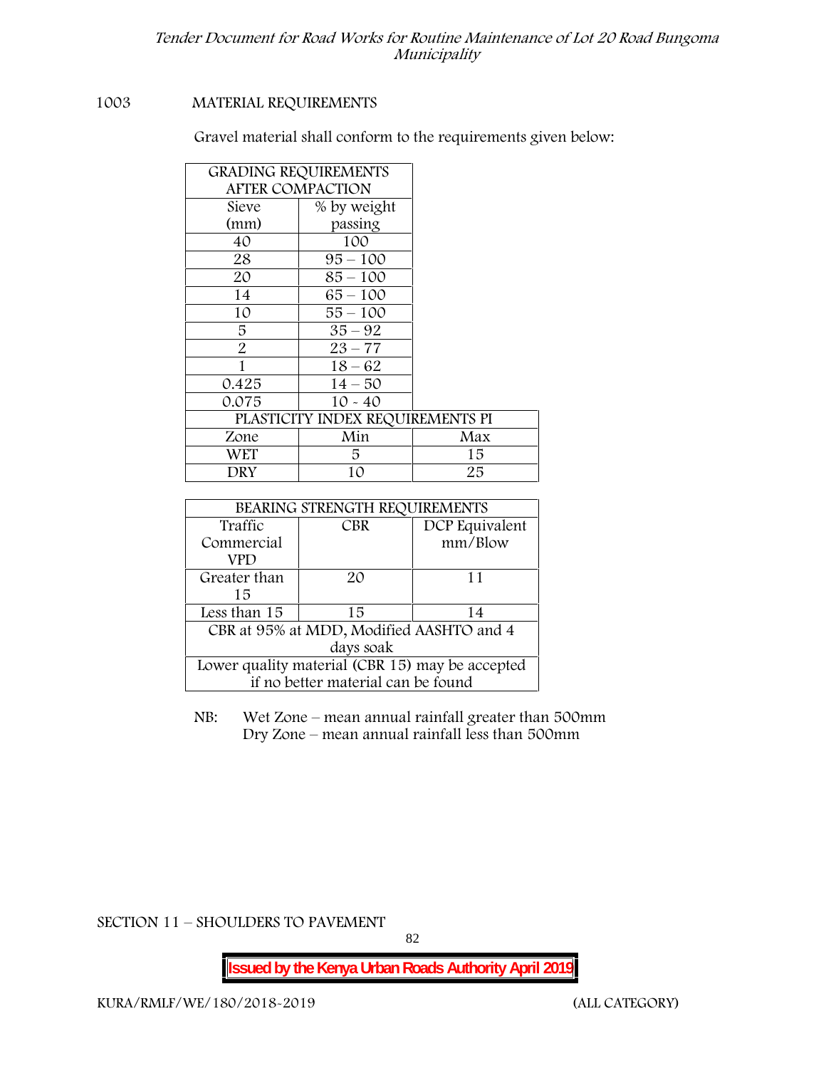1003 MATERIAL REQUIREMENTS

Gravel material shall conform to the requirements given below:

| GRADING REQUIREMENTS AFTER COMPACTION | | |
|---|---|---|
| Sieve (mm) | % by weight passing | |
| 40 | 100 | |
| 28 | 95 – 100 | |
| 20 | 85 – 100 | |
| 14 | 65 – 100 | |
| 10 | 55 – 100 | |
| 5 | 35 – 92 | |
| 2 | 23 – 77 | |
| 1 | 18 – 62 | |
| 0.425 | 14 – 50 | |
| 0.075 | 10 - 40 | |
| PLASTICITY INDEX REQUIREMENTS PI | | |
| Zone | Min | Max |
| WET | 5 | 15 |
| DRY | 10 | 25 |

| BEARING STRENGTH REQUIREMENTS | | |
|---|---|---|
| Traffic Commercial VPD | CBR | DCP Equivalent mm/Blow |
| Greater than 15 | 20 | 11 |
| Less than 15 | 15 | 14 |
| CBR at 95% at MDD, Modified AASHTO and 4 days soak | | |
| Lower quality material (CBR 15) may be accepted if no better material can be found | | |

NB: Wet Zone – mean annual rainfall greater than 500mm
Dry Zone – mean annual rainfall less than 500mm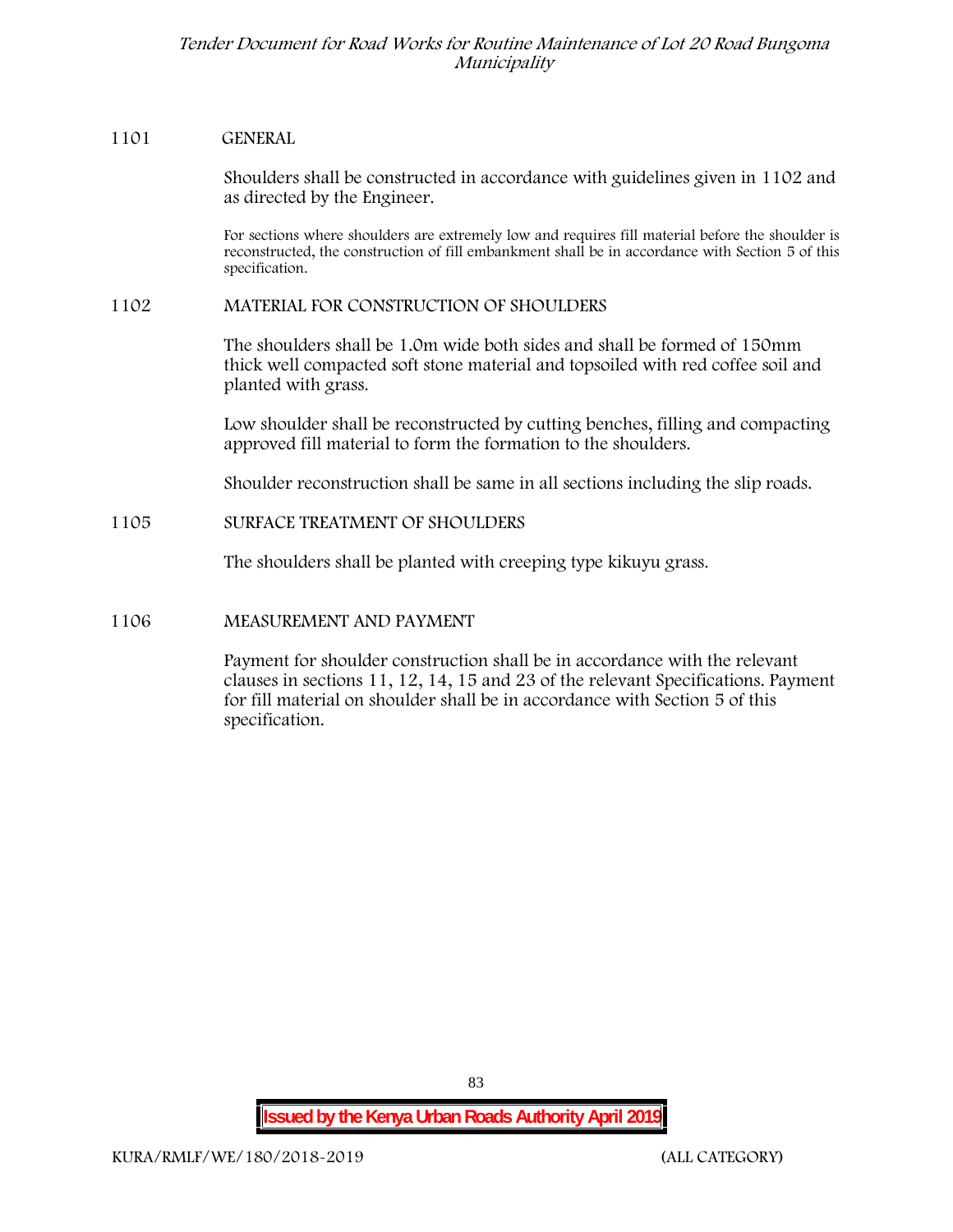## 1101 GENERAL

Shoulders shall be constructed in accordance with guidelines given in 1102 and as directed by the Engineer.

For sections where shoulders are extremely low and requires fill material before the shoulder is reconstructed, the construction of fill embankment shall be in accordance with Section 5 of this specification.

## 1102 MATERIAL FOR CONSTRUCTION OF SHOULDERS

The shoulders shall be 1.0m wide both sides and shall be formed of 150mm thick well compacted soft stone material and topsoiled with red coffee soil and planted with grass.

Low shoulder shall be reconstructed by cutting benches, filling and compacting approved fill material to form the formation to the shoulders.

Shoulder reconstruction shall be same in all sections including the slip roads.

## 1105 SURFACE TREATMENT OF SHOULDERS

The shoulders shall be planted with creeping type kikuyu grass.

## 1106 MEASUREMENT AND PAYMENT

Payment for shoulder construction shall be in accordance with the relevant clauses in sections 11, 12, 14, 15 and 23 of the relevant Specifications. Payment for fill material on shoulder shall be in accordance with Section 5 of this specification.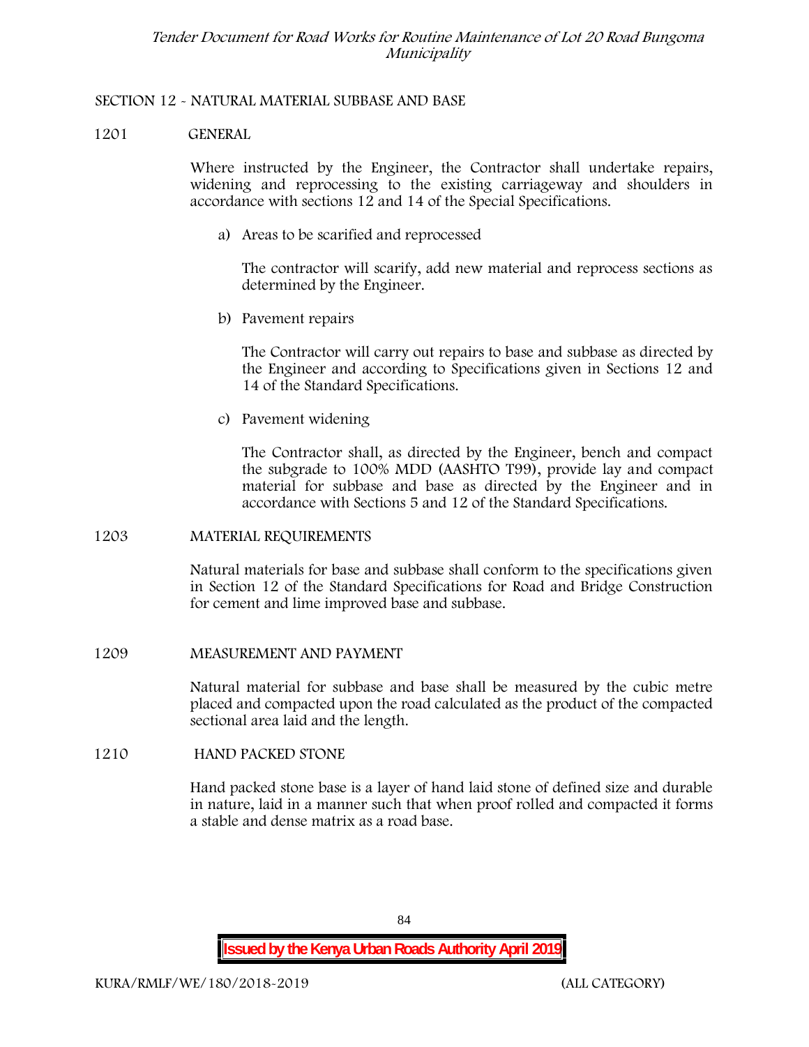## SECTION 12 - NATURAL MATERIAL SUBBASE AND BASE

### 1201 GENERAL

Where instructed by the Engineer, the Contractor shall undertake repairs, widening and reprocessing to the existing carriageway and shoulders in accordance with sections 12 and 14 of the Special Specifications.

a) Areas to be scarified and reprocessed

   The contractor will scarify, add new material and reprocess sections as determined by the Engineer.

b) Pavement repairs

   The Contractor will carry out repairs to base and subbase as directed by the Engineer and according to Specifications given in Sections 12 and 14 of the Standard Specifications.

c) Pavement widening

   The Contractor shall, as directed by the Engineer, bench and compact the subgrade to 100% MDD (AASHTO T99), provide lay and compact material for subbase and base as directed by the Engineer and in accordance with Sections 5 and 12 of the Standard Specifications.

### 1203 MATERIAL REQUIREMENTS

Natural materials for base and subbase shall conform to the specifications given in Section 12 of the Standard Specifications for Road and Bridge Construction for cement and lime improved base and subbase.

### 1209 MEASUREMENT AND PAYMENT

Natural material for subbase and base shall be measured by the cubic metre placed and compacted upon the road calculated as the product of the compacted sectional area laid and the length.

### 1210 HAND PACKED STONE

Hand packed stone base is a layer of hand laid stone of defined size and durable in nature, laid in a manner such that when proof rolled and compacted it forms a stable and dense matrix as a road base.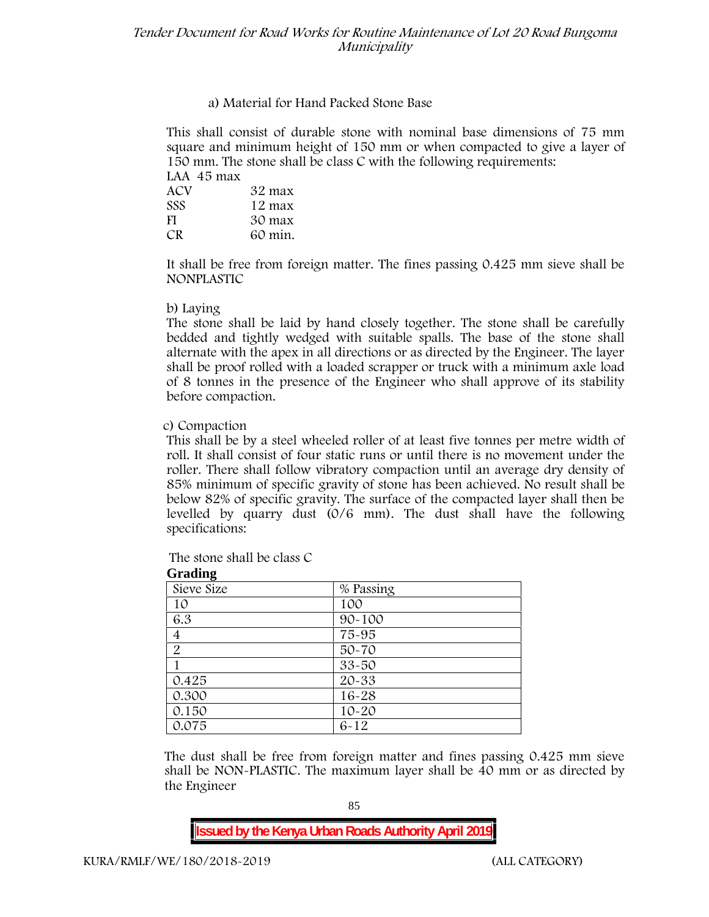a) Material for Hand Packed Stone Base

This shall consist of durable stone with nominal base dimensions of 75 mm square and minimum height of 150 mm or when compacted to give a layer of 150 mm. The stone shall be class C with the following requirements:

LAA 45 max
ACV 32 max
SSS 12 max
FI 30 max
CR 60 min.

It shall be free from foreign matter. The fines passing 0.425 mm sieve shall be NONPLASTIC

b) Laying

The stone shall be laid by hand closely together. The stone shall be carefully bedded and tightly wedged with suitable spalls. The base of the stone shall alternate with the apex in all directions or as directed by the Engineer. The layer shall be proof rolled with a loaded scrapper or truck with a minimum axle load of 8 tonnes in the presence of the Engineer who shall approve of its stability before compaction.

c) Compaction

This shall be by a steel wheeled roller of at least five tonnes per metre width of roll. It shall consist of four static runs or until there is no movement under the roller. There shall follow vibratory compaction until an average dry density of 85% minimum of specific gravity of stone has been achieved. No result shall be below 82% of specific gravity. The surface of the compacted layer shall then be levelled by quarry dust (0/6 mm). The dust shall have the following specifications:

The stone shall be class C

**Grading**

| Sieve Size | % Passing |
|---|---|
| 10 | 100 |
| 6.3 | 90-100 |
| 4 | 75-95 |
| 2 | 50-70 |
| 1 | 33-50 |
| 0.425 | 20-33 |
| 0.300 | 16-28 |
| 0.150 | 10-20 |
| 0.075 | 6-12 |

The dust shall be free from foreign matter and fines passing 0.425 mm sieve shall be NON-PLASTIC. The maximum layer shall be 40 mm or as directed by the Engineer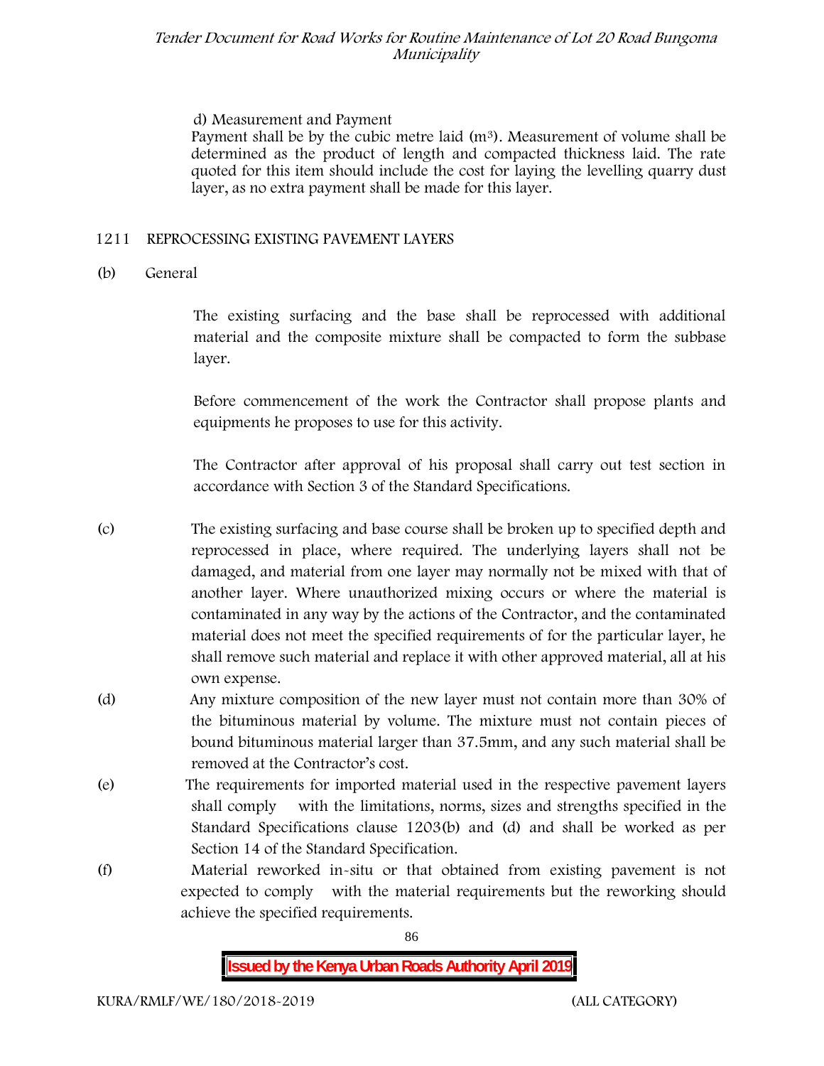d) Measurement and Payment

Payment shall be by the cubic metre laid ($m^3$). Measurement of volume shall be determined as the product of length and compacted thickness laid. The rate quoted for this item should include the cost for laying the levelling quarry dust layer, as no extra payment shall be made for this layer.

## 1211 REPROCESSING EXISTING PAVEMENT LAYERS

(b) General

The existing surfacing and the base shall be reprocessed with additional material and the composite mixture shall be compacted to form the subbase layer.

Before commencement of the work the Contractor shall propose plants and equipments he proposes to use for this activity.

The Contractor after approval of his proposal shall carry out test section in accordance with Section 3 of the Standard Specifications.

(c) The existing surfacing and base course shall be broken up to specified depth and reprocessed in place, where required. The underlying layers shall not be damaged, and material from one layer may normally not be mixed with that of another layer. Where unauthorized mixing occurs or where the material is contaminated in any way by the actions of the Contractor, and the contaminated material does not meet the specified requirements of for the particular layer, he shall remove such material and replace it with other approved material, all at his own expense.

(d) Any mixture composition of the new layer must not contain more than 30% of the bituminous material by volume. The mixture must not contain pieces of bound bituminous material larger than 37.5mm, and any such material shall be removed at the Contractor's cost.

(e) The requirements for imported material used in the respective pavement layers shall comply with the limitations, norms, sizes and strengths specified in the Standard Specifications clause 1203(b) and (d) and shall be worked as per Section 14 of the Standard Specification.

(f) Material reworked in-situ or that obtained from existing pavement is not expected to comply with the material requirements but the reworking should achieve the specified requirements.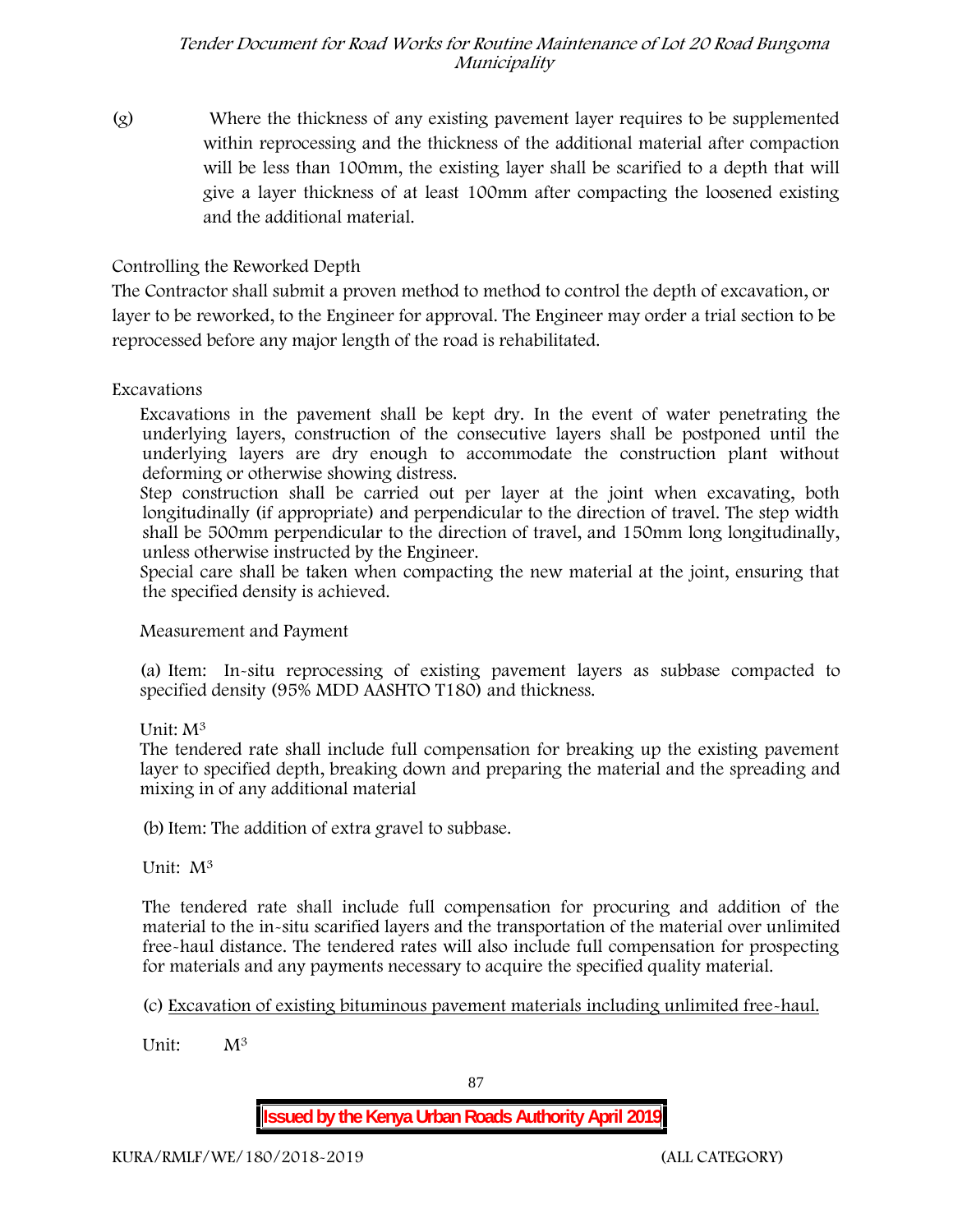(g) Where the thickness of any existing pavement layer requires to be supplemented within reprocessing and the thickness of the additional material after compaction will be less than 100mm, the existing layer shall be scarified to a depth that will give a layer thickness of at least 100mm after compacting the loosened existing and the additional material.

Controlling the Reworked Depth

The Contractor shall submit a proven method to method to control the depth of excavation, or layer to be reworked, to the Engineer for approval. The Engineer may order a trial section to be reprocessed before any major length of the road is rehabilitated.

Excavations

Excavations in the pavement shall be kept dry. In the event of water penetrating the underlying layers, construction of the consecutive layers shall be postponed until the underlying layers are dry enough to accommodate the construction plant without deforming or otherwise showing distress.

Step construction shall be carried out per layer at the joint when excavating, both longitudinally (if appropriate) and perpendicular to the direction of travel. The step width shall be 500mm perpendicular to the direction of travel, and 150mm long longitudinally, unless otherwise instructed by the Engineer.

Special care shall be taken when compacting the new material at the joint, ensuring that the specified density is achieved.

Measurement and Payment

(a) Item: In-situ reprocessing of existing pavement layers as subbase compacted to specified density (95% MDD AASHTO T180) and thickness.

Unit: $M^3$

The tendered rate shall include full compensation for breaking up the existing pavement layer to specified depth, breaking down and preparing the material and the spreading and mixing in of any additional material

(b) Item: The addition of extra gravel to subbase.

Unit: $M^3$

The tendered rate shall include full compensation for procuring and addition of the material to the in-situ scarified layers and the transportation of the material over unlimited free-haul distance. The tendered rates will also include full compensation for prospecting for materials and any payments necessary to acquire the specified quality material.

(c) Excavation of existing bituminous pavement materials including unlimited free-haul.

Unit: $M^3$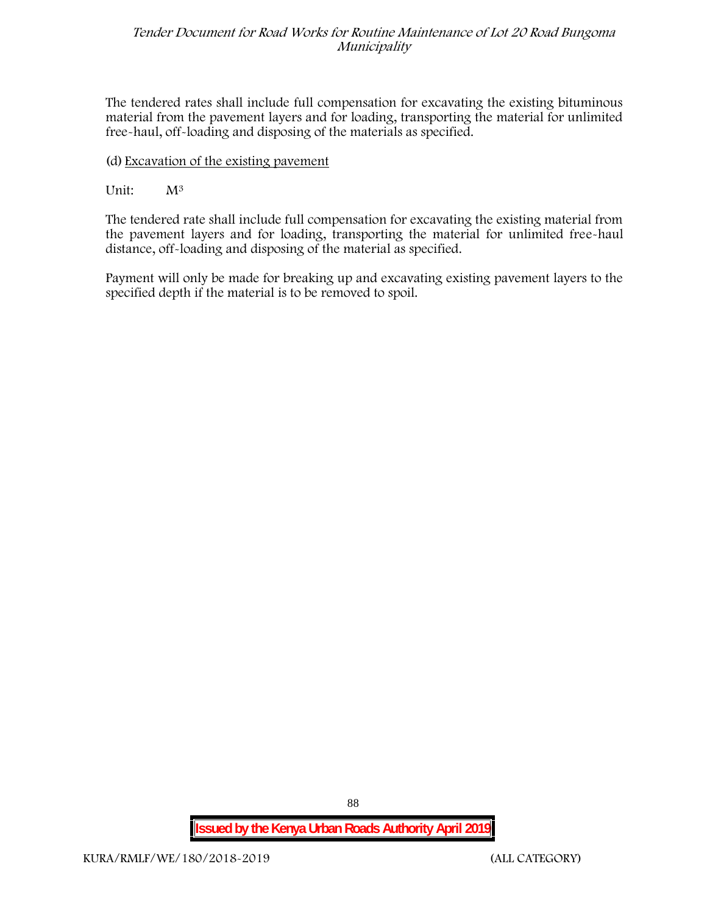The tendered rates shall include full compensation for excavating the existing bituminous material from the pavement layers and for loading, transporting the material for unlimited free-haul, off-loading and disposing of the materials as specified.

(d) Excavation of the existing pavement

Unit: $M^3$

The tendered rate shall include full compensation for excavating the existing material from the pavement layers and for loading, transporting the material for unlimited free-haul distance, off-loading and disposing of the material as specified.

Payment will only be made for breaking up and excavating existing pavement layers to the specified depth if the material is to be removed to spoil.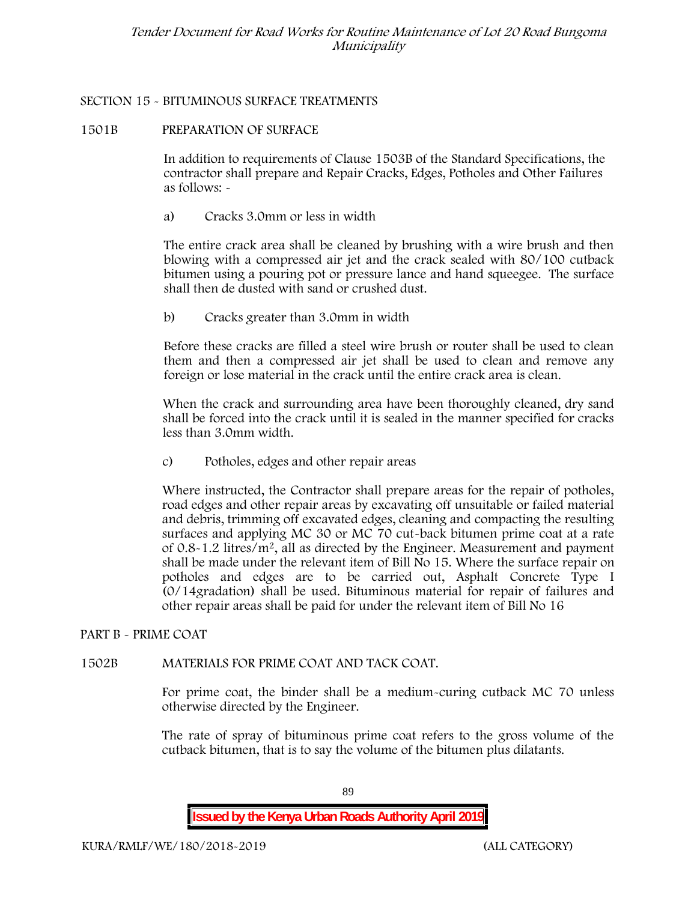## SECTION 15 - BITUMINOUS SURFACE TREATMENTS

### 1501B PREPARATION OF SURFACE

In addition to requirements of Clause 1503B of the Standard Specifications, the contractor shall prepare and Repair Cracks, Edges, Potholes and Other Failures as follows: -

a) Cracks 3.0mm or less in width

The entire crack area shall be cleaned by brushing with a wire brush and then blowing with a compressed air jet and the crack sealed with 80/100 cutback bitumen using a pouring pot or pressure lance and hand squeegee. The surface shall then de dusted with sand or crushed dust.

b) Cracks greater than 3.0mm in width

Before these cracks are filled a steel wire brush or router shall be used to clean them and then a compressed air jet shall be used to clean and remove any foreign or lose material in the crack until the entire crack area is clean.

When the crack and surrounding area have been thoroughly cleaned, dry sand shall be forced into the crack until it is sealed in the manner specified for cracks less than 3.0mm width.

c) Potholes, edges and other repair areas

Where instructed, the Contractor shall prepare areas for the repair of potholes, road edges and other repair areas by excavating off unsuitable or failed material and debris, trimming off excavated edges, cleaning and compacting the resulting surfaces and applying MC 30 or MC 70 cut-back bitumen prime coat at a rate of 0.8-1.2 litres/$m^2$, all as directed by the Engineer. Measurement and payment shall be made under the relevant item of Bill No 15. Where the surface repair on potholes and edges are to be carried out, Asphalt Concrete Type I (0/14gradation) shall be used. Bituminous material for repair of failures and other repair areas shall be paid for under the relevant item of Bill No 16

## PART B - PRIME COAT

### 1502B MATERIALS FOR PRIME COAT AND TACK COAT.

For prime coat, the binder shall be a medium-curing cutback MC 70 unless otherwise directed by the Engineer.

The rate of spray of bituminous prime coat refers to the gross volume of the cutback bitumen, that is to say the volume of the bitumen plus dilatants.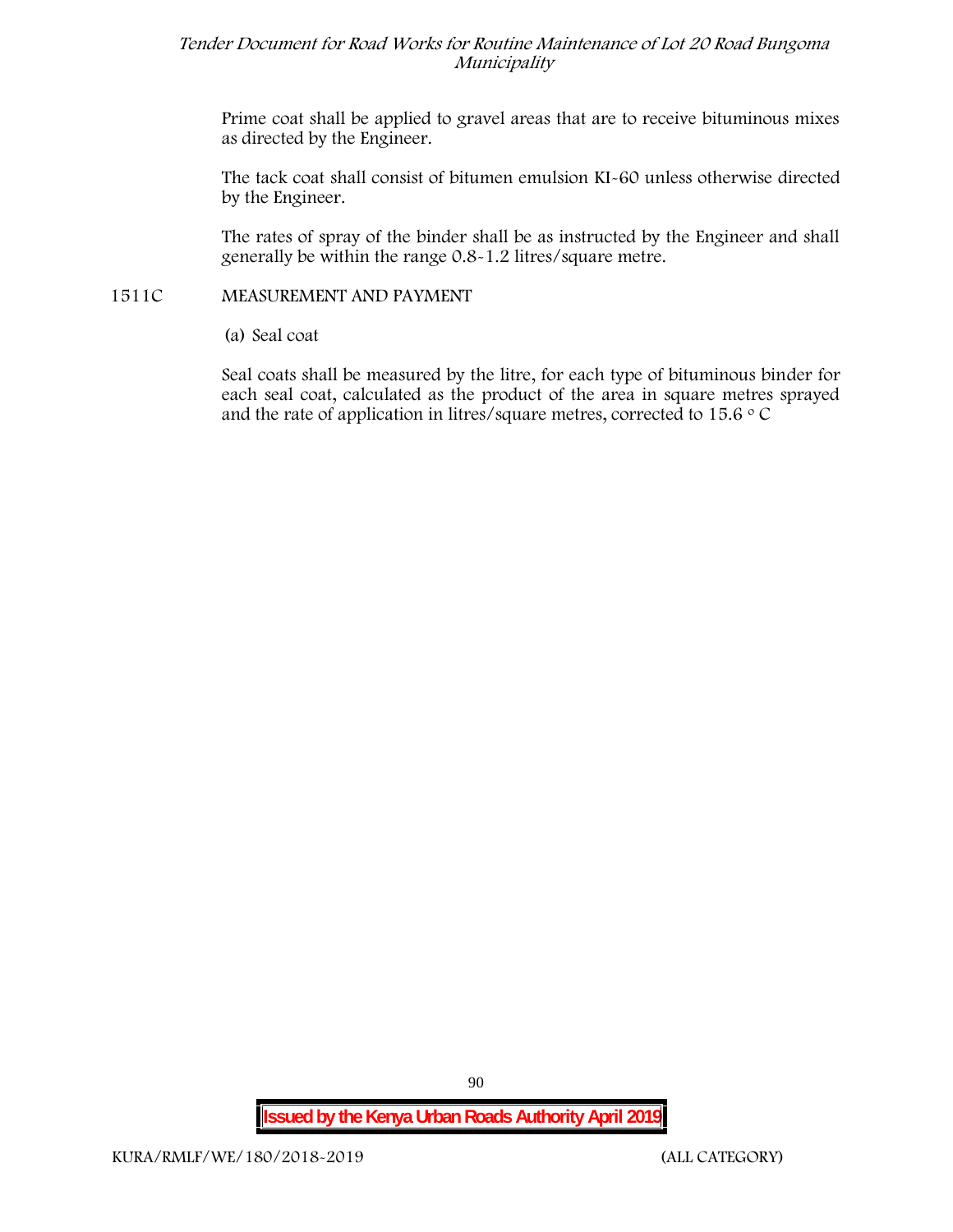Prime coat shall be applied to gravel areas that are to receive bituminous mixes as directed by the Engineer.

The tack coat shall consist of bitumen emulsion KI-60 unless otherwise directed by the Engineer.

The rates of spray of the binder shall be as instructed by the Engineer and shall generally be within the range 0.8-1.2 litres/square metre.

## 1511C MEASUREMENT AND PAYMENT

(a) Seal coat

Seal coats shall be measured by the litre, for each type of bituminous binder for each seal coat, calculated as the product of the area in square metres sprayed and the rate of application in litres/square metres, corrected to 15.6 $^{o}$ C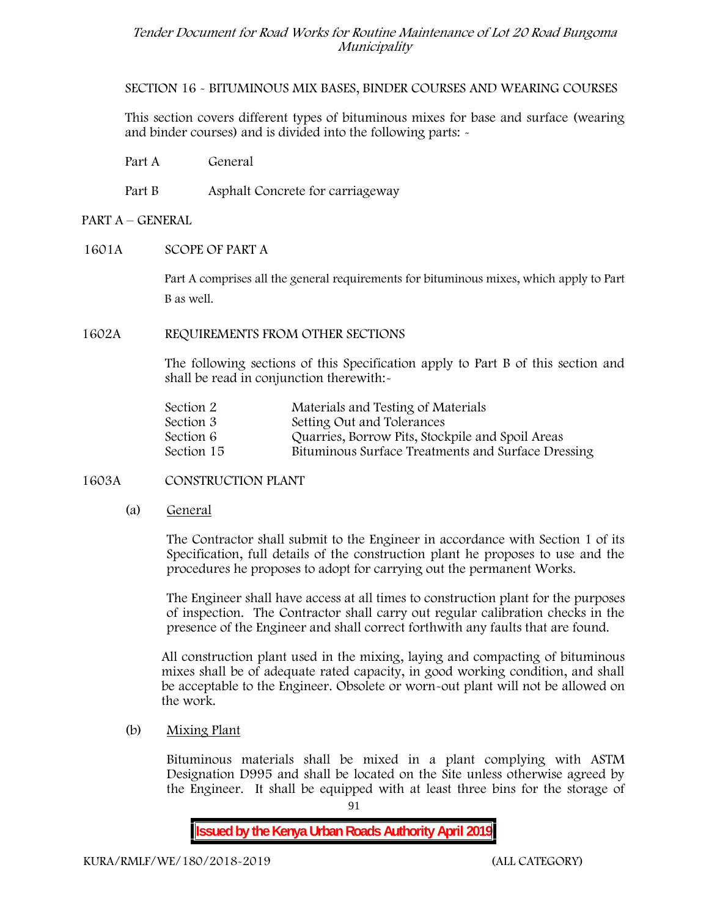SECTION 16 - BITUMINOUS MIX BASES, BINDER COURSES AND WEARING COURSES

This section covers different types of bituminous mixes for base and surface (wearing and binder courses) and is divided into the following parts: -

Part A General

Part B Asphalt Concrete for carriageway

## PART A – GENERAL

### 1601A SCOPE OF PART A

Part A comprises all the general requirements for bituminous mixes, which apply to Part B as well.

### 1602A REQUIREMENTS FROM OTHER SECTIONS

The following sections of this Specification apply to Part B of this section and shall be read in conjunction therewith:-

| | |
|---|---|
| Section 2 | Materials and Testing of Materials |
| Section 3 | Setting Out and Tolerances |
| Section 6 | Quarries, Borrow Pits, Stockpile and Spoil Areas |
| Section 15 | Bituminous Surface Treatments and Surface Dressing |

### 1603A CONSTRUCTION PLANT

(a) General

The Contractor shall submit to the Engineer in accordance with Section 1 of its Specification, full details of the construction plant he proposes to use and the procedures he proposes to adopt for carrying out the permanent Works.

The Engineer shall have access at all times to construction plant for the purposes of inspection. The Contractor shall carry out regular calibration checks in the presence of the Engineer and shall correct forthwith any faults that are found.

All construction plant used in the mixing, laying and compacting of bituminous mixes shall be of adequate rated capacity, in good working condition, and shall be acceptable to the Engineer. Obsolete or worn-out plant will not be allowed on the work.

(b) Mixing Plant

Bituminous materials shall be mixed in a plant complying with ASTM Designation D995 and shall be located on the Site unless otherwise agreed by the Engineer. It shall be equipped with at least three bins for the storage of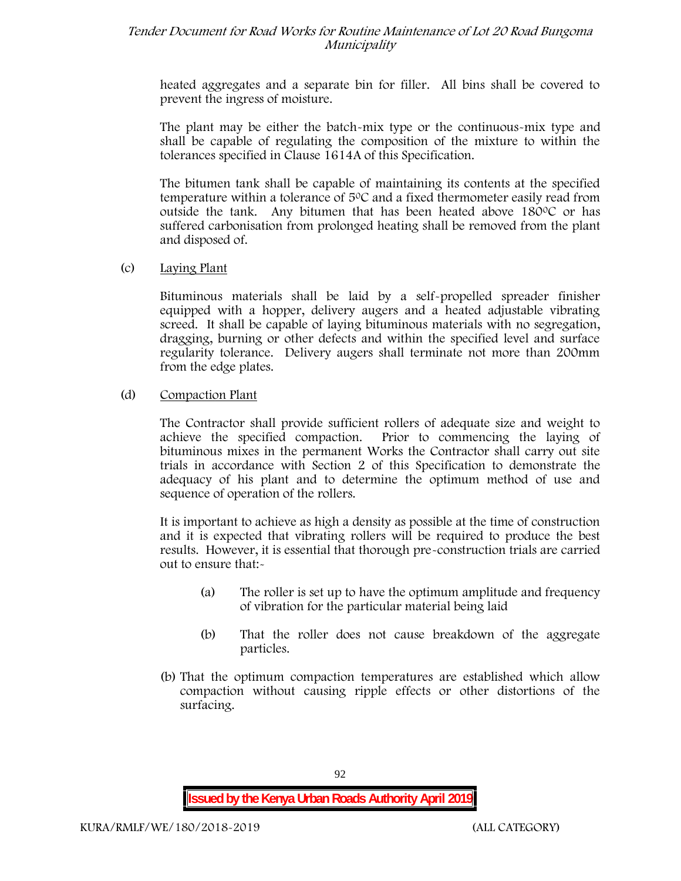heated aggregates and a separate bin for filler. All bins shall be covered to prevent the ingress of moisture.

The plant may be either the batch-mix type or the continuous-mix type and shall be capable of regulating the composition of the mixture to within the tolerances specified in Clause 1614A of this Specification.

The bitumen tank shall be capable of maintaining its contents at the specified temperature within a tolerance of 5$^0$C and a fixed thermometer easily read from outside the tank. Any bitumen that has been heated above 180$^0$C or has suffered carbonisation from prolonged heating shall be removed from the plant and disposed of.

(c) Laying Plant

Bituminous materials shall be laid by a self-propelled spreader finisher equipped with a hopper, delivery augers and a heated adjustable vibrating screed. It shall be capable of laying bituminous materials with no segregation, dragging, burning or other defects and within the specified level and surface regularity tolerance. Delivery augers shall terminate not more than 200mm from the edge plates.

(d) Compaction Plant

The Contractor shall provide sufficient rollers of adequate size and weight to achieve the specified compaction. Prior to commencing the laying of bituminous mixes in the permanent Works the Contractor shall carry out site trials in accordance with Section 2 of this Specification to demonstrate the adequacy of his plant and to determine the optimum method of use and sequence of operation of the rollers.

It is important to achieve as high a density as possible at the time of construction and it is expected that vibrating rollers will be required to produce the best results. However, it is essential that thorough pre-construction trials are carried out to ensure that:-

(a) The roller is set up to have the optimum amplitude and frequency of vibration for the particular material being laid

(b) That the roller does not cause breakdown of the aggregate particles.

(b) That the optimum compaction temperatures are established which allow compaction without causing ripple effects or other distortions of the surfacing.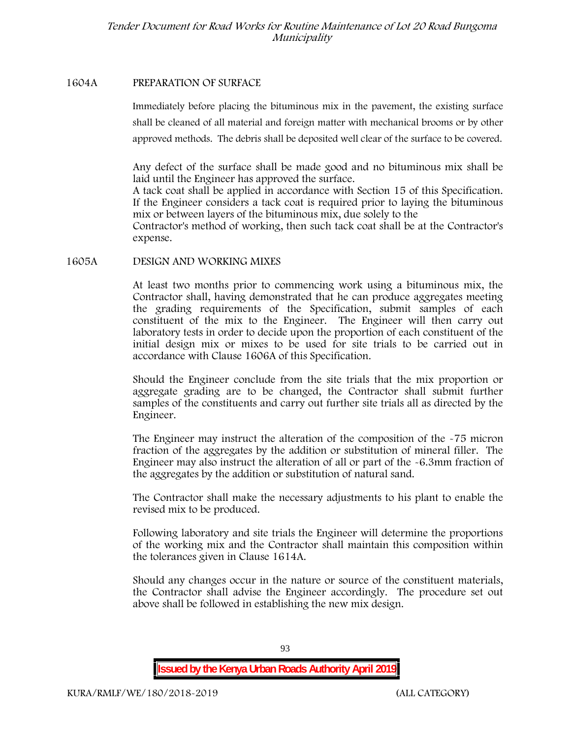## 1604A PREPARATION OF SURFACE

Immediately before placing the bituminous mix in the pavement, the existing surface shall be cleaned of all material and foreign matter with mechanical brooms or by other approved methods. The debris shall be deposited well clear of the surface to be covered.

Any defect of the surface shall be made good and no bituminous mix shall be laid until the Engineer has approved the surface.
A tack coat shall be applied in accordance with Section 15 of this Specification. If the Engineer considers a tack coat is required prior to laying the bituminous mix or between layers of the bituminous mix, due solely to the
Contractor's method of working, then such tack coat shall be at the Contractor's expense.

## 1605A DESIGN AND WORKING MIXES

At least two months prior to commencing work using a bituminous mix, the Contractor shall, having demonstrated that he can produce aggregates meeting the grading requirements of the Specification, submit samples of each constituent of the mix to the Engineer. The Engineer will then carry out laboratory tests in order to decide upon the proportion of each constituent of the initial design mix or mixes to be used for site trials to be carried out in accordance with Clause 1606A of this Specification.

Should the Engineer conclude from the site trials that the mix proportion or aggregate grading are to be changed, the Contractor shall submit further samples of the constituents and carry out further site trials all as directed by the Engineer.

The Engineer may instruct the alteration of the composition of the -75 micron fraction of the aggregates by the addition or substitution of mineral filler. The Engineer may also instruct the alteration of all or part of the -6.3mm fraction of the aggregates by the addition or substitution of natural sand.

The Contractor shall make the necessary adjustments to his plant to enable the revised mix to be produced.

Following laboratory and site trials the Engineer will determine the proportions of the working mix and the Contractor shall maintain this composition within the tolerances given in Clause 1614A.

Should any changes occur in the nature or source of the constituent materials, the Contractor shall advise the Engineer accordingly. The procedure set out above shall be followed in establishing the new mix design.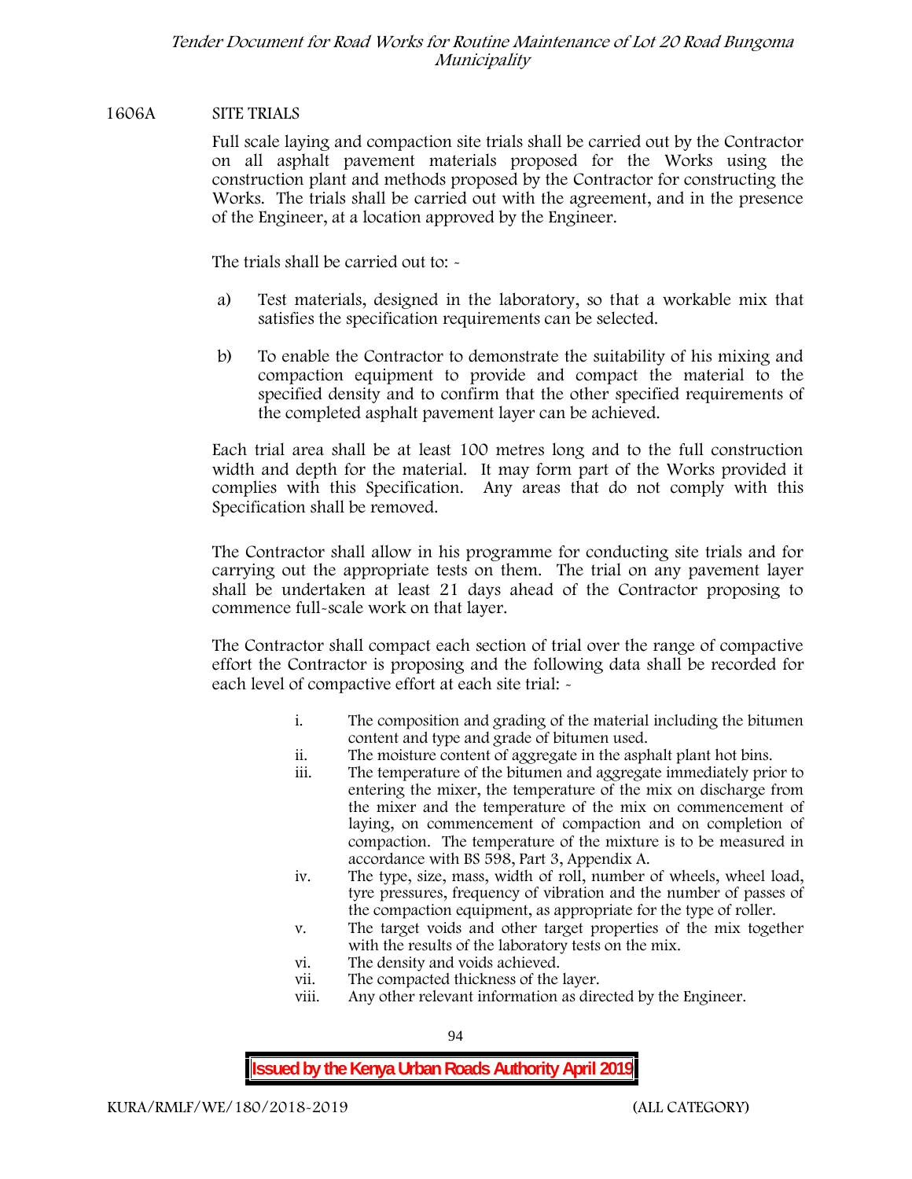## 1606A SITE TRIALS

Full scale laying and compaction site trials shall be carried out by the Contractor on all asphalt pavement materials proposed for the Works using the construction plant and methods proposed by the Contractor for constructing the Works. The trials shall be carried out with the agreement, and in the presence of the Engineer, at a location approved by the Engineer.

The trials shall be carried out to: -

a) Test materials, designed in the laboratory, so that a workable mix that satisfies the specification requirements can be selected.

b) To enable the Contractor to demonstrate the suitability of his mixing and compaction equipment to provide and compact the material to the specified density and to confirm that the other specified requirements of the completed asphalt pavement layer can be achieved.

Each trial area shall be at least 100 metres long and to the full construction width and depth for the material. It may form part of the Works provided it complies with this Specification. Any areas that do not comply with this Specification shall be removed.

The Contractor shall allow in his programme for conducting site trials and for carrying out the appropriate tests on them. The trial on any pavement layer shall be undertaken at least 21 days ahead of the Contractor proposing to commence full-scale work on that layer.

The Contractor shall compact each section of trial over the range of compactive effort the Contractor is proposing and the following data shall be recorded for each level of compactive effort at each site trial: -

i. The composition and grading of the material including the bitumen content and type and grade of bitumen used.
ii. The moisture content of aggregate in the asphalt plant hot bins.
iii. The temperature of the bitumen and aggregate immediately prior to entering the mixer, the temperature of the mix on discharge from the mixer and the temperature of the mix on commencement of laying, on commencement of compaction and on completion of compaction. The temperature of the mixture is to be measured in accordance with BS 598, Part 3, Appendix A.
iv. The type, size, mass, width of roll, number of wheels, wheel load, tyre pressures, frequency of vibration and the number of passes of the compaction equipment, as appropriate for the type of roller.
v. The target voids and other target properties of the mix together with the results of the laboratory tests on the mix.
vi. The density and voids achieved.
vii. The compacted thickness of the layer.
viii. Any other relevant information as directed by the Engineer.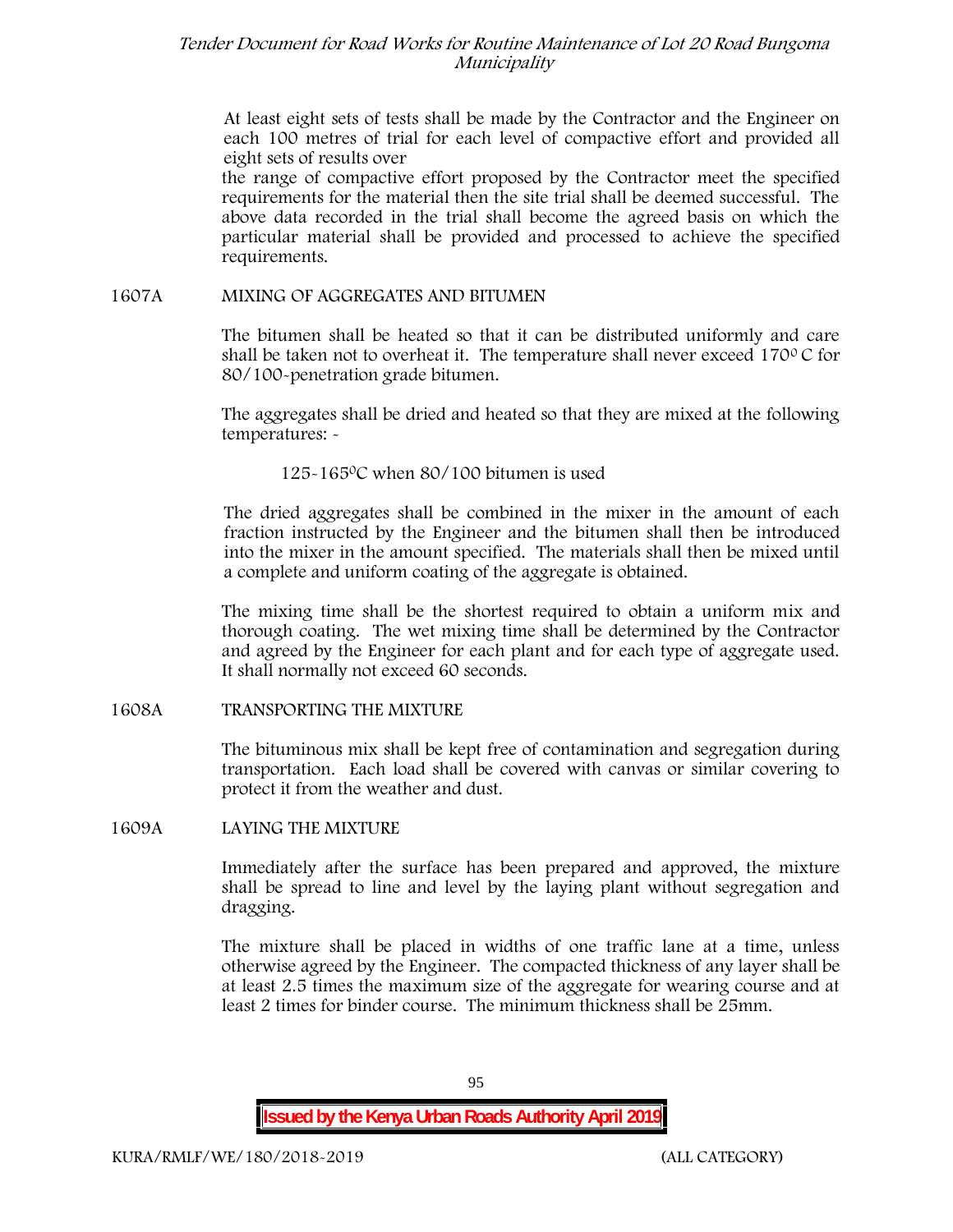At least eight sets of tests shall be made by the Contractor and the Engineer on each 100 metres of trial for each level of compactive effort and provided all eight sets of results over the range of compactive effort proposed by the Contractor meet the specified requirements for the material then the site trial shall be deemed successful. The above data recorded in the trial shall become the agreed basis on which the particular material shall be provided and processed to achieve the specified requirements.

## 1607A MIXING OF AGGREGATES AND BITUMEN

The bitumen shall be heated so that it can be distributed uniformly and care shall be taken not to overheat it. The temperature shall never exceed 170$^{0}$ C for 80/100-penetration grade bitumen.

The aggregates shall be dried and heated so that they are mixed at the following temperatures: -

125-165$^{0}$C when 80/100 bitumen is used

The dried aggregates shall be combined in the mixer in the amount of each fraction instructed by the Engineer and the bitumen shall then be introduced into the mixer in the amount specified. The materials shall then be mixed until a complete and uniform coating of the aggregate is obtained.

The mixing time shall be the shortest required to obtain a uniform mix and thorough coating. The wet mixing time shall be determined by the Contractor and agreed by the Engineer for each plant and for each type of aggregate used. It shall normally not exceed 60 seconds.

## 1608A TRANSPORTING THE MIXTURE

The bituminous mix shall be kept free of contamination and segregation during transportation. Each load shall be covered with canvas or similar covering to protect it from the weather and dust.

## 1609A LAYING THE MIXTURE

Immediately after the surface has been prepared and approved, the mixture shall be spread to line and level by the laying plant without segregation and dragging.

The mixture shall be placed in widths of one traffic lane at a time, unless otherwise agreed by the Engineer. The compacted thickness of any layer shall be at least 2.5 times the maximum size of the aggregate for wearing course and at least 2 times for binder course. The minimum thickness shall be 25mm.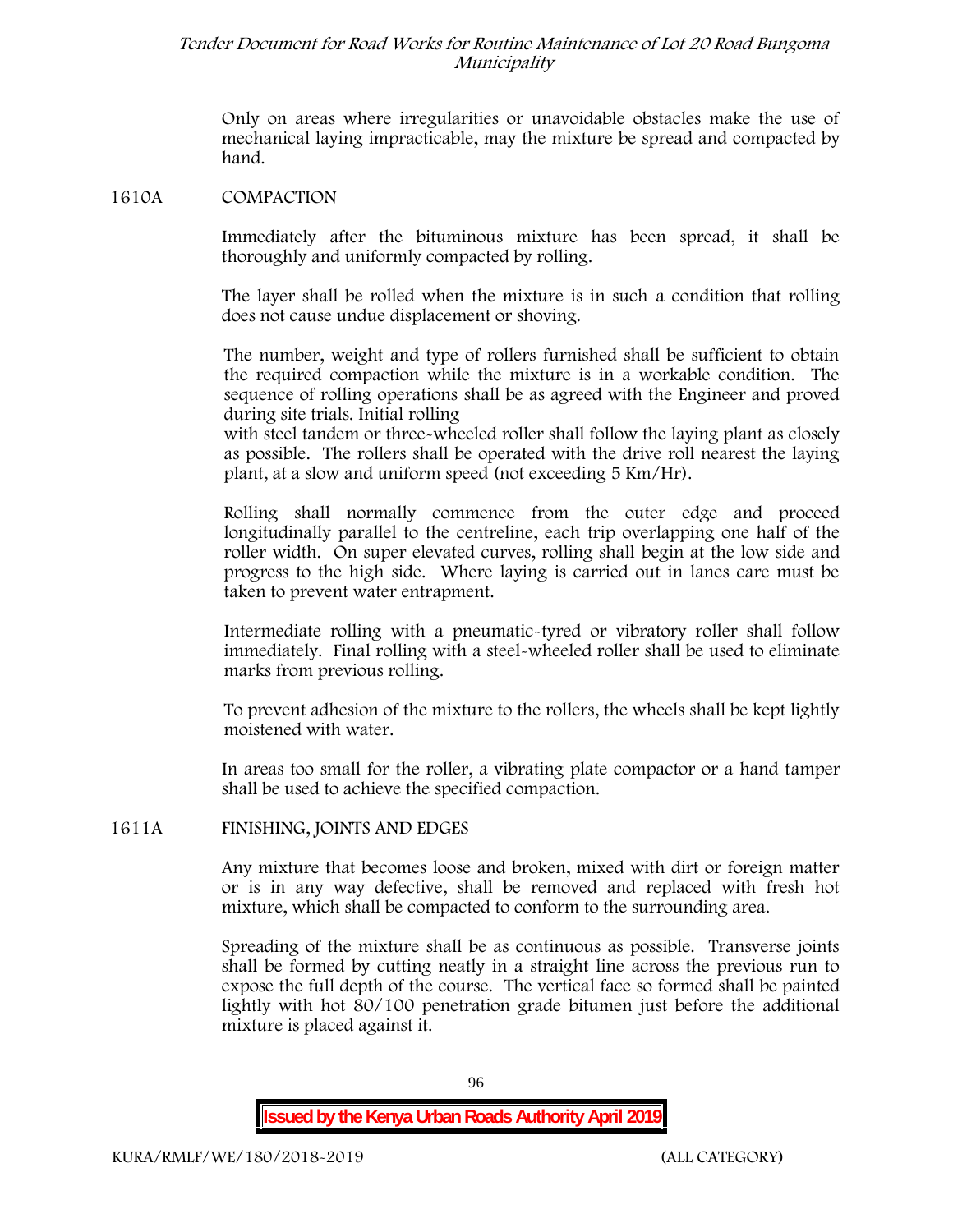Only on areas where irregularities or unavoidable obstacles make the use of mechanical laying impracticable, may the mixture be spread and compacted by hand.

## 1610A COMPACTION

Immediately after the bituminous mixture has been spread, it shall be thoroughly and uniformly compacted by rolling.

The layer shall be rolled when the mixture is in such a condition that rolling does not cause undue displacement or shoving.

The number, weight and type of rollers furnished shall be sufficient to obtain the required compaction while the mixture is in a workable condition. The sequence of rolling operations shall be as agreed with the Engineer and proved during site trials. Initial rolling with steel tandem or three-wheeled roller shall follow the laying plant as closely as possible. The rollers shall be operated with the drive roll nearest the laying plant, at a slow and uniform speed (not exceeding 5 Km/Hr).

Rolling shall normally commence from the outer edge and proceed longitudinally parallel to the centreline, each trip overlapping one half of the roller width. On super elevated curves, rolling shall begin at the low side and progress to the high side. Where laying is carried out in lanes care must be taken to prevent water entrapment.

Intermediate rolling with a pneumatic-tyred or vibratory roller shall follow immediately. Final rolling with a steel-wheeled roller shall be used to eliminate marks from previous rolling.

To prevent adhesion of the mixture to the rollers, the wheels shall be kept lightly moistened with water.

In areas too small for the roller, a vibrating plate compactor or a hand tamper shall be used to achieve the specified compaction.

## 1611A FINISHING, JOINTS AND EDGES

Any mixture that becomes loose and broken, mixed with dirt or foreign matter or is in any way defective, shall be removed and replaced with fresh hot mixture, which shall be compacted to conform to the surrounding area.

Spreading of the mixture shall be as continuous as possible. Transverse joints shall be formed by cutting neatly in a straight line across the previous run to expose the full depth of the course. The vertical face so formed shall be painted lightly with hot 80/100 penetration grade bitumen just before the additional mixture is placed against it.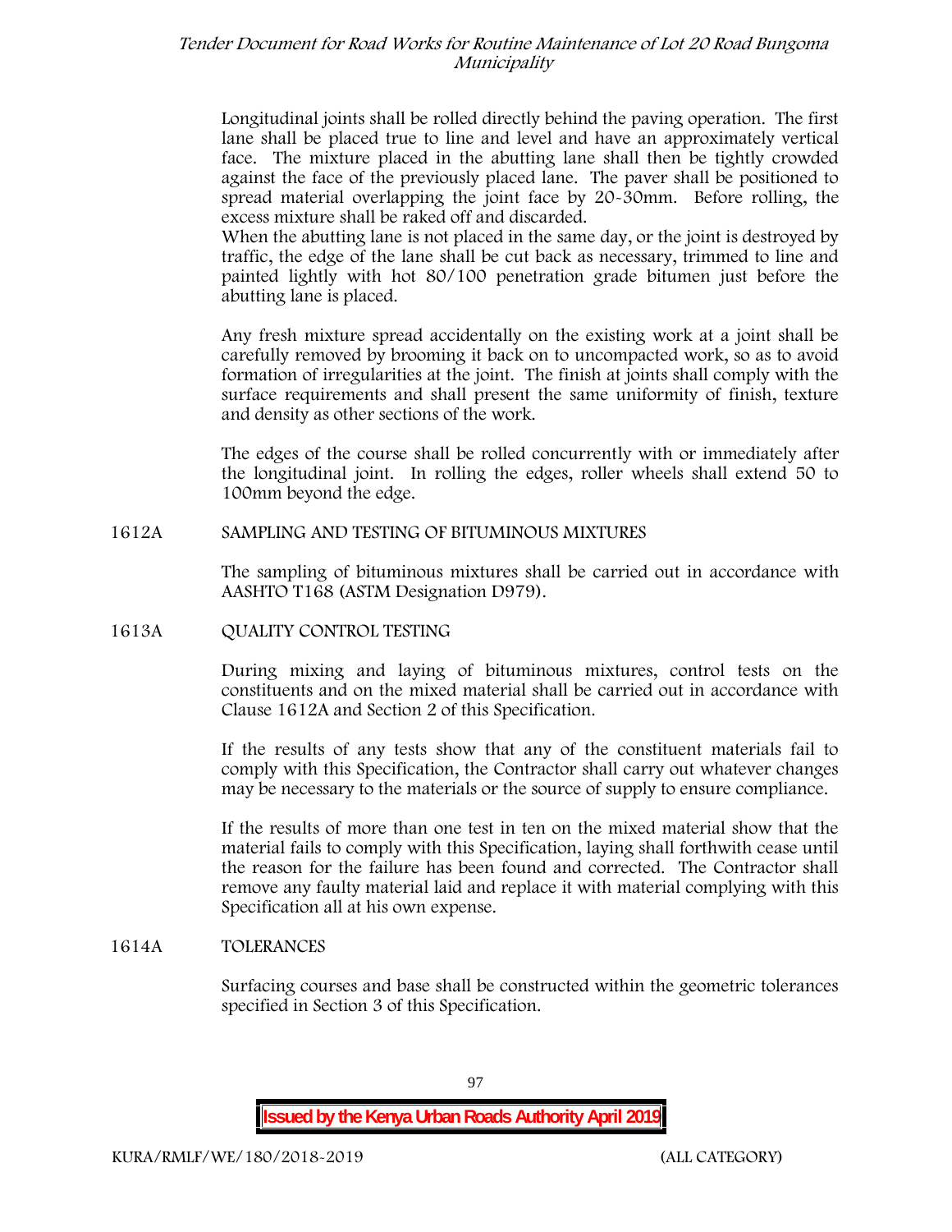Longitudinal joints shall be rolled directly behind the paving operation. The first lane shall be placed true to line and level and have an approximately vertical face. The mixture placed in the abutting lane shall then be tightly crowded against the face of the previously placed lane. The paver shall be positioned to spread material overlapping the joint face by 20-30mm. Before rolling, the excess mixture shall be raked off and discarded.

When the abutting lane is not placed in the same day, or the joint is destroyed by traffic, the edge of the lane shall be cut back as necessary, trimmed to line and painted lightly with hot 80/100 penetration grade bitumen just before the abutting lane is placed.

Any fresh mixture spread accidentally on the existing work at a joint shall be carefully removed by brooming it back on to uncompacted work, so as to avoid formation of irregularities at the joint. The finish at joints shall comply with the surface requirements and shall present the same uniformity of finish, texture and density as other sections of the work.

The edges of the course shall be rolled concurrently with or immediately after the longitudinal joint. In rolling the edges, roller wheels shall extend 50 to 100mm beyond the edge.

## 1612A SAMPLING AND TESTING OF BITUMINOUS MIXTURES

The sampling of bituminous mixtures shall be carried out in accordance with AASHTO T168 (ASTM Designation D979).

## 1613A QUALITY CONTROL TESTING

During mixing and laying of bituminous mixtures, control tests on the constituents and on the mixed material shall be carried out in accordance with Clause 1612A and Section 2 of this Specification.

If the results of any tests show that any of the constituent materials fail to comply with this Specification, the Contractor shall carry out whatever changes may be necessary to the materials or the source of supply to ensure compliance.

If the results of more than one test in ten on the mixed material show that the material fails to comply with this Specification, laying shall forthwith cease until the reason for the failure has been found and corrected. The Contractor shall remove any faulty material laid and replace it with material complying with this Specification all at his own expense.

## 1614A TOLERANCES

Surfacing courses and base shall be constructed within the geometric tolerances specified in Section 3 of this Specification.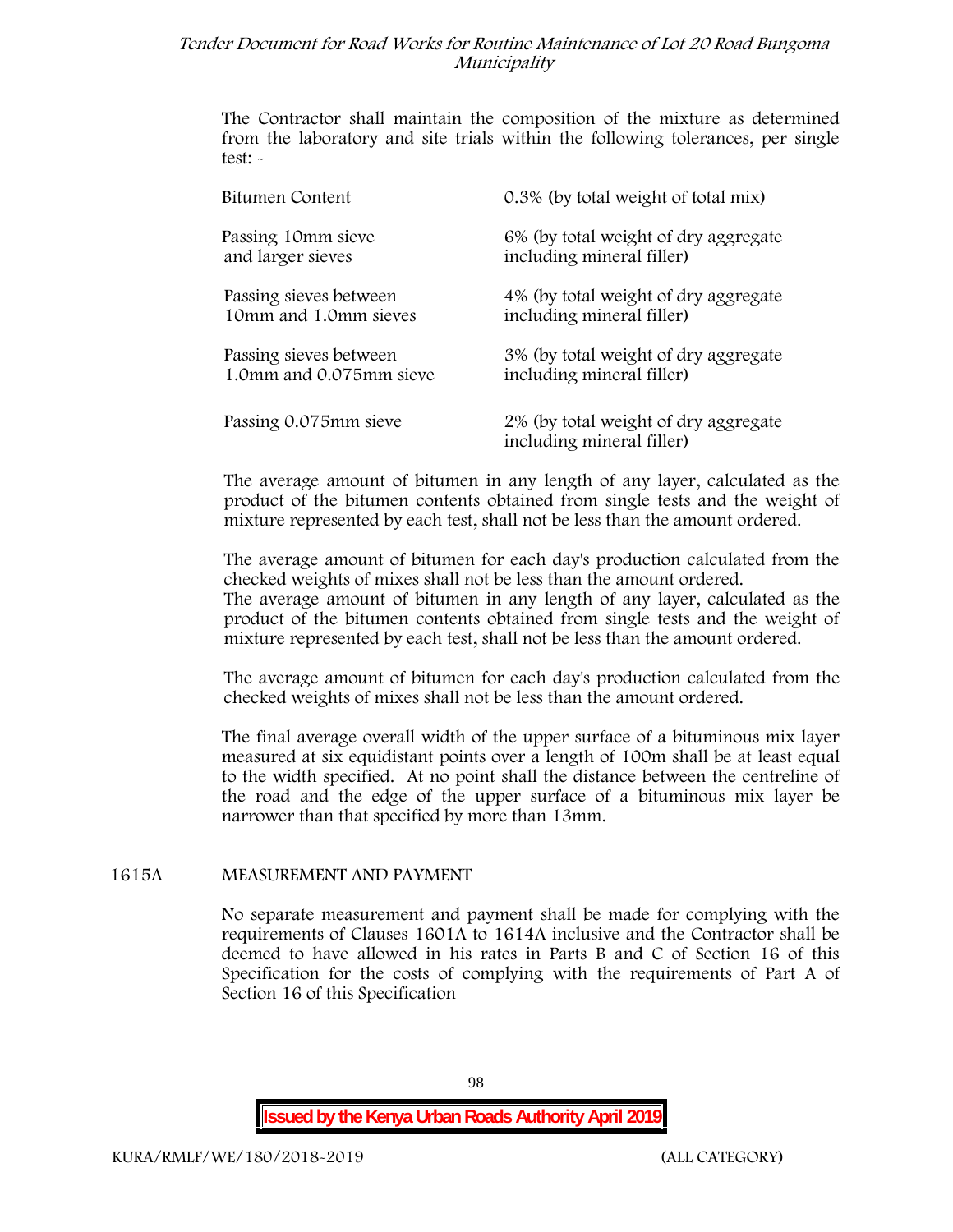The Contractor shall maintain the composition of the mixture as determined from the laboratory and site trials within the following tolerances, per single test: -

| | |
|---|---|
| Bitumen Content | 0.3% (by total weight of total mix) |
| Passing 10mm sieve and larger sieves | 6% (by total weight of dry aggregate including mineral filler) |
| Passing sieves between 10mm and 1.0mm sieves | 4% (by total weight of dry aggregate including mineral filler) |
| Passing sieves between 1.0mm and 0.075mm sieve | 3% (by total weight of dry aggregate including mineral filler) |
| Passing 0.075mm sieve | 2% (by total weight of dry aggregate including mineral filler) |

The average amount of bitumen in any length of any layer, calculated as the product of the bitumen contents obtained from single tests and the weight of mixture represented by each test, shall not be less than the amount ordered.

The average amount of bitumen for each day's production calculated from the checked weights of mixes shall not be less than the amount ordered.
The average amount of bitumen in any length of any layer, calculated as the product of the bitumen contents obtained from single tests and the weight of mixture represented by each test, shall not be less than the amount ordered.

The average amount of bitumen for each day's production calculated from the checked weights of mixes shall not be less than the amount ordered.

The final average overall width of the upper surface of a bituminous mix layer measured at six equidistant points over a length of 100m shall be at least equal to the width specified. At no point shall the distance between the centreline of the road and the edge of the upper surface of a bituminous mix layer be narrower than that specified by more than 13mm.

## 1615A MEASUREMENT AND PAYMENT

No separate measurement and payment shall be made for complying with the requirements of Clauses 1601A to 1614A inclusive and the Contractor shall be deemed to have allowed in his rates in Parts B and C of Section 16 of this Specification for the costs of complying with the requirements of Part A of Section 16 of this Specification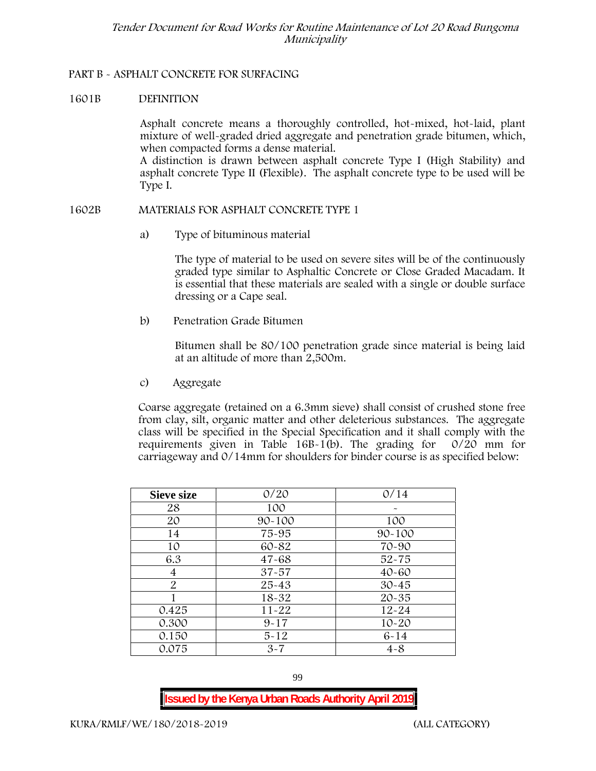## PART B - ASPHALT CONCRETE FOR SURFACING

### 1601B DEFINITION

Asphalt concrete means a thoroughly controlled, hot-mixed, hot-laid, plant mixture of well-graded dried aggregate and penetration grade bitumen, which, when compacted forms a dense material.

A distinction is drawn between asphalt concrete Type I (High Stability) and asphalt concrete Type II (Flexible). The asphalt concrete type to be used will be Type I.

### 1602B MATERIALS FOR ASPHALT CONCRETE TYPE 1

a) Type of bituminous material

The type of material to be used on severe sites will be of the continuously graded type similar to Asphaltic Concrete or Close Graded Macadam. It is essential that these materials are sealed with a single or double surface dressing or a Cape seal.

b) Penetration Grade Bitumen

Bitumen shall be 80/100 penetration grade since material is being laid at an altitude of more than 2,500m.

c) Aggregate

Coarse aggregate (retained on a 6.3mm sieve) shall consist of crushed stone free from clay, silt, organic matter and other deleterious substances. The aggregate class will be specified in the Special Specification and it shall comply with the requirements given in Table 16B-1(b). The grading for 0/20 mm for carriageway and 0/14mm for shoulders for binder course is as specified below:

| Sieve size | 0/20 | 0/14 |
|---|---|---|
| 28 | 100 | - |
| 20 | 90-100 | 100 |
| 14 | 75-95 | 90-100 |
| 10 | 60-82 | 70-90 |
| 6.3 | 47-68 | 52-75 |
| 4 | 37-57 | 40-60 |
| 2 | 25-43 | 30-45 |
| 1 | 18-32 | 20-35 |
| 0.425 | 11-22 | 12-24 |
| 0.300 | 9-17 | 10-20 |
| 0.150 | 5-12 | 6-14 |
| 0.075 | 3-7 | 4-8 |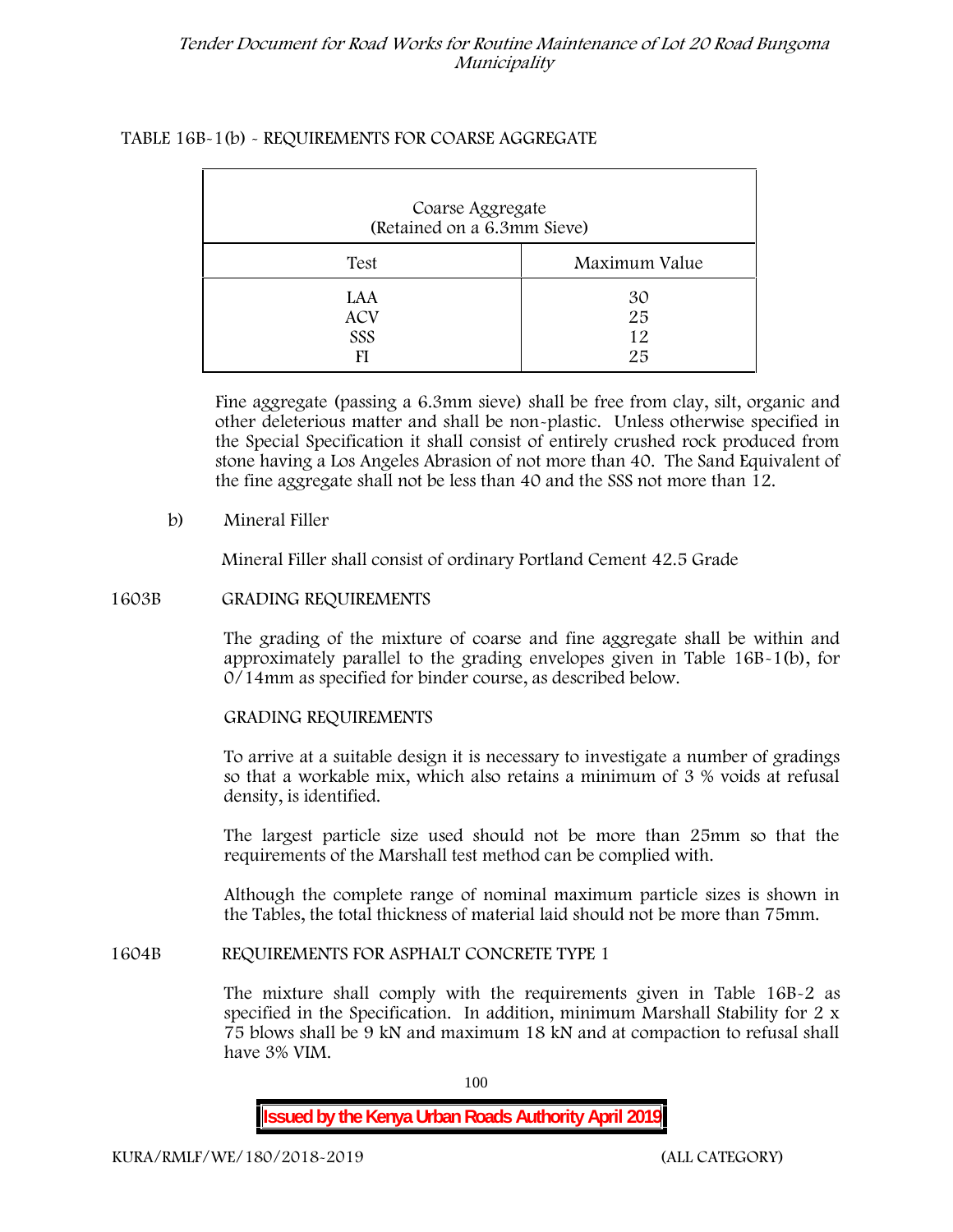TABLE 16B-1(b) - REQUIREMENTS FOR COARSE AGGREGATE

| Coarse Aggregate (Retained on a 6.3mm Sieve) | |
|---|---|
| Test | Maximum Value |
| LAA | 30 |
| ACV | 25 |
| SSS | 12 |
| FI | 25 |

Fine aggregate (passing a 6.3mm sieve) shall be free from clay, silt, organic and other deleterious matter and shall be non-plastic. Unless otherwise specified in the Special Specification it shall consist of entirely crushed rock produced from stone having a Los Angeles Abrasion of not more than 40. The Sand Equivalent of the fine aggregate shall not be less than 40 and the SSS not more than 12.

b) Mineral Filler

Mineral Filler shall consist of ordinary Portland Cement 42.5 Grade

## 1603B GRADING REQUIREMENTS

The grading of the mixture of coarse and fine aggregate shall be within and approximately parallel to the grading envelopes given in Table 16B-1(b), for 0/14mm as specified for binder course, as described below.

GRADING REQUIREMENTS

To arrive at a suitable design it is necessary to investigate a number of gradings so that a workable mix, which also retains a minimum of 3 % voids at refusal density, is identified.

The largest particle size used should not be more than 25mm so that the requirements of the Marshall test method can be complied with.

Although the complete range of nominal maximum particle sizes is shown in the Tables, the total thickness of material laid should not be more than 75mm.

## 1604B REQUIREMENTS FOR ASPHALT CONCRETE TYPE 1

The mixture shall comply with the requirements given in Table 16B-2 as specified in the Specification. In addition, minimum Marshall Stability for 2 x 75 blows shall be 9 kN and maximum 18 kN and at compaction to refusal shall have 3% VIM.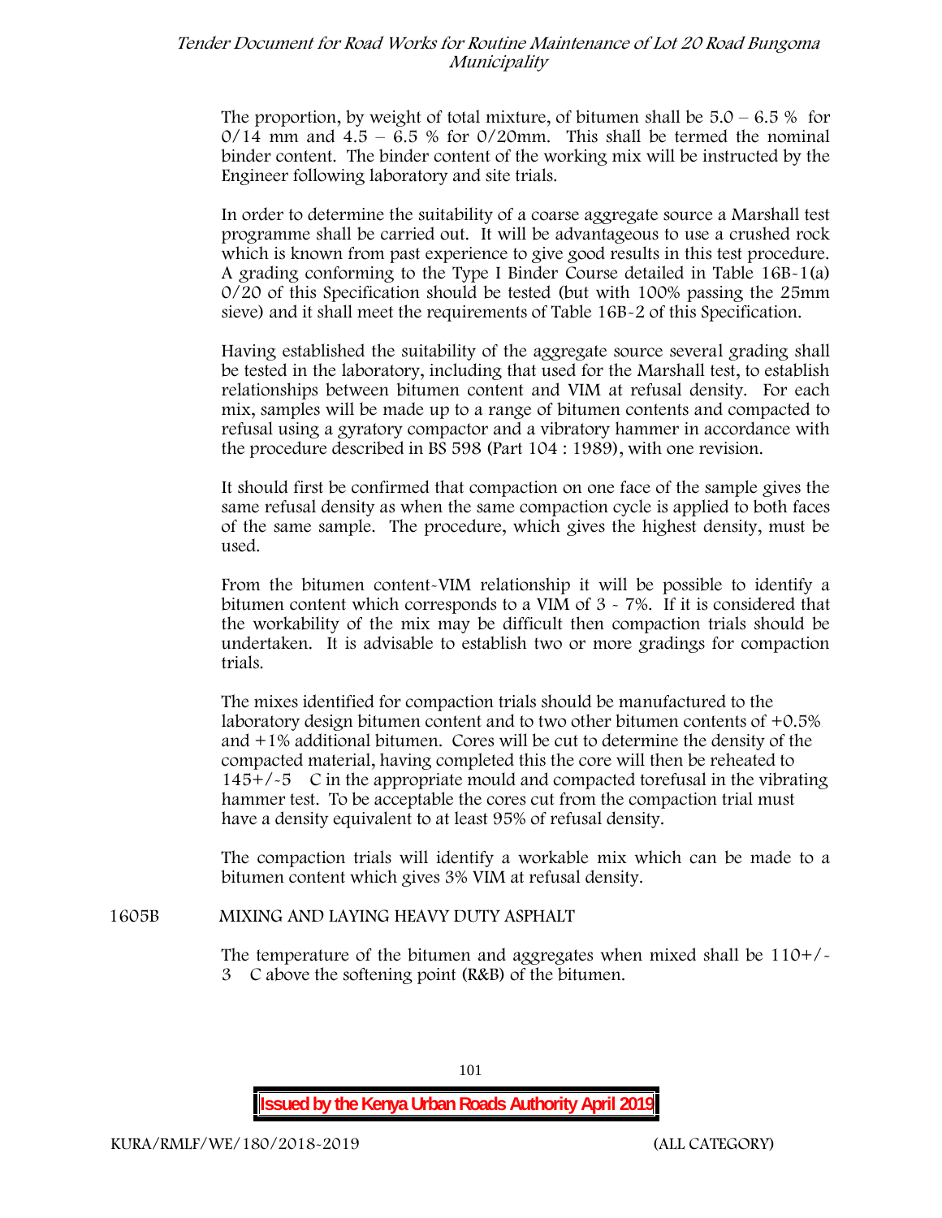The proportion, by weight of total mixture, of bitumen shall be 5.0 – 6.5 % for 0/14 mm and 4.5 – 6.5 % for 0/20mm. This shall be termed the nominal binder content. The binder content of the working mix will be instructed by the Engineer following laboratory and site trials.

In order to determine the suitability of a coarse aggregate source a Marshall test programme shall be carried out. It will be advantageous to use a crushed rock which is known from past experience to give good results in this test procedure. A grading conforming to the Type I Binder Course detailed in Table 16B-1(a) 0/20 of this Specification should be tested (but with 100% passing the 25mm sieve) and it shall meet the requirements of Table 16B-2 of this Specification.

Having established the suitability of the aggregate source several grading shall be tested in the laboratory, including that used for the Marshall test, to establish relationships between bitumen content and VIM at refusal density. For each mix, samples will be made up to a range of bitumen contents and compacted to refusal using a gyratory compactor and a vibratory hammer in accordance with the procedure described in BS 598 (Part 104 : 1989), with one revision.

It should first be confirmed that compaction on one face of the sample gives the same refusal density as when the same compaction cycle is applied to both faces of the same sample. The procedure, which gives the highest density, must be used.

From the bitumen content-VIM relationship it will be possible to identify a bitumen content which corresponds to a VIM of 3 - 7%. If it is considered that the workability of the mix may be difficult then compaction trials should be undertaken. It is advisable to establish two or more gradings for compaction trials.

The mixes identified for compaction trials should be manufactured to the laboratory design bitumen content and to two other bitumen contents of +0.5% and +1% additional bitumen. Cores will be cut to determine the density of the compacted material, having completed this the core will then be reheated to 145+/-5 C in the appropriate mould and compacted torefusal in the vibrating hammer test. To be acceptable the cores cut from the compaction trial must have a density equivalent to at least 95% of refusal density.

The compaction trials will identify a workable mix which can be made to a bitumen content which gives 3% VIM at refusal density.

## 1605B MIXING AND LAYING HEAVY DUTY ASPHALT

The temperature of the bitumen and aggregates when mixed shall be 110+/-3 C above the softening point (R&B) of the bitumen.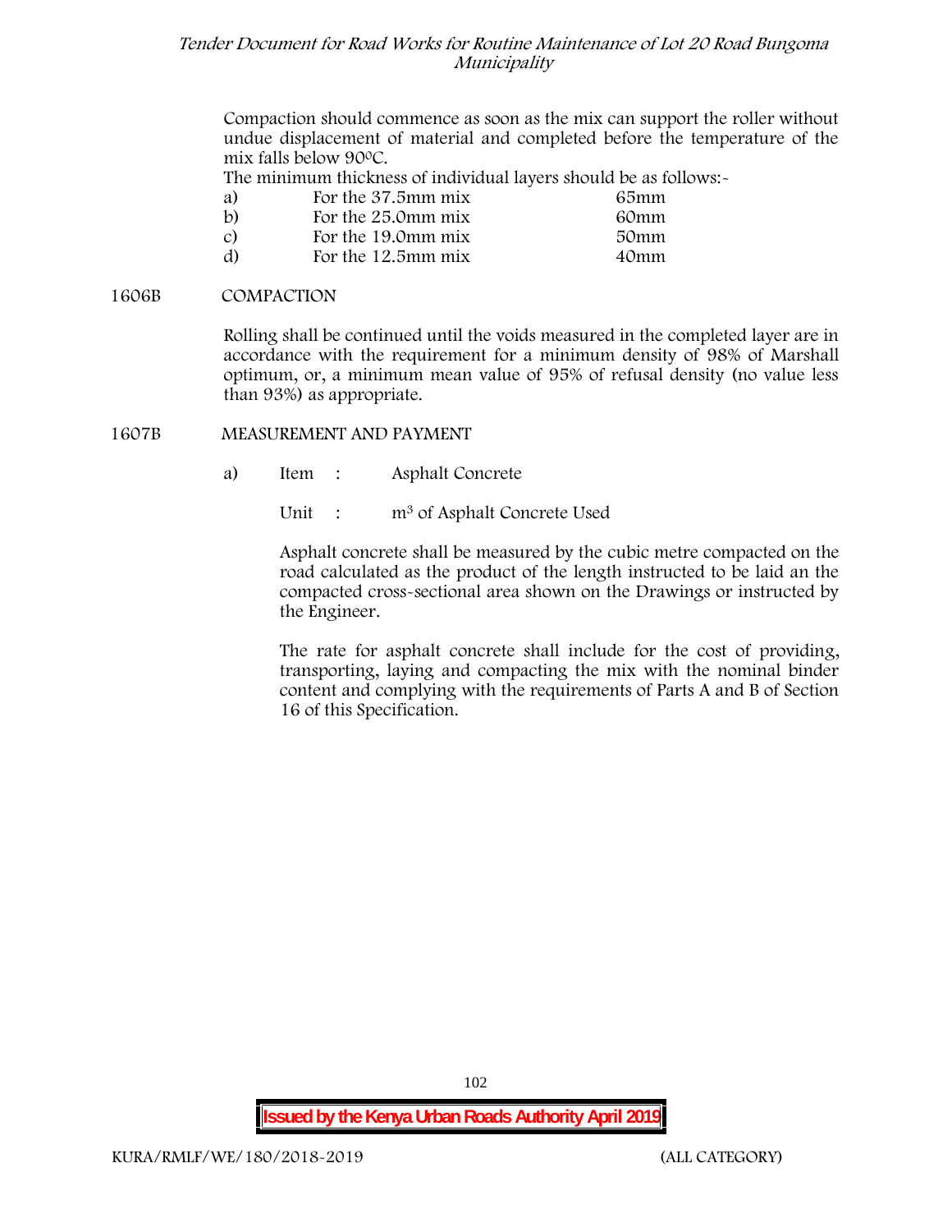Compaction should commence as soon as the mix can support the roller without undue displacement of material and completed before the temperature of the mix falls below 90$^{0}$C.

The minimum thickness of individual layers should be as follows:-

| | | |
|---|---|---|
| a) | For the 37.5mm mix | 65mm |
| b) | For the 25.0mm mix | 60mm |
| c) | For the 19.0mm mix | 50mm |
| d) | For the 12.5mm mix | 40mm |

## 1606B COMPACTION

Rolling shall be continued until the voids measured in the completed layer are in accordance with the requirement for a minimum density of 98% of Marshall optimum, or, a minimum mean value of 95% of refusal density (no value less than 93%) as appropriate.

## 1607B MEASUREMENT AND PAYMENT

a) Item : Asphalt Concrete

Unit : $m^3$ of Asphalt Concrete Used

Asphalt concrete shall be measured by the cubic metre compacted on the road calculated as the product of the length instructed to be laid an the compacted cross-sectional area shown on the Drawings or instructed by the Engineer.

The rate for asphalt concrete shall include for the cost of providing, transporting, laying and compacting the mix with the nominal binder content and complying with the requirements of Parts A and B of Section 16 of this Specification.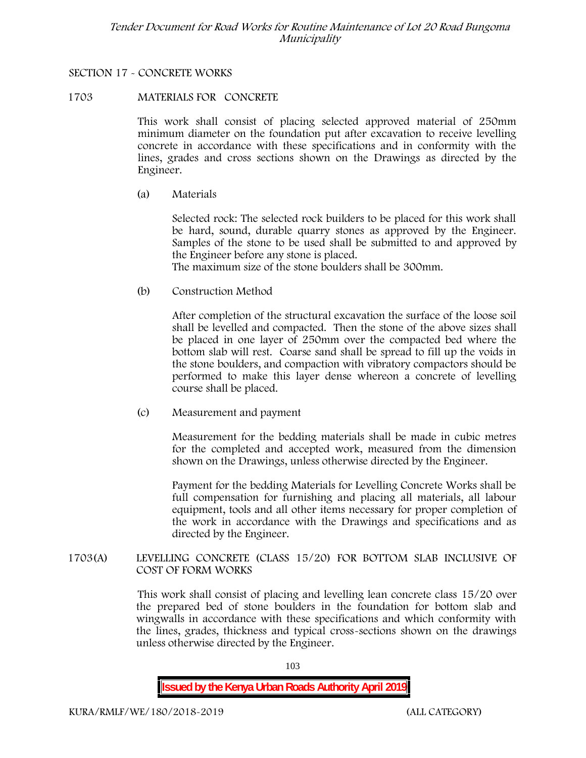## SECTION 17 - CONCRETE WORKS

### 1703 MATERIALS FOR CONCRETE

This work shall consist of placing selected approved material of 250mm minimum diameter on the foundation put after excavation to receive levelling concrete in accordance with these specifications and in conformity with the lines, grades and cross sections shown on the Drawings as directed by the Engineer.

(a) Materials

Selected rock: The selected rock builders to be placed for this work shall be hard, sound, durable quarry stones as approved by the Engineer. Samples of the stone to be used shall be submitted to and approved by the Engineer before any stone is placed.
The maximum size of the stone boulders shall be 300mm.

(b) Construction Method

After completion of the structural excavation the surface of the loose soil shall be levelled and compacted. Then the stone of the above sizes shall be placed in one layer of 250mm over the compacted bed where the bottom slab will rest. Coarse sand shall be spread to fill up the voids in the stone boulders, and compaction with vibratory compactors should be performed to make this layer dense whereon a concrete of levelling course shall be placed.

(c) Measurement and payment

Measurement for the bedding materials shall be made in cubic metres for the completed and accepted work, measured from the dimension shown on the Drawings, unless otherwise directed by the Engineer.

Payment for the bedding Materials for Levelling Concrete Works shall be full compensation for furnishing and placing all materials, all labour equipment, tools and all other items necessary for proper completion of the work in accordance with the Drawings and specifications and as directed by the Engineer.

### 1703(A) LEVELLING CONCRETE (CLASS 15/20) FOR BOTTOM SLAB INCLUSIVE OF COST OF FORM WORKS

This work shall consist of placing and levelling lean concrete class 15/20 over the prepared bed of stone boulders in the foundation for bottom slab and wingwalls in accordance with these specifications and which conformity with the lines, grades, thickness and typical cross-sections shown on the drawings unless otherwise directed by the Engineer.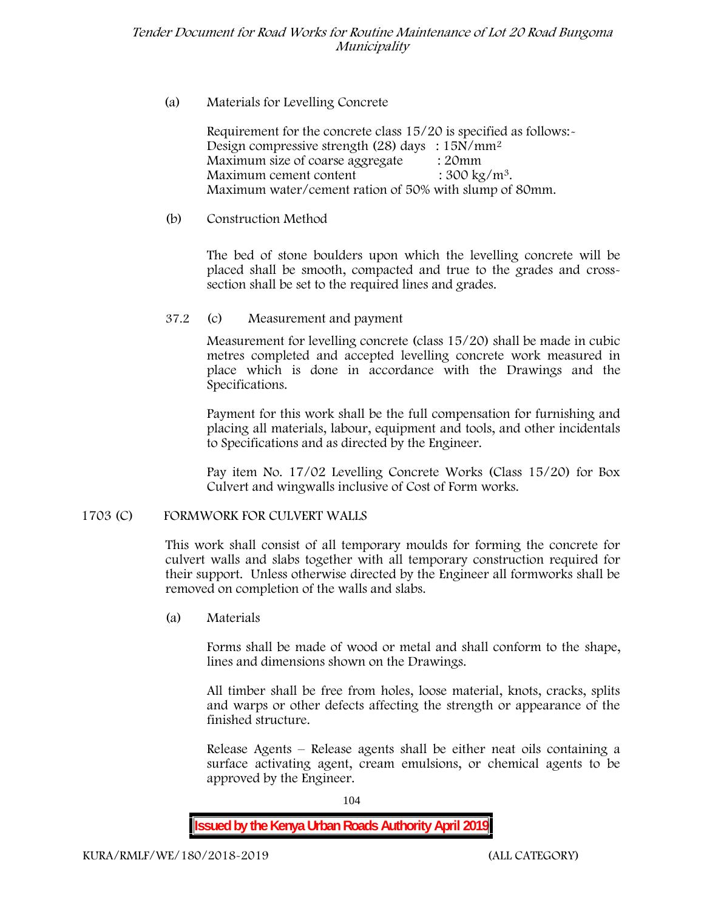(a) Materials for Levelling Concrete

Requirement for the concrete class 15/20 is specified as follows:-
Design compressive strength (28) days : 15N/mm²
Maximum size of coarse aggregate : 20mm
Maximum cement content : 300 kg/m³.
Maximum water/cement ration of 50% with slump of 80mm.

(b) Construction Method

The bed of stone boulders upon which the levelling concrete will be placed shall be smooth, compacted and true to the grades and cross-section shall be set to the required lines and grades.

37.2 (c) Measurement and payment

Measurement for levelling concrete (class 15/20) shall be made in cubic metres completed and accepted levelling concrete work measured in place which is done in accordance with the Drawings and the Specifications.

Payment for this work shall be the full compensation for furnishing and placing all materials, labour, equipment and tools, and other incidentals to Specifications and as directed by the Engineer.

Pay item No. 17/02 Levelling Concrete Works (Class 15/20) for Box Culvert and wingwalls inclusive of Cost of Form works.

## 1703 (C) FORMWORK FOR CULVERT WALLS

This work shall consist of all temporary moulds for forming the concrete for culvert walls and slabs together with all temporary construction required for their support. Unless otherwise directed by the Engineer all formworks shall be removed on completion of the walls and slabs.

(a) Materials

Forms shall be made of wood or metal and shall conform to the shape, lines and dimensions shown on the Drawings.

All timber shall be free from holes, loose material, knots, cracks, splits and warps or other defects affecting the strength or appearance of the finished structure.

Release Agents – Release agents shall be either neat oils containing a surface activating agent, cream emulsions, or chemical agents to be approved by the Engineer.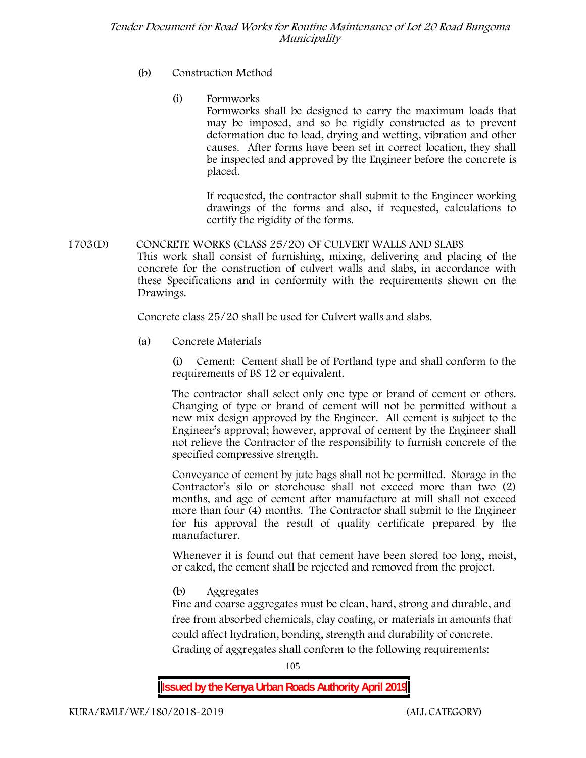(b) Construction Method

(i) Formworks

Formworks shall be designed to carry the maximum loads that may be imposed, and so be rigidly constructed as to prevent deformation due to load, drying and wetting, vibration and other causes. After forms have been set in correct location, they shall be inspected and approved by the Engineer before the concrete is placed.

If requested, the contractor shall submit to the Engineer working drawings of the forms and also, if requested, calculations to certify the rigidity of the forms.

## 1703(D) CONCRETE WORKS (CLASS 25/20) OF CULVERT WALLS AND SLABS

This work shall consist of furnishing, mixing, delivering and placing of the concrete for the construction of culvert walls and slabs, in accordance with these Specifications and in conformity with the requirements shown on the Drawings.

Concrete class 25/20 shall be used for Culvert walls and slabs.

(a) Concrete Materials

(i) Cement: Cement shall be of Portland type and shall conform to the requirements of BS 12 or equivalent.

The contractor shall select only one type or brand of cement or others. Changing of type or brand of cement will not be permitted without a new mix design approved by the Engineer. All cement is subject to the Engineer's approval; however, approval of cement by the Engineer shall not relieve the Contractor of the responsibility to furnish concrete of the specified compressive strength.

Conveyance of cement by jute bags shall not be permitted. Storage in the Contractor's silo or storehouse shall not exceed more than two (2) months, and age of cement after manufacture at mill shall not exceed more than four (4) months. The Contractor shall submit to the Engineer for his approval the result of quality certificate prepared by the manufacturer.

Whenever it is found out that cement have been stored too long, moist, or caked, the cement shall be rejected and removed from the project.

(b) Aggregates

Fine and coarse aggregates must be clean, hard, strong and durable, and free from absorbed chemicals, clay coating, or materials in amounts that could affect hydration, bonding, strength and durability of concrete. Grading of aggregates shall conform to the following requirements: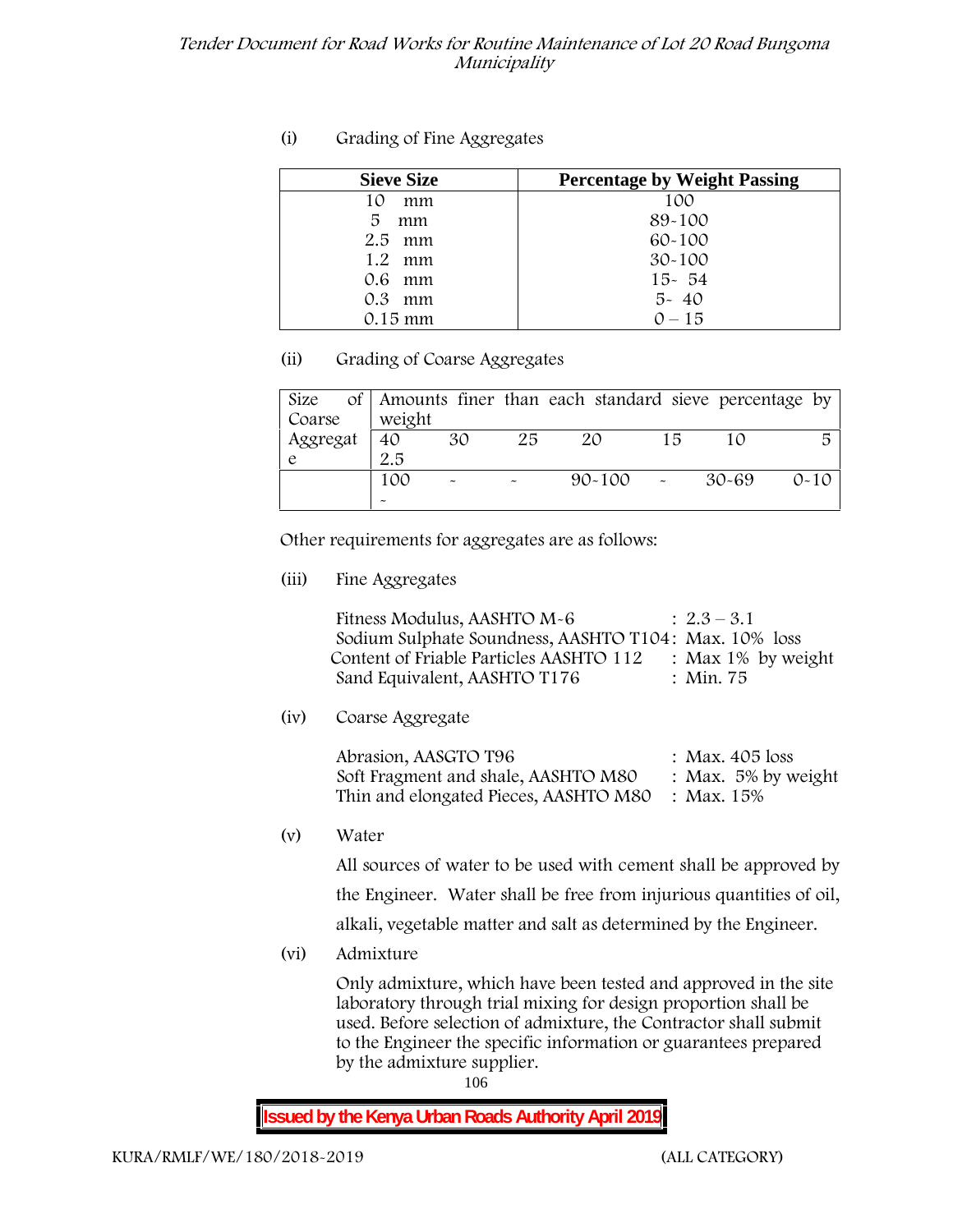(i) Grading of Fine Aggregates

| Sieve Size | Percentage by Weight Passing |
|---|---|
| 10 mm | 100 |
| 5 mm | 89-100 |
| 2.5 mm | 60-100 |
| 1.2 mm | 30-100 |
| 0.6 mm | 15- 54 |
| 0.3 mm | 5- 40 |
| 0.15 mm | 0 – 15 |

(ii) Grading of Coarse Aggregates

| Size of Coarse Aggregate | Amounts finer than each standard sieve percentage by weight | | | | | | |
|---|---|---|---|---|---|---|---|
| | 40 2.5 | 30 | 25 | 20 | 15 | 10 | 5 |
| | 100 - | - | - | 90-100 | - | 30-69 | 0-10 |

Other requirements for aggregates are as follows:

(iii) Fine Aggregates

Fitness Modulus, AASHTO M-6 : 2.3 – 3.1
Sodium Sulphate Soundness, AASHTO T104: Max. 10% loss
Content of Friable Particles AASHTO 112 : Max 1% by weight
Sand Equivalent, AASHTO T176 : Min. 75

(iv) Coarse Aggregate

Abrasion, AASGTO T96 : Max. 405 loss
Soft Fragment and shale, AASHTO M80 : Max. 5% by weight
Thin and elongated Pieces, AASHTO M80 : Max. 15%

(v) Water

All sources of water to be used with cement shall be approved by the Engineer. Water shall be free from injurious quantities of oil, alkali, vegetable matter and salt as determined by the Engineer.

(vi) Admixture

Only admixture, which have been tested and approved in the site laboratory through trial mixing for design proportion shall be used. Before selection of admixture, the Contractor shall submit to the Engineer the specific information or guarantees prepared by the admixture supplier.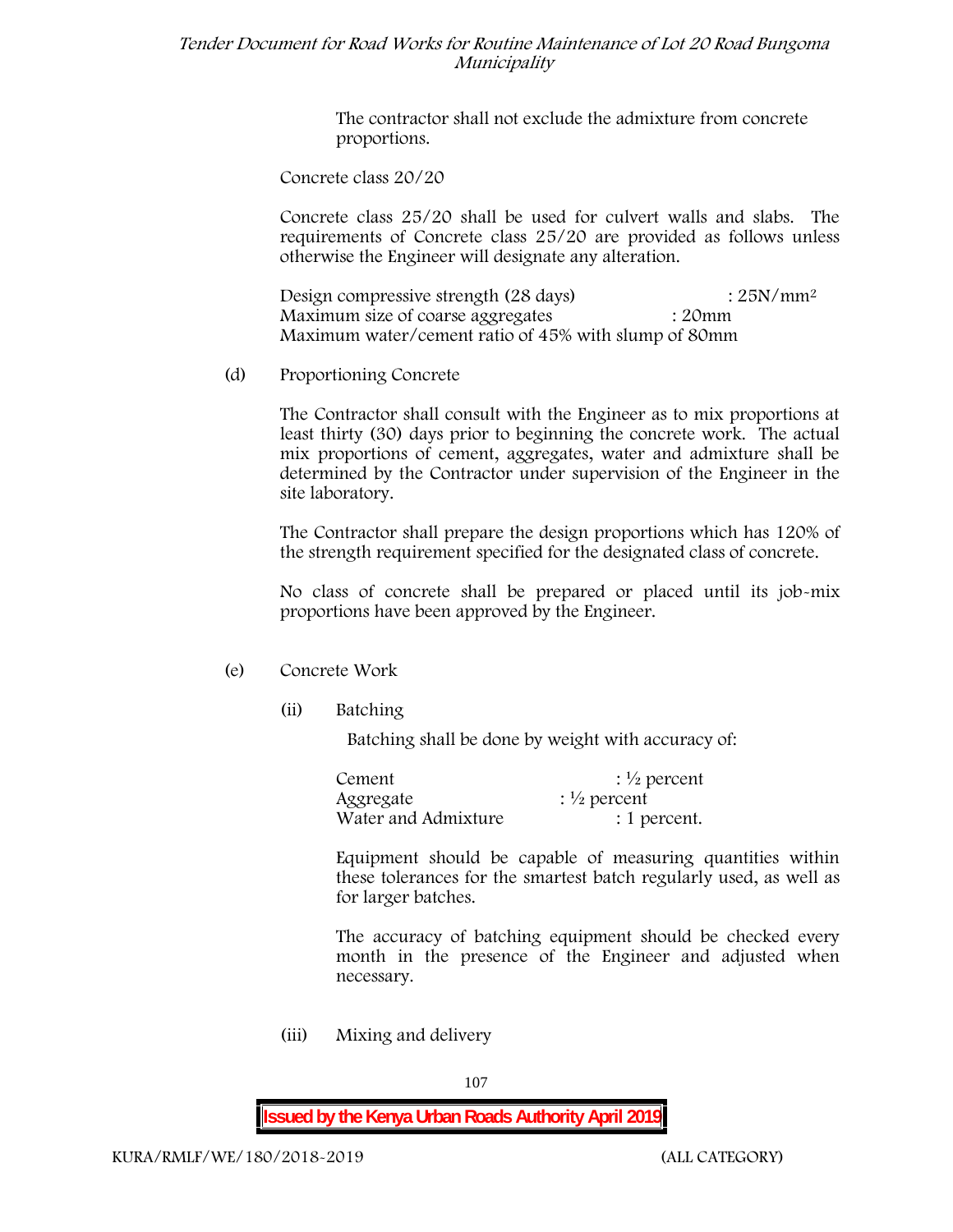The contractor shall not exclude the admixture from concrete proportions.

Concrete class 20/20

Concrete class 25/20 shall be used for culvert walls and slabs. The requirements of Concrete class 25/20 are provided as follows unless otherwise the Engineer will designate any alteration.

Design compressive strength (28 days) : $25N/mm^2$
Maximum size of coarse aggregates : 20mm
Maximum water/cement ratio of 45% with slump of 80mm

(d) Proportioning Concrete

The Contractor shall consult with the Engineer as to mix proportions at least thirty (30) days prior to beginning the concrete work. The actual mix proportions of cement, aggregates, water and admixture shall be determined by the Contractor under supervision of the Engineer in the site laboratory.

The Contractor shall prepare the design proportions which has 120% of the strength requirement specified for the designated class of concrete.

No class of concrete shall be prepared or placed until its job-mix proportions have been approved by the Engineer.

(e) Concrete Work

(ii) Batching

Batching shall be done by weight with accuracy of:

Cement : ½ percent
Aggregate : ½ percent
Water and Admixture : 1 percent.

Equipment should be capable of measuring quantities within these tolerances for the smartest batch regularly used, as well as for larger batches.

The accuracy of batching equipment should be checked every month in the presence of the Engineer and adjusted when necessary.

(iii) Mixing and delivery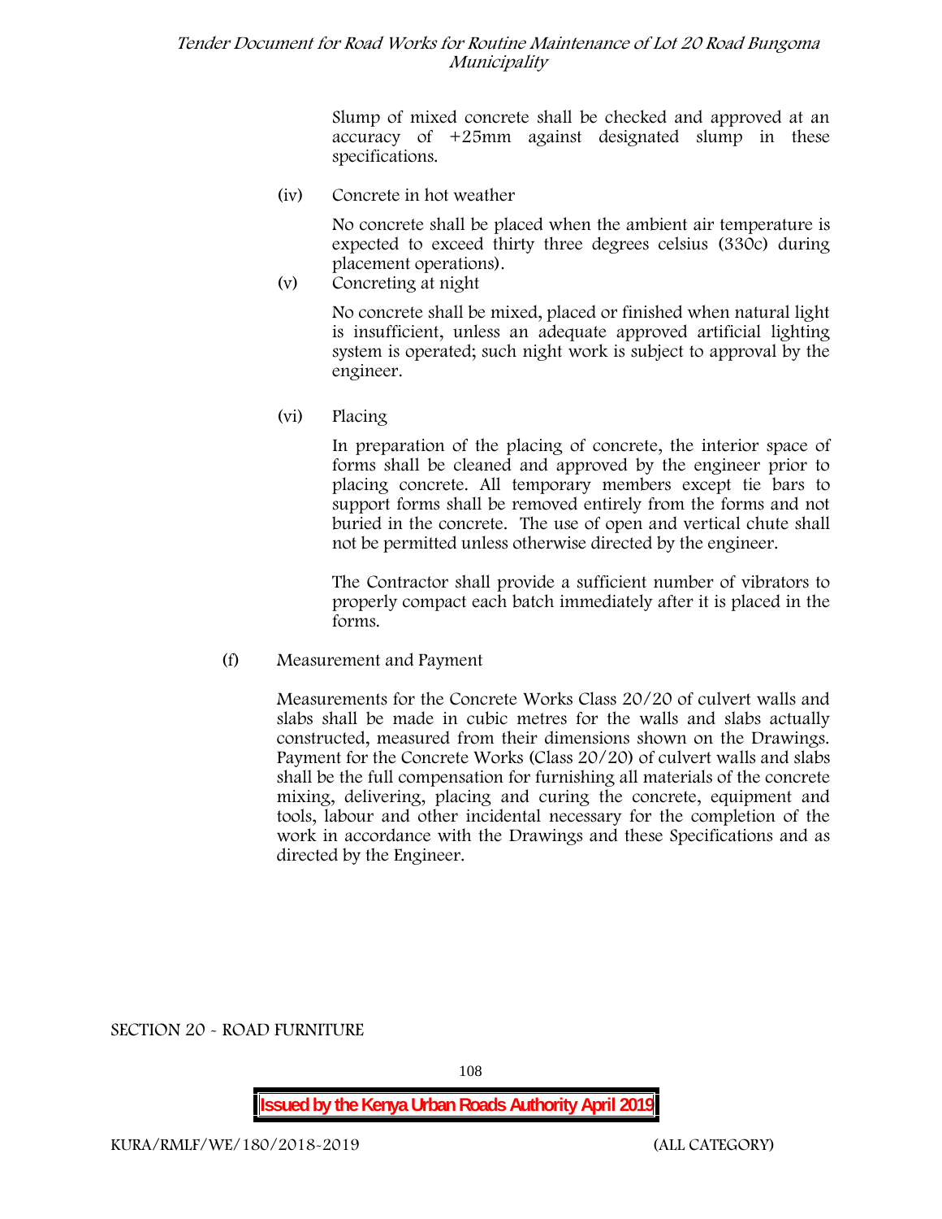Slump of mixed concrete shall be checked and approved at an accuracy of +25mm against designated slump in these specifications.

(iv) Concrete in hot weather

No concrete shall be placed when the ambient air temperature is expected to exceed thirty three degrees celsius (330c) during placement operations).

(v) Concreting at night

No concrete shall be mixed, placed or finished when natural light is insufficient, unless an adequate approved artificial lighting system is operated; such night work is subject to approval by the engineer.

(vi) Placing

In preparation of the placing of concrete, the interior space of forms shall be cleaned and approved by the engineer prior to placing concrete. All temporary members except tie bars to support forms shall be removed entirely from the forms and not buried in the concrete. The use of open and vertical chute shall not be permitted unless otherwise directed by the engineer.

The Contractor shall provide a sufficient number of vibrators to properly compact each batch immediately after it is placed in the forms.

(f) Measurement and Payment

Measurements for the Concrete Works Class 20/20 of culvert walls and slabs shall be made in cubic metres for the walls and slabs actually constructed, measured from their dimensions shown on the Drawings. Payment for the Concrete Works (Class 20/20) of culvert walls and slabs shall be the full compensation for furnishing all materials of the concrete mixing, delivering, placing and curing the concrete, equipment and tools, labour and other incidental necessary for the completion of the work in accordance with the Drawings and these Specifications and as directed by the Engineer.

SECTION 20 - ROAD FURNITURE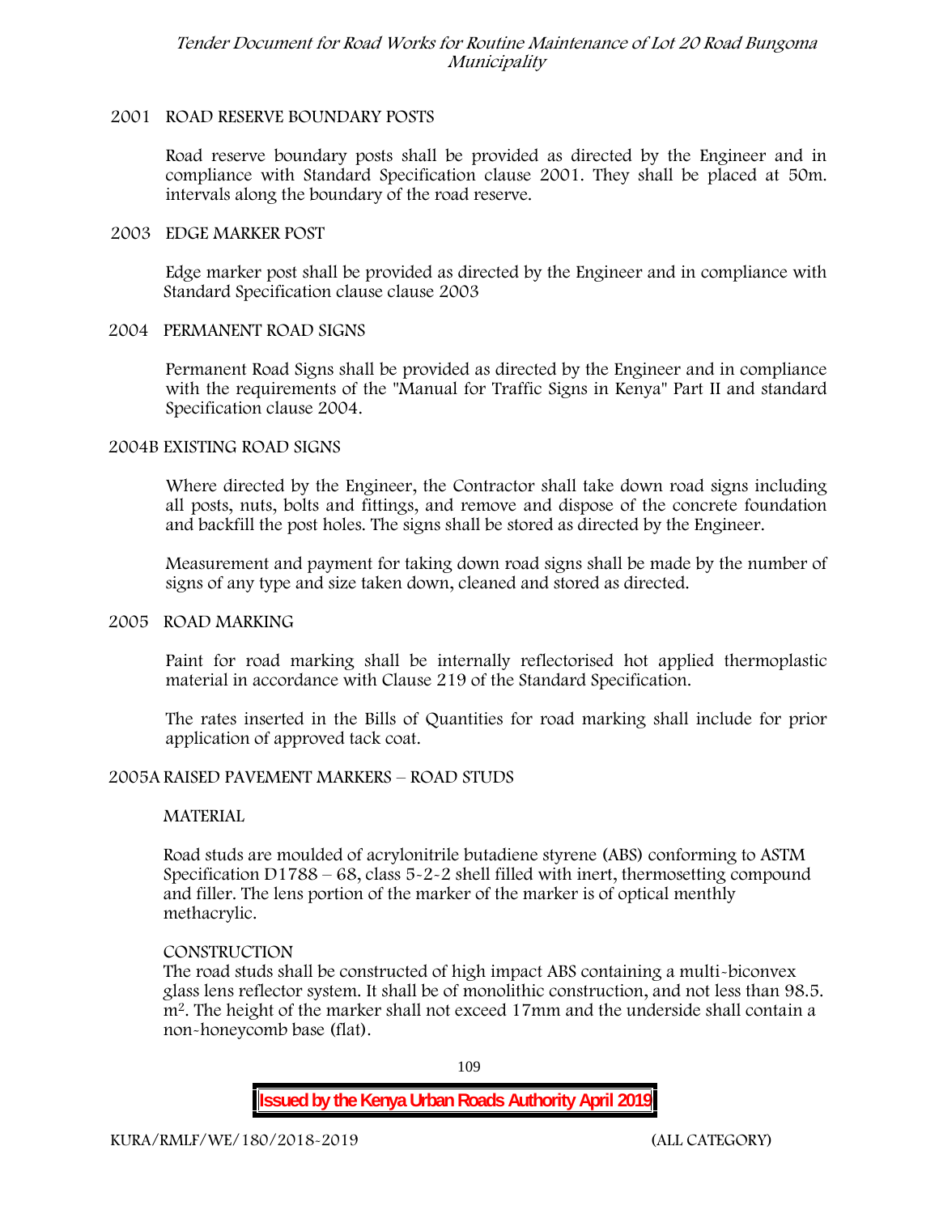## 2001 ROAD RESERVE BOUNDARY POSTS

Road reserve boundary posts shall be provided as directed by the Engineer and in compliance with Standard Specification clause 2001. They shall be placed at 50m. intervals along the boundary of the road reserve.

## 2003 EDGE MARKER POST

Edge marker post shall be provided as directed by the Engineer and in compliance with Standard Specification clause clause 2003

## 2004 PERMANENT ROAD SIGNS

Permanent Road Signs shall be provided as directed by the Engineer and in compliance with the requirements of the "Manual for Traffic Signs in Kenya" Part II and standard Specification clause 2004.

## 2004B EXISTING ROAD SIGNS

Where directed by the Engineer, the Contractor shall take down road signs including all posts, nuts, bolts and fittings, and remove and dispose of the concrete foundation and backfill the post holes. The signs shall be stored as directed by the Engineer.

Measurement and payment for taking down road signs shall be made by the number of signs of any type and size taken down, cleaned and stored as directed.

## 2005 ROAD MARKING

Paint for road marking shall be internally reflectorised hot applied thermoplastic material in accordance with Clause 219 of the Standard Specification.

The rates inserted in the Bills of Quantities for road marking shall include for prior application of approved tack coat.

## 2005A RAISED PAVEMENT MARKERS – ROAD STUDS

### MATERIAL

Road studs are moulded of acrylonitrile butadiene styrene (ABS) conforming to ASTM Specification D1788 – 68, class 5-2-2 shell filled with inert, thermosetting compound and filler. The lens portion of the marker of the marker is of optical menthly methacrylic.

### CONSTRUCTION

The road studs shall be constructed of high impact ABS containing a multi-biconvex glass lens reflector system. It shall be of monolithic construction, and not less than 98.5. $m^2$. The height of the marker shall not exceed 17mm and the underside shall contain a non-honeycomb base (flat).

**Issued by the Kenya Urban Roads Authority April 2019**

KURA/RMLF/WE/180/2018-2019 (ALL CATEGORY)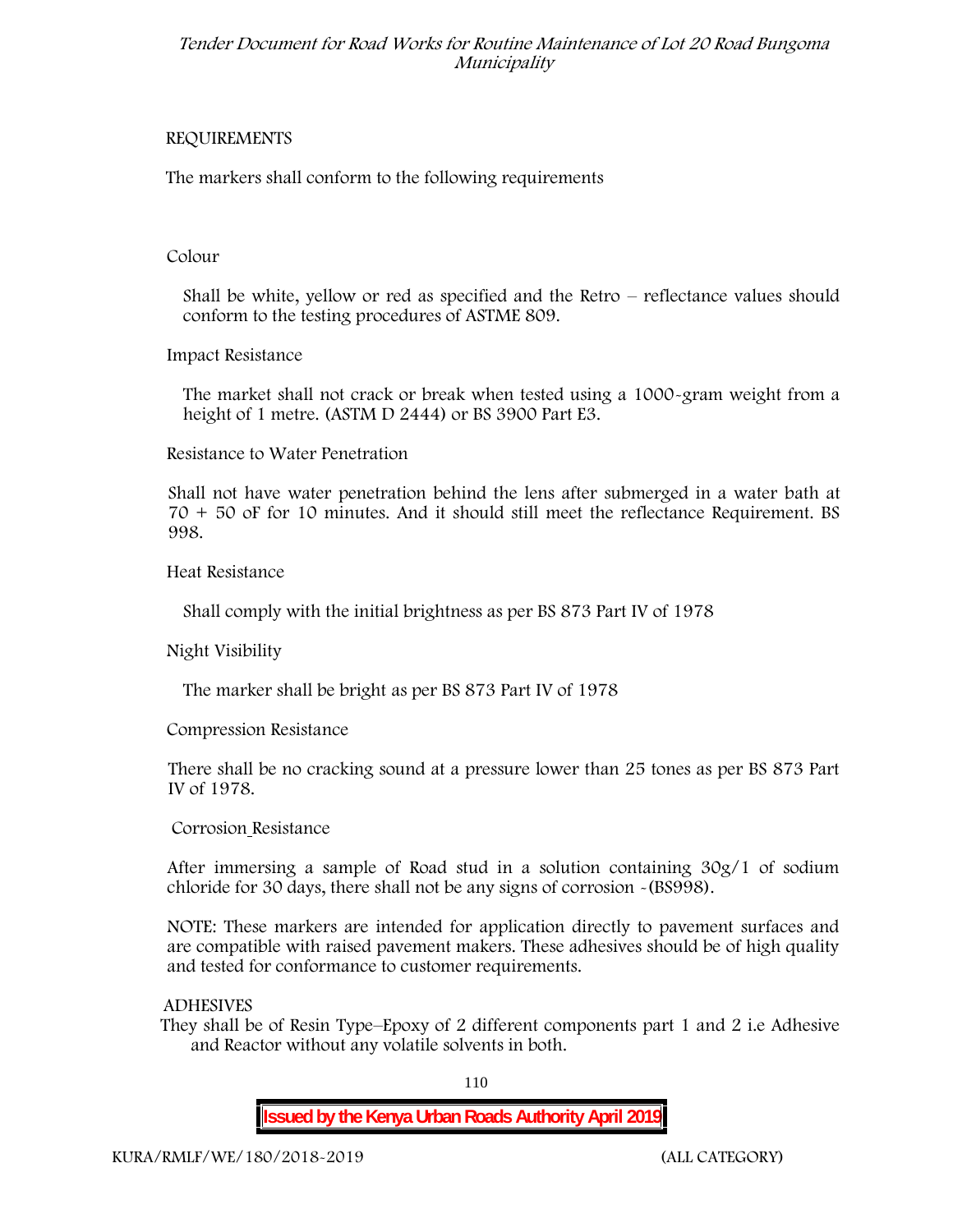REQUIREMENTS

The markers shall conform to the following requirements

Colour

Shall be white, yellow or red as specified and the Retro – reflectance values should conform to the testing procedures of ASTME 809.

Impact Resistance

The market shall not crack or break when tested using a 1000-gram weight from a height of 1 metre. (ASTM D 2444) or BS 3900 Part E3.

Resistance to Water Penetration

Shall not have water penetration behind the lens after submerged in a water bath at 70 + 50 oF for 10 minutes. And it should still meet the reflectance Requirement. BS 998.

Heat Resistance

Shall comply with the initial brightness as per BS 873 Part IV of 1978

Night Visibility

The marker shall be bright as per BS 873 Part IV of 1978

Compression Resistance

There shall be no cracking sound at a pressure lower than 25 tones as per BS 873 Part IV of 1978.

Corrosion Resistance

After immersing a sample of Road stud in a solution containing 30g/1 of sodium chloride for 30 days, there shall not be any signs of corrosion -(BS998).

NOTE: These markers are intended for application directly to pavement surfaces and are compatible with raised pavement makers. These adhesives should be of high quality and tested for conformance to customer requirements.

ADHESIVES

They shall be of Resin Type–Epoxy of 2 different components part 1 and 2 i.e Adhesive and Reactor without any volatile solvents in both.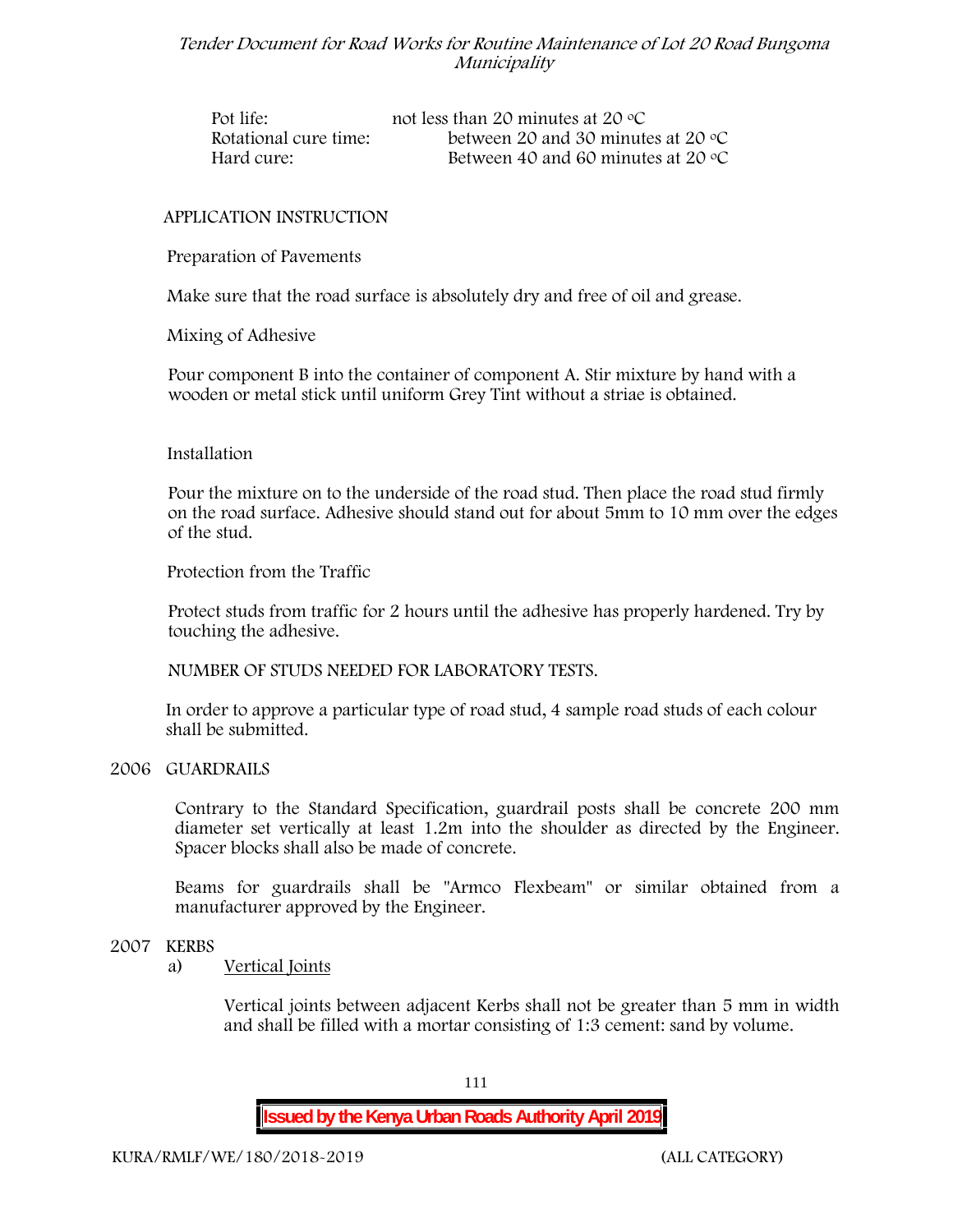| | |
|---|---|
| Pot life: | not less than 20 minutes at 20 °C |
| Rotational cure time: | between 20 and 30 minutes at 20 °C |
| Hard cure: | Between 40 and 60 minutes at 20 °C |

APPLICATION INSTRUCTION

Preparation of Pavements

Make sure that the road surface is absolutely dry and free of oil and grease.

Mixing of Adhesive

Pour component B into the container of component A. Stir mixture by hand with a wooden or metal stick until uniform Grey Tint without a striae is obtained.

Installation

Pour the mixture on to the underside of the road stud. Then place the road stud firmly on the road surface. Adhesive should stand out for about 5mm to 10 mm over the edges of the stud.

Protection from the Traffic

Protect studs from traffic for 2 hours until the adhesive has properly hardened. Try by touching the adhesive.

NUMBER OF STUDS NEEDED FOR LABORATORY TESTS.

In order to approve a particular type of road stud, 4 sample road studs of each colour shall be submitted.

## 2006 GUARDRAILS

Contrary to the Standard Specification, guardrail posts shall be concrete 200 mm diameter set vertically at least 1.2m into the shoulder as directed by the Engineer. Spacer blocks shall also be made of concrete.

Beams for guardrails shall be "Armco Flexbeam" or similar obtained from a manufacturer approved by the Engineer.

## 2007 KERBS

a) Vertical Joints

Vertical joints between adjacent Kerbs shall not be greater than 5 mm in width and shall be filled with a mortar consisting of 1:3 cement: sand by volume.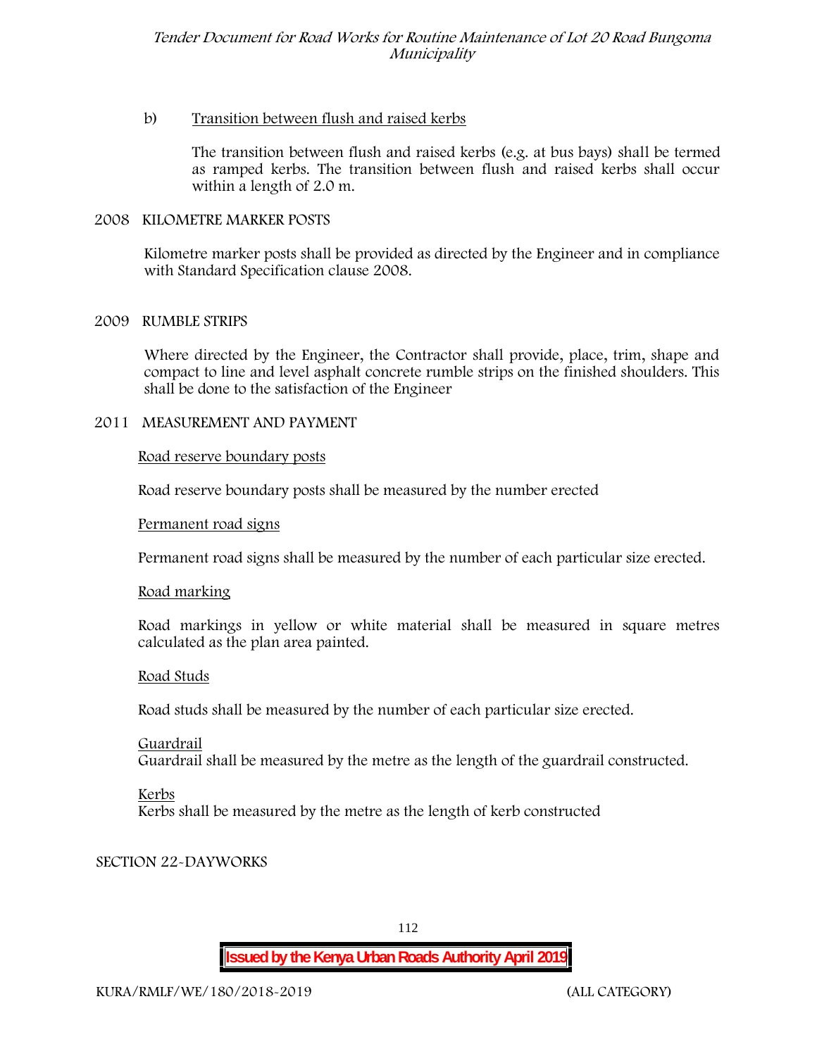b) Transition between flush and raised kerbs

The transition between flush and raised kerbs (e.g. at bus bays) shall be termed as ramped kerbs. The transition between flush and raised kerbs shall occur within a length of 2.0 m.

## 2008 KILOMETRE MARKER POSTS

Kilometre marker posts shall be provided as directed by the Engineer and in compliance with Standard Specification clause 2008.

## 2009 RUMBLE STRIPS

Where directed by the Engineer, the Contractor shall provide, place, trim, shape and compact to line and level asphalt concrete rumble strips on the finished shoulders. This shall be done to the satisfaction of the Engineer

## 2011 MEASUREMENT AND PAYMENT

Road reserve boundary posts

Road reserve boundary posts shall be measured by the number erected

Permanent road signs

Permanent road signs shall be measured by the number of each particular size erected.

Road marking

Road markings in yellow or white material shall be measured in square metres calculated as the plan area painted.

Road Studs

Road studs shall be measured by the number of each particular size erected.

Guardrail

Guardrail shall be measured by the metre as the length of the guardrail constructed.

Kerbs

Kerbs shall be measured by the metre as the length of kerb constructed

## SECTION 22-DAYWORKS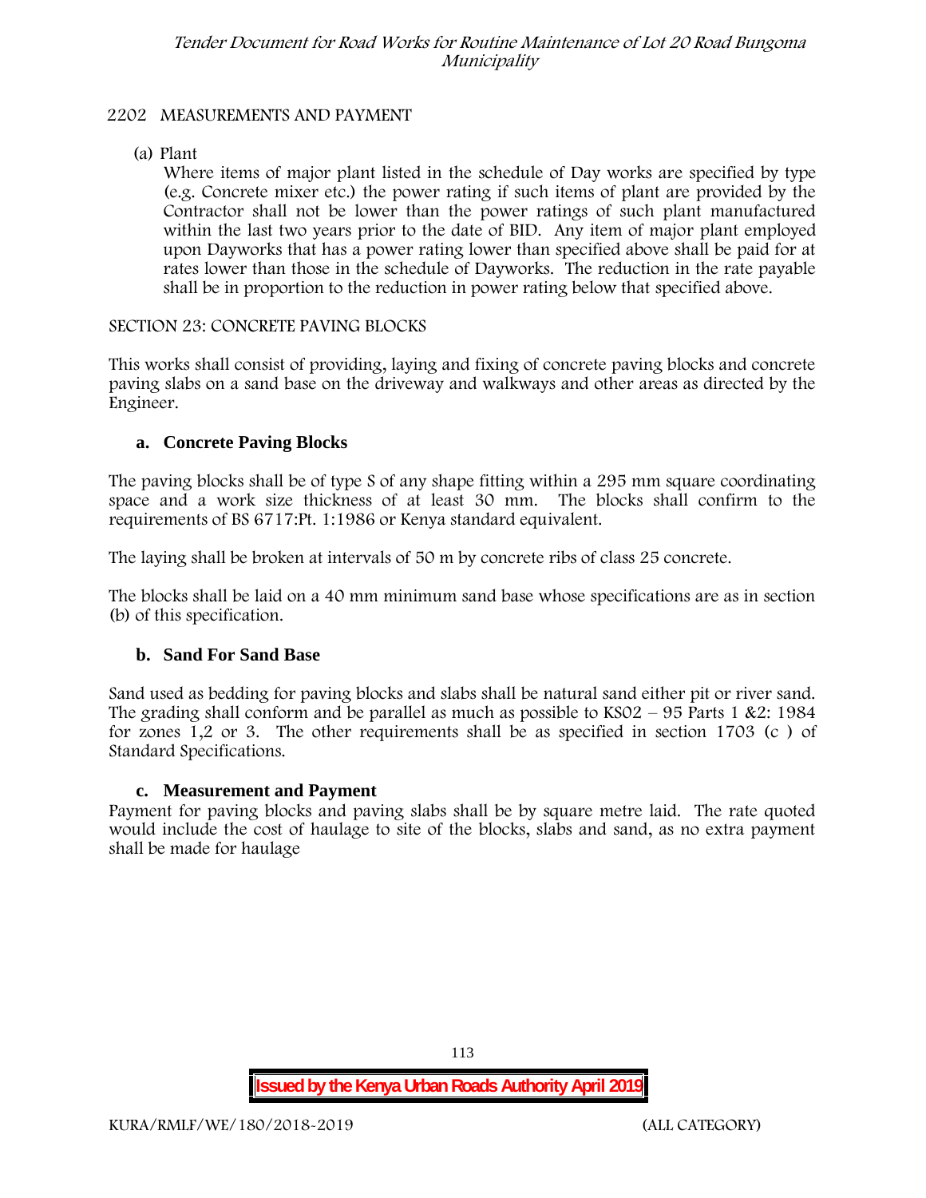2202 MEASUREMENTS AND PAYMENT

(a) Plant

Where items of major plant listed in the schedule of Day works are specified by type (e.g. Concrete mixer etc.) the power rating if such items of plant are provided by the Contractor shall not be lower than the power ratings of such plant manufactured within the last two years prior to the date of BID. Any item of major plant employed upon Dayworks that has a power rating lower than specified above shall be paid for at rates lower than those in the schedule of Dayworks. The reduction in the rate payable shall be in proportion to the reduction in power rating below that specified above.

SECTION 23: CONCRETE PAVING BLOCKS

This works shall consist of providing, laying and fixing of concrete paving blocks and concrete paving slabs on a sand base on the driveway and walkways and other areas as directed by the Engineer.

### a. Concrete Paving Blocks

The paving blocks shall be of type S of any shape fitting within a 295 mm square coordinating space and a work size thickness of at least 30 mm. The blocks shall confirm to the requirements of BS 6717:Pt. 1:1986 or Kenya standard equivalent.

The laying shall be broken at intervals of 50 m by concrete ribs of class 25 concrete.

The blocks shall be laid on a 40 mm minimum sand base whose specifications are as in section (b) of this specification.

### b. Sand For Sand Base

Sand used as bedding for paving blocks and slabs shall be natural sand either pit or river sand. The grading shall conform and be parallel as much as possible to KS02 – 95 Parts 1 &2: 1984 for zones 1,2 or 3. The other requirements shall be as specified in section 1703 (c ) of Standard Specifications.

### c. Measurement and Payment

Payment for paving blocks and paving slabs shall be by square metre laid. The rate quoted would include the cost of haulage to site of the blocks, slabs and sand, as no extra payment shall be made for haulage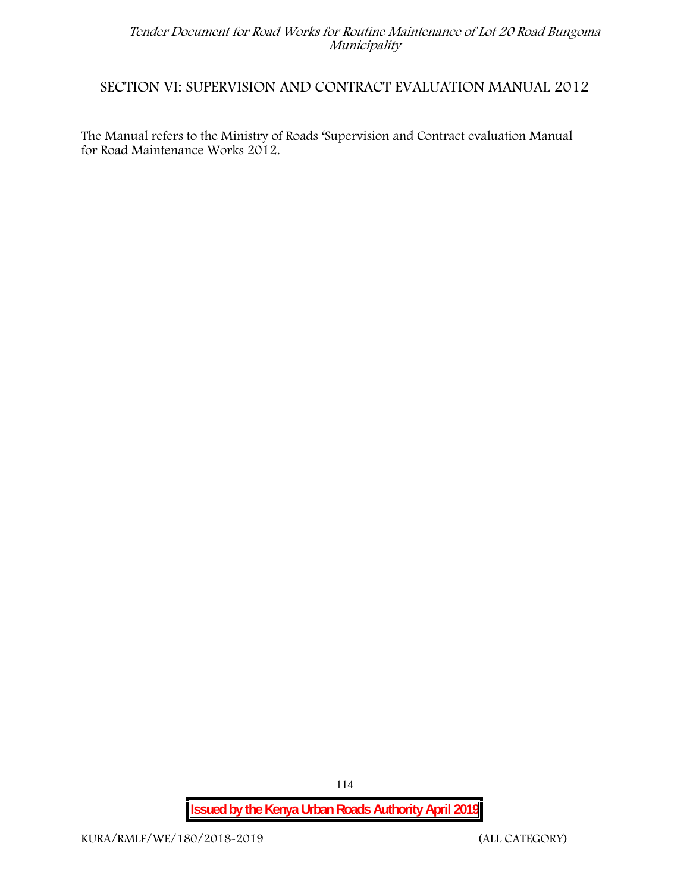## SECTION VI: SUPERVISION AND CONTRACT EVALUATION MANUAL 2012

The Manual refers to the Ministry of Roads 'Supervision and Contract evaluation Manual for Road Maintenance Works 2012.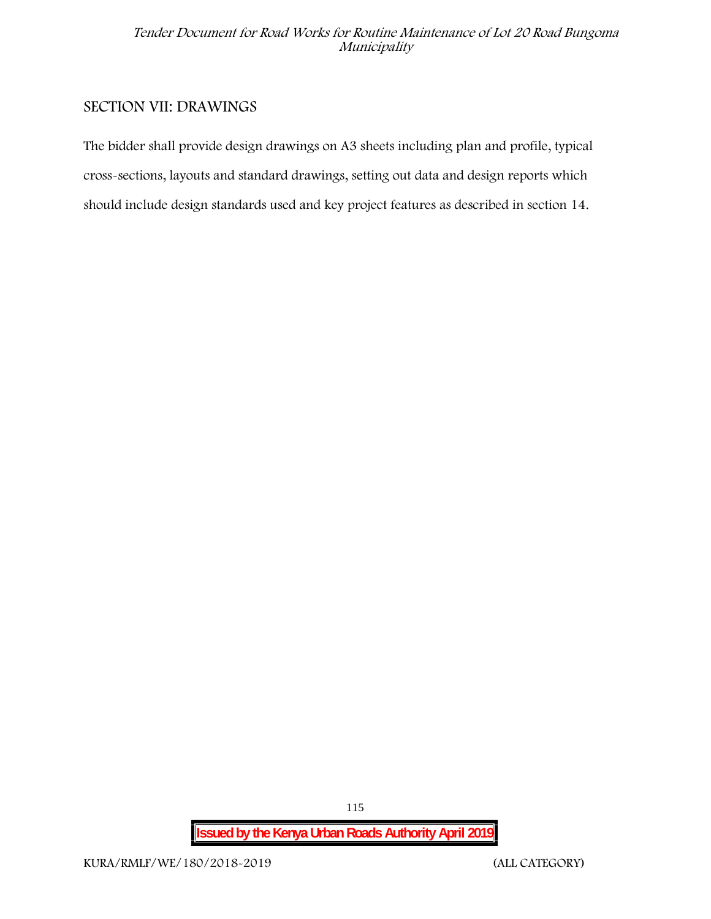## SECTION VII: DRAWINGS

The bidder shall provide design drawings on A3 sheets including plan and profile, typical cross-sections, layouts and standard drawings, setting out data and design reports which should include design standards used and key project features as described in section 14.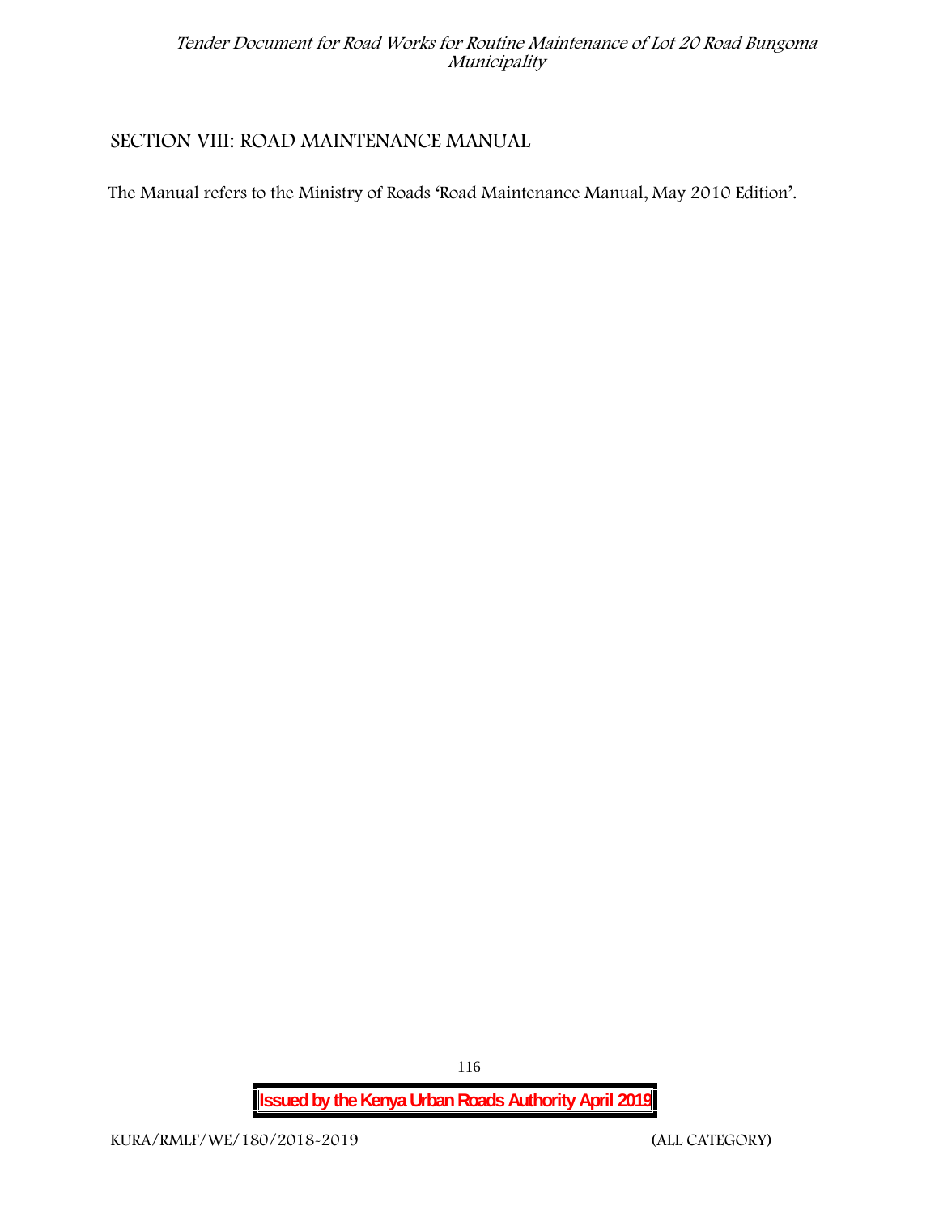## SECTION VIII: ROAD MAINTENANCE MANUAL

The Manual refers to the Ministry of Roads 'Road Maintenance Manual, May 2010 Edition'.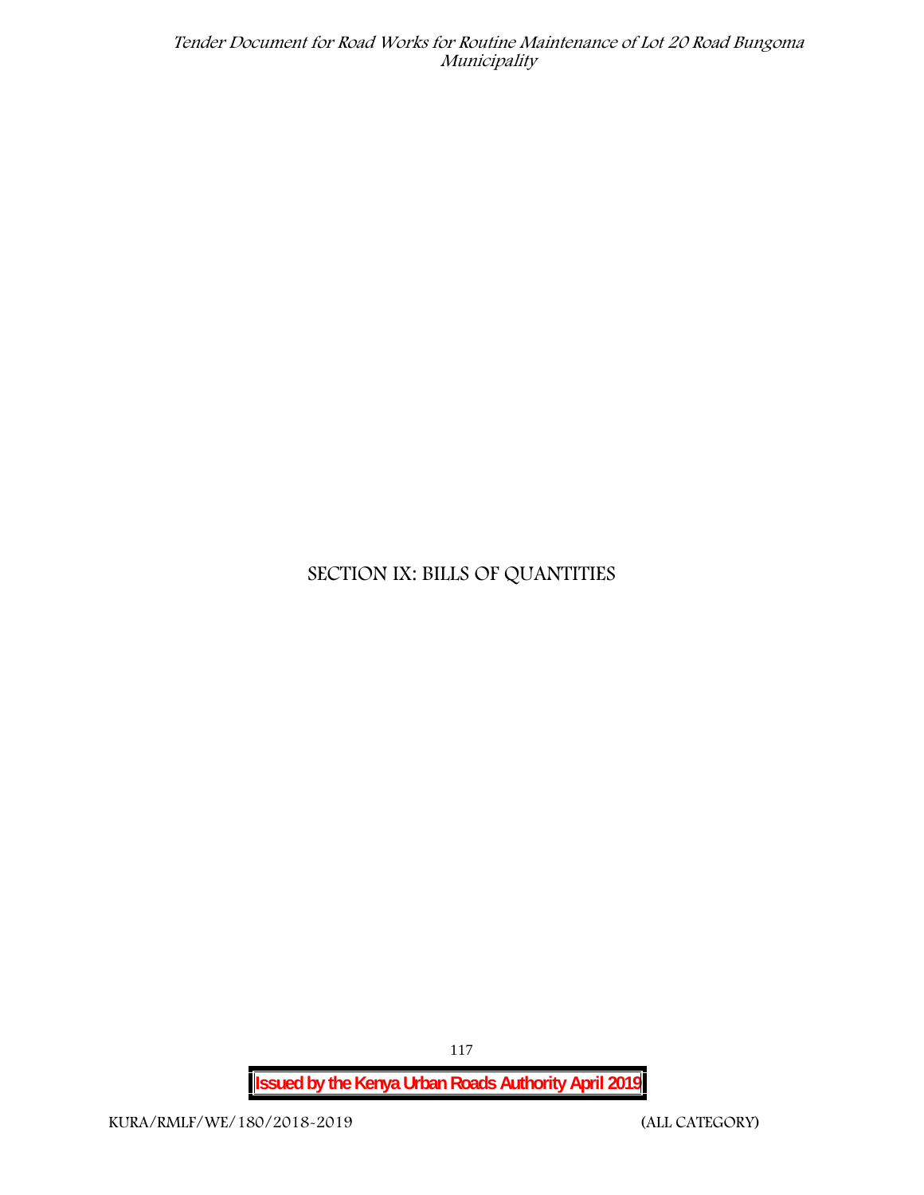# SECTION IX: BILLS OF QUANTITIES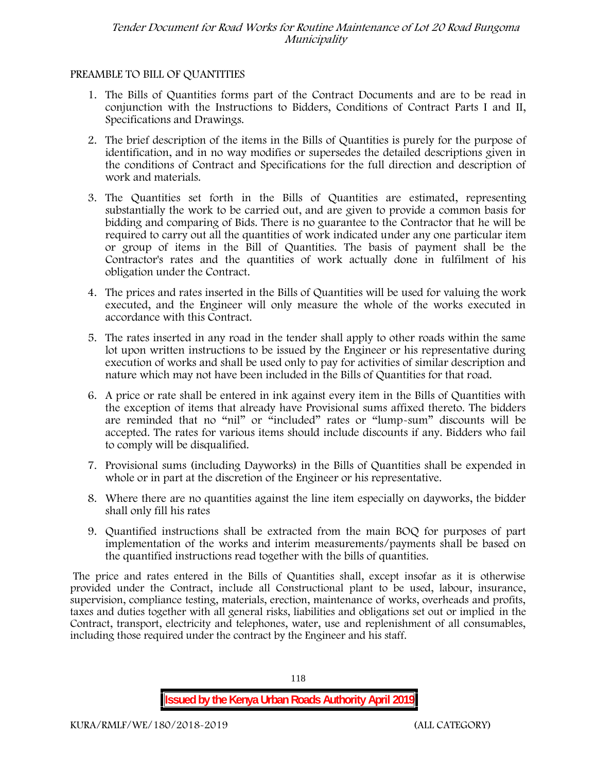PREAMBLE TO BILL OF QUANTITIES

1. The Bills of Quantities forms part of the Contract Documents and are to be read in conjunction with the Instructions to Bidders, Conditions of Contract Parts I and II, Specifications and Drawings.
2. The brief description of the items in the Bills of Quantities is purely for the purpose of identification, and in no way modifies or supersedes the detailed descriptions given in the conditions of Contract and Specifications for the full direction and description of work and materials.
3. The Quantities set forth in the Bills of Quantities are estimated, representing substantially the work to be carried out, and are given to provide a common basis for bidding and comparing of Bids. There is no guarantee to the Contractor that he will be required to carry out all the quantities of work indicated under any one particular item or group of items in the Bill of Quantities. The basis of payment shall be the Contractor's rates and the quantities of work actually done in fulfilment of his obligation under the Contract.
4. The prices and rates inserted in the Bills of Quantities will be used for valuing the work executed, and the Engineer will only measure the whole of the works executed in accordance with this Contract.
5. The rates inserted in any road in the tender shall apply to other roads within the same lot upon written instructions to be issued by the Engineer or his representative during execution of works and shall be used only to pay for activities of similar description and nature which may not have been included in the Bills of Quantities for that road.
6. A price or rate shall be entered in ink against every item in the Bills of Quantities with the exception of items that already have Provisional sums affixed thereto. The bidders are reminded that no "nil" or "included" rates or "lump-sum" discounts will be accepted. The rates for various items should include discounts if any. Bidders who fail to comply will be disqualified.
7. Provisional sums (including Dayworks) in the Bills of Quantities shall be expended in whole or in part at the discretion of the Engineer or his representative.
8. Where there are no quantities against the line item especially on dayworks, the bidder shall only fill his rates
9. Quantified instructions shall be extracted from the main BOQ for purposes of part implementation of the works and interim measurements/payments shall be based on the quantified instructions read together with the bills of quantities.

The price and rates entered in the Bills of Quantities shall, except insofar as it is otherwise provided under the Contract, include all Constructional plant to be used, labour, insurance, supervision, compliance testing, materials, erection, maintenance of works, overheads and profits, taxes and duties together with all general risks, liabilities and obligations set out or implied in the Contract, transport, electricity and telephones, water, use and replenishment of all consumables, including those required under the contract by the Engineer and his staff.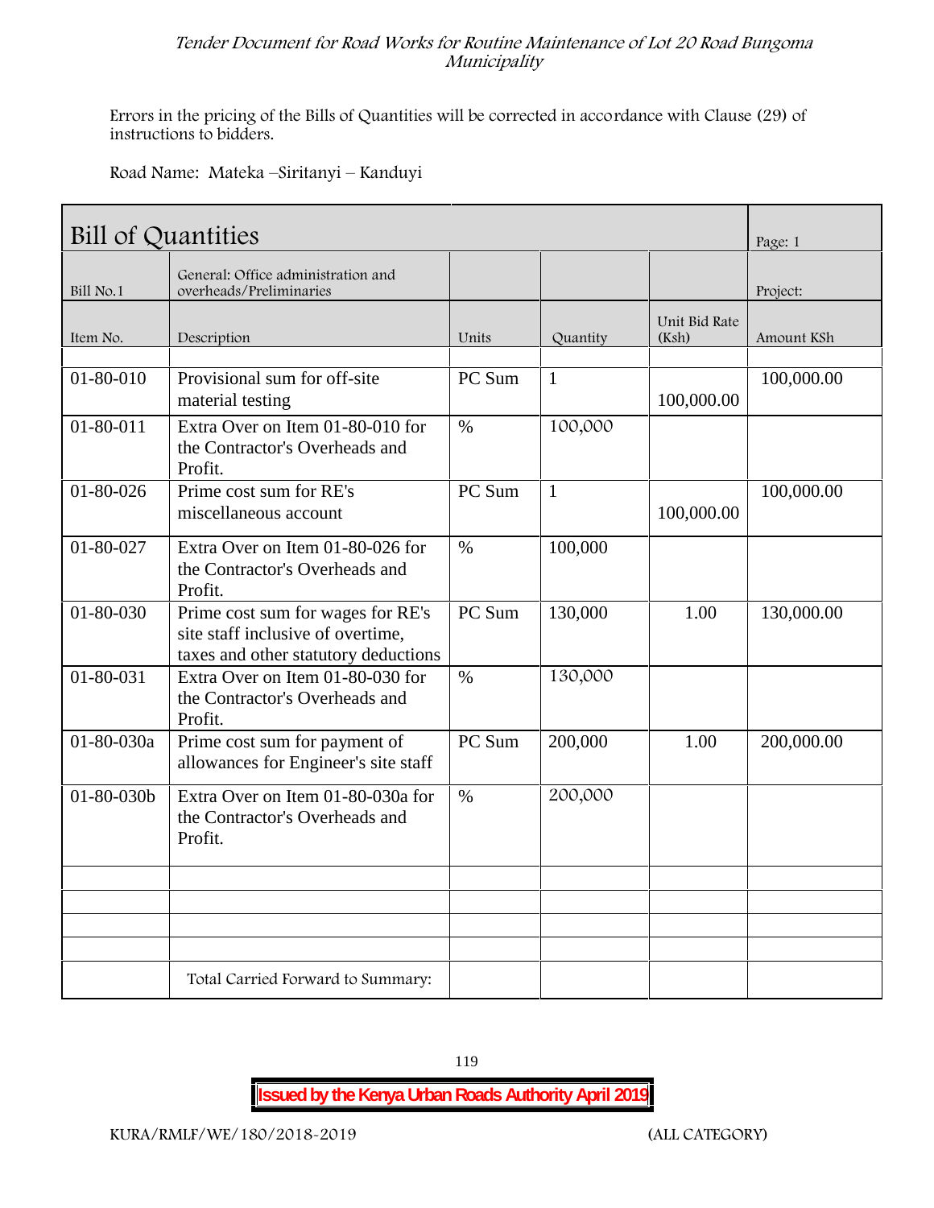Errors in the pricing of the Bills of Quantities will be corrected in accordance with Clause (29) of instructions to bidders.

Road Name: Mateka –Siritanyi – Kanduyi

| Bill of Quantities | | | | | Page: 1 |
|---|---|---|---|---|---|
| Bill No.1 | General: Office administration and overheads/Preliminaries | | | | Project: |
| Item No. | Description | Units | Quantity | Unit Bid Rate (Ksh) | Amount KSh |
| | | | | | |
| 01-80-010 | Provisional sum for off-site material testing | PC Sum | 1 | 100,000.00 | 100,000.00 |
| 01-80-011 | Extra Over on Item 01-80-010 for the Contractor's Overheads and Profit. | % | 100,000 | | |
| 01-80-026 | Prime cost sum for RE's miscellaneous account | PC Sum | 1 | 100,000.00 | 100,000.00 |
| 01-80-027 | Extra Over on Item 01-80-026 for the Contractor's Overheads and Profit. | % | 100,000 | | |
| 01-80-030 | Prime cost sum for wages for RE's site staff inclusive of overtime, taxes and other statutory deductions | PC Sum | 130,000 | 1.00 | 130,000.00 |
| 01-80-031 | Extra Over on Item 01-80-030 for the Contractor's Overheads and Profit. | % | 130,000 | | |
| 01-80-030a | Prime cost sum for payment of allowances for Engineer's site staff | PC Sum | 200,000 | 1.00 | 200,000.00 |
| 01-80-030b | Extra Over on Item 01-80-030a for the Contractor's Overheads and Profit. | % | 200,000 | | |
| | | | | | |
| | | | | | |
| | | | | | |
| | | | | | |
| | Total Carried Forward to Summary: | | | | |

**Issued by the Kenya Urban Roads Authority April 2019**

KURA/RMLF/WE/180/2018-2019 (ALL CATEGORY)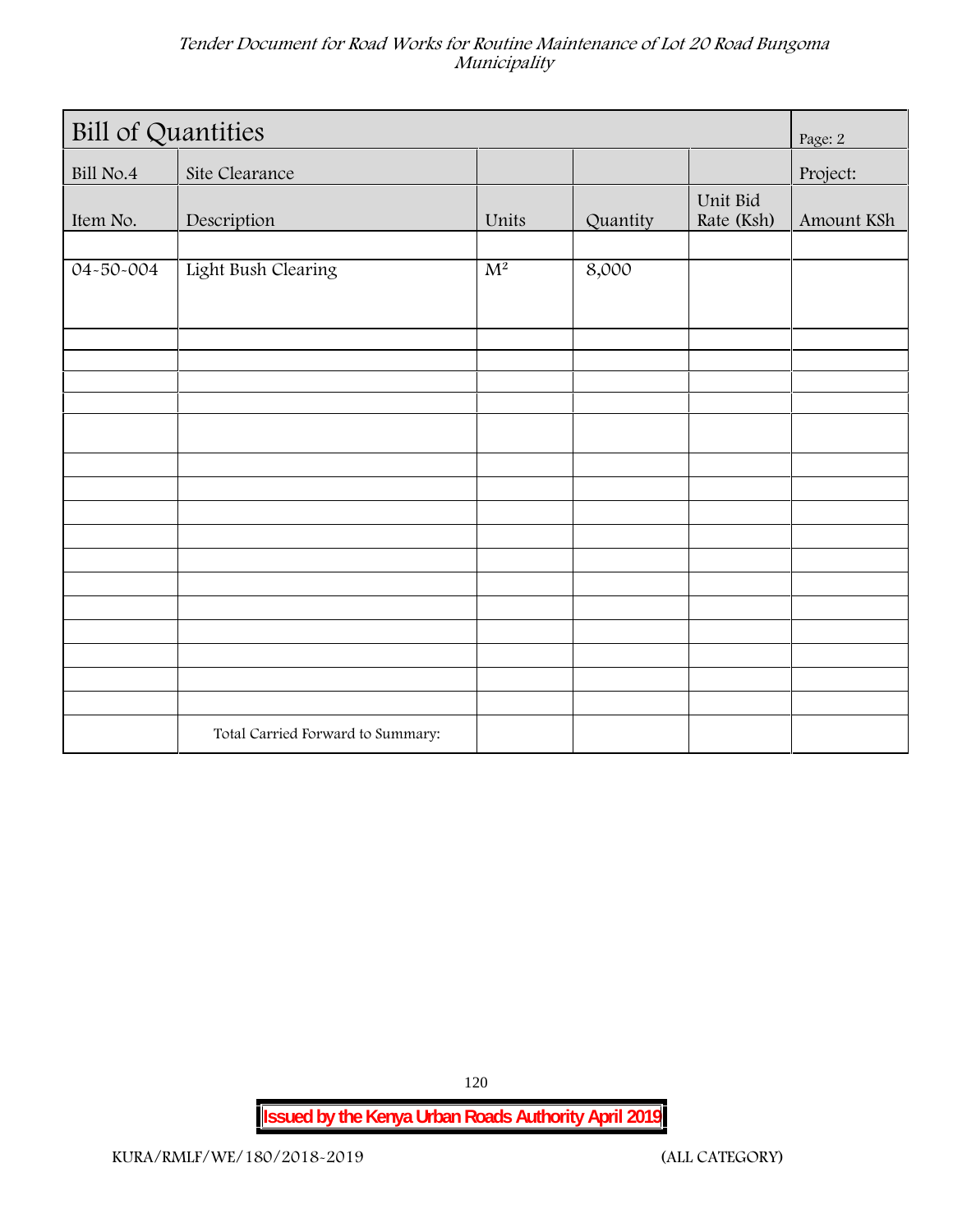| Bill of Quantities | | | | | Page: 2 |
|---|---|---|---|---|---|
| Bill No.4 | Site Clearance | | | | Project: |
| Item No. | Description | Units | Quantity | Unit Bid Rate (Ksh) | Amount KSh |
| | | | | | |
| 04-50-004 | Light Bush Clearing | $M^2$ | 8,000 | | |
| | | | | | |
| | | | | | |
| | | | | | |
| | | | | | |
| | | | | | |
| | | | | | |
| | | | | | |
| | | | | | |
| | | | | | |
| | | | | | |
| | | | | | |
| | | | | | |
| | | | | | |
| | | | | | |
| | | | | | |
| | | | | | |
| | Total Carried Forward to Summary: | | | | |

**Issued by the Kenya Urban Roads Authority April 2019**

KURA/RMLF/WE/180/2018-2019 (ALL CATEGORY)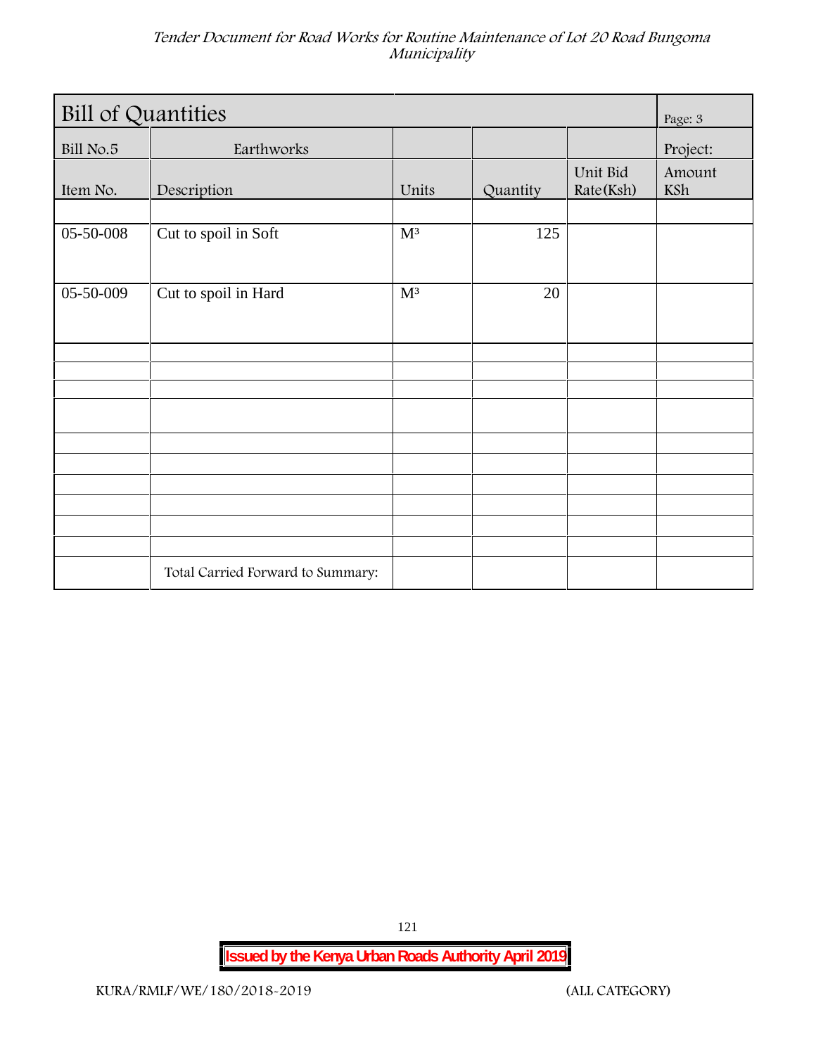| Bill of Quantities | | | | | Page: 3 |
|---|---|---|---|---|---|
| Bill No.5 | Earthworks | | | | Project: |
| Item No. | Description | Units | Quantity | Unit Bid Rate(Ksh) | Amount KSh |
| | | | | | |
| 05-50-008 | Cut to spoil in Soft | $M^3$ | 125 | | |
| 05-50-009 | Cut to spoil in Hard | $M^3$ | 20 | | |
| | | | | | |
| | | | | | |
| | | | | | |
| | | | | | |
| | | | | | |
| | | | | | |
| | | | | | |
| | | | | | |
| | | | | | |
| | | | | | |
| | Total Carried Forward to Summary: | | | | |

**Issued by the Kenya Urban Roads Authority April 2019**

KURA/RMLF/WE/180/2018-2019 (ALL CATEGORY)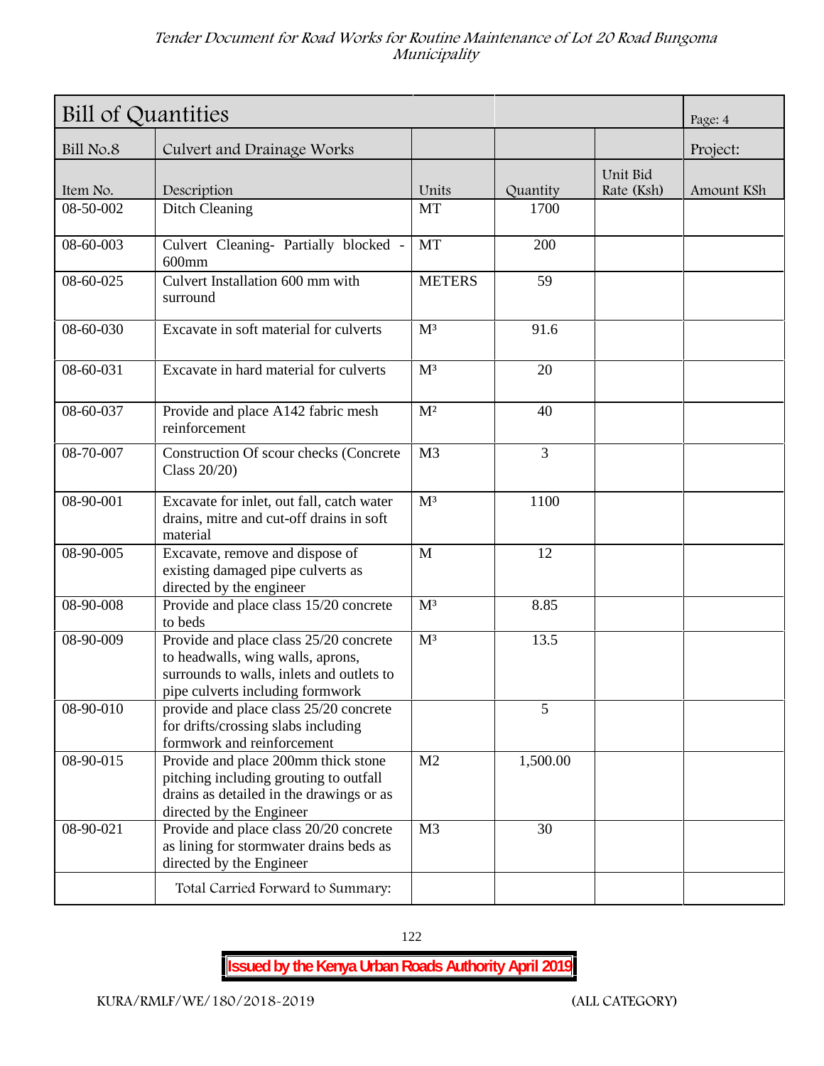| Bill of Quantities | | | | | Page: 4 |
|---|---|---|---|---|---|
| Bill No.8 | Culvert and Drainage Works | | | | Project: |
| Item No. | Description | Units | Quantity | Unit Bid Rate (Ksh) | Amount KSh |
| 08-50-002 | Ditch Cleaning | MT | 1700 | | |
| 08-60-003 | Culvert Cleaning- Partially blocked - 600mm | MT | 200 | | |
| 08-60-025 | Culvert Installation 600 mm with surround | METERS | 59 | | |
| 08-60-030 | Excavate in soft material for culverts | $M^3$ | 91.6 | | |
| 08-60-031 | Excavate in hard material for culverts | $M^3$ | 20 | | |
| 08-60-037 | Provide and place A142 fabric mesh reinforcement | $M^2$ | 40 | | |
| 08-70-007 | Construction Of scour checks (Concrete Class 20/20) | M3 | 3 | | |
| 08-90-001 | Excavate for inlet, out fall, catch water drains, mitre and cut-off drains in soft material | $M^3$ | 1100 | | |
| 08-90-005 | Excavate, remove and dispose of existing damaged pipe culverts as directed by the engineer | M | 12 | | |
| 08-90-008 | Provide and place class 15/20 concrete to beds | $M^3$ | 8.85 | | |
| 08-90-009 | Provide and place class 25/20 concrete to headwalls, wing walls, aprons, surrounds to walls, inlets and outlets to pipe culverts including formwork | $M^3$ | 13.5 | | |
| 08-90-010 | provide and place class 25/20 concrete for drifts/crossing slabs including formwork and reinforcement | | 5 | | |
| 08-90-015 | Provide and place 200mm thick stone pitching including grouting to outfall drains as detailed in the drawings or as directed by the Engineer | M2 | 1,500.00 | | |
| 08-90-021 | Provide and place class 20/20 concrete as lining for stormwater drains beds as directed by the Engineer | M3 | 30 | | |
| | Total Carried Forward to Summary: | | | | |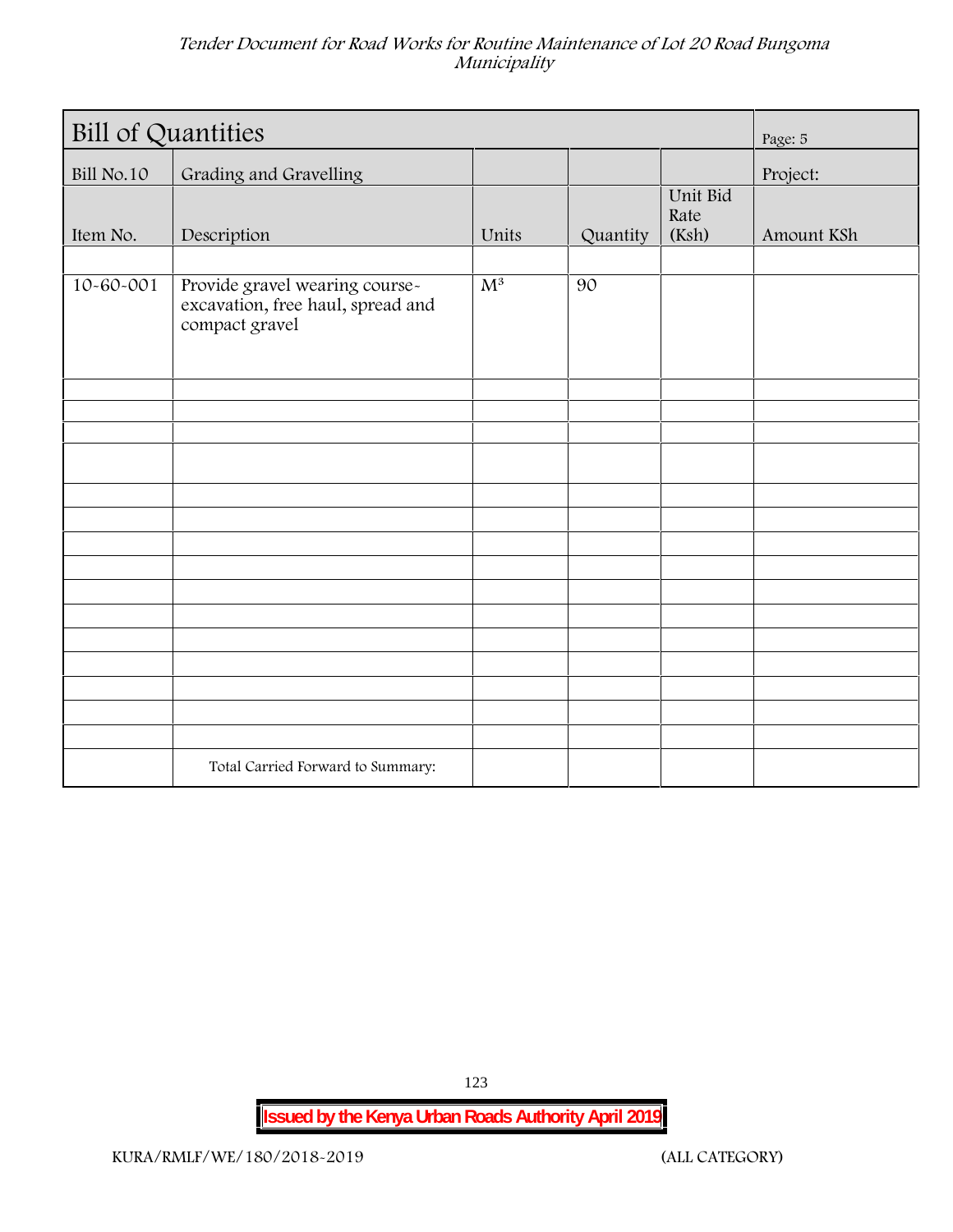| Bill of Quantities | | | | | Page: 5 |
|---|---|---|---|---|---|
| Bill No.10 | Grading and Gravelling | | | | Project: |
| Item No. | Description | Units | Quantity | Unit Bid Rate (Ksh) | Amount KSh |
| | | | | | |
| 10-60-001 | Provide gravel wearing course-excavation, free haul, spread and compact gravel | $M^3$ | 90 | | |
| | | | | | |
| | | | | | |
| | | | | | |
| | | | | | |
| | | | | | |
| | | | | | |
| | | | | | |
| | | | | | |
| | | | | | |
| | | | | | |
| | | | | | |
| | | | | | |
| | | | | | |
| | | | | | |
| | | | | | |
| | Total Carried Forward to Summary: | | | | |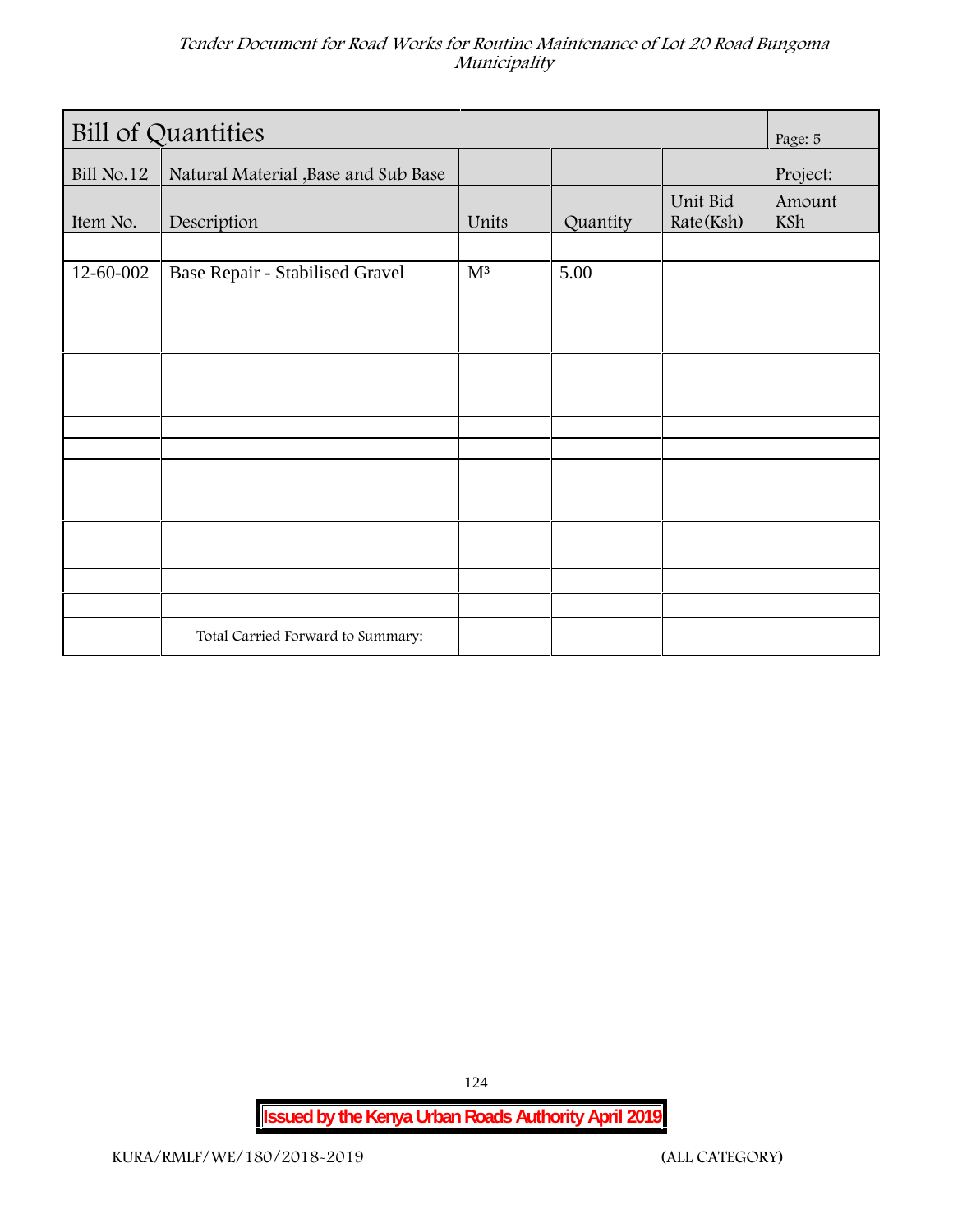| Bill of Quantities | | | | | Page: 5 |
|---|---|---|---|---|---|
| Bill No.12 | Natural Material ,Base and Sub Base | | | | Project: |
| Item No. | Description | Units | Quantity | Unit Bid Rate(Ksh) | Amount KSh |
| | | | | | |
| 12-60-002 | Base Repair - Stabilised Gravel | $M^3$ | 5.00 | | |
| | | | | | |
| | | | | | |
| | | | | | |
| | | | | | |
| | | | | | |
| | | | | | |
| | | | | | |
| | | | | | |
| | | | | | |
| | Total Carried Forward to Summary: | | | | |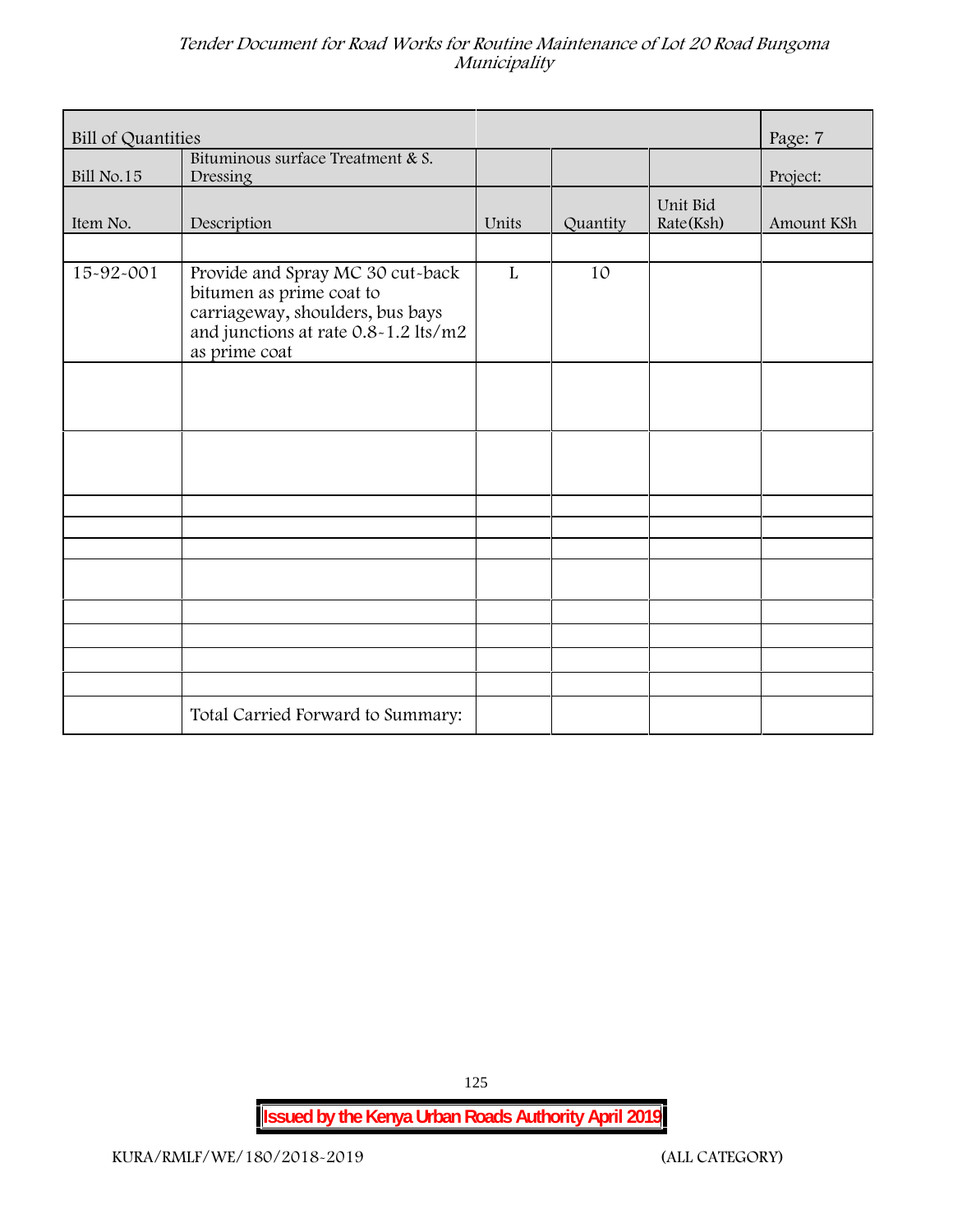| Bill of Quantities | | | | | Page: 7 |
|---|---|---|---|---|---|
| Bill No.15 | Bituminous surface Treatment & S. Dressing | | | | Project: |
| Item No. | Description | Units | Quantity | Unit Bid Rate(Ksh) | Amount KSh |
| | | | | | |
| 15-92-001 | Provide and Spray MC 30 cut-back bitumen as prime coat to carriageway, shoulders, bus bays and junctions at rate 0.8-1.2 lts/m2 as prime coat | L | 10 | | |
| | | | | | |
| | | | | | |
| | | | | | |
| | | | | | |
| | | | | | |
| | | | | | |
| | | | | | |
| | | | | | |
| | | | | | |
| | | | | | |
| | Total Carried Forward to Summary: | | | | |

**Issued by the Kenya Urban Roads Authority April 2019**

KURA/RMLF/WE/180/2018-2019 (ALL CATEGORY)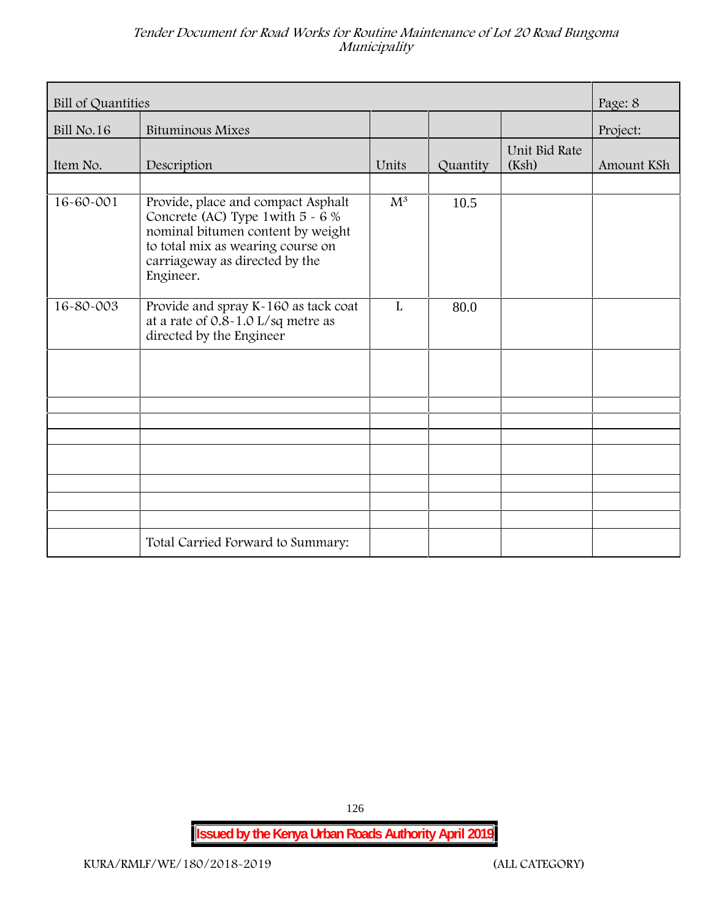| Bill of Quantities | | | | | Page: 8 |
|---|---|---|---|---|---|
| Bill No.16 | Bituminous Mixes | | | | Project: |
| Item No. | Description | Units | Quantity | Unit Bid Rate (Ksh) | Amount KSh |
| | | | | | |
| 16-60-001 | Provide, place and compact Asphalt Concrete (AC) Type 1with 5 - 6 % nominal bitumen content by weight to total mix as wearing course on carriageway as directed by the Engineer. | $M^3$ | 10.5 | | |
| 16-80-003 | Provide and spray K-160 as tack coat at a rate of 0.8-1.0 L/sq metre as directed by the Engineer | L | 80.0 | | |
| | | | | | |
| | | | | | |
| | | | | | |
| | | | | | |
| | | | | | |
| | | | | | |
| | | | | | |
| | | | | | |
| | Total Carried Forward to Summary: | | | | |

**Issued by the Kenya Urban Roads Authority April 2019**

KURA/RMLF/WE/180/2018-2019 (ALL CATEGORY)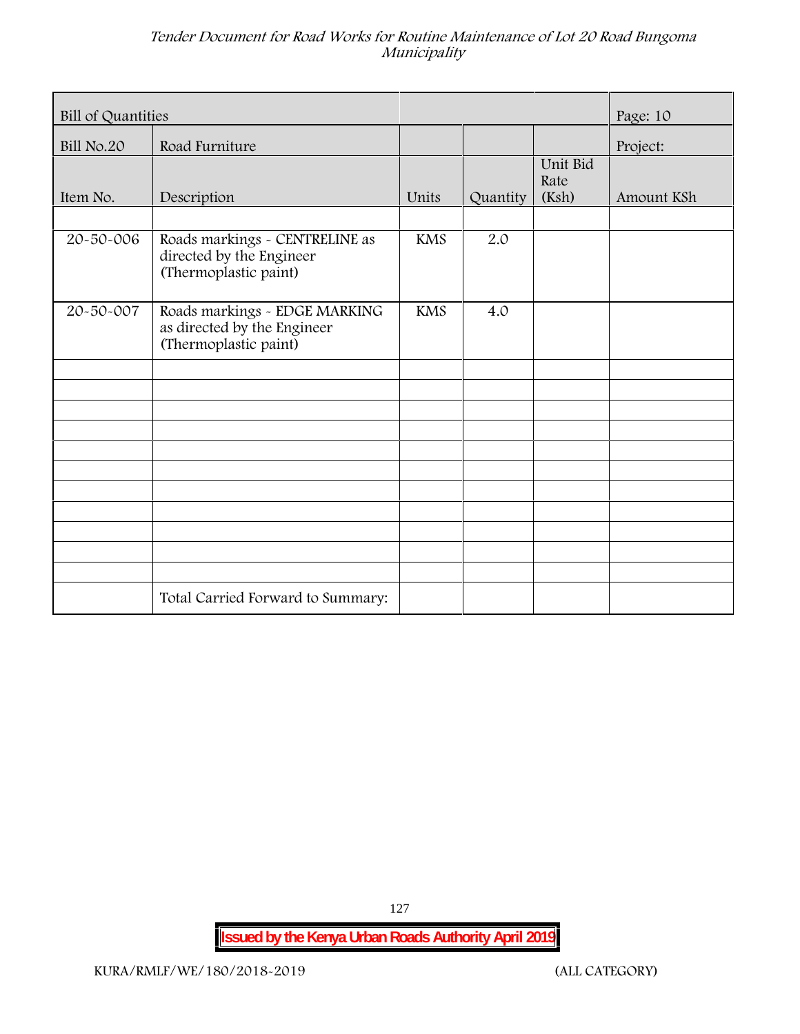| Bill of Quantities | | | | | Page: 10 |
|---|---|---|---|---|---|
| Bill No.20 | Road Furniture | | | | Project: |
| Item No. | Description | Units | Quantity | Unit Bid Rate (Ksh) | Amount KSh |
| | | | | | |
| 20-50-006 | Roads markings - CENTRELINE as directed by the Engineer (Thermoplastic paint) | KMS | 2.0 | | |
| 20-50-007 | Roads markings - EDGE MARKING as directed by the Engineer (Thermoplastic paint) | KMS | 4.0 | | |
| | | | | | |
| | | | | | |
| | | | | | |
| | | | | | |
| | | | | | |
| | | | | | |
| | | | | | |
| | | | | | |
| | | | | | |
| | | | | | |
| | | | | | |
| | Total Carried Forward to Summary: | | | | |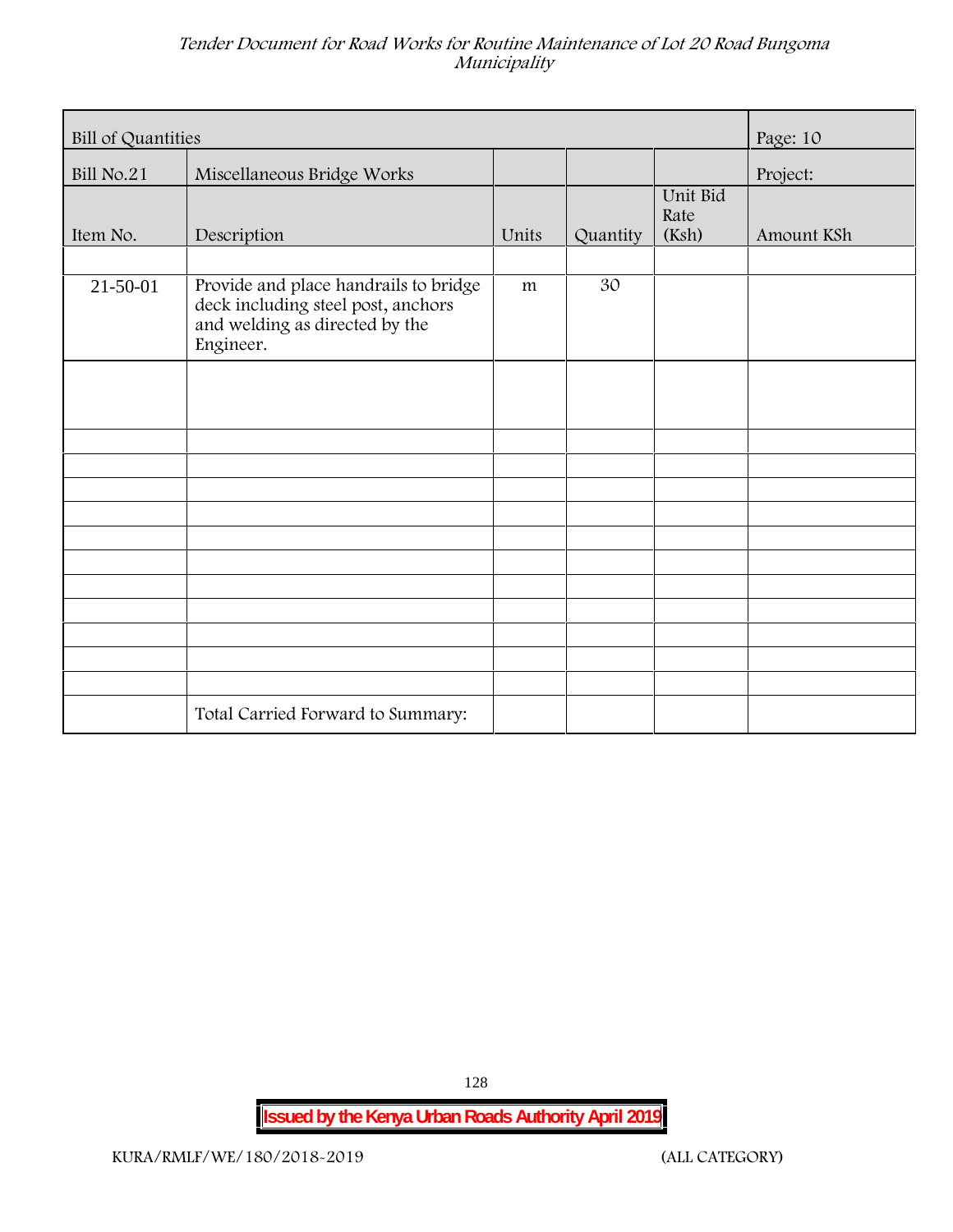| Bill of Quantities | | | | | Page: 10 |
|---|---|---|---|---|---|
| Bill No.21 | Miscellaneous Bridge Works | | | | Project: |
| Item No. | Description | Units | Quantity | Unit Bid Rate (Ksh) | Amount KSh |
| | | | | | |
| 21-50-01 | Provide and place handrails to bridge deck including steel post, anchors and welding as directed by the Engineer. | m | 30 | | |
| | | | | | |
| | | | | | |
| | | | | | |
| | | | | | |
| | | | | | |
| | | | | | |
| | | | | | |
| | | | | | |
| | | | | | |
| | | | | | |
| | | | | | |
| | | | | | |
| | Total Carried Forward to Summary: | | | | |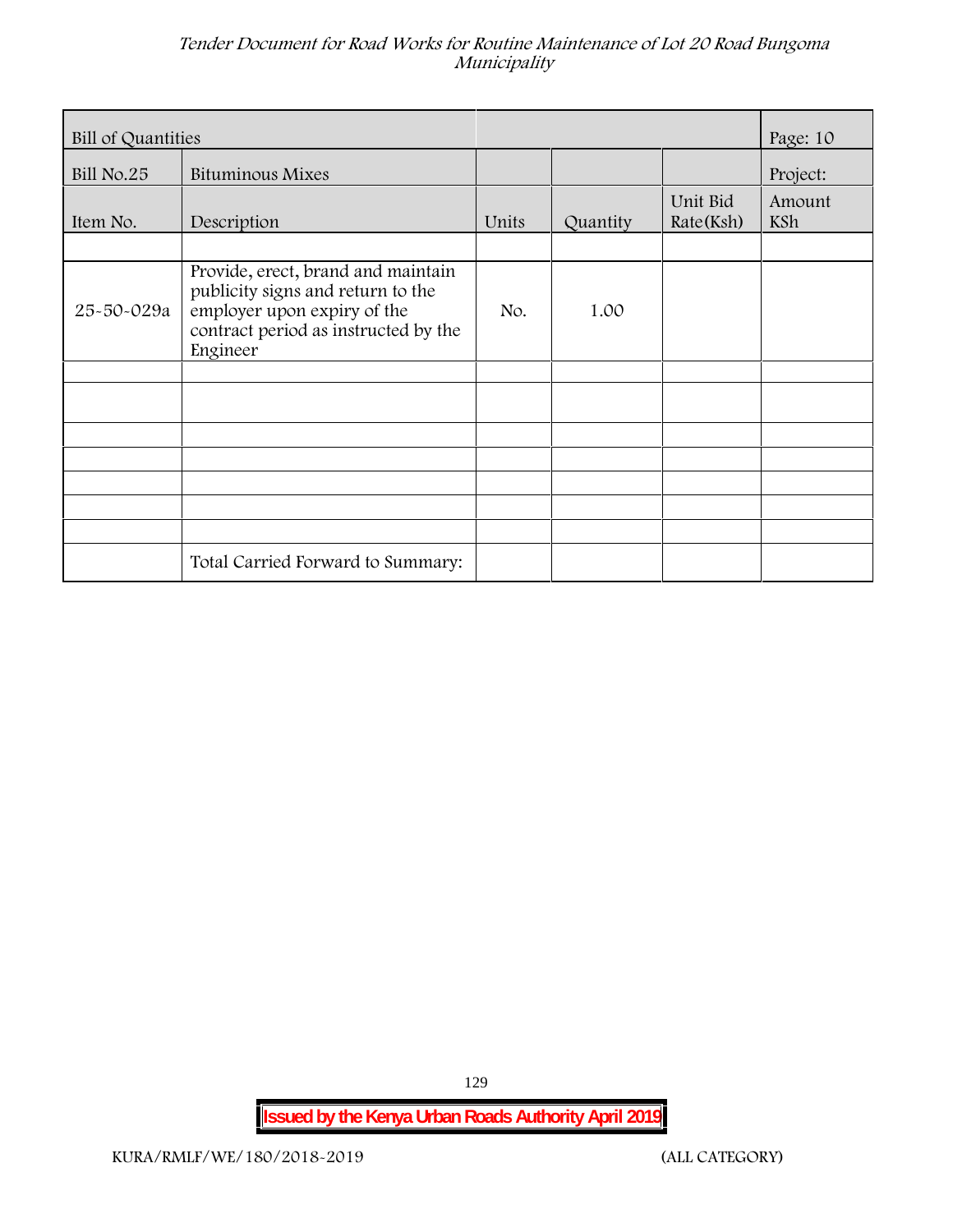| Bill of Quantities | | | | | Page: 10 |
|---|---|---|---|---|---|
| Bill No.25 | Bituminous Mixes | | | | Project: |
| Item No. | Description | Units | Quantity | Unit Bid Rate(Ksh) | Amount KSh |
| | | | | | |
| 25-50-029a | Provide, erect, brand and maintain publicity signs and return to the employer upon expiry of the contract period as instructed by the Engineer | No. | 1.00 | | |
| | | | | | |
| | | | | | |
| | | | | | |
| | | | | | |
| | | | | | |
| | | | | | |
| | | | | | |
| | Total Carried Forward to Summary: | | | | |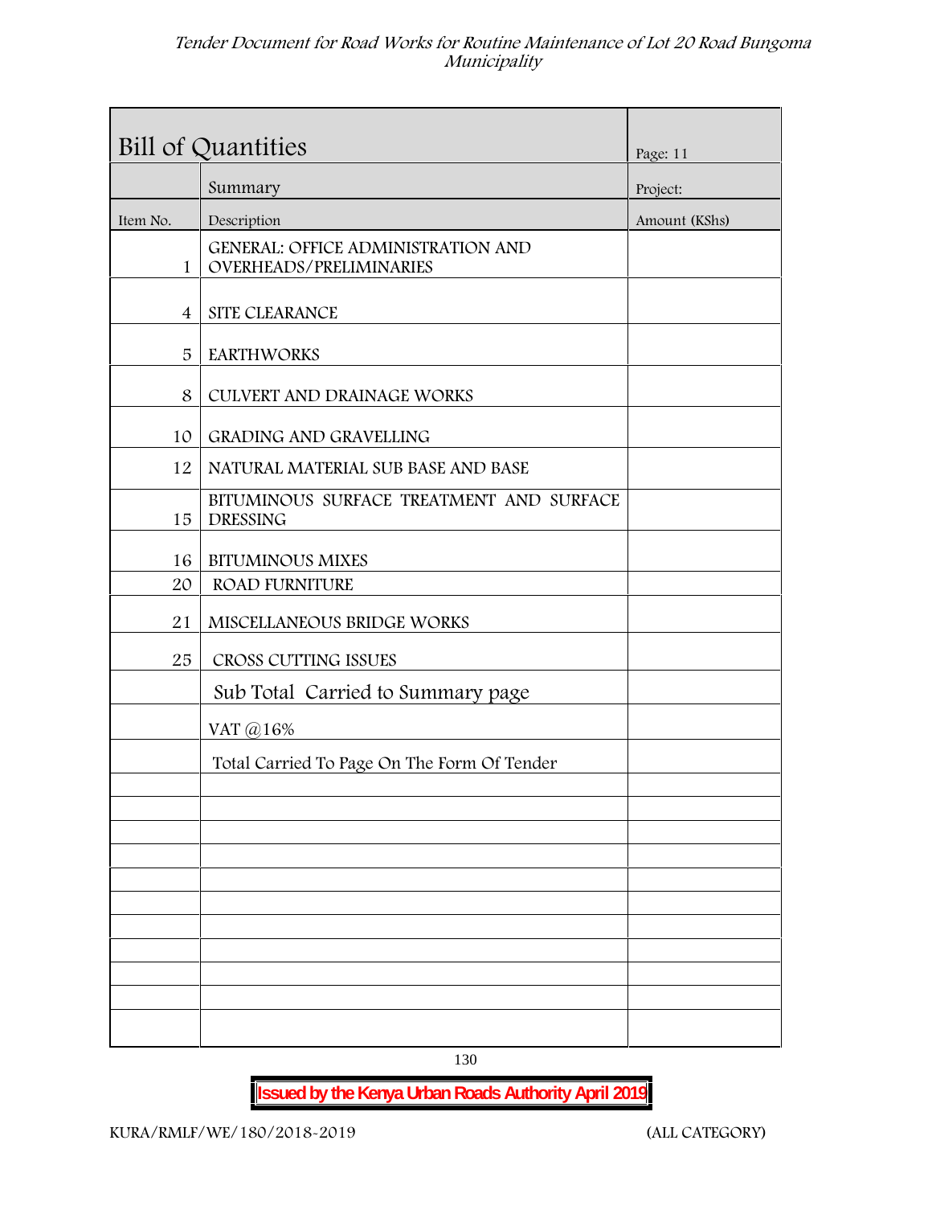| Bill of Quantities | | Page: 11 |
|---|---|---|
| | Summary | Project: |
| Item No. | Description | Amount (KShs) |
| 1 | GENERAL: OFFICE ADMINISTRATION AND OVERHEADS/PRELIMINARIES | |
| 4 | SITE CLEARANCE | |
| 5 | EARTHWORKS | |
| 8 | CULVERT AND DRAINAGE WORKS | |
| 10 | GRADING AND GRAVELLING | |
| 12 | NATURAL MATERIAL SUB BASE AND BASE | |
| 15 | BITUMINOUS SURFACE TREATMENT AND SURFACE DRESSING | |
| 16 | BITUMINOUS MIXES | |
| 20 | ROAD FURNITURE | |
| 21 | MISCELLANEOUS BRIDGE WORKS | |
| 25 | CROSS CUTTING ISSUES | |
| | Sub Total Carried to Summary page | |
| | VAT @16% | |
| | Total Carried To Page On The Form Of Tender | |
| | | |
| | | |
| | | |
| | | |
| | | |
| | | |
| | | |
| | | |
| | | |
| | | |
| | | |

**Issued by the Kenya Urban Roads Authority April 2019**

KURA/RMLF/WE/180/2018-2019 (ALL CATEGORY)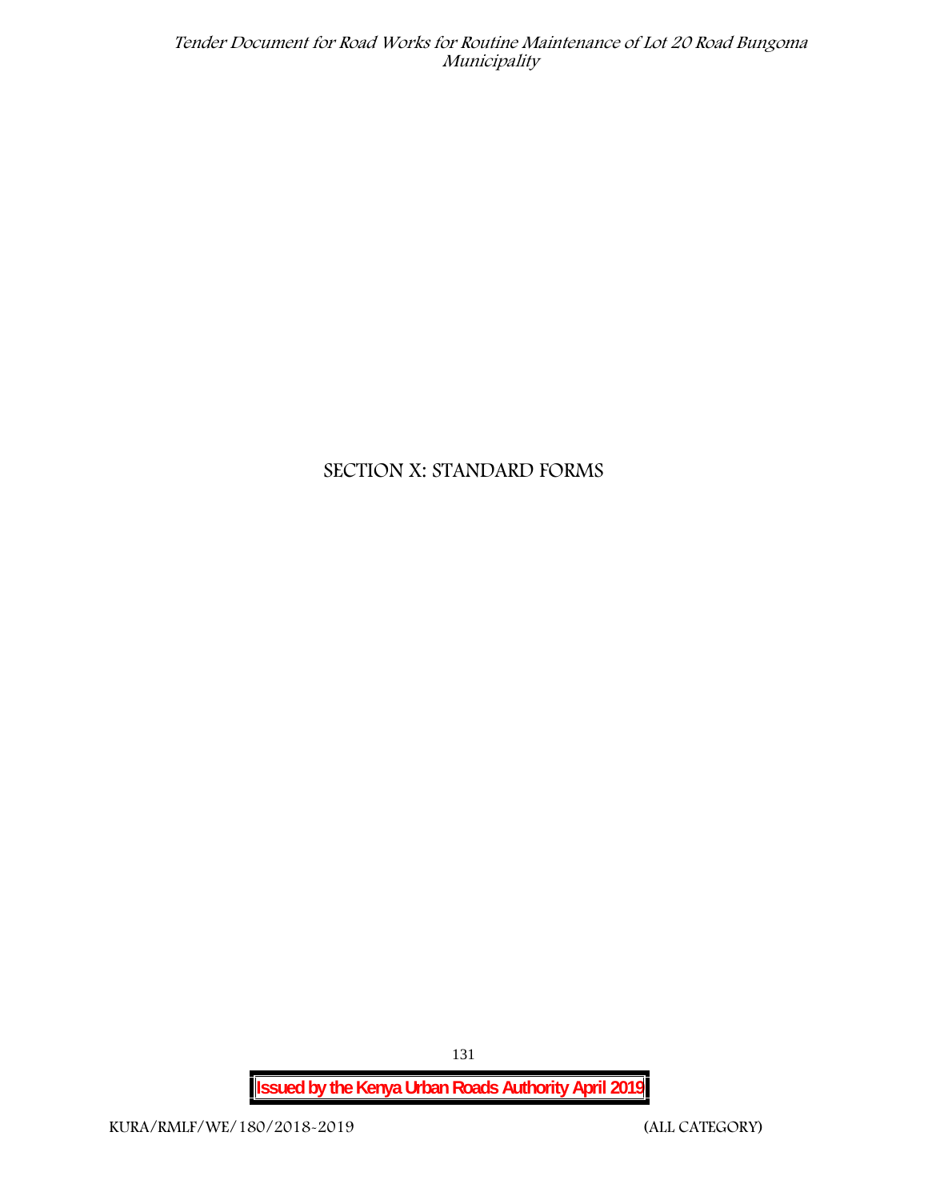# SECTION X: STANDARD FORMS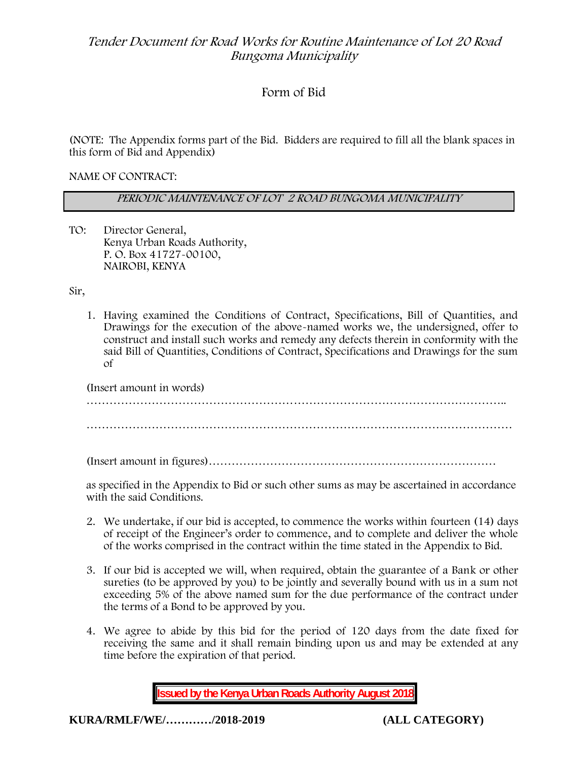# Form of Bid

(NOTE: The Appendix forms part of the Bid. Bidders are required to fill all the blank spaces in this form of Bid and Appendix)

NAME OF CONTRACT:

*PERIODIC MAINTENANCE OF LOT 2 ROAD BUNGOMA MUNICIPALITY*

TO: Director General,
Kenya Urban Roads Authority,
P. O. Box 41727-00100,
NAIROBI, KENYA

Sir,

1. Having examined the Conditions of Contract, Specifications, Bill of Quantities, and Drawings for the execution of the above-named works we, the undersigned, offer to construct and install such works and remedy any defects therein in conformity with the said Bill of Quantities, Conditions of Contract, Specifications and Drawings for the sum of

   (Insert amount in words)

   …………………………………………………………………………………………………..

   …………………………………………………………………………………………………

   (Insert amount in figures)…………………………………………………………………

   as specified in the Appendix to Bid or such other sums as may be ascertained in accordance with the said Conditions.

2. We undertake, if our bid is accepted, to commence the works within fourteen (14) days of receipt of the Engineer's order to commence, and to complete and deliver the whole of the works comprised in the contract within the time stated in the Appendix to Bid.

3. If our bid is accepted we will, when required, obtain the guarantee of a Bank or other sureties (to be approved by you) to be jointly and severally bound with us in a sum not exceeding 5% of the above named sum for the due performance of the contract under the terms of a Bond to be approved by you.

4. We agree to abide by this bid for the period of 120 days from the date fixed for receiving the same and it shall remain binding upon us and may be extended at any time before the expiration of that period.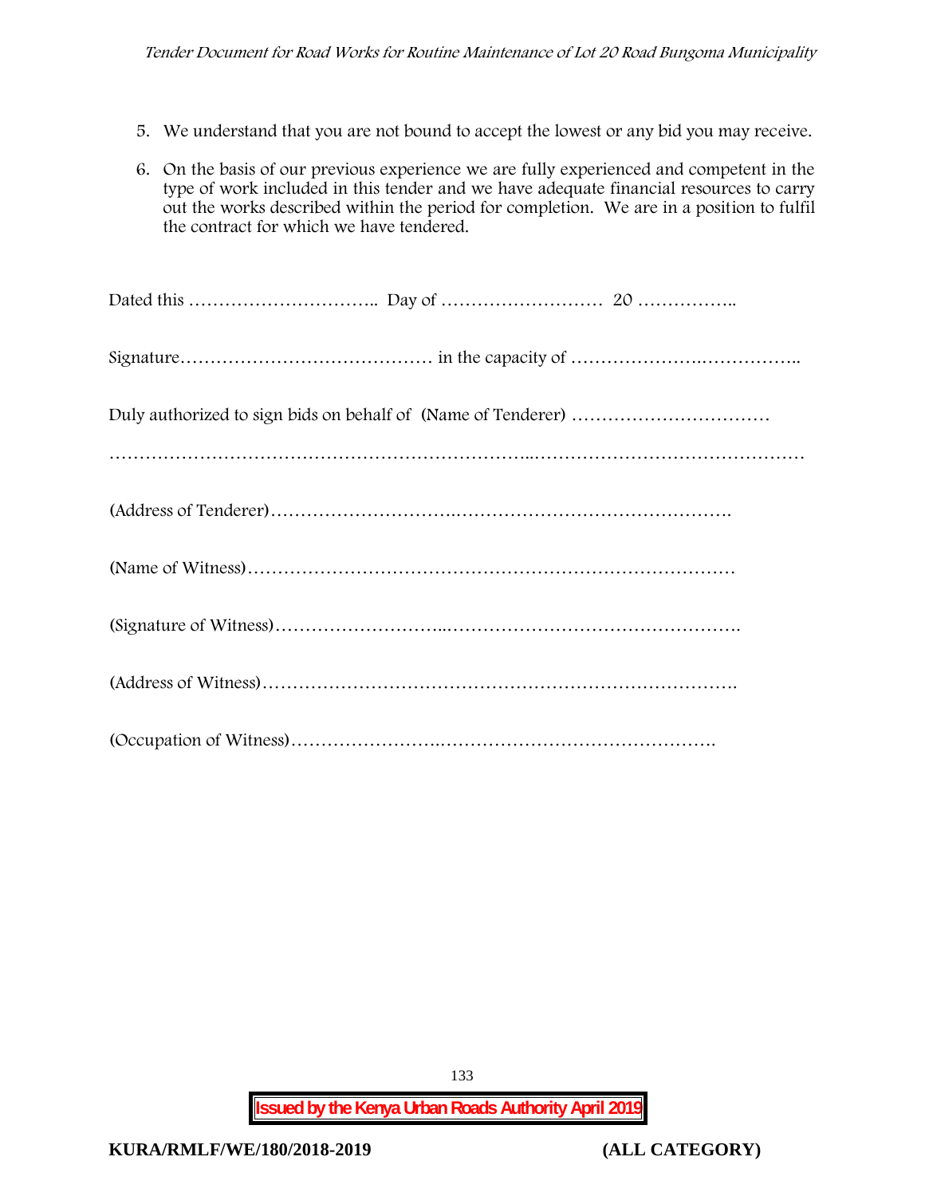5. We understand that you are not bound to accept the lowest or any bid you may receive.

6. On the basis of our previous experience we are fully experienced and competent in the type of work included in this tender and we have adequate financial resources to carry out the works described within the period for completion. We are in a position to fulfil the contract for which we have tendered.

Dated this ………………………….. Day of ……………………… 20 ……………..

Signature…………………………………… in the capacity of ………………….……………..

Duly authorized to sign bids on behalf of (Name of Tenderer) ……………………………

…………………………………………………………..………………………………………

(Address of Tenderer)………………………….……………………………………….

(Name of Witness)………………………………………………………………………

(Signature of Witness)………………………..………………………………………….

(Address of Witness)…………………………………………………………………….

(Occupation of Witness)…………………….……………………………………….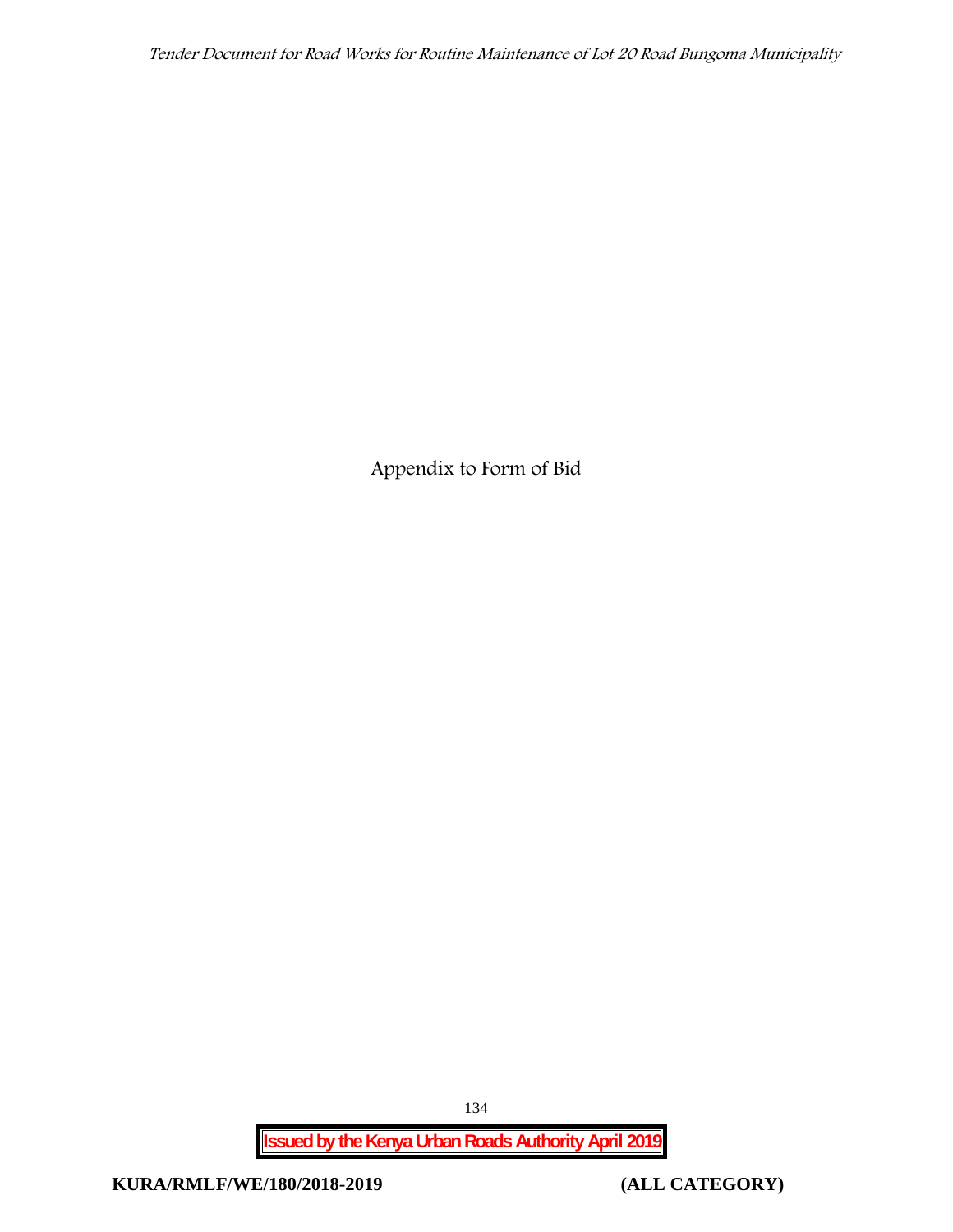# Appendix to Form of Bid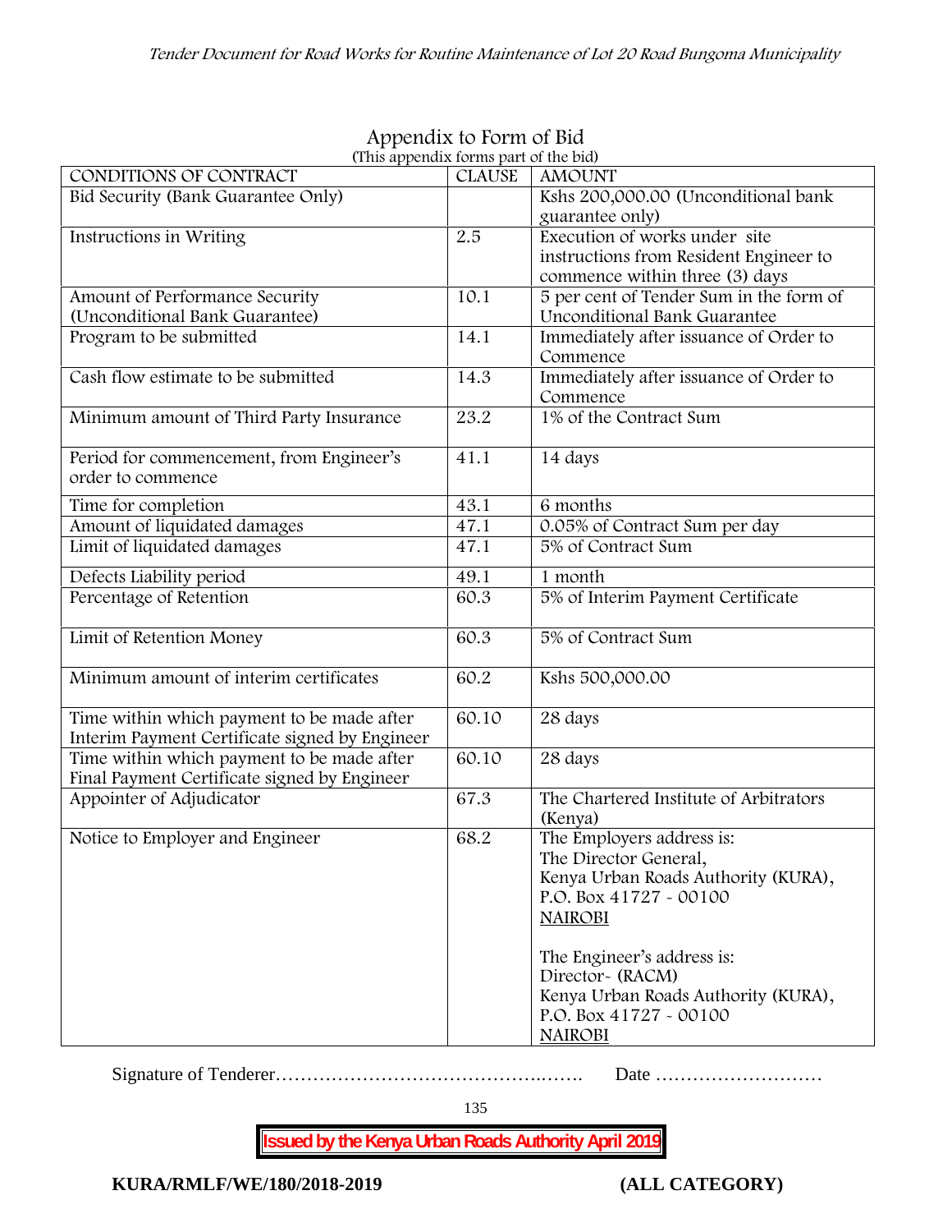# Appendix to Form of Bid

(This appendix forms part of the bid)

| CONDITIONS OF CONTRACT | CLAUSE | AMOUNT |
|---|---|---|
| Bid Security (Bank Guarantee Only) | | Kshs 200,000.00 (Unconditional bank guarantee only) |
| Instructions in Writing | 2.5 | Execution of works under site instructions from Resident Engineer to commence within three (3) days |
| Amount of Performance Security (Unconditional Bank Guarantee) | 10.1 | 5 per cent of Tender Sum in the form of Unconditional Bank Guarantee |
| Program to be submitted | 14.1 | Immediately after issuance of Order to Commence |
| Cash flow estimate to be submitted | 14.3 | Immediately after issuance of Order to Commence |
| Minimum amount of Third Party Insurance | 23.2 | 1% of the Contract Sum |
| Period for commencement, from Engineer's order to commence | 41.1 | 14 days |
| Time for completion | 43.1 | 6 months |
| Amount of liquidated damages | 47.1 | 0.05% of Contract Sum per day |
| Limit of liquidated damages | 47.1 | 5% of Contract Sum |
| Defects Liability period | 49.1 | 1 month |
| Percentage of Retention | 60.3 | 5% of Interim Payment Certificate |
| Limit of Retention Money | 60.3 | 5% of Contract Sum |
| Minimum amount of interim certificates | 60.2 | Kshs 500,000.00 |
| Time within which payment to be made after Interim Payment Certificate signed by Engineer | 60.10 | 28 days |
| Time within which payment to be made after Final Payment Certificate signed by Engineer | 60.10 | 28 days |
| Appointer of Adjudicator | 67.3 | The Chartered Institute of Arbitrators (Kenya) |
| Notice to Employer and Engineer | 68.2 | The Employers address is:<br>The Director General,<br>Kenya Urban Roads Authority (KURA),<br>P.O. Box 41727 - 00100<br>NAIROBI<br><br>The Engineer's address is:<br>Director- (RACM)<br>Kenya Urban Roads Authority (KURA),<br>P.O. Box 41727 - 00100<br>NAIROBI |

Signature of Tenderer…………………………………….……. Date ………………………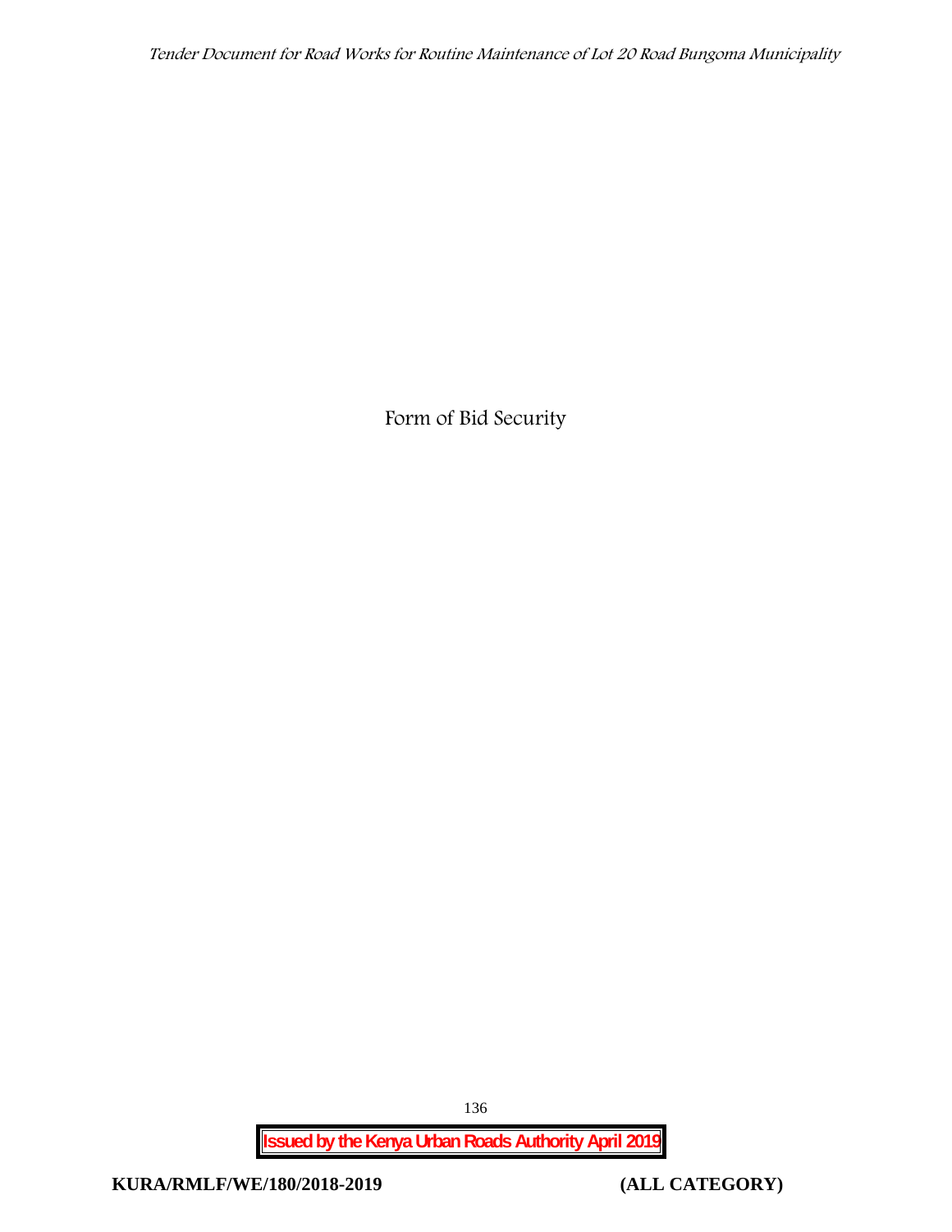# Form of Bid Security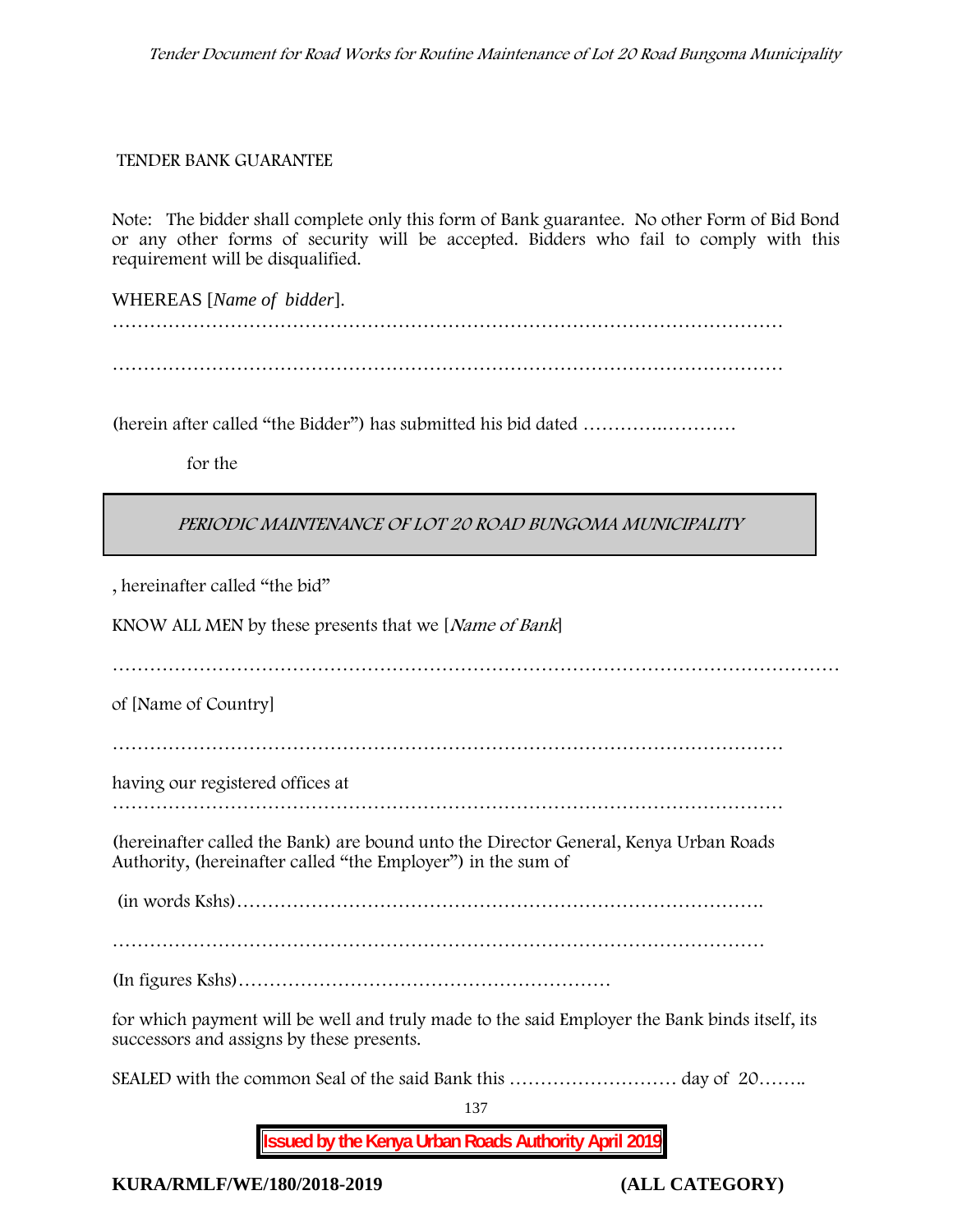TENDER BANK GUARANTEE

Note: The bidder shall complete only this form of Bank guarantee. No other Form of Bid Bond or any other forms of security will be accepted. Bidders who fail to comply with this requirement will be disqualified.

WHEREAS [*Name of bidder*].

…………………………………………………………………………………………………

…………………………………………………………………………………………………

(herein after called "the Bidder") has submitted his bid dated ……………………

for the

| *PERIODIC MAINTENANCE OF LOT 20 ROAD BUNGOMA MUNICIPALITY* |
|---|

, hereinafter called "the bid"

KNOW ALL MEN by these presents that we [*Name of Bank*]

……………………………………………………………………………………………………

of [Name of Country]

…………………………………………………………………………………………………

having our registered offices at …………………………………………………………………………………………………

(hereinafter called the Bank) are bound unto the Director General, Kenya Urban Roads Authority, (hereinafter called "the Employer") in the sum of

(in words Kshs)…………………………………………………………………………….

………………………………………………………………………………………………

(In figures Kshs)……………………………………………………

for which payment will be well and truly made to the said Employer the Bank binds itself, its successors and assigns by these presents.

SEALED with the common Seal of the said Bank this ……………………… day of 20……..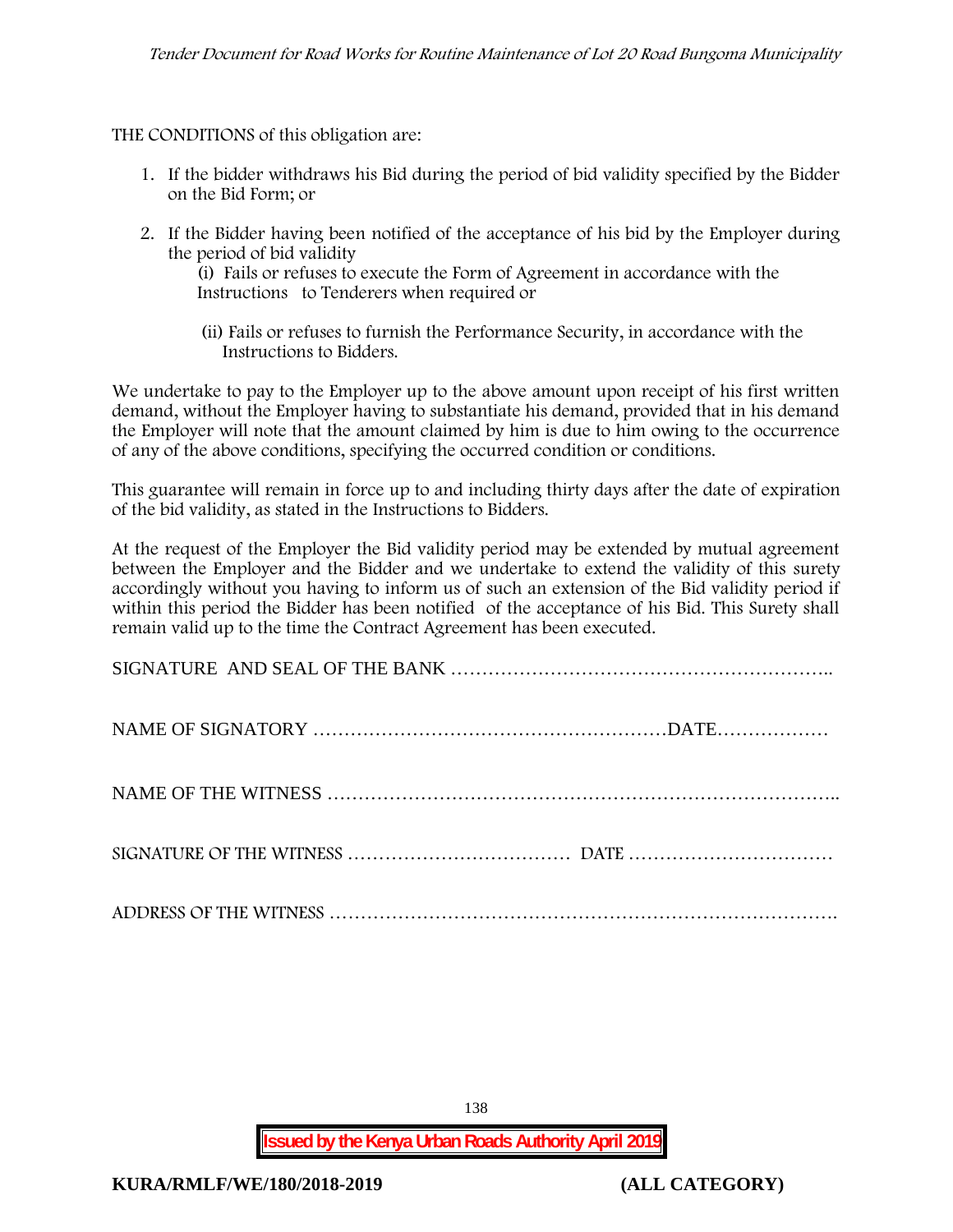THE CONDITIONS of this obligation are:

1. If the bidder withdraws his Bid during the period of bid validity specified by the Bidder on the Bid Form; or

2. If the Bidder having been notified of the acceptance of his bid by the Employer during the period of bid validity

   (i) Fails or refuses to execute the Form of Agreement in accordance with the Instructions to Tenderers when required or

   (ii) Fails or refuses to furnish the Performance Security, in accordance with the Instructions to Bidders.

We undertake to pay to the Employer up to the above amount upon receipt of his first written demand, without the Employer having to substantiate his demand, provided that in his demand the Employer will note that the amount claimed by him is due to him owing to the occurrence of any of the above conditions, specifying the occurred condition or conditions.

This guarantee will remain in force up to and including thirty days after the date of expiration of the bid validity, as stated in the Instructions to Bidders.

At the request of the Employer the Bid validity period may be extended by mutual agreement between the Employer and the Bidder and we undertake to extend the validity of this surety accordingly without you having to inform us of such an extension of the Bid validity period if within this period the Bidder has been notified of the acceptance of his Bid. This Surety shall remain valid up to the time the Contract Agreement has been executed.

SIGNATURE AND SEAL OF THE BANK …………………………………………………..

NAME OF SIGNATORY …………………………………………………DATE………………

NAME OF THE WITNESS ……………………………………………………………………..

SIGNATURE OF THE WITNESS ……………………………… DATE ……………………………

ADDRESS OF THE WITNESS ……………………………………………………………………….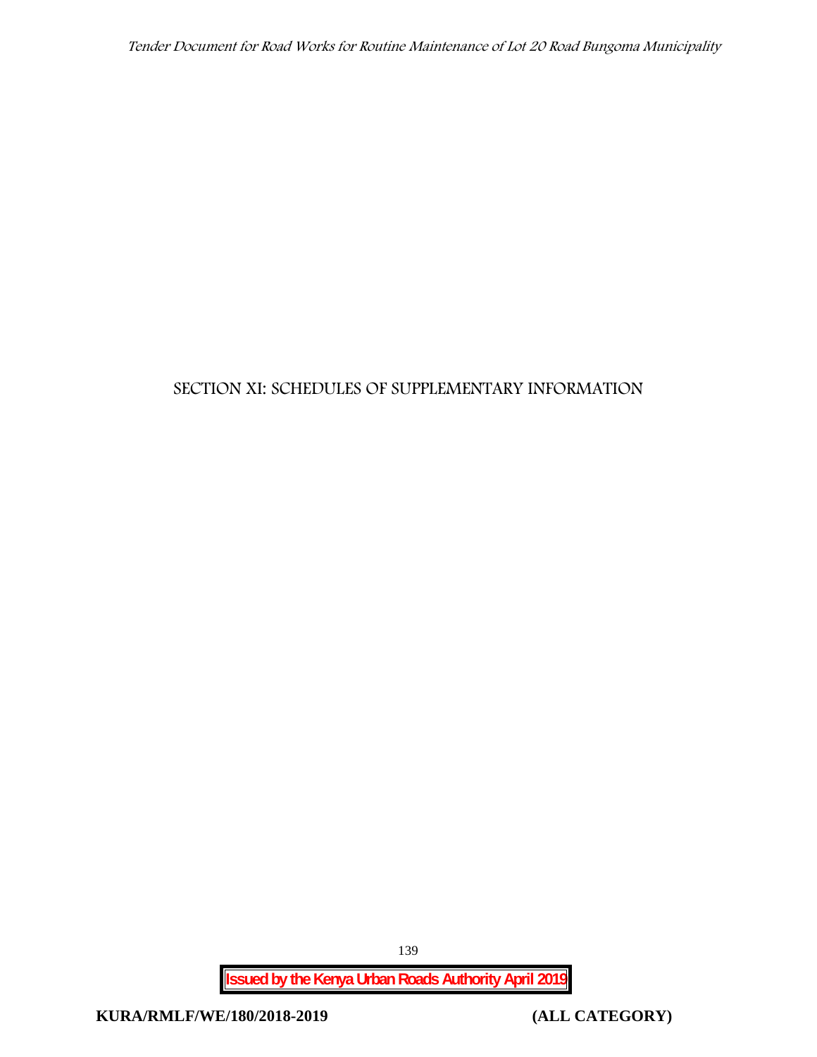# SECTION XI: SCHEDULES OF SUPPLEMENTARY INFORMATION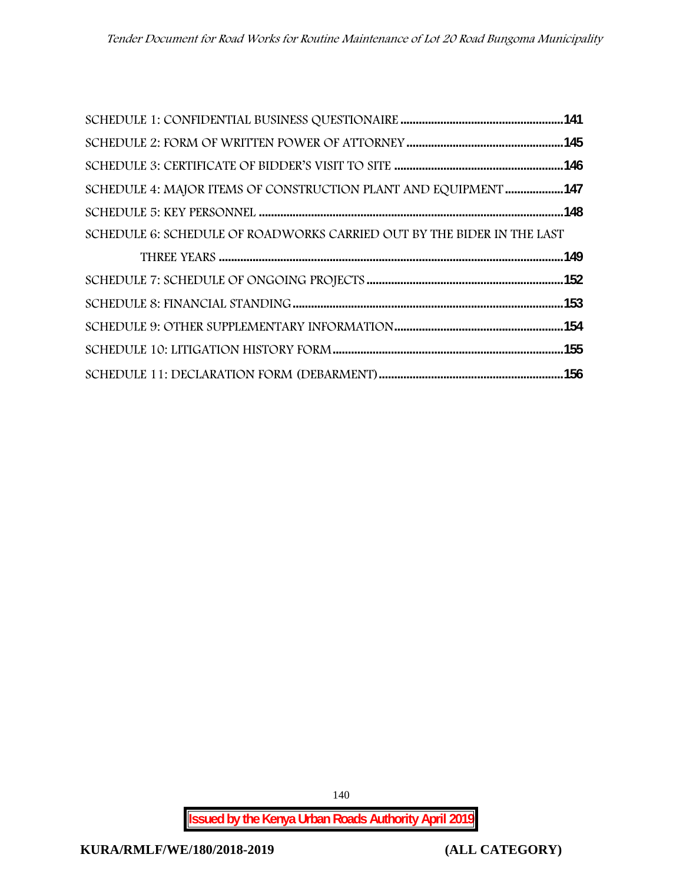SCHEDULE 1: CONFIDENTIAL BUSINESS QUESTIONAIRE ....................................................141

SCHEDULE 2: FORM OF WRITTEN POWER OF ATTORNEY ..................................................145

SCHEDULE 3: CERTIFICATE OF BIDDER'S VISIT TO SITE ......................................................146

SCHEDULE 4: MAJOR ITEMS OF CONSTRUCTION PLANT AND EQUIPMENT ...................147

SCHEDULE 5: KEY PERSONNEL ..................................................................................................148

SCHEDULE 6: SCHEDULE OF ROADWORKS CARRIED OUT BY THE BIDER IN THE LAST THREE YEARS ...............................................................................................................149

SCHEDULE 7: SCHEDULE OF ONGOING PROJECTS ...............................................................152

SCHEDULE 8: FINANCIAL STANDING .......................................................................................153

SCHEDULE 9: OTHER SUPPLEMENTARY INFORMATION.......................................................154

SCHEDULE 10: LITIGATION HISTORY FORM...........................................................................155

SCHEDULE 11: DECLARATION FORM (DEBARMENT)............................................................156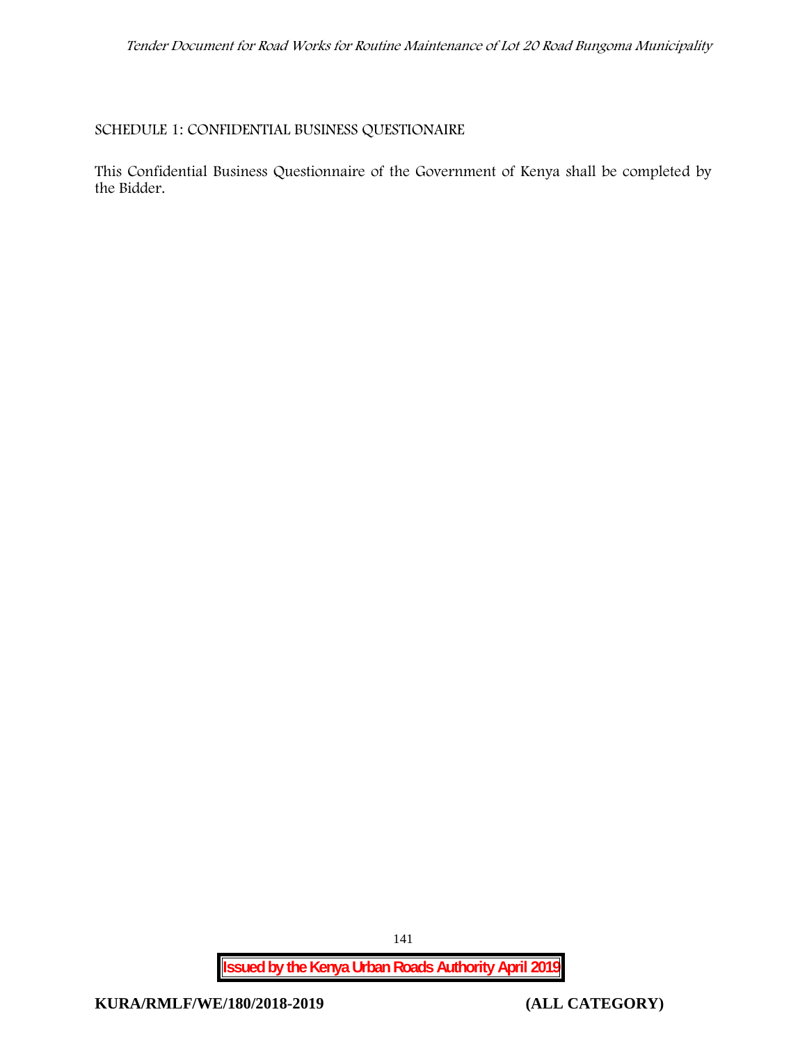SCHEDULE 1: CONFIDENTIAL BUSINESS QUESTIONAIRE

This Confidential Business Questionnaire of the Government of Kenya shall be completed by the Bidder.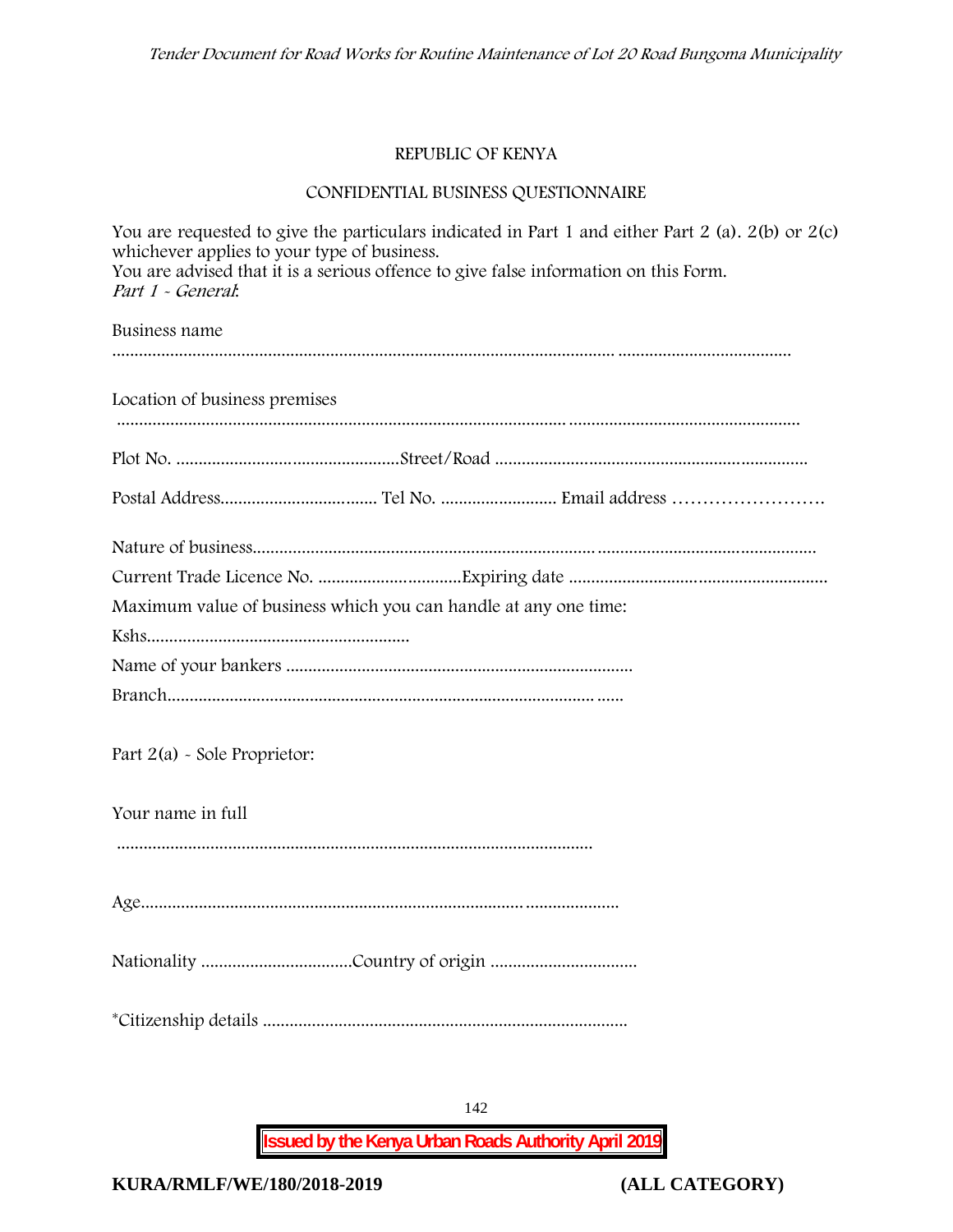REPUBLIC OF KENYA

CONFIDENTIAL BUSINESS QUESTIONNAIRE

You are requested to give the particulars indicated in Part 1 and either Part 2 (a). 2(b) or 2(c) whichever applies to your type of business.
You are advised that it is a serious offence to give false information on this Form.
*Part 1 - General*:

Business name

..................................................................................................................................................................

Location of business premises

..................................................................................................................................................................

Plot No. ..................................................Street/Road ......................................................................

Postal Address................................... Tel No. .......................... Email address …………………….

Nature of business..................................................................................................................................

Current Trade Licence No. ................................Expiring date .........................................................

Maximum value of business which you can handle at any one time:

Kshs...........................................................

Name of your bankers .............................................................................

Branch.......................................................................................................

Part 2(a) - Sole Proprietor:

Your name in full

..........................................................................................................

Age..........................................................................................................

Nationality ..................................Country of origin .................................

*Citizenship details ..................................................................................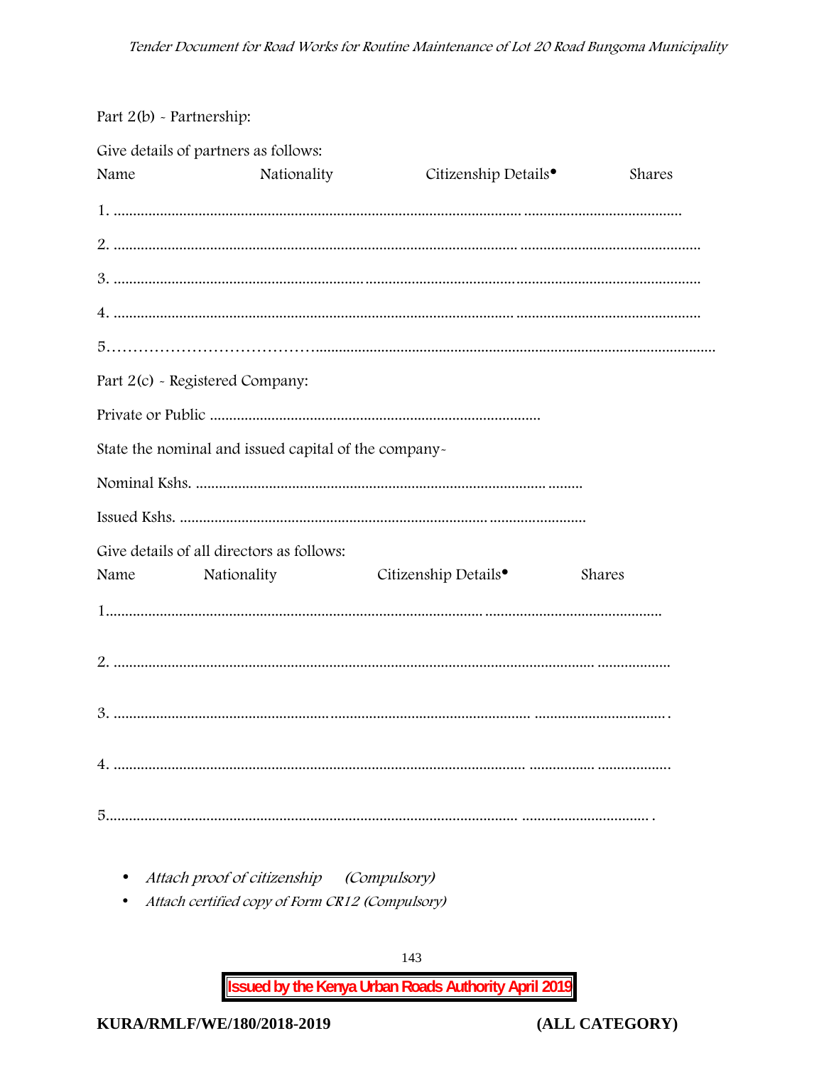Part 2(b) - Partnership:

Give details of partners as follows:

Name Nationality Citizenship Details• Shares

1. ........................................................................................................................ .......................................

2. ........................................................................................................................ ...............................................

3. ........................................................................................................................................................................

4. ........................................................................................................................ ...............................................

5.……………………………….......................................................................................................................

Part 2(c) - Registered Company:

Private or Public .....................................................................................

State the nominal and issued capital of the company-

Nominal Kshs. ..................................................................................................

Issued Kshs. ...................................................................................................

Give details of all directors as follows:

Name Nationality Citizenship Details• Shares

1............................................................................................................... ...............................................

2. .................................................................................................................................. ...................

3. .......................................................................................................................... ..................................

4. .......................................................................................................................... ................. ...................

5.......................................................................................................................... ................................ .

- *Attach proof of citizenship (Compulsory)*
- *Attach certified copy of Form CR12 (Compulsory)*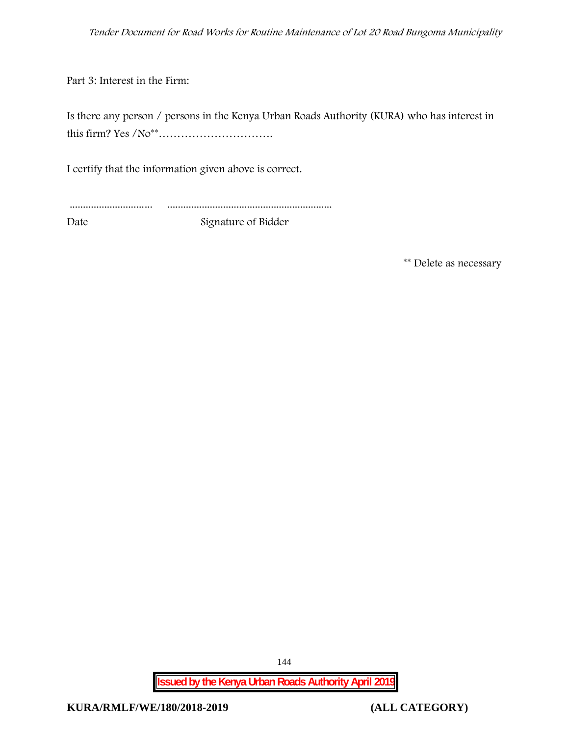Part 3: Interest in the Firm:

Is there any person / persons in the Kenya Urban Roads Authority (KURA) who has interest in this firm? Yes /No**………………………….

I certify that the information given above is correct.

............................... ..............................................................

Date Signature of Bidder

** Delete as necessary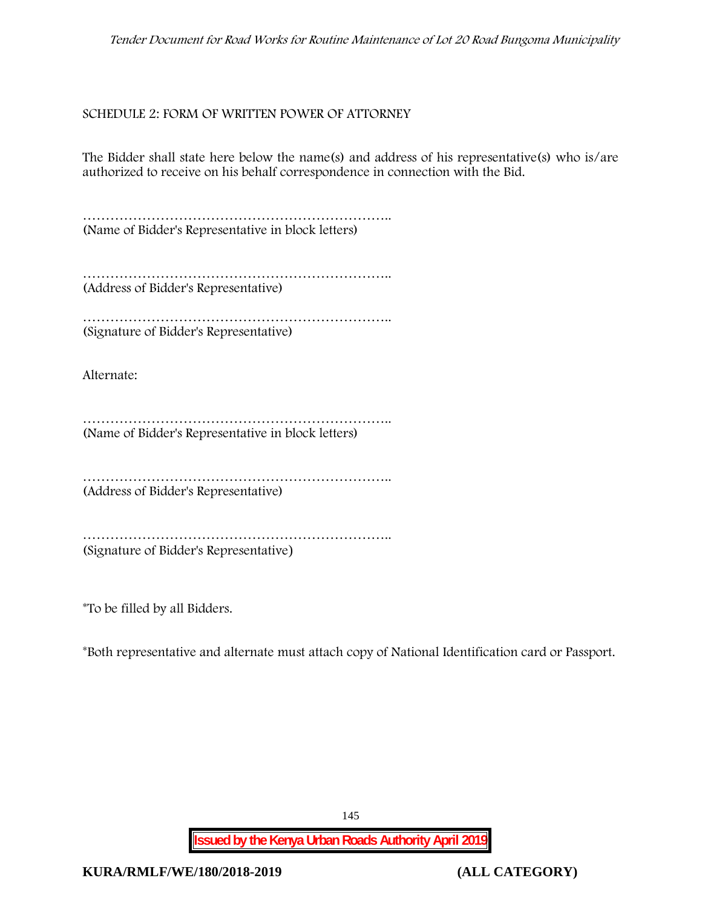## SCHEDULE 2: FORM OF WRITTEN POWER OF ATTORNEY

The Bidder shall state here below the name(s) and address of his representative(s) who is/are authorized to receive on his behalf correspondence in connection with the Bid.

…………………………………………………………..
(Name of Bidder's Representative in block letters)

…………………………………………………………..
(Address of Bidder's Representative)

…………………………………………………………..
(Signature of Bidder's Representative)

Alternate:

…………………………………………………………..
(Name of Bidder's Representative in block letters)

…………………………………………………………..
(Address of Bidder's Representative)

…………………………………………………………..
(Signature of Bidder's Representative)

*To be filled by all Bidders.

*Both representative and alternate must attach copy of National Identification card or Passport.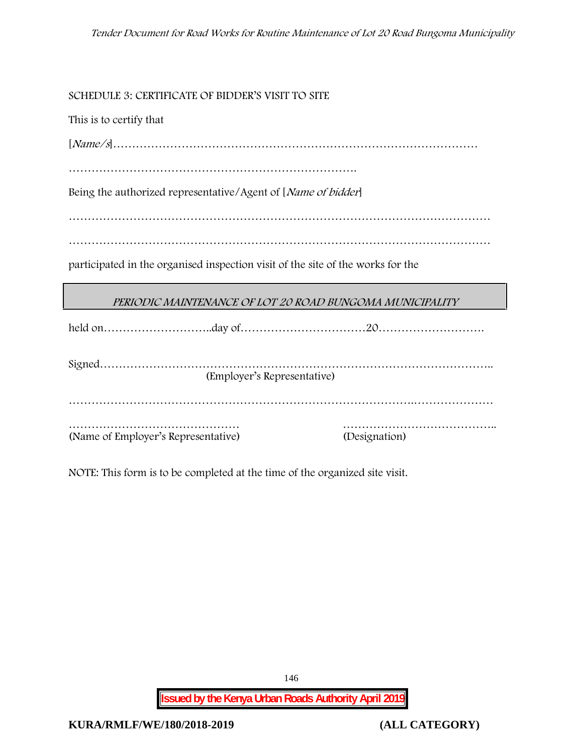SCHEDULE 3: CERTIFICATE OF BIDDER'S VISIT TO SITE

This is to certify that

[*Name/s*]………………………………………………………………………………

…………………………………………………………………….

Being the authorized representative/Agent of [*Name of bidder*]

…………………………………………………………………………………………………

…………………………………………………………………………………………………

participated in the organised inspection visit of the site of the works for the

| *PERIODIC MAINTENANCE OF LOT 20 ROAD BUNGOMA MUNICIPALITY* |
|---|

held on………………………..day of……………………………20……………………….

Signed………………………………………………………………………………………..
(Employer's Representative)

……………………………………………………………………………..…………………

……………………………………… ………………………………….. 
(Name of Employer's Representative) (Designation)

NOTE: This form is to be completed at the time of the organized site visit.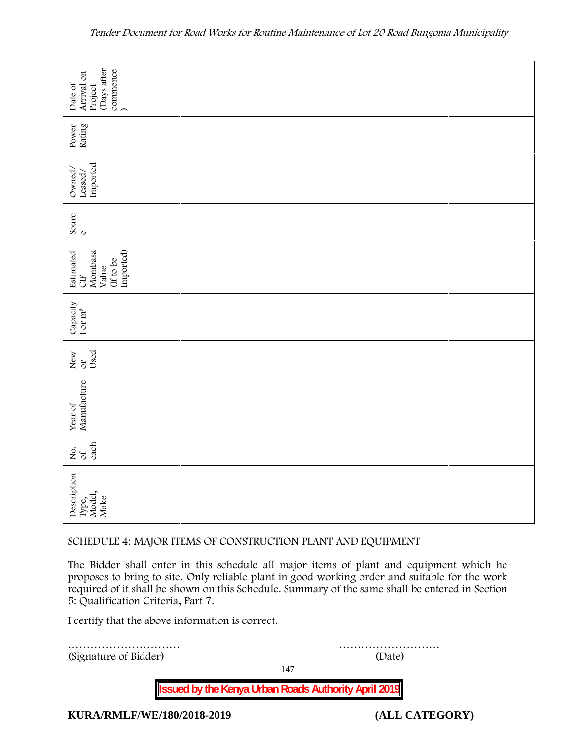| Description Type, Model, Make | No. of each | Year of Manufacture | New or Used | Capacity t or m³ | Estimated CIF Mombasa Value (If to be Imported) | Source | Owned/ Leased/ Imported | Power Rating | Date of Arrival on Project (Days after commence ) |
|---|---|---|---|---|---|---|---|---|---|
| | | | | | | | | | |
| | | | | | | | | | |
| | | | | | | | | | |

SCHEDULE 4: MAJOR ITEMS OF CONSTRUCTION PLANT AND EQUIPMENT

The Bidder shall enter in this schedule all major items of plant and equipment which he proposes to bring to site. Only reliable plant in good working order and suitable for the work required of it shall be shown on this Schedule. Summary of the same shall be entered in Section 5: Qualification Criteria, Part 7.

I certify that the above information is correct.

………………………… ………………………

(Signature of Bidder) (Date)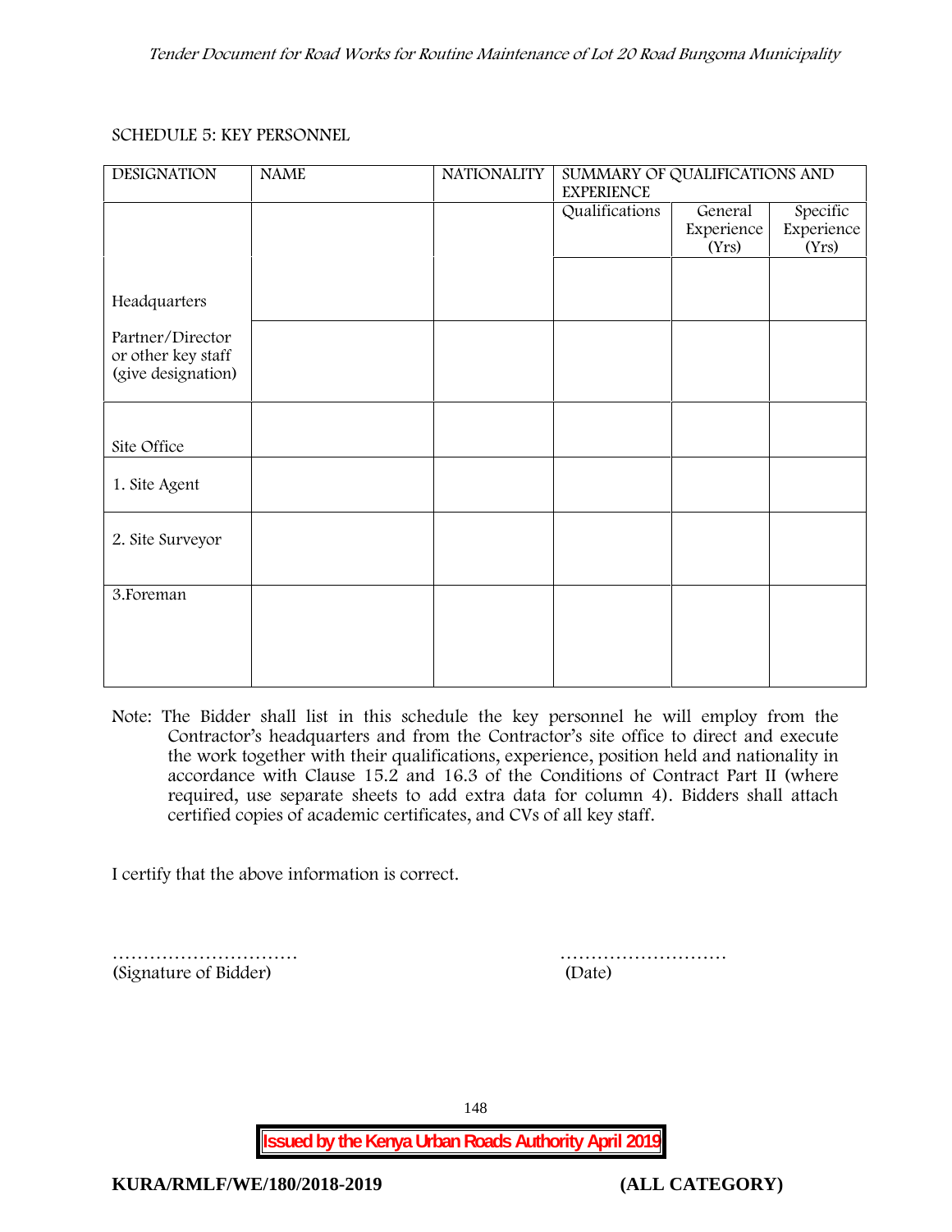SCHEDULE 5: KEY PERSONNEL

| DESIGNATION | NAME | NATIONALITY | SUMMARY OF QUALIFICATIONS AND EXPERIENCE | | |
|---|---|---|---|---|---|
| | | | Qualifications | General Experience (Yrs) | Specific Experience (Yrs) |
| Headquarters | | | | | |
| Partner/Director or other key staff (give designation) | | | | | |
| Site Office | | | | | |
| 1. Site Agent | | | | | |
| 2. Site Surveyor | | | | | |
| 3.Foreman | | | | | |

Note: The Bidder shall list in this schedule the key personnel he will employ from the Contractor's headquarters and from the Contractor's site office to direct and execute the work together with their qualifications, experience, position held and nationality in accordance with Clause 15.2 and 16.3 of the Conditions of Contract Part II (where required, use separate sheets to add extra data for column 4). Bidders shall attach certified copies of academic certificates, and CVs of all key staff.

I certify that the above information is correct.

………………………… ………………………
(Signature of Bidder) (Date)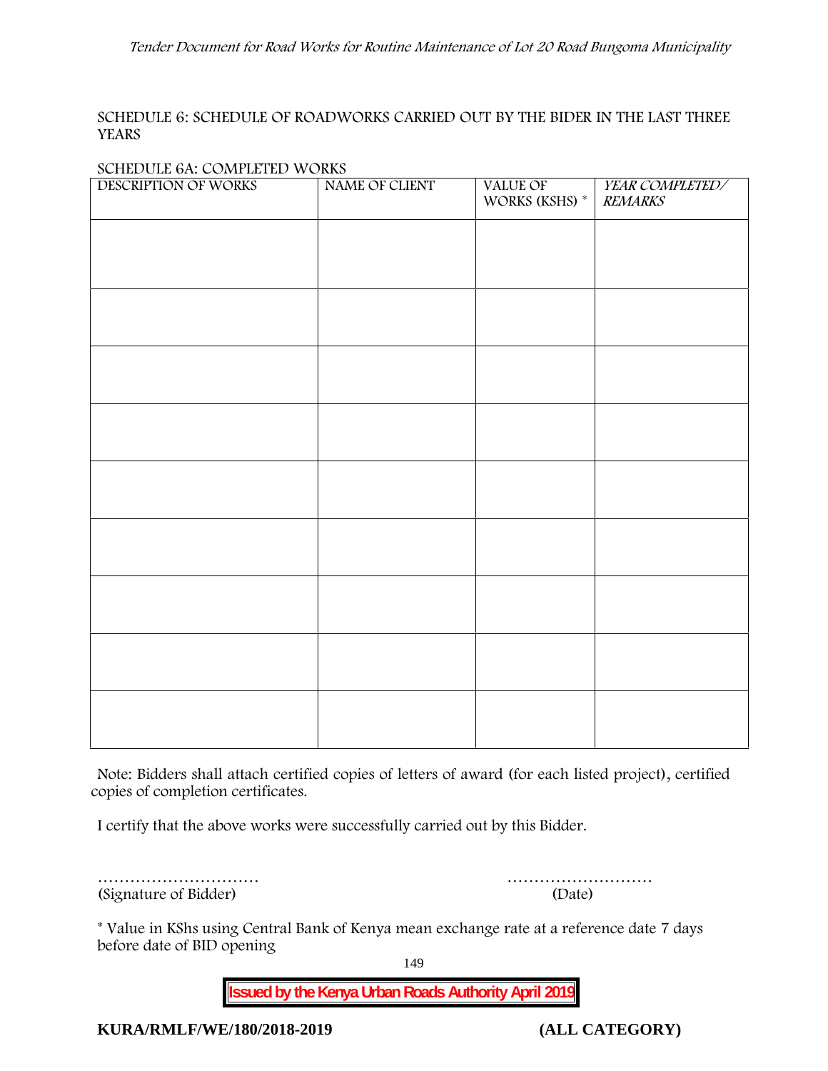SCHEDULE 6: SCHEDULE OF ROADWORKS CARRIED OUT BY THE BIDER IN THE LAST THREE YEARS

SCHEDULE 6A: COMPLETED WORKS

| DESCRIPTION OF WORKS | NAME OF CLIENT | VALUE OF WORKS (KSHS) * | *YEAR COMPLETED/ REMARKS* |
|---|---|---|---|
| | | | |
| | | | |
| | | | |
| | | | |
| | | | |
| | | | |
| | | | |
| | | | |
| | | | |

Note: Bidders shall attach certified copies of letters of award (for each listed project), certified copies of completion certificates.

I certify that the above works were successfully carried out by this Bidder.

…………………………  
(Signature of Bidder)

………………………  
(Date)

* Value in KShs using Central Bank of Kenya mean exchange rate at a reference date 7 days before date of BID opening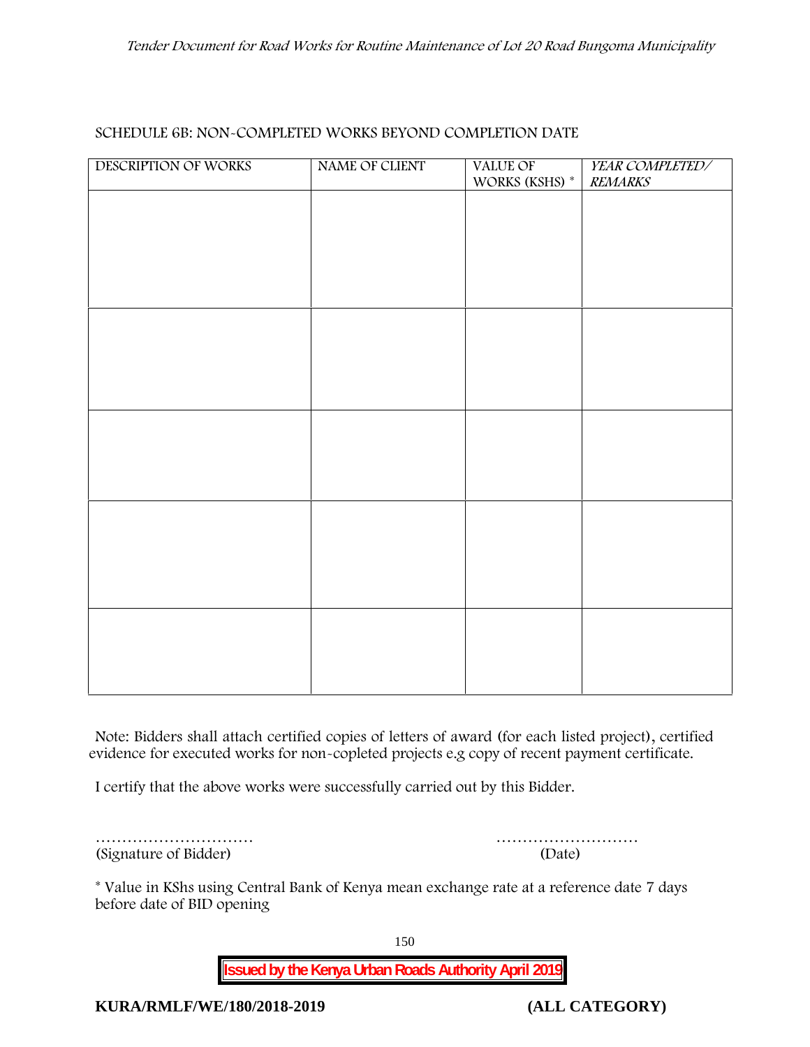SCHEDULE 6B: NON-COMPLETED WORKS BEYOND COMPLETION DATE

| DESCRIPTION OF WORKS | NAME OF CLIENT | VALUE OF WORKS (KSHS) * | *YEAR COMPLETED/ REMARKS* |
|---|---|---|---|
| | | | |
| | | | |
| | | | |
| | | | |
| | | | |

Note: Bidders shall attach certified copies of letters of award (for each listed project), certified evidence for executed works for non-copleted projects e.g copy of recent payment certificate.

I certify that the above works were successfully carried out by this Bidder.

…………………………  
(Signature of Bidder)

………………………  
(Date)

* Value in KShs using Central Bank of Kenya mean exchange rate at a reference date 7 days before date of BID opening

**Issued by the Kenya Urban Roads Authority April 2019**

**KURA/RMLF/WE/180/2018-2019** **(ALL CATEGORY)**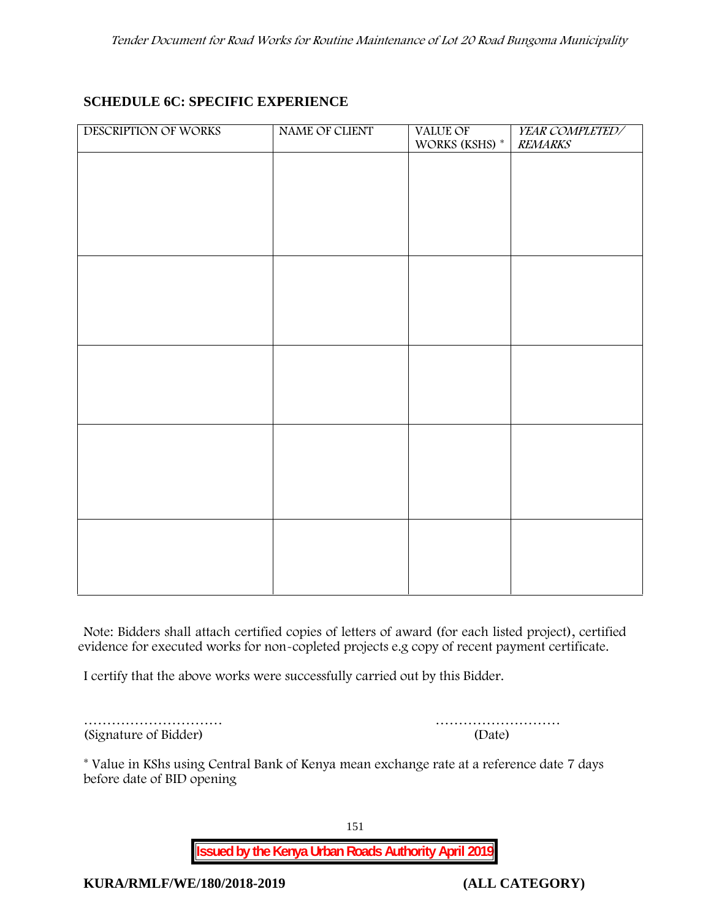## SCHEDULE 6C: SPECIFIC EXPERIENCE

| DESCRIPTION OF WORKS | NAME OF CLIENT | VALUE OF WORKS (KSHS) * | *YEAR COMPLETED/ REMARKS* |
|---|---|---|---|
| | | | |
| | | | |
| | | | |
| | | | |
| | | | |

Note: Bidders shall attach certified copies of letters of award (for each listed project), certified evidence for executed works for non-copleted projects e.g copy of recent payment certificate.

I certify that the above works were successfully carried out by this Bidder.

………………………… ………………………
(Signature of Bidder) (Date)

* Value in KShs using Central Bank of Kenya mean exchange rate at a reference date 7 days before date of BID opening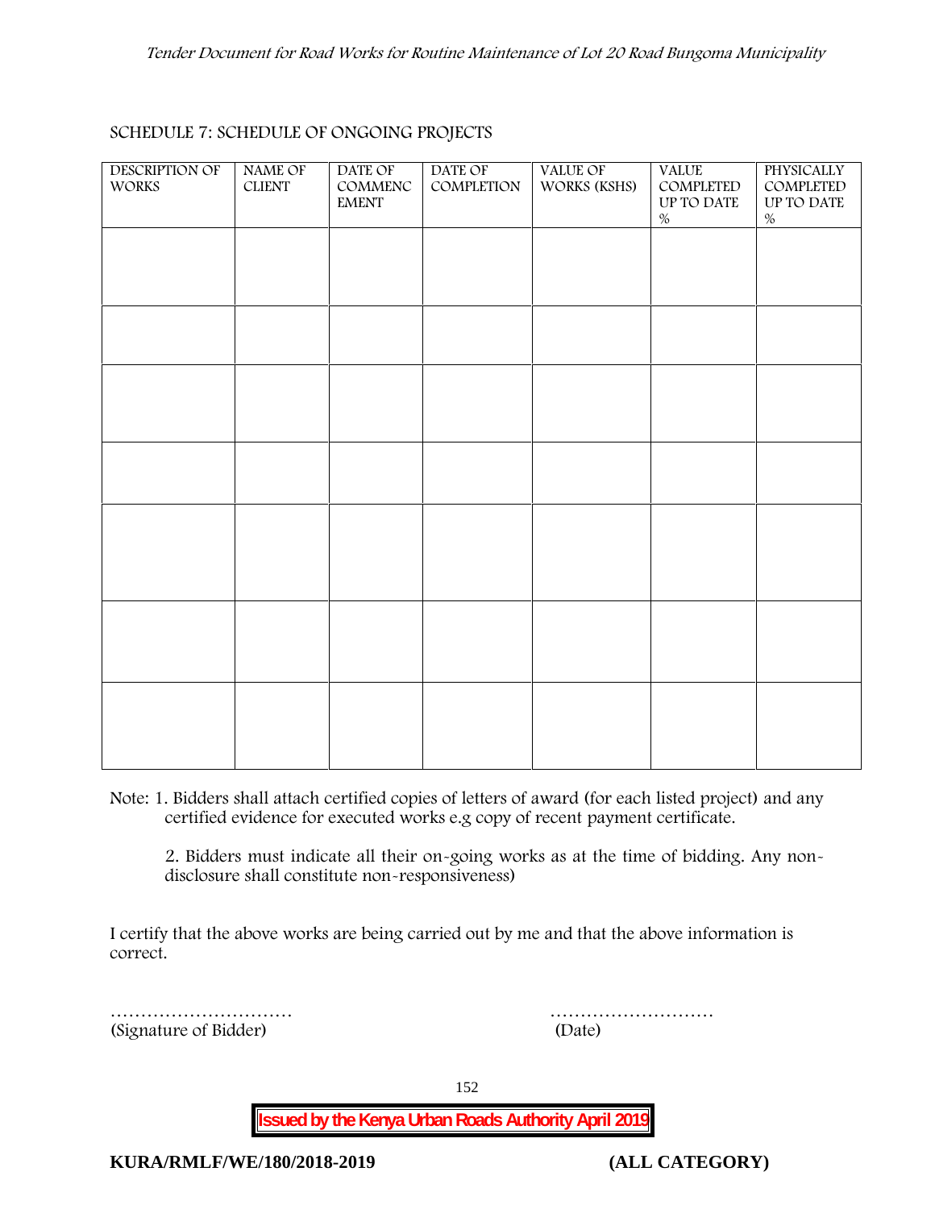SCHEDULE 7: SCHEDULE OF ONGOING PROJECTS

| DESCRIPTION OF WORKS | NAME OF CLIENT | DATE OF COMMENCEMENT | DATE OF COMPLETION | VALUE OF WORKS (KSHS) | VALUE COMPLETED UP TO DATE % | PHYSICALLY COMPLETED UP TO DATE % |
|---|---|---|---|---|---|---|
| | | | | | | |
| | | | | | | |
| | | | | | | |
| | | | | | | |
| | | | | | | |
| | | | | | | |
| | | | | | | |

Note: 1. Bidders shall attach certified copies of letters of award (for each listed project) and any certified evidence for executed works e.g copy of recent payment certificate.

2. Bidders must indicate all their on-going works as at the time of bidding. Any non-disclosure shall constitute non-responsiveness)

I certify that the above works are being carried out by me and that the above information is correct.

…………………………
(Signature of Bidder)

………………………
(Date)

**Issued by the Kenya Urban Roads Authority April 2019**

**KURA/RMLF/WE/180/2018-2019** **(ALL CATEGORY)**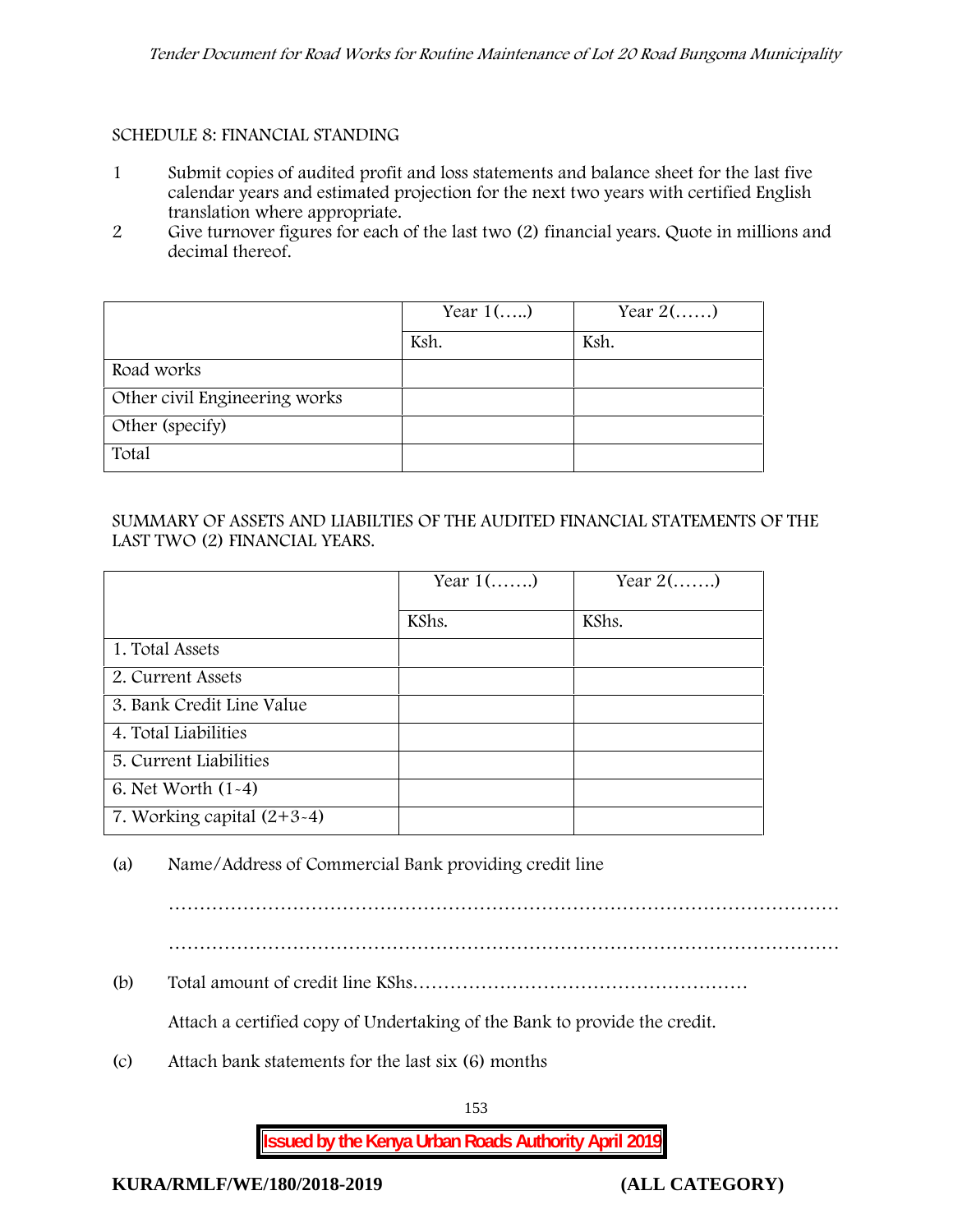SCHEDULE 8: FINANCIAL STANDING

1. Submit copies of audited profit and loss statements and balance sheet for the last five calendar years and estimated projection for the next two years with certified English translation where appropriate.
2. Give turnover figures for each of the last two (2) financial years. Quote in millions and decimal thereof.

| | Year 1(…..) | Year 2(……) |
|---|---|---|
| | Ksh. | Ksh. |
| Road works | | |
| Other civil Engineering works | | |
| Other (specify) | | |
| Total | | |

SUMMARY OF ASSETS AND LIABILTIES OF THE AUDITED FINANCIAL STATEMENTS OF THE LAST TWO (2) FINANCIAL YEARS.

| | Year 1(…….) | Year 2(…….) |
|---|---|---|
| | KShs. | KShs. |
| 1. Total Assets | | |
| 2. Current Assets | | |
| 3. Bank Credit Line Value | | |
| 4. Total Liabilities | | |
| 5. Current Liabilities | | |
| 6. Net Worth (1-4) | | |
| 7. Working capital (2+3-4) | | |

(a) Name/Address of Commercial Bank providing credit line

……………………………………………………………………………………………

……………………………………………………………………………………………

(b) Total amount of credit line KShs………………………………………………

Attach a certified copy of Undertaking of the Bank to provide the credit.

(c) Attach bank statements for the last six (6) months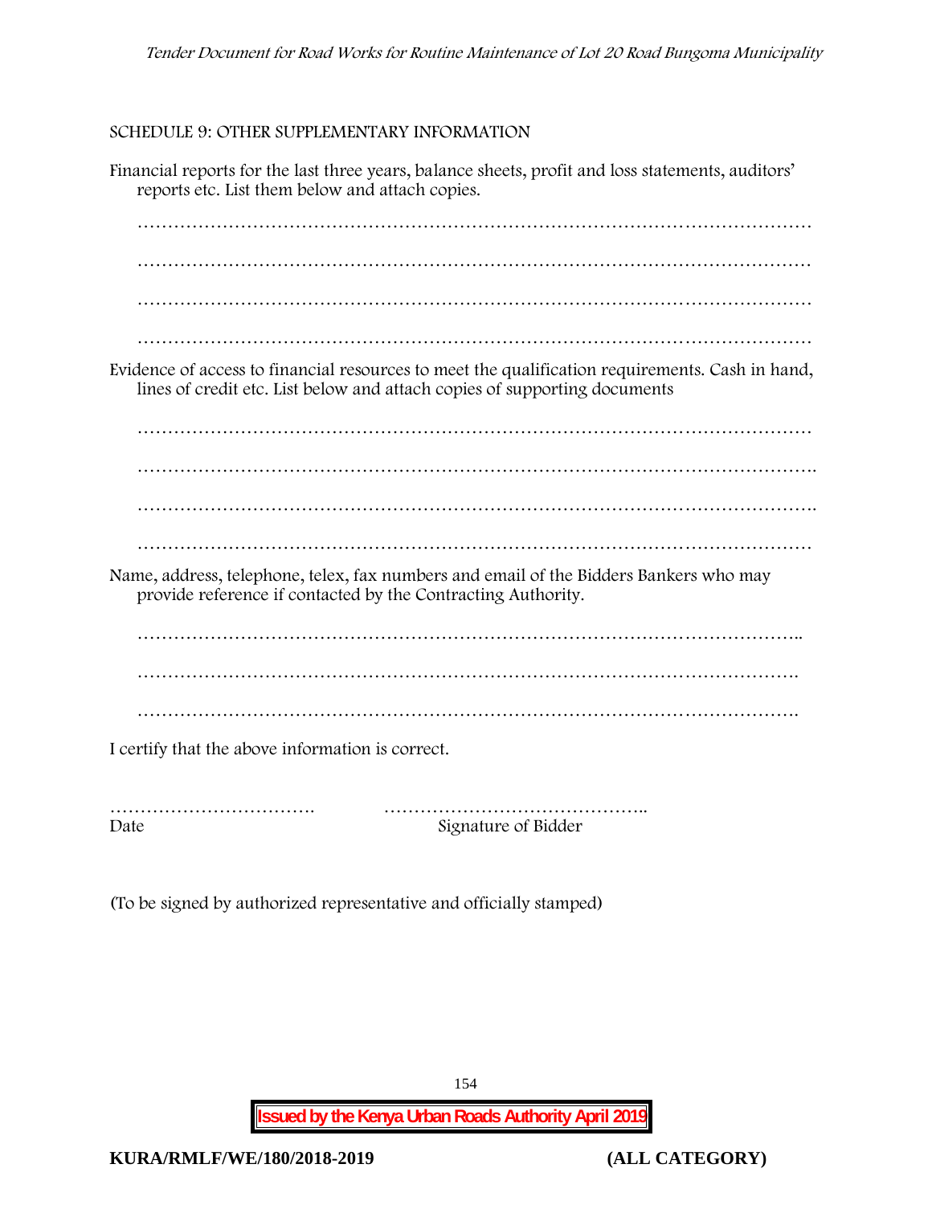SCHEDULE 9: OTHER SUPPLEMENTARY INFORMATION

Financial reports for the last three years, balance sheets, profit and loss statements, auditors' reports etc. List them below and attach copies.

…………………………………………………………………………………………………

…………………………………………………………………………………………………

…………………………………………………………………………………………………

…………………………………………………………………………………………………

Evidence of access to financial resources to meet the qualification requirements. Cash in hand, lines of credit etc. List below and attach copies of supporting documents

…………………………………………………………………………………………………

………………………………………………………………………………………………….

………………………………………………………………………………………………….

…………………………………………………………………………………………………

Name, address, telephone, telex, fax numbers and email of the Bidders Bankers who may provide reference if contacted by the Contracting Authority.

………………………………………………………………………………………………..

……………………………………………………………………………………………….

……………………………………………………………………………………………….

I certify that the above information is correct.

……………………………. ……………………………………..
Date Signature of Bidder

(To be signed by authorized representative and officially stamped)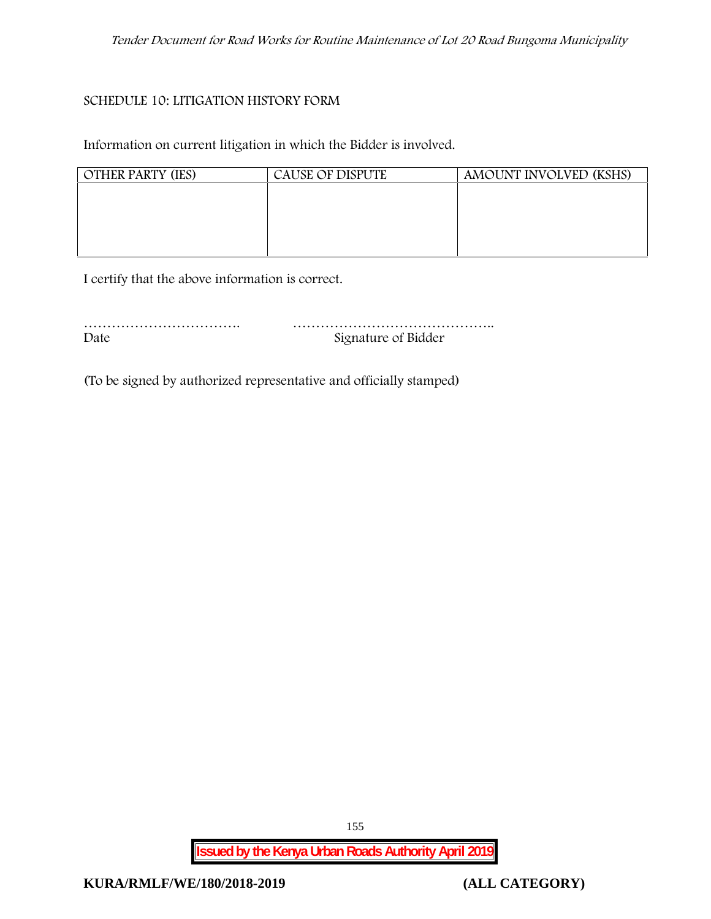## SCHEDULE 10: LITIGATION HISTORY FORM

Information on current litigation in which the Bidder is involved.

| OTHER PARTY (IES) | CAUSE OF DISPUTE | AMOUNT INVOLVED (KSHS) |
|---|---|---|
| | | |

I certify that the above information is correct.

……………………………. ……………………………………..
Date Signature of Bidder

(To be signed by authorized representative and officially stamped)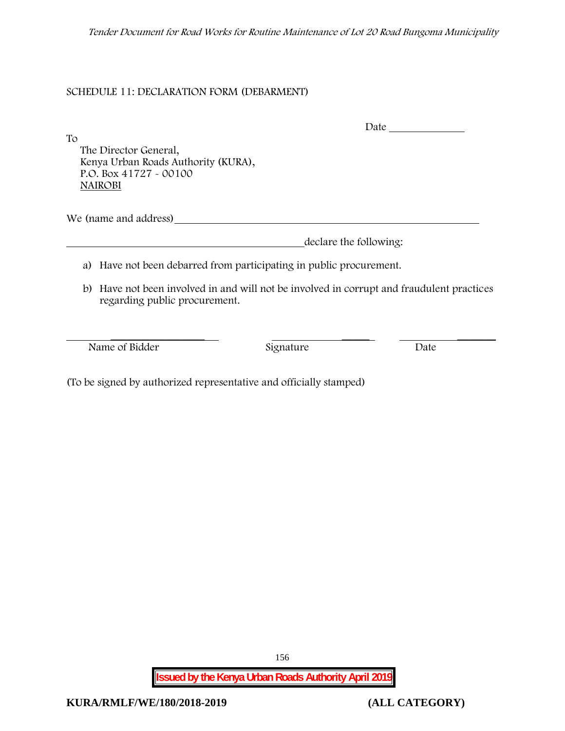SCHEDULE 11: DECLARATION FORM (DEBARMENT)

Date ______________

To

The Director General,
Kenya Urban Roads Authority (KURA),
P.O. Box 41727 - 00100
NAIROBI

We (name and address)_________________________________________________________

_____________________________________________declare the following:

a) Have not been debarred from participating in public procurement.

b) Have not been involved in and will not be involved in corrupt and fraudulent practices regarding public procurement.

| ____________________ | ____________________ | ____________________ |
|---|---|---|
| Name of Bidder | Signature | Date |

(To be signed by authorized representative and officially stamped)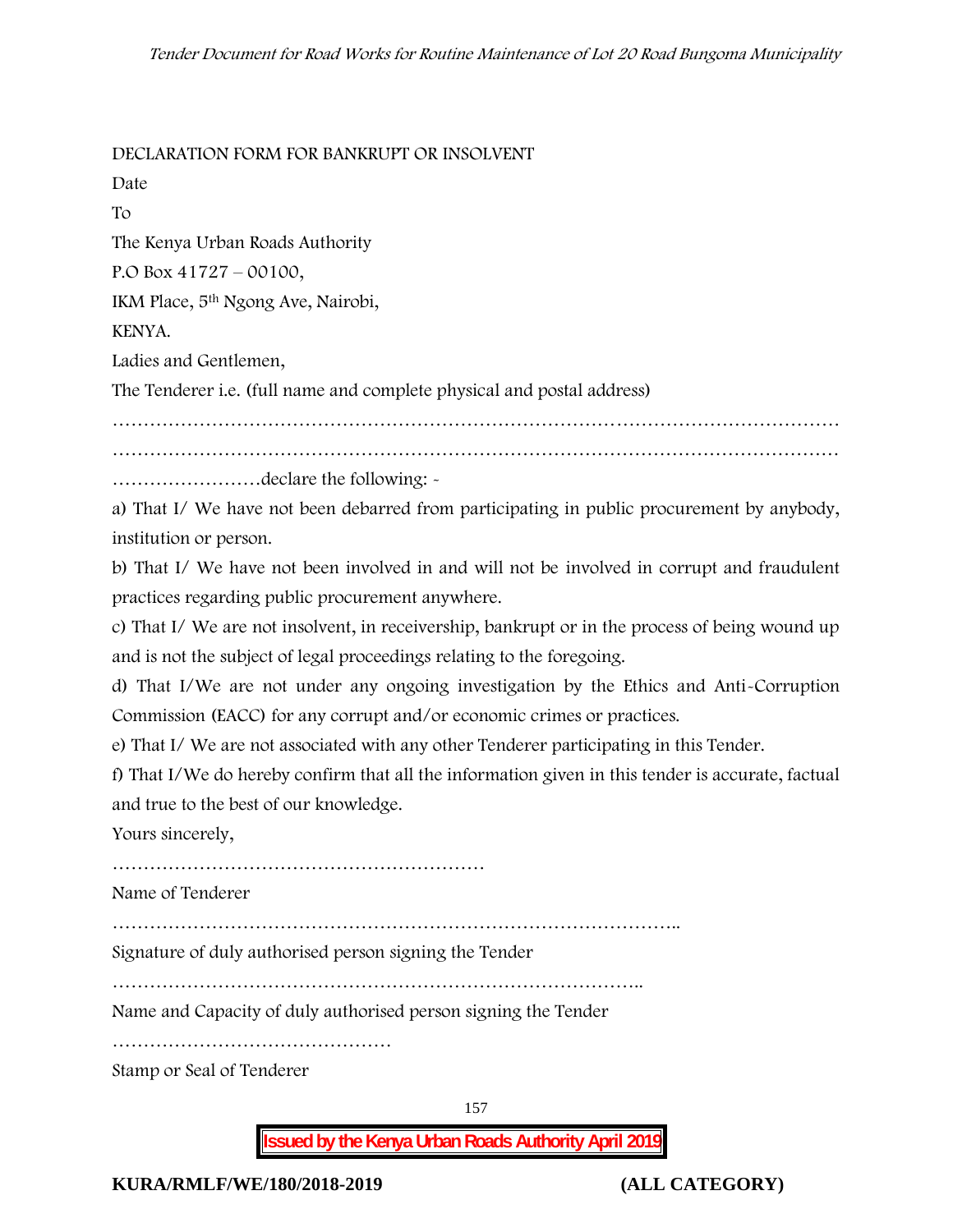DECLARATION FORM FOR BANKRUPT OR INSOLVENT

Date

To

The Kenya Urban Roads Authority

P.O Box 41727 – 00100,

IKM Place, 5th Ngong Ave, Nairobi,

KENYA.

Ladies and Gentlemen,

The Tenderer i.e. (full name and complete physical and postal address)

…………………………………………………………………………………………………………

…………………………………………………………………………………………………………

……………………declare the following: -

a) That I/ We have not been debarred from participating in public procurement by anybody, institution or person.

b) That I/ We have not been involved in and will not be involved in corrupt and fraudulent practices regarding public procurement anywhere.

c) That I/ We are not insolvent, in receivership, bankrupt or in the process of being wound up and is not the subject of legal proceedings relating to the foregoing.

d) That I/We are not under any ongoing investigation by the Ethics and Anti-Corruption Commission (EACC) for any corrupt and/or economic crimes or practices.

e) That I/ We are not associated with any other Tenderer participating in this Tender.

f) That I/We do hereby confirm that all the information given in this tender is accurate, factual and true to the best of our knowledge.

Yours sincerely,

……………………………………………………

Name of Tenderer

………………………………………………………………………………..

Signature of duly authorised person signing the Tender

…………………………………………………………………………..

Name and Capacity of duly authorised person signing the Tender

………………………………………

Stamp or Seal of Tenderer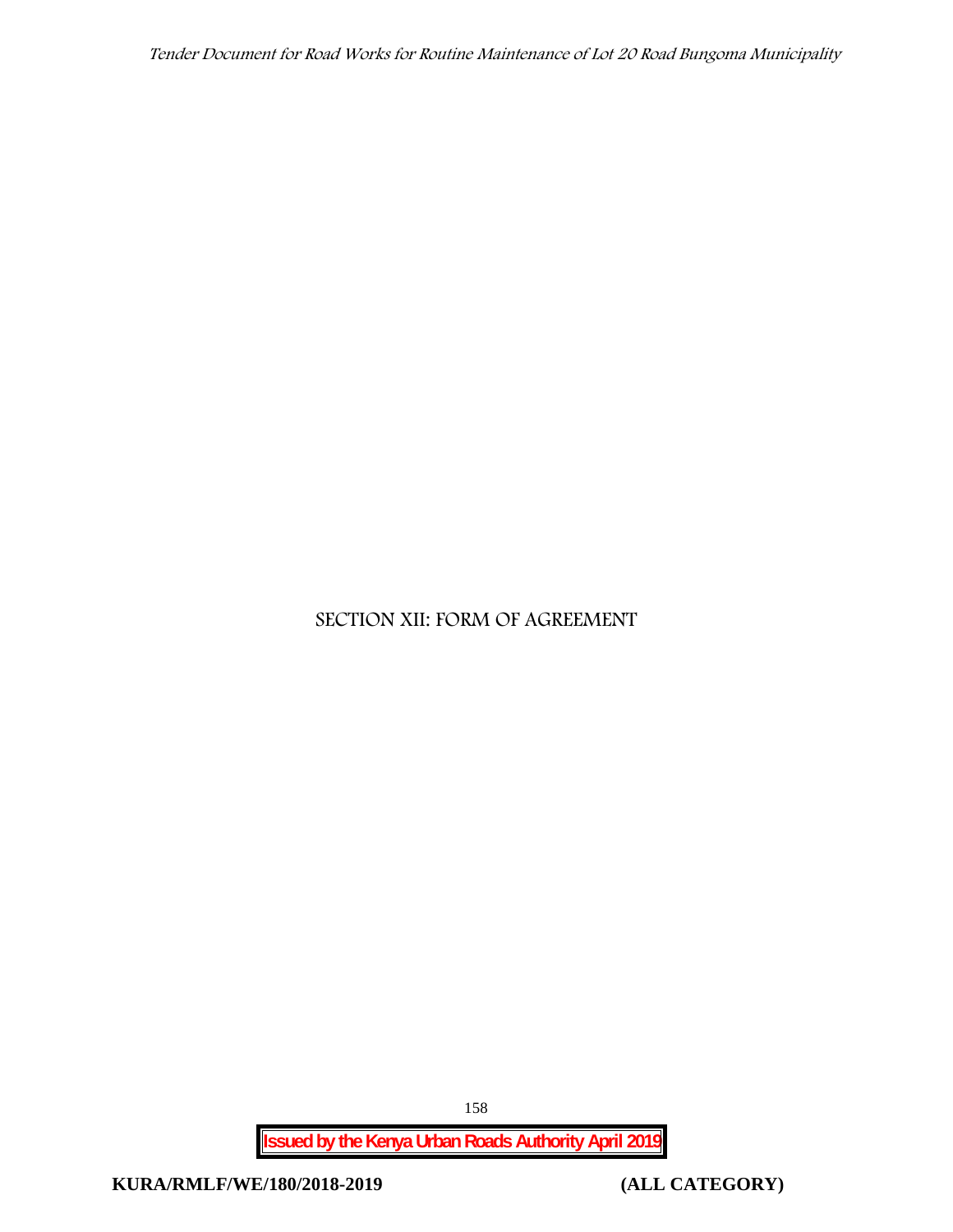# SECTION XII: FORM OF AGREEMENT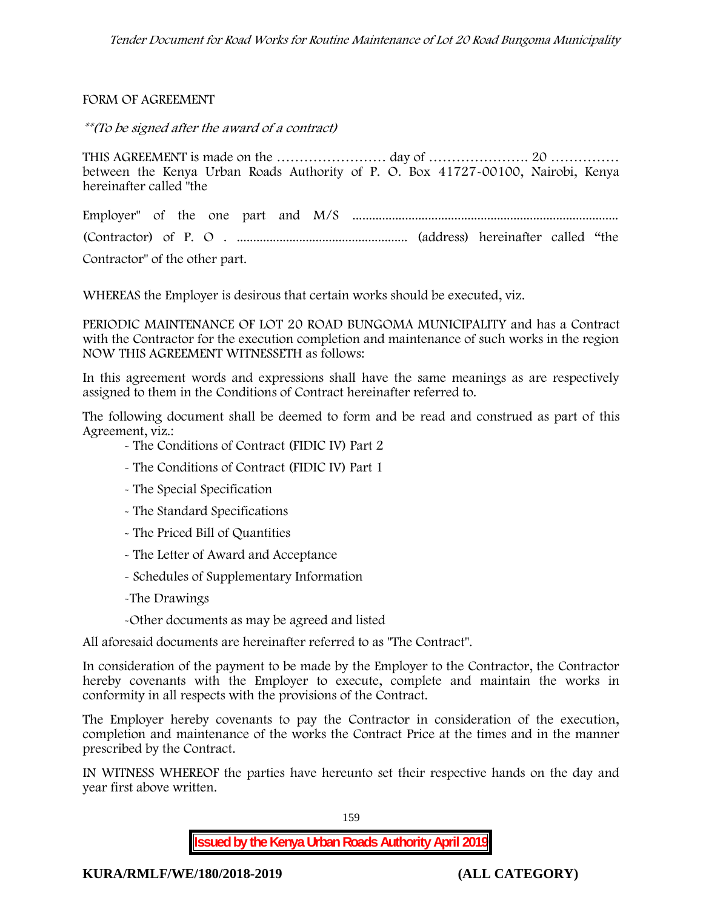FORM OF AGREEMENT

*\*\*(To be signed after the award of a contract)*

THIS AGREEMENT is made on the …………………… day of …………………. 20 …………… between the Kenya Urban Roads Authority of P. O. Box 41727-00100, Nairobi, Kenya hereinafter called "the

Employer" of the one part and M/S ................................................................................ (Contractor) of P. O . .................................................... (address) hereinafter called "the Contractor" of the other part.

WHEREAS the Employer is desirous that certain works should be executed, viz.

PERIODIC MAINTENANCE OF LOT 20 ROAD BUNGOMA MUNICIPALITY and has a Contract with the Contractor for the execution completion and maintenance of such works in the region NOW THIS AGREEMENT WITNESSETH as follows:

In this agreement words and expressions shall have the same meanings as are respectively assigned to them in the Conditions of Contract hereinafter referred to.

The following document shall be deemed to form and be read and construed as part of this Agreement, viz.:

- The Conditions of Contract (FIDIC IV) Part 2
- The Conditions of Contract (FIDIC IV) Part 1
- The Special Specification
- The Standard Specifications
- The Priced Bill of Quantities
- The Letter of Award and Acceptance
- Schedules of Supplementary Information
- The Drawings
- Other documents as may be agreed and listed

All aforesaid documents are hereinafter referred to as "The Contract".

In consideration of the payment to be made by the Employer to the Contractor, the Contractor hereby covenants with the Employer to execute, complete and maintain the works in conformity in all respects with the provisions of the Contract.

The Employer hereby covenants to pay the Contractor in consideration of the execution, completion and maintenance of the works the Contract Price at the times and in the manner prescribed by the Contract.

IN WITNESS WHEREOF the parties have hereunto set their respective hands on the day and year first above written.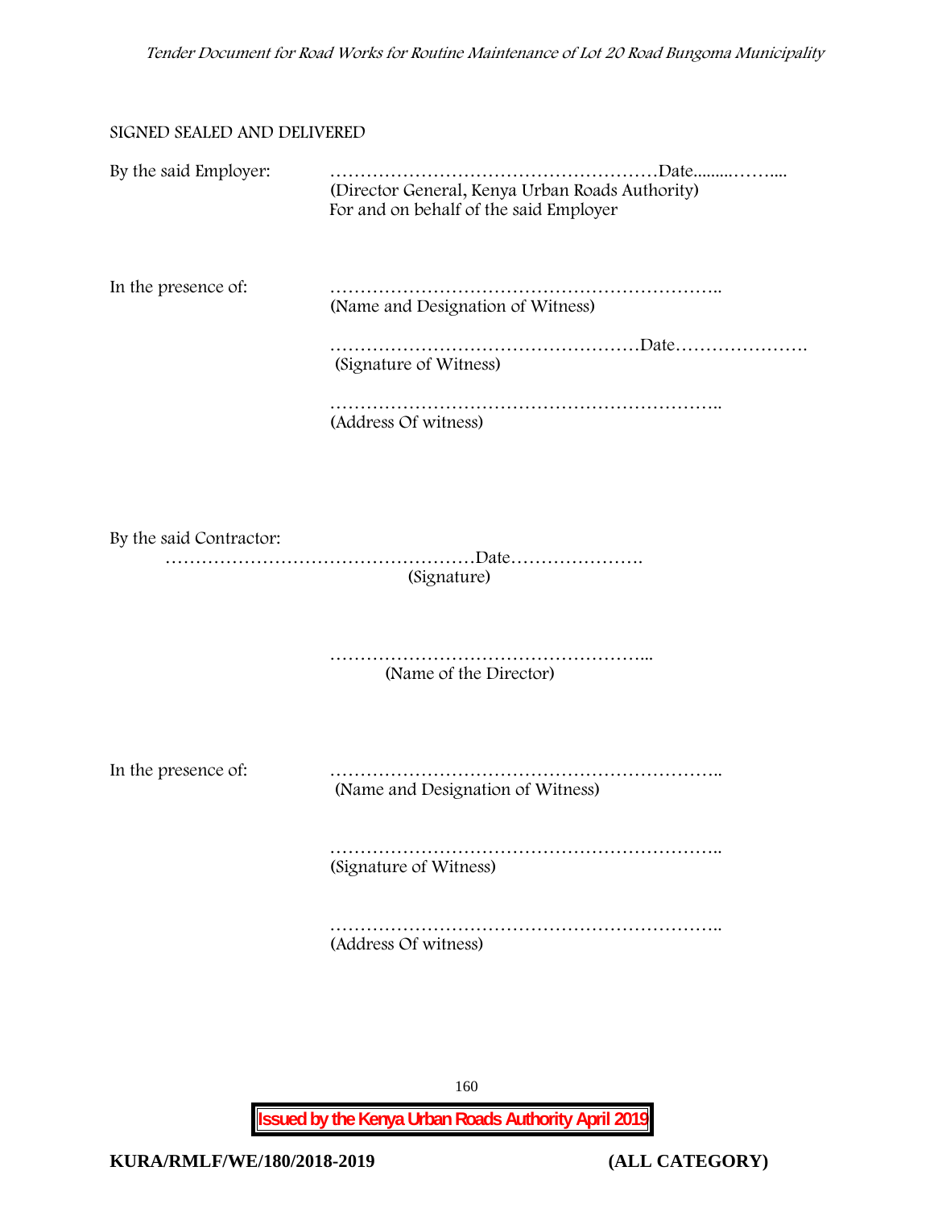SIGNED SEALED AND DELIVERED

By the said Employer: ………………………………………………Date........………....
(Director General, Kenya Urban Roads Authority)
For and on behalf of the said Employer

In the presence of: ………………………………………………………..
(Name and Designation of Witness)

……………………………………………Date………………….
(Signature of Witness)

………………………………………………………..
(Address Of witness)

By the said Contractor:
……………………………………………Date………………….
(Signature)

……………………………………………...
(Name of the Director)

In the presence of: ………………………………………………………..
(Name and Designation of Witness)

………………………………………………………..
(Signature of Witness)

………………………………………………………..
(Address Of witness)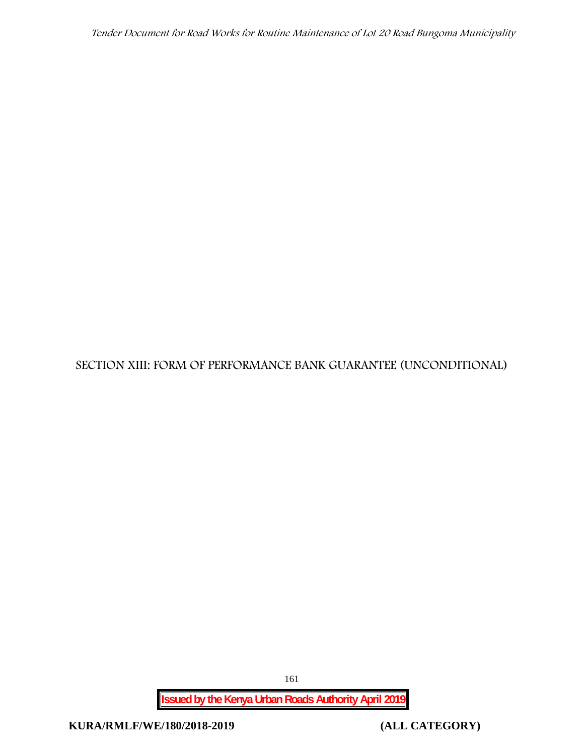# SECTION XIII: FORM OF PERFORMANCE BANK GUARANTEE (UNCONDITIONAL)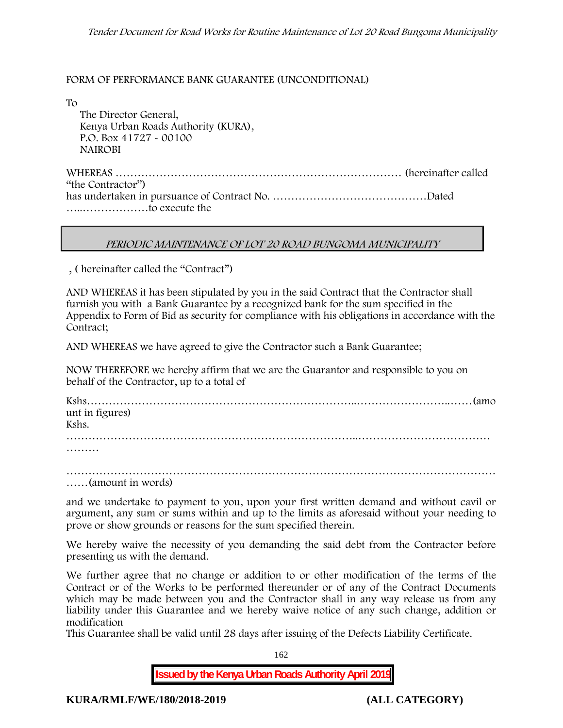FORM OF PERFORMANCE BANK GUARANTEE (UNCONDITIONAL)

To

The Director General,
Kenya Urban Roads Authority (KURA),
P.O. Box 41727 - 00100
NAIROBI

WHEREAS …………………………………………………………………… (hereinafter called "the Contractor")
has undertaken in pursuance of Contract No. ……………………………………Dated …..………………to execute the

| *PERIODIC MAINTENANCE OF LOT 20 ROAD BUNGOMA MUNICIPALITY* |
|---|

, ( hereinafter called the "Contract")

AND WHEREAS it has been stipulated by you in the said Contract that the Contractor shall furnish you with a Bank Guarantee by a recognized bank for the sum specified in the Appendix to Form of Bid as security for compliance with his obligations in accordance with the Contract;

AND WHEREAS we have agreed to give the Contractor such a Bank Guarantee;

NOW THEREFORE we hereby affirm that we are the Guarantor and responsible to you on behalf of the Contractor, up to a total of

Kshs……………………………………………………………...……………………..……(amount in figures)
Kshs.
…………………………………………………………………...………………………………………

……………………………………………………………………………………………………………(amount in words)

and we undertake to payment to you, upon your first written demand and without cavil or argument, any sum or sums within and up to the limits as aforesaid without your needing to prove or show grounds or reasons for the sum specified therein.

We hereby waive the necessity of you demanding the said debt from the Contractor before presenting us with the demand.

We further agree that no change or addition to or other modification of the terms of the Contract or of the Works to be performed thereunder or of any of the Contract Documents which may be made between you and the Contractor shall in any way release us from any liability under this Guarantee and we hereby waive notice of any such change, addition or modification
This Guarantee shall be valid until 28 days after issuing of the Defects Liability Certificate.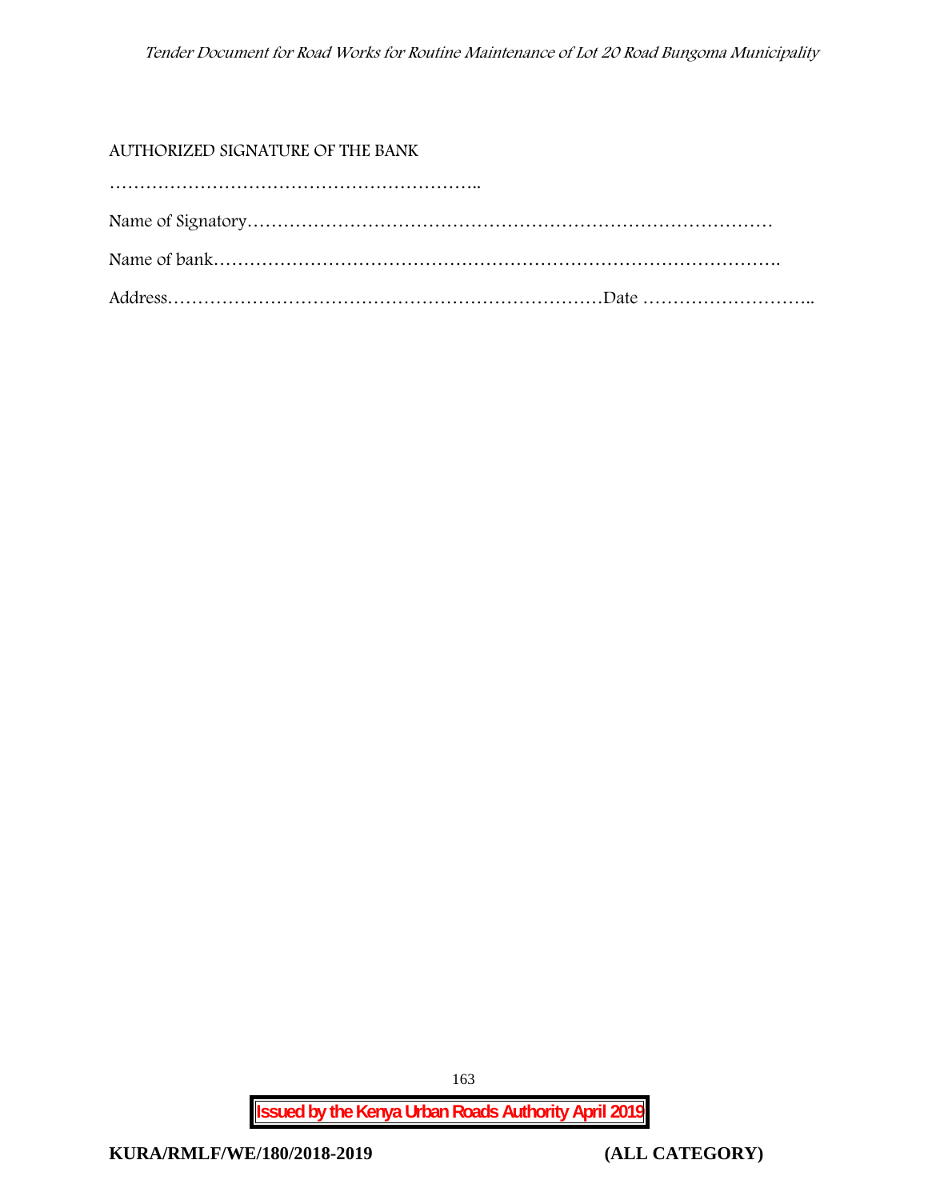AUTHORIZED SIGNATURE OF THE BANK

……………………………………………………..

Name of Signatory……………………………………………………………………………

Name of bank……………………………………………………………………………….

Address………………………………………………………………Date ………………………..